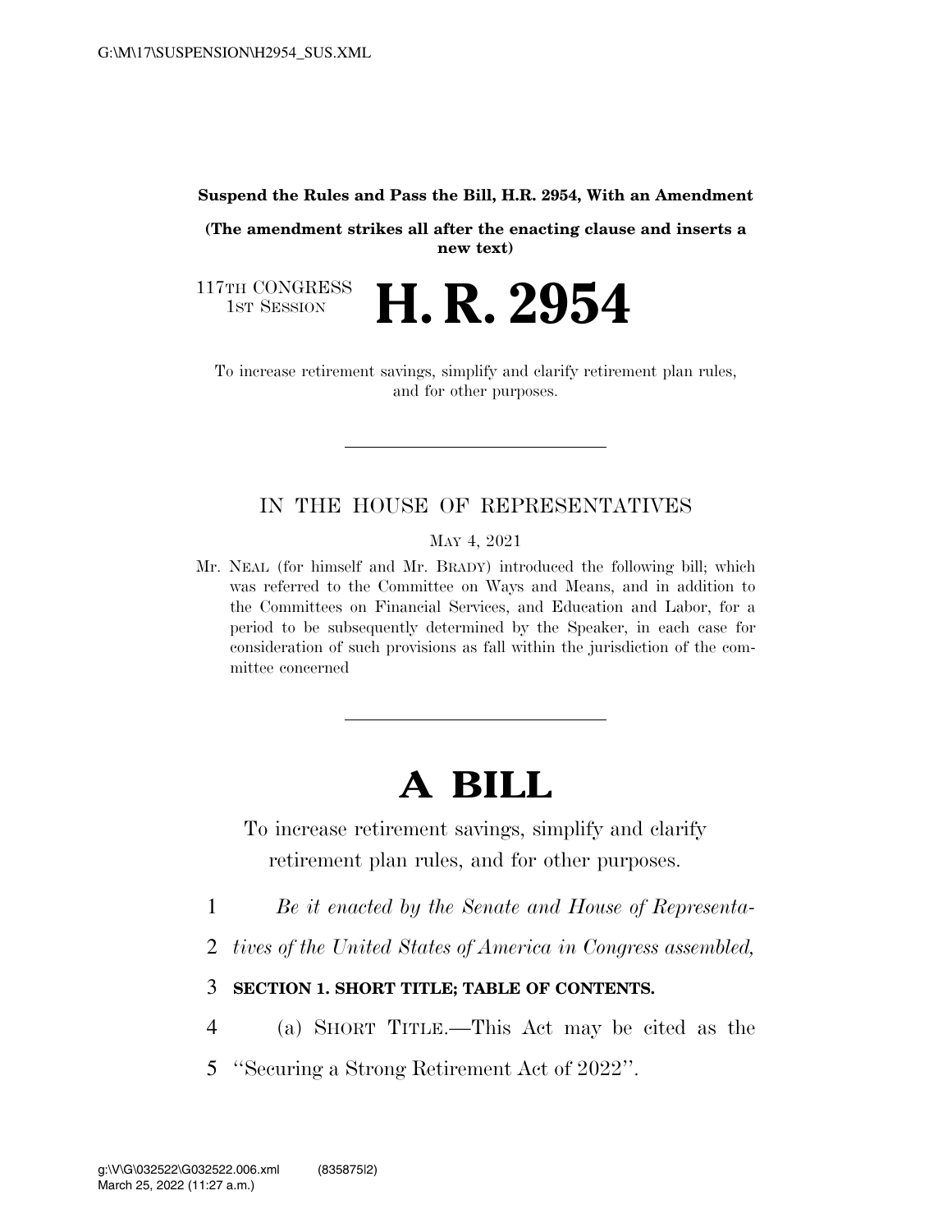**Suspend the Rules and Pass the Bill, H.R. 2954, With an Amendment**

**(The amendment strikes all after the enacting clause and inserts a new text)**

117TH CONGRESS
1ST SESSION

# H. R. 2954

To increase retirement savings, simplify and clarify retirement plan rules, and for other purposes.

---

IN THE HOUSE OF REPRESENTATIVES

MAY 4, 2021

Mr. NEAL (for himself and Mr. BRADY) introduced the following bill; which was referred to the Committee on Ways and Means, and in addition to the Committees on Financial Services, and Education and Labor, for a period to be subsequently determined by the Speaker, in each case for consideration of such provisions as fall within the jurisdiction of the committee concerned

---

# A BILL

To increase retirement savings, simplify and clarify retirement plan rules, and for other purposes.

1 *Be it enacted by the Senate and House of Representa-*
2 *tives of the United States of America in Congress assembled,*

3 **SECTION 1. SHORT TITLE; TABLE OF CONTENTS.**

4 (a) SHORT TITLE.—This Act may be cited as the
5 "Securing a Strong Retirement Act of 2022".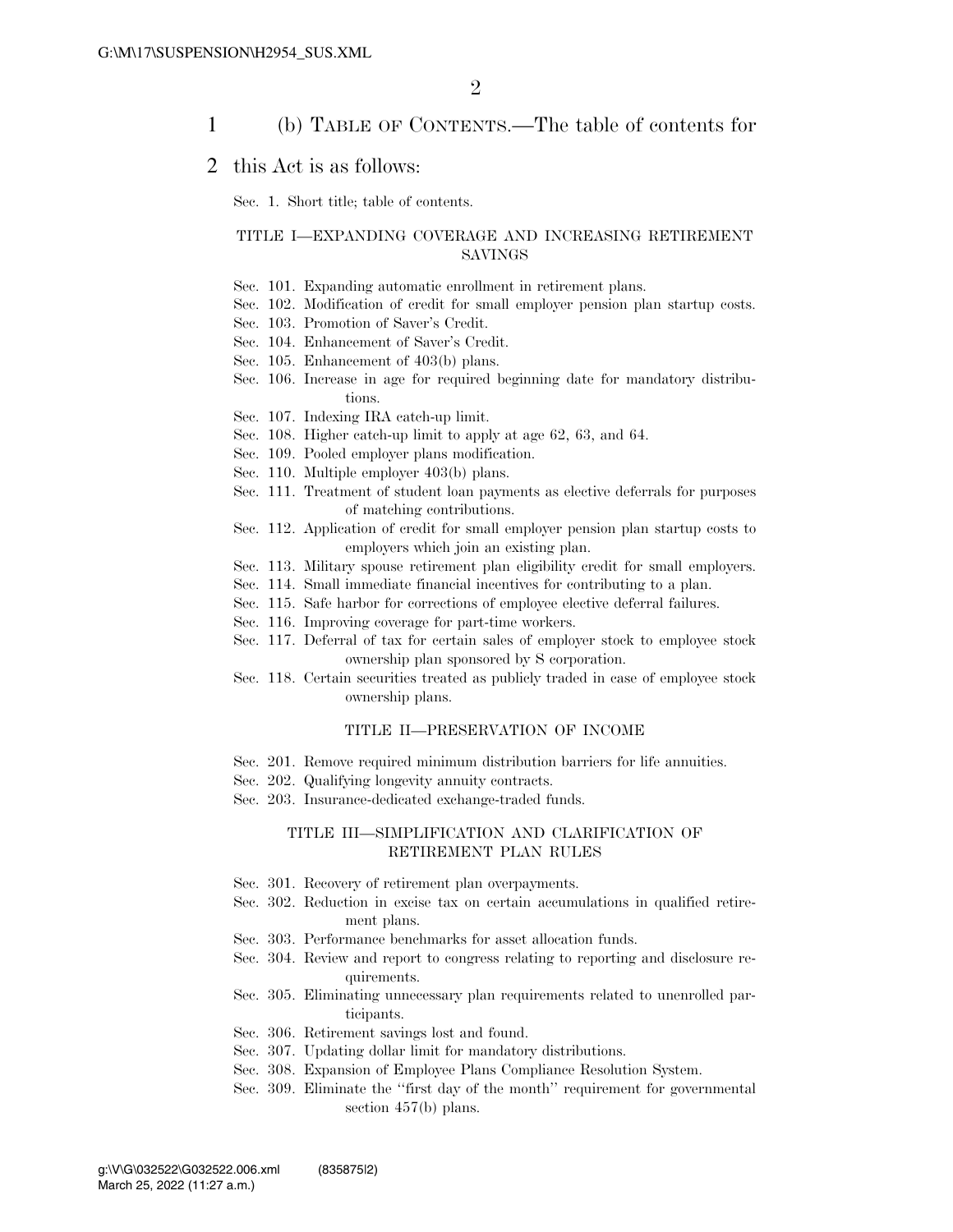(b) TABLE OF CONTENTS.—The table of contents for this Act is as follows:

Sec. 1. Short title; table of contents.

TITLE I—EXPANDING COVERAGE AND INCREASING RETIREMENT SAVINGS

Sec. 101. Expanding automatic enrollment in retirement plans.
Sec. 102. Modification of credit for small employer pension plan startup costs.
Sec. 103. Promotion of Saver's Credit.
Sec. 104. Enhancement of Saver's Credit.
Sec. 105. Enhancement of 403(b) plans.
Sec. 106. Increase in age for required beginning date for mandatory distributions.
Sec. 107. Indexing IRA catch-up limit.
Sec. 108. Higher catch-up limit to apply at age 62, 63, and 64.
Sec. 109. Pooled employer plans modification.
Sec. 110. Multiple employer 403(b) plans.
Sec. 111. Treatment of student loan payments as elective deferrals for purposes of matching contributions.
Sec. 112. Application of credit for small employer pension plan startup costs to employers which join an existing plan.
Sec. 113. Military spouse retirement plan eligibility credit for small employers.
Sec. 114. Small immediate financial incentives for contributing to a plan.
Sec. 115. Safe harbor for corrections of employee elective deferral failures.
Sec. 116. Improving coverage for part-time workers.
Sec. 117. Deferral of tax for certain sales of employer stock to employee stock ownership plan sponsored by S corporation.
Sec. 118. Certain securities treated as publicly traded in case of employee stock ownership plans.

TITLE II—PRESERVATION OF INCOME

Sec. 201. Remove required minimum distribution barriers for life annuities.
Sec. 202. Qualifying longevity annuity contracts.
Sec. 203. Insurance-dedicated exchange-traded funds.

TITLE III—SIMPLIFICATION AND CLARIFICATION OF RETIREMENT PLAN RULES

Sec. 301. Recovery of retirement plan overpayments.
Sec. 302. Reduction in excise tax on certain accumulations in qualified retirement plans.
Sec. 303. Performance benchmarks for asset allocation funds.
Sec. 304. Review and report to congress relating to reporting and disclosure requirements.
Sec. 305. Eliminating unnecessary plan requirements related to unenrolled participants.
Sec. 306. Retirement savings lost and found.
Sec. 307. Updating dollar limit for mandatory distributions.
Sec. 308. Expansion of Employee Plans Compliance Resolution System.
Sec. 309. Eliminate the "first day of the month" requirement for governmental section 457(b) plans.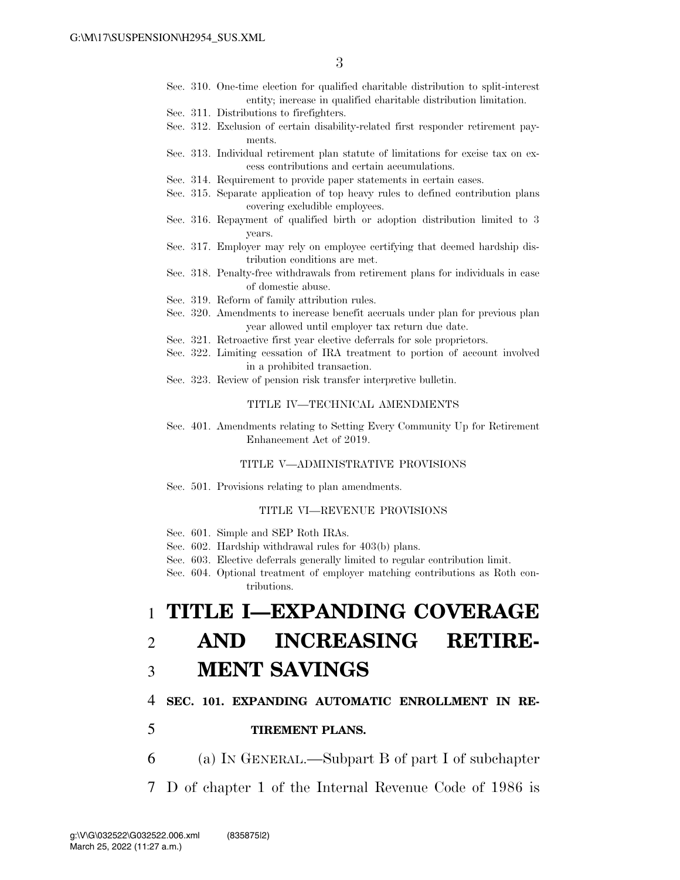Sec. 310. One-time election for qualified charitable distribution to split-interest entity; increase in qualified charitable distribution limitation.
Sec. 311. Distributions to firefighters.
Sec. 312. Exclusion of certain disability-related first responder retirement payments.
Sec. 313. Individual retirement plan statute of limitations for excise tax on excess contributions and certain accumulations.
Sec. 314. Requirement to provide paper statements in certain cases.
Sec. 315. Separate application of top heavy rules to defined contribution plans covering excludible employees.
Sec. 316. Repayment of qualified birth or adoption distribution limited to 3 years.
Sec. 317. Employer may rely on employee certifying that deemed hardship distribution conditions are met.
Sec. 318. Penalty-free withdrawals from retirement plans for individuals in case of domestic abuse.
Sec. 319. Reform of family attribution rules.
Sec. 320. Amendments to increase benefit accruals under plan for previous plan year allowed until employer tax return due date.
Sec. 321. Retroactive first year elective deferrals for sole proprietors.
Sec. 322. Limiting cessation of IRA treatment to portion of account involved in a prohibited transaction.
Sec. 323. Review of pension risk transfer interpretive bulletin.

TITLE IV—TECHNICAL AMENDMENTS

Sec. 401. Amendments relating to Setting Every Community Up for Retirement Enhancement Act of 2019.

TITLE V—ADMINISTRATIVE PROVISIONS

Sec. 501. Provisions relating to plan amendments.

TITLE VI—REVENUE PROVISIONS

Sec. 601. Simple and SEP Roth IRAs.
Sec. 602. Hardship withdrawal rules for 403(b) plans.
Sec. 603. Elective deferrals generally limited to regular contribution limit.
Sec. 604. Optional treatment of employer matching contributions as Roth contributions.

# TITLE I—EXPANDING COVERAGE AND INCREASING RETIREMENT SAVINGS

## SEC. 101. EXPANDING AUTOMATIC ENROLLMENT IN RETIREMENT PLANS.

(a) IN GENERAL.—Subpart B of part I of subchapter D of chapter 1 of the Internal Revenue Code of 1986 is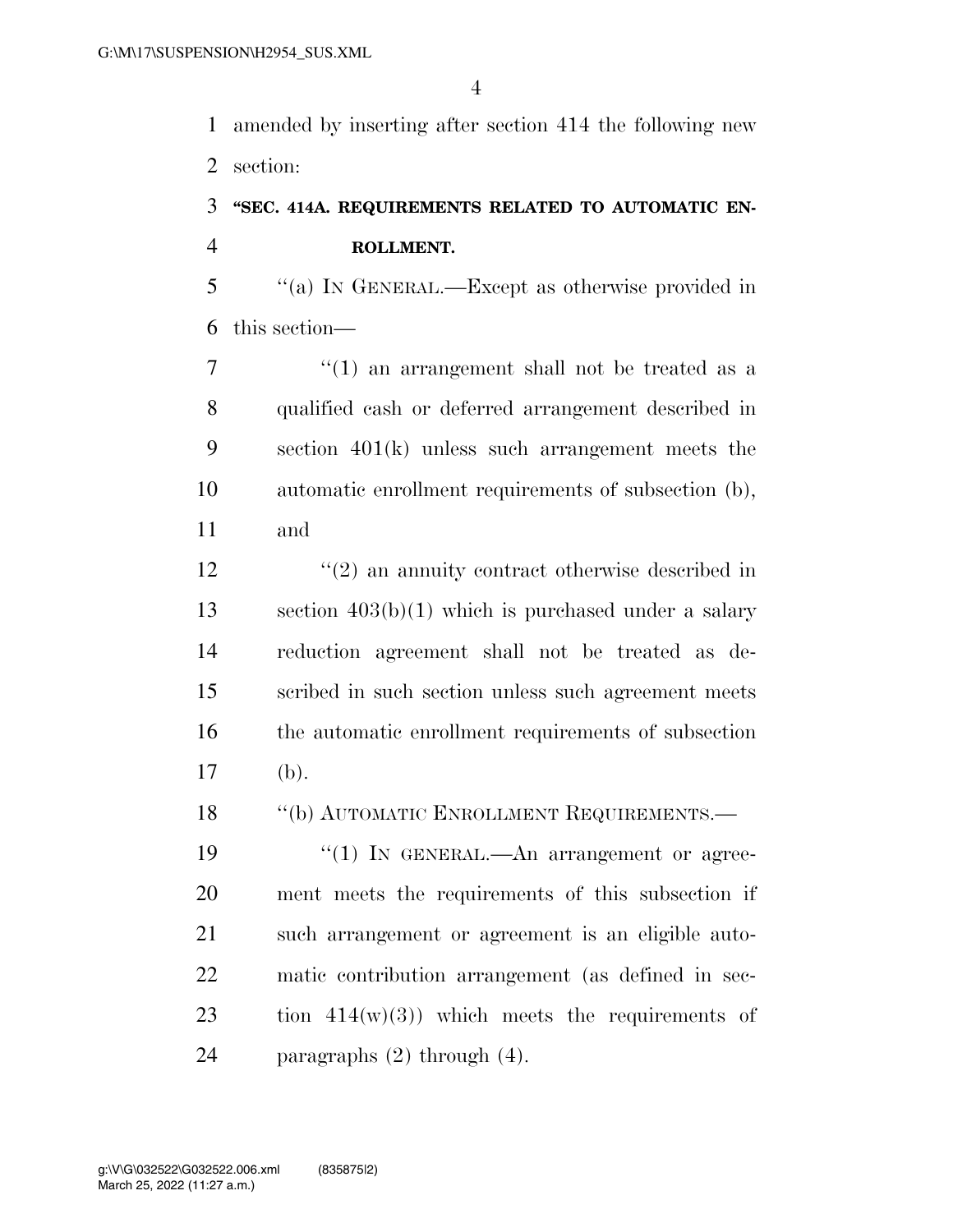amended by inserting after section 414 the following new section:

### "SEC. 414A. REQUIREMENTS RELATED TO AUTOMATIC ENROLLMENT.

"(a) IN GENERAL.—Except as otherwise provided in this section—

"(1) an arrangement shall not be treated as a qualified cash or deferred arrangement described in section 401(k) unless such arrangement meets the automatic enrollment requirements of subsection (b), and

"(2) an annuity contract otherwise described in section 403(b)(1) which is purchased under a salary reduction agreement shall not be treated as described in such section unless such agreement meets the automatic enrollment requirements of subsection (b).

"(b) AUTOMATIC ENROLLMENT REQUIREMENTS.—

"(1) IN GENERAL.—An arrangement or agreement meets the requirements of this subsection if such arrangement or agreement is an eligible automatic contribution arrangement (as defined in section 414(w)(3)) which meets the requirements of paragraphs (2) through (4).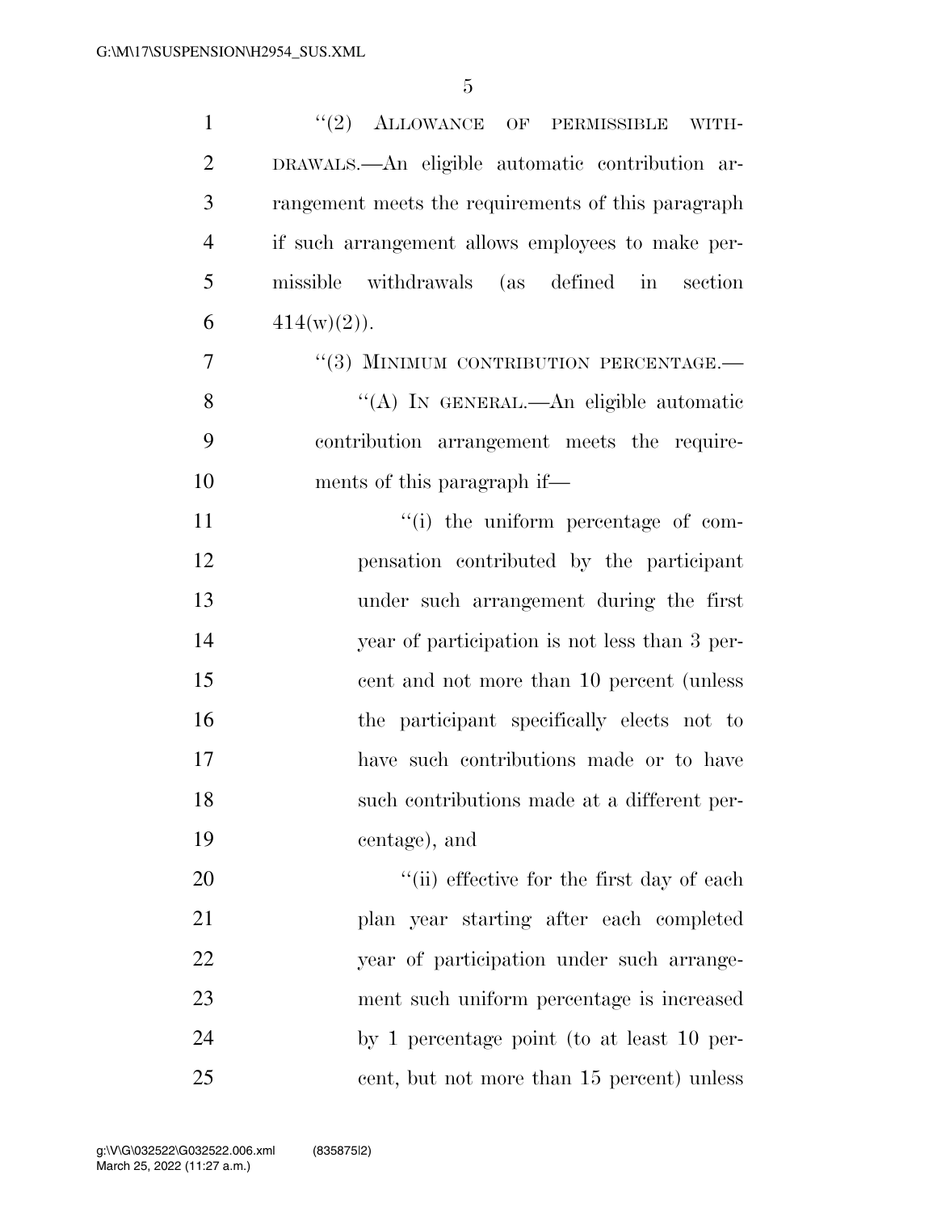"(2) ALLOWANCE OF PERMISSIBLE WITHDRAWALS.—An eligible automatic contribution arrangement meets the requirements of this paragraph if such arrangement allows employees to make permissible withdrawals (as defined in section 414(w)(2)).

"(3) MINIMUM CONTRIBUTION PERCENTAGE.—

"(A) IN GENERAL.—An eligible automatic contribution arrangement meets the requirements of this paragraph if—

"(i) the uniform percentage of compensation contributed by the participant under such arrangement during the first year of participation is not less than 3 percent and not more than 10 percent (unless the participant specifically elects not to have such contributions made or to have such contributions made at a different percentage), and

"(ii) effective for the first day of each plan year starting after each completed year of participation under such arrangement such uniform percentage is increased by 1 percentage point (to at least 10 percent, but not more than 15 percent) unless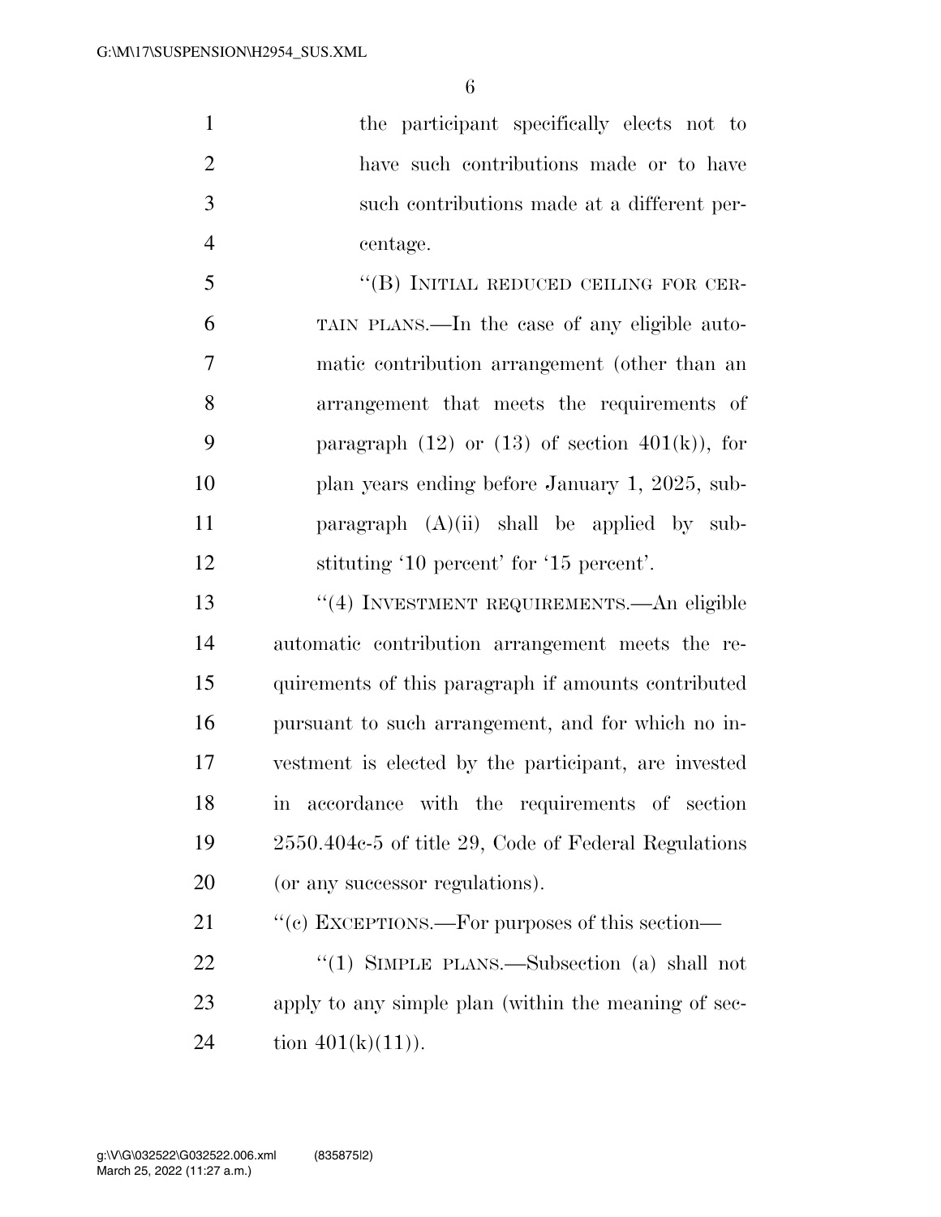the participant specifically elects not to have such contributions made or to have such contributions made at a different percentage.

"(B) INITIAL REDUCED CEILING FOR CERTAIN PLANS.—In the case of any eligible automatic contribution arrangement (other than an arrangement that meets the requirements of paragraph (12) or (13) of section 401(k)), for plan years ending before January 1, 2025, subparagraph (A)(ii) shall be applied by substituting '10 percent' for '15 percent'.

"(4) INVESTMENT REQUIREMENTS.—An eligible automatic contribution arrangement meets the requirements of this paragraph if amounts contributed pursuant to such arrangement, and for which no investment is elected by the participant, are invested in accordance with the requirements of section 2550.404c-5 of title 29, Code of Federal Regulations (or any successor regulations).

"(c) EXCEPTIONS.—For purposes of this section—

"(1) SIMPLE PLANS.—Subsection (a) shall not apply to any simple plan (within the meaning of section 401(k)(11)).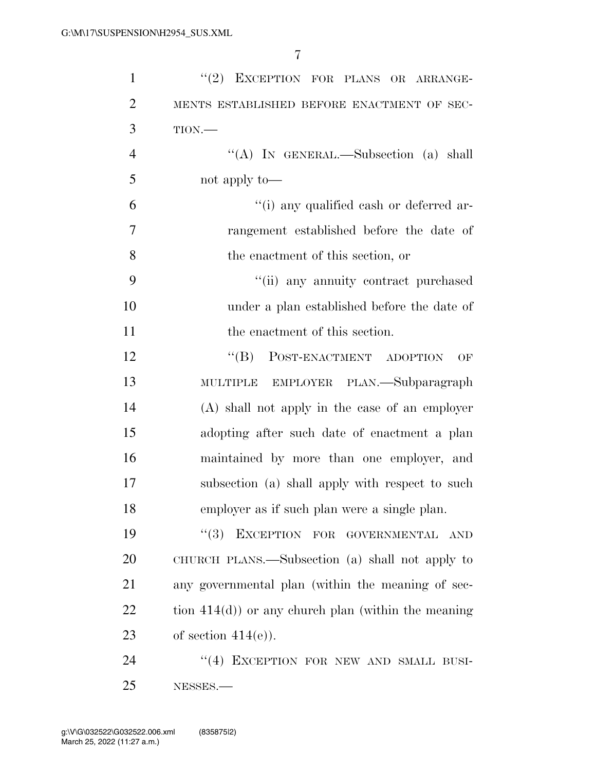"(2) EXCEPTION FOR PLANS OR ARRANGEMENTS ESTABLISHED BEFORE ENACTMENT OF SECTION.—

"(A) IN GENERAL.—Subsection (a) shall not apply to—

"(i) any qualified cash or deferred arrangement established before the date of the enactment of this section, or

"(ii) any annuity contract purchased under a plan established before the date of the enactment of this section.

"(B) POST-ENACTMENT ADOPTION OF MULTIPLE EMPLOYER PLAN.—Subparagraph (A) shall not apply in the case of an employer adopting after such date of enactment a plan maintained by more than one employer, and subsection (a) shall apply with respect to such employer as if such plan were a single plan.

"(3) EXCEPTION FOR GOVERNMENTAL AND CHURCH PLANS.—Subsection (a) shall not apply to any governmental plan (within the meaning of section 414(d)) or any church plan (within the meaning of section 414(e)).

"(4) EXCEPTION FOR NEW AND SMALL BUSINESSES.—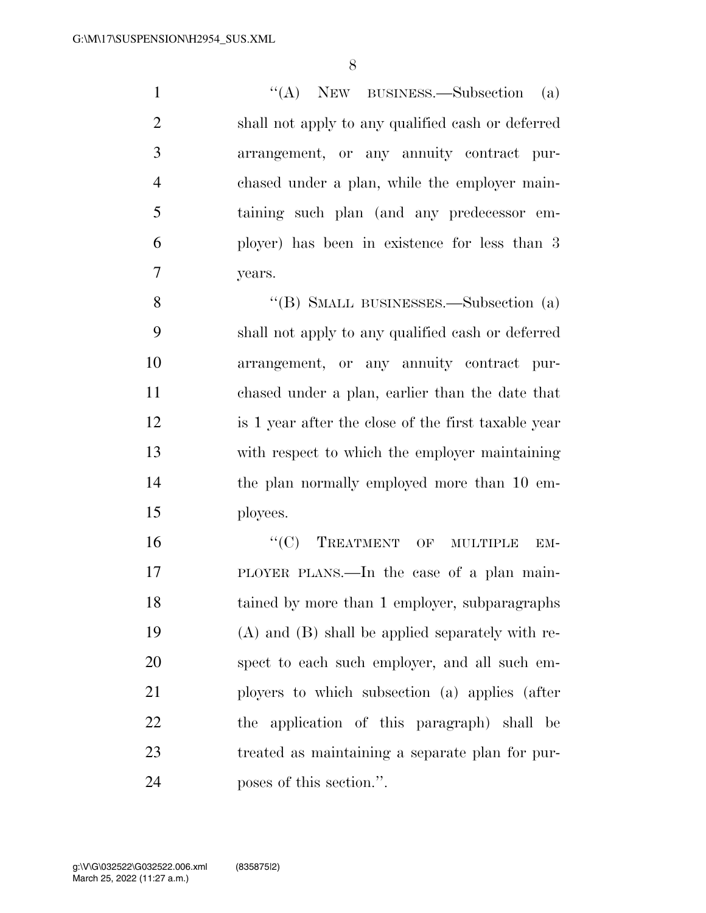"(A) NEW BUSINESS.—Subsection (a) shall not apply to any qualified cash or deferred arrangement, or any annuity contract purchased under a plan, while the employer maintaining such plan (and any predecessor employer) has been in existence for less than 3 years.

"(B) SMALL BUSINESSES.—Subsection (a) shall not apply to any qualified cash or deferred arrangement, or any annuity contract purchased under a plan, earlier than the date that is 1 year after the close of the first taxable year with respect to which the employer maintaining the plan normally employed more than 10 employees.

"(C) TREATMENT OF MULTIPLE EMPLOYER PLANS.—In the case of a plan maintained by more than 1 employer, subparagraphs (A) and (B) shall be applied separately with respect to each such employer, and all such employers to which subsection (a) applies (after the application of this paragraph) shall be treated as maintaining a separate plan for purposes of this section.".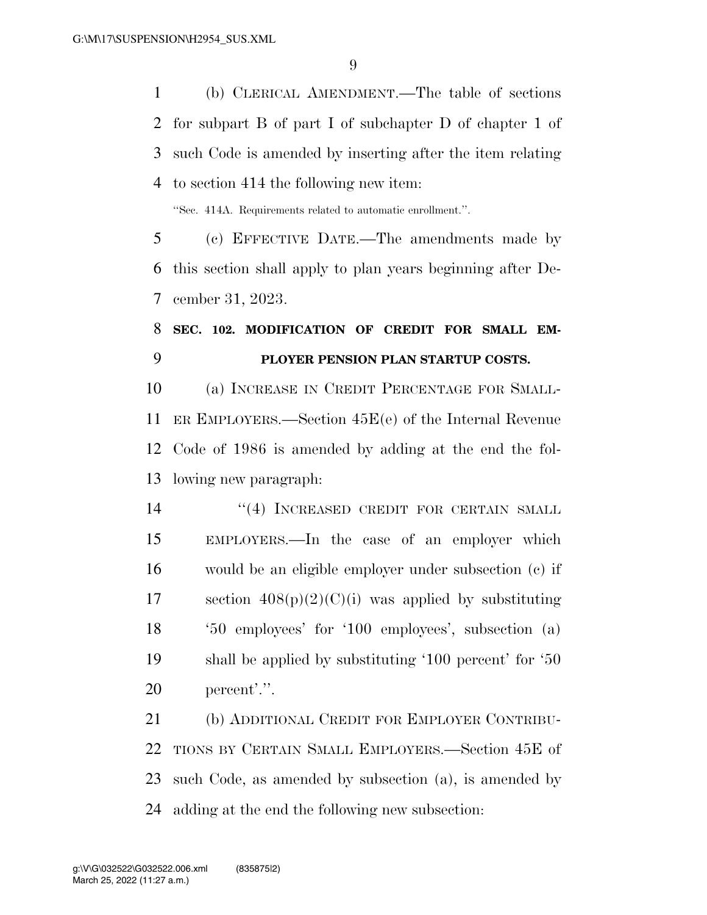(b) CLERICAL AMENDMENT.—The table of sections for subpart B of part I of subchapter D of chapter 1 of such Code is amended by inserting after the item relating to section 414 the following new item:

"Sec. 414A. Requirements related to automatic enrollment.".

(c) EFFECTIVE DATE.—The amendments made by this section shall apply to plan years beginning after December 31, 2023.

**SEC. 102. MODIFICATION OF CREDIT FOR SMALL EMPLOYER PENSION PLAN STARTUP COSTS.**

(a) INCREASE IN CREDIT PERCENTAGE FOR SMALLER EMPLOYERS.—Section 45E(e) of the Internal Revenue Code of 1986 is amended by adding at the end the following new paragraph:

"(4) INCREASED CREDIT FOR CERTAIN SMALL EMPLOYERS.—In the case of an employer which would be an eligible employer under subsection (c) if section 408(p)(2)(C)(i) was applied by substituting '50 employees' for '100 employees', subsection (a) shall be applied by substituting '100 percent' for '50 percent'.".

(b) ADDITIONAL CREDIT FOR EMPLOYER CONTRIBUTIONS BY CERTAIN SMALL EMPLOYERS.—Section 45E of such Code, as amended by subsection (a), is amended by adding at the end the following new subsection: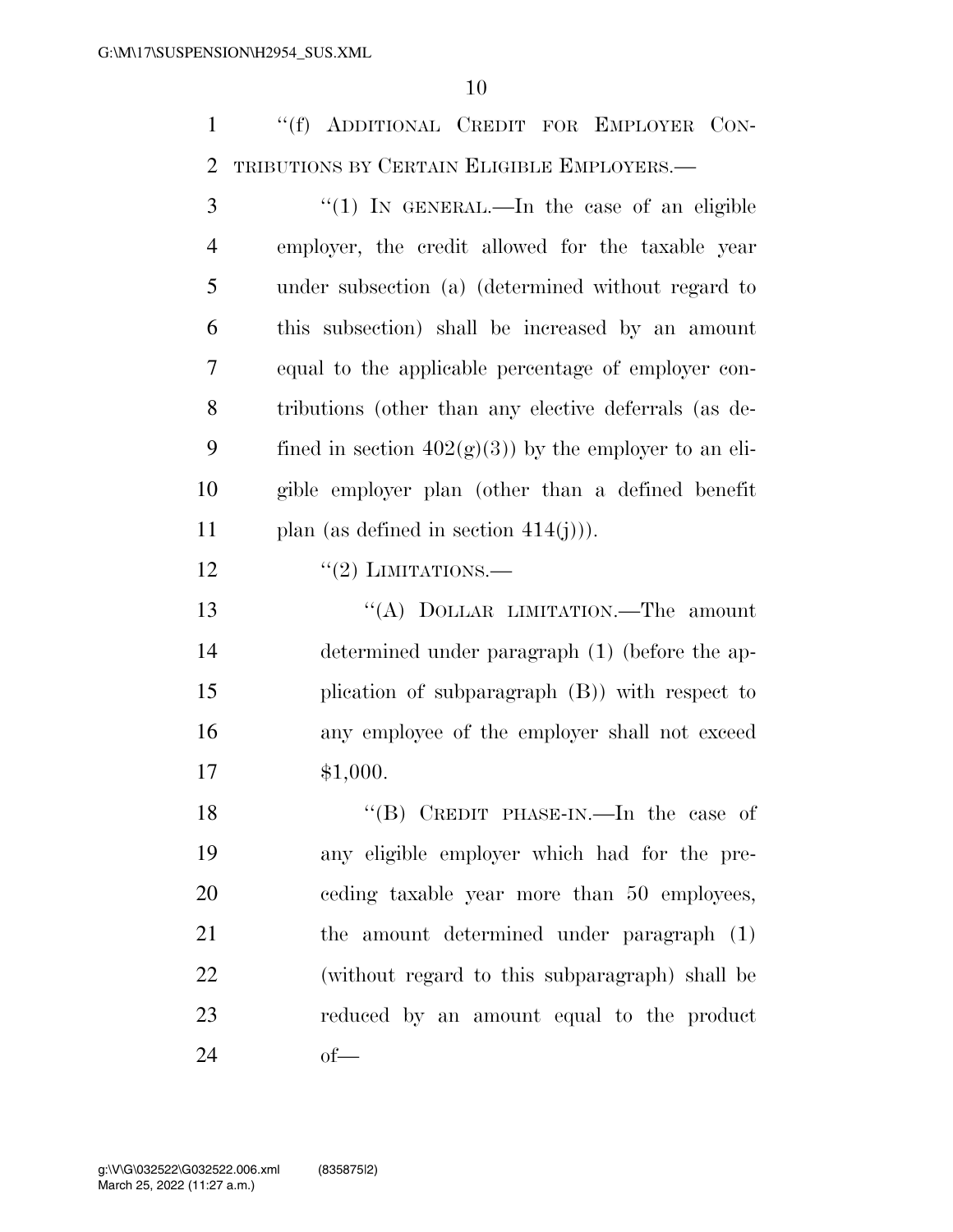"(f) ADDITIONAL CREDIT FOR EMPLOYER CONTRIBUTIONS BY CERTAIN ELIGIBLE EMPLOYERS.—

"(1) IN GENERAL.—In the case of an eligible employer, the credit allowed for the taxable year under subsection (a) (determined without regard to this subsection) shall be increased by an amount equal to the applicable percentage of employer contributions (other than any elective deferrals (as defined in section 402(g)(3)) by the employer to an eligible employer plan (other than a defined benefit plan (as defined in section 414(j))).

"(2) LIMITATIONS.—

"(A) DOLLAR LIMITATION.—The amount determined under paragraph (1) (before the application of subparagraph (B)) with respect to any employee of the employer shall not exceed $1,000.

"(B) CREDIT PHASE-IN.—In the case of any eligible employer which had for the preceding taxable year more than 50 employees, the amount determined under paragraph (1) (without regard to this subparagraph) shall be reduced by an amount equal to the product of—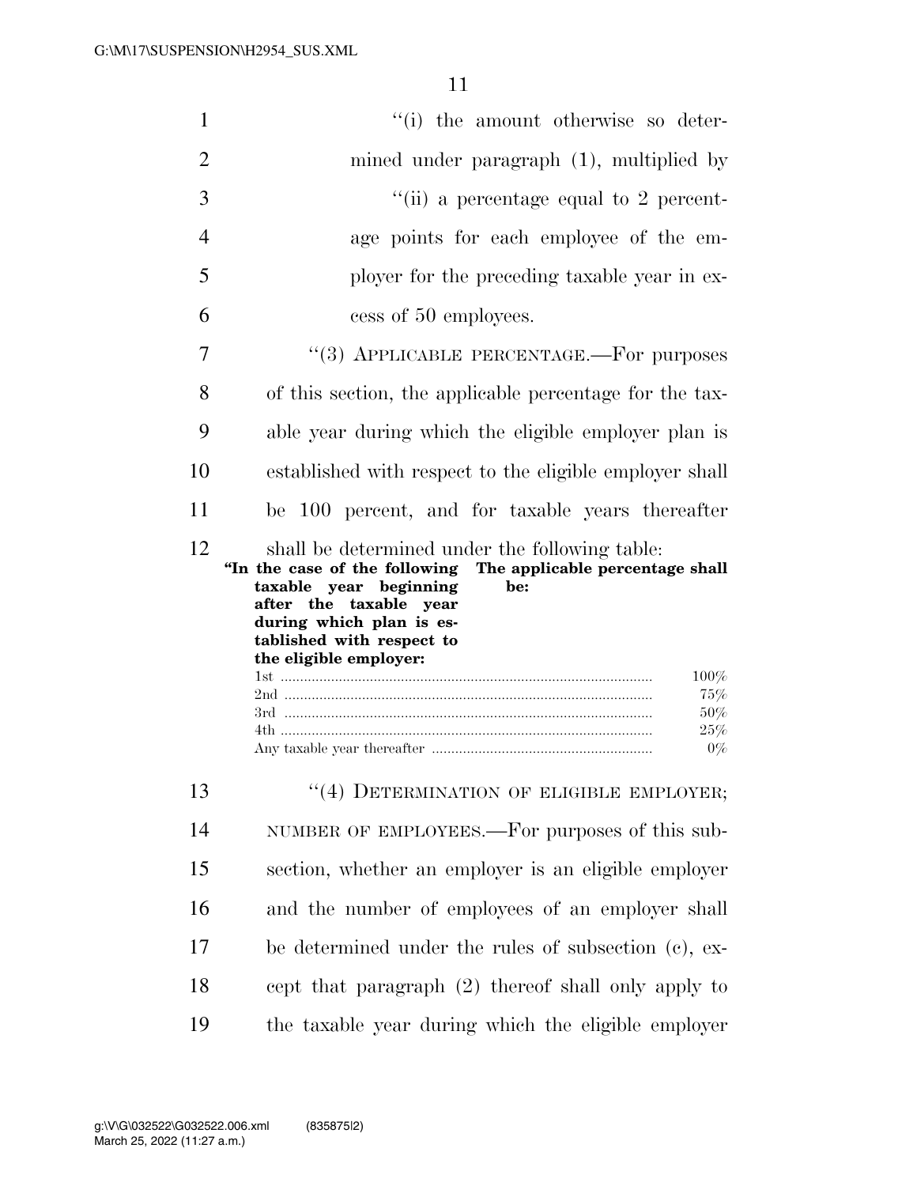"(i) the amount otherwise so determined under paragraph (1), multiplied by

"(ii) a percentage equal to 2 percentage points for each employee of the employer for the preceding taxable year in excess of 50 employees.

"(3) APPLICABLE PERCENTAGE.—For purposes of this section, the applicable percentage for the taxable year during which the eligible employer plan is established with respect to the eligible employer shall be 100 percent, and for taxable years thereafter shall be determined under the following table:

| "In the case of the following taxable year beginning after the taxable year during which plan is established with respect to the eligible employer: | The applicable percentage shall be: |
|---|---|
| 1st | 100% |
| 2nd | 75% |
| 3rd | 50% |
| 4th | 25% |
| Any taxable year thereafter | 0% |

"(4) DETERMINATION OF ELIGIBLE EMPLOYER; NUMBER OF EMPLOYEES.—For purposes of this subsection, whether an employer is an eligible employer and the number of employees of an employer shall be determined under the rules of subsection (c), except that paragraph (2) thereof shall only apply to the taxable year during which the eligible employer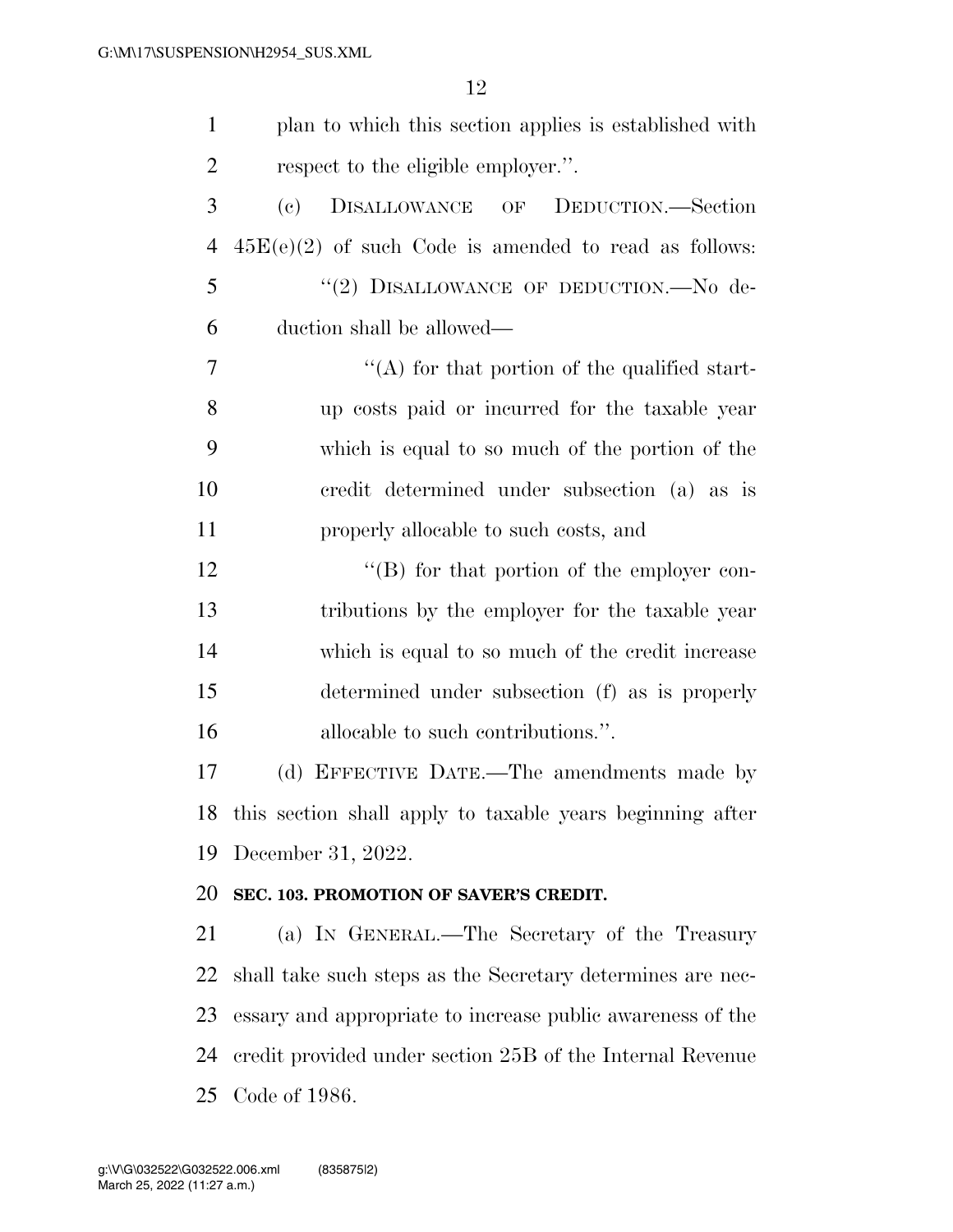plan to which this section applies is established with respect to the eligible employer.''.

(c) DISALLOWANCE OF DEDUCTION.—Section 45E(e)(2) of such Code is amended to read as follows:

''(2) DISALLOWANCE OF DEDUCTION.—No deduction shall be allowed—

''(A) for that portion of the qualified startup costs paid or incurred for the taxable year which is equal to so much of the portion of the credit determined under subsection (a) as is properly allocable to such costs, and

''(B) for that portion of the employer contributions by the employer for the taxable year which is equal to so much of the credit increase determined under subsection (f) as is properly allocable to such contributions.''.

(d) EFFECTIVE DATE.—The amendments made by this section shall apply to taxable years beginning after December 31, 2022.

**SEC. 103. PROMOTION OF SAVER'S CREDIT.**

(a) IN GENERAL.—The Secretary of the Treasury shall take such steps as the Secretary determines are necessary and appropriate to increase public awareness of the credit provided under section 25B of the Internal Revenue Code of 1986.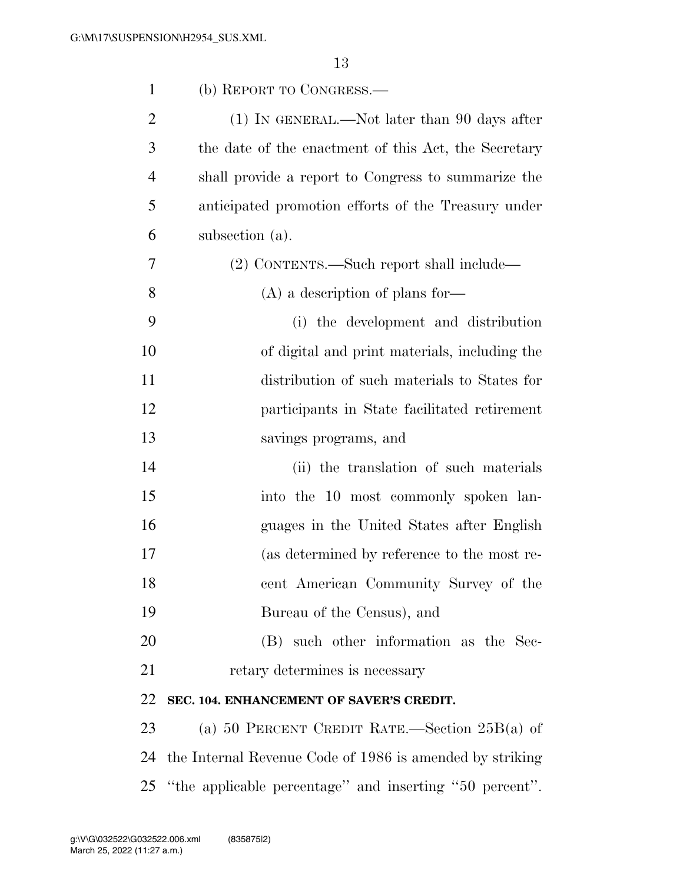(b) REPORT TO CONGRESS.—

(1) IN GENERAL.—Not later than 90 days after the date of the enactment of this Act, the Secretary shall provide a report to Congress to summarize the anticipated promotion efforts of the Treasury under subsection (a).

(2) CONTENTS.—Such report shall include—

(A) a description of plans for—

(i) the development and distribution of digital and print materials, including the distribution of such materials to States for participants in State facilitated retirement savings programs, and

(ii) the translation of such materials into the 10 most commonly spoken languages in the United States after English (as determined by reference to the most recent American Community Survey of the Bureau of the Census), and

(B) such other information as the Secretary determines is necessary

**SEC. 104. ENHANCEMENT OF SAVER'S CREDIT.**

(a) 50 PERCENT CREDIT RATE.—Section 25B(a) of the Internal Revenue Code of 1986 is amended by striking ''the applicable percentage'' and inserting ''50 percent''.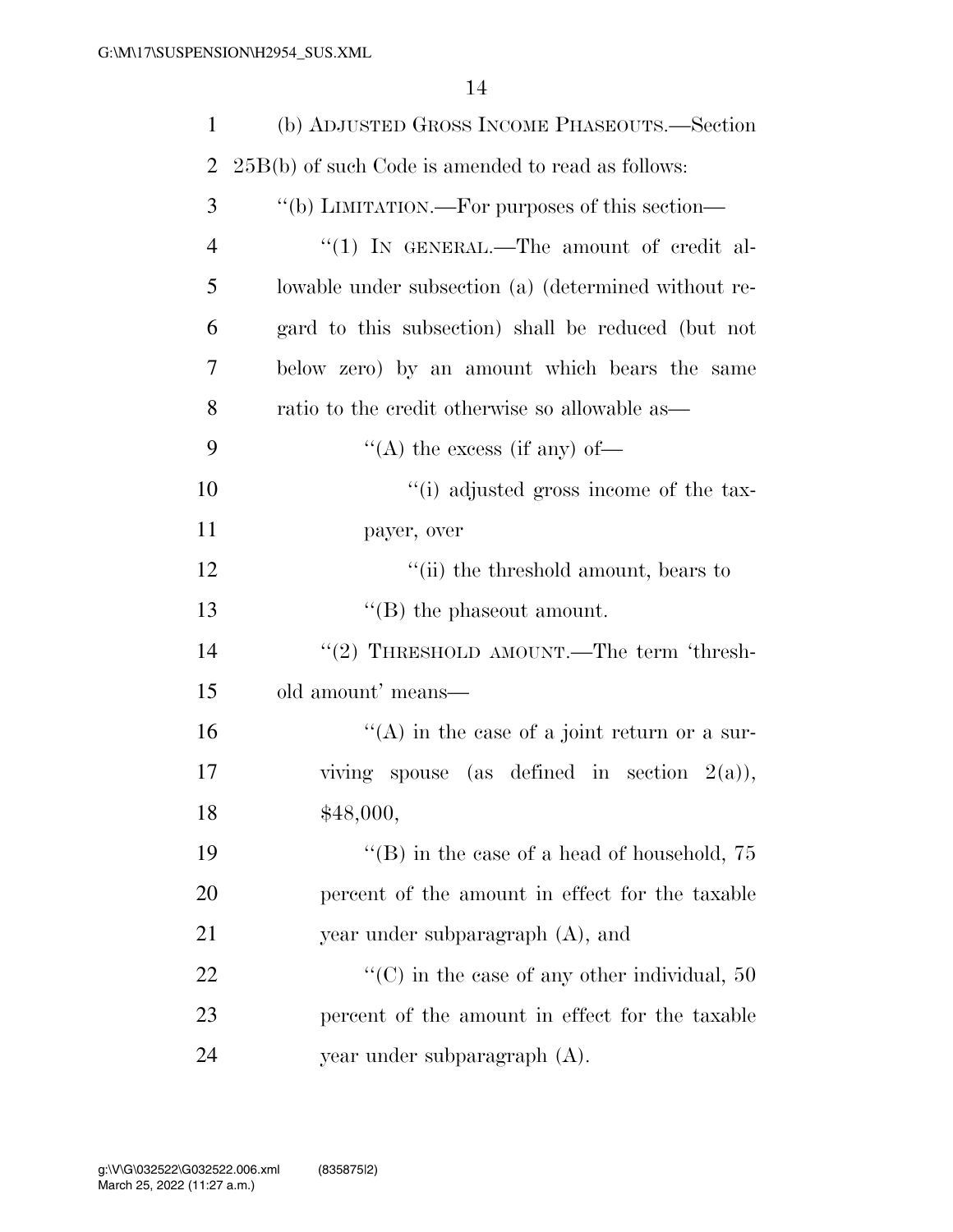(b) ADJUSTED GROSS INCOME PHASEOUTS.—Section 25B(b) of such Code is amended to read as follows:

"(b) LIMITATION.—For purposes of this section—

"(1) IN GENERAL.—The amount of credit allowable under subsection (a) (determined without regard to this subsection) shall be reduced (but not below zero) by an amount which bears the same ratio to the credit otherwise so allowable as—

"(A) the excess (if any) of—

"(i) adjusted gross income of the taxpayer, over

"(ii) the threshold amount, bears to

"(B) the phaseout amount.

"(2) THRESHOLD AMOUNT.—The term 'threshold amount' means—

"(A) in the case of a joint return or a surviving spouse (as defined in section 2(a)), $48,000,

"(B) in the case of a head of household, 75 percent of the amount in effect for the taxable year under subparagraph (A), and

"(C) in the case of any other individual, 50 percent of the amount in effect for the taxable year under subparagraph (A).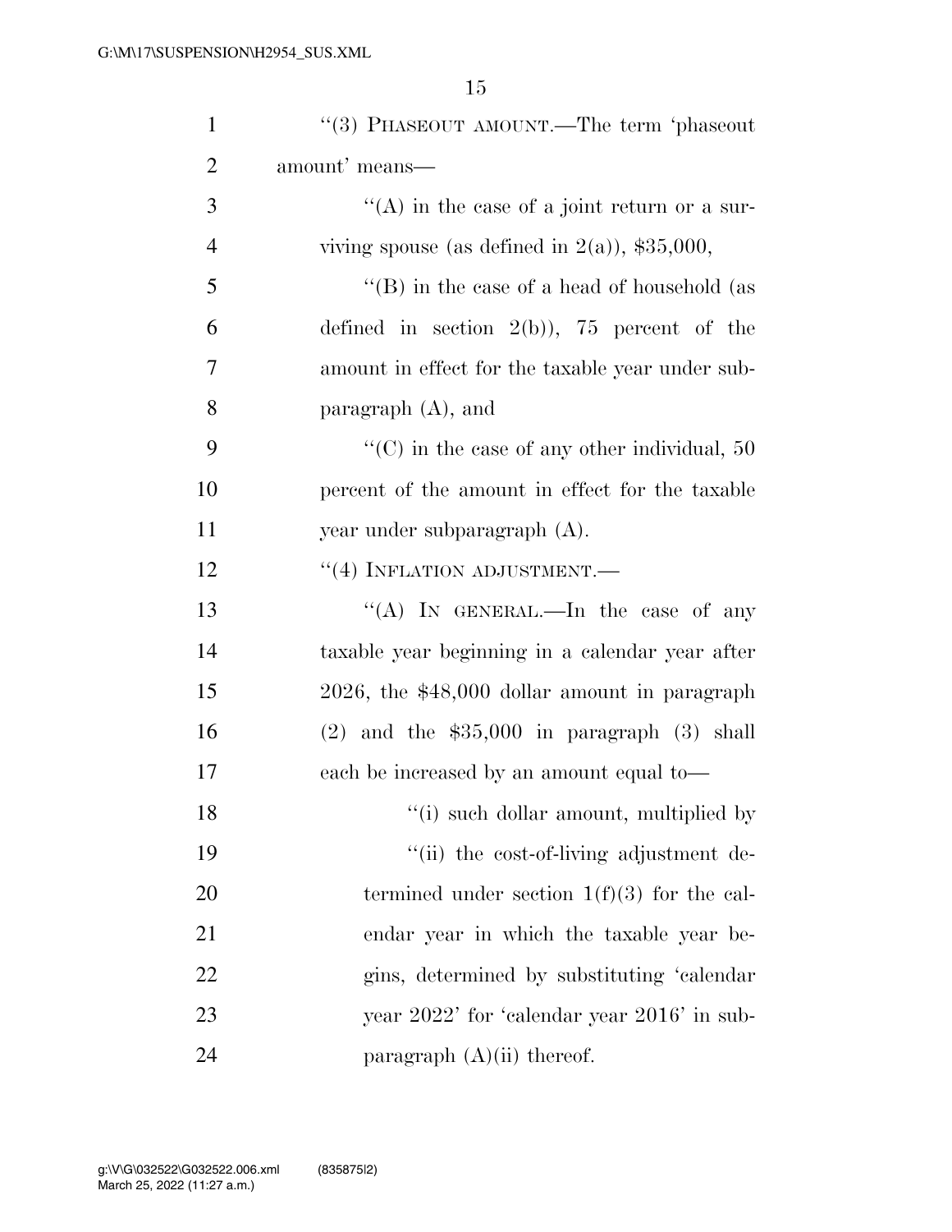"(3) PHASEOUT AMOUNT.—The term 'phaseout amount' means—

"(A) in the case of a joint return or a surviving spouse (as defined in 2(a)), $35,000,

"(B) in the case of a head of household (as defined in section 2(b)), 75 percent of the amount in effect for the taxable year under subparagraph (A), and

"(C) in the case of any other individual, 50 percent of the amount in effect for the taxable year under subparagraph (A).

"(4) INFLATION ADJUSTMENT.—

"(A) IN GENERAL.—In the case of any taxable year beginning in a calendar year after 2026, the $48,000 dollar amount in paragraph (2) and the $35,000 in paragraph (3) shall each be increased by an amount equal to—

"(i) such dollar amount, multiplied by

"(ii) the cost-of-living adjustment determined under section 1(f)(3) for the calendar year in which the taxable year begins, determined by substituting 'calendar year 2022' for 'calendar year 2016' in subparagraph (A)(ii) thereof.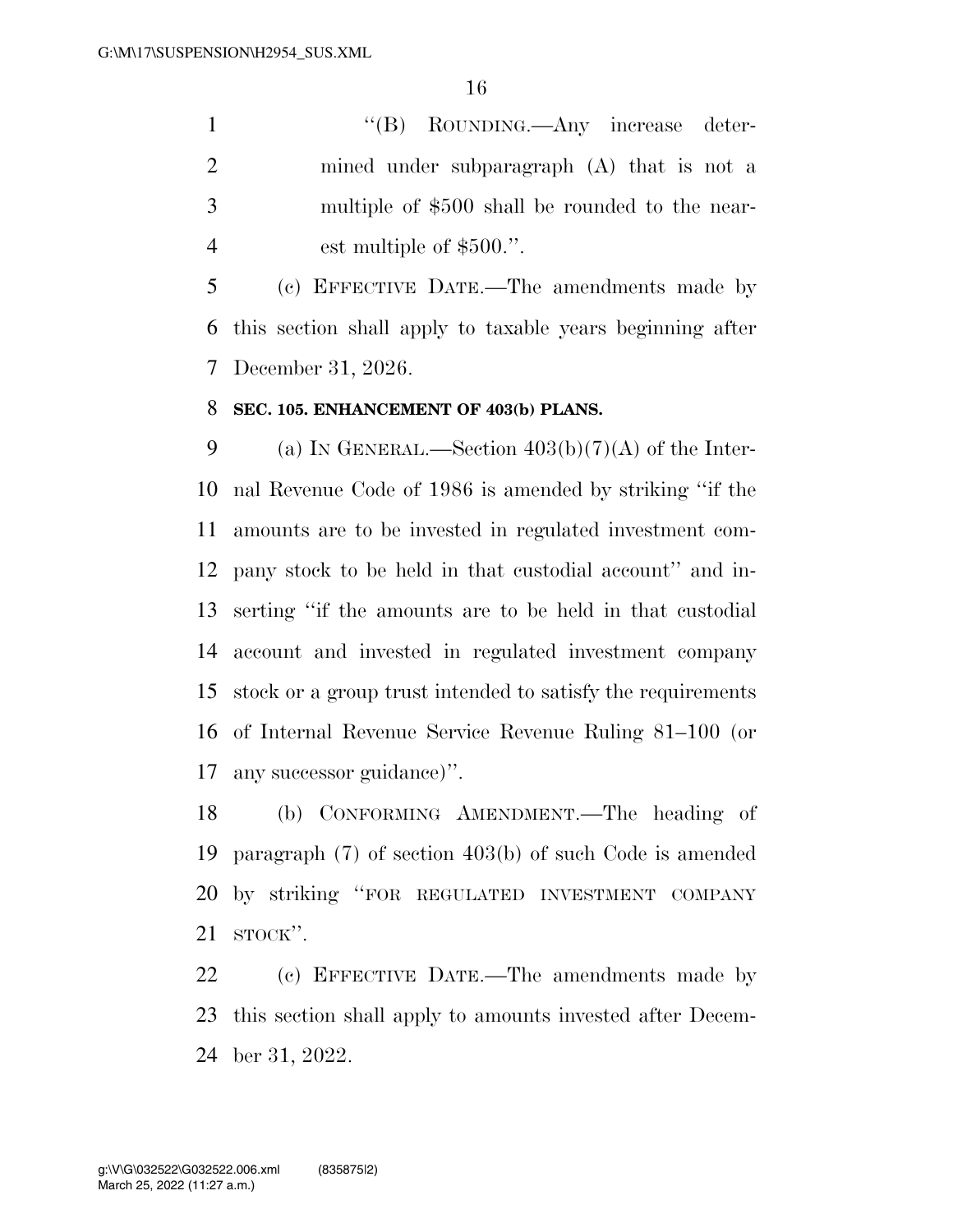"(B) ROUNDING.—Any increase determined under subparagraph (A) that is not a multiple of $500 shall be rounded to the nearest multiple of $500.".

(c) EFFECTIVE DATE.—The amendments made by this section shall apply to taxable years beginning after December 31, 2026.

**SEC. 105. ENHANCEMENT OF 403(b) PLANS.**

(a) IN GENERAL.—Section 403(b)(7)(A) of the Internal Revenue Code of 1986 is amended by striking "if the amounts are to be invested in regulated investment company stock to be held in that custodial account" and inserting "if the amounts are to be held in that custodial account and invested in regulated investment company stock or a group trust intended to satisfy the requirements of Internal Revenue Service Revenue Ruling 81–100 (or any successor guidance)".

(b) CONFORMING AMENDMENT.—The heading of paragraph (7) of section 403(b) of such Code is amended by striking "FOR REGULATED INVESTMENT COMPANY STOCK".

(c) EFFECTIVE DATE.—The amendments made by this section shall apply to amounts invested after December 31, 2022.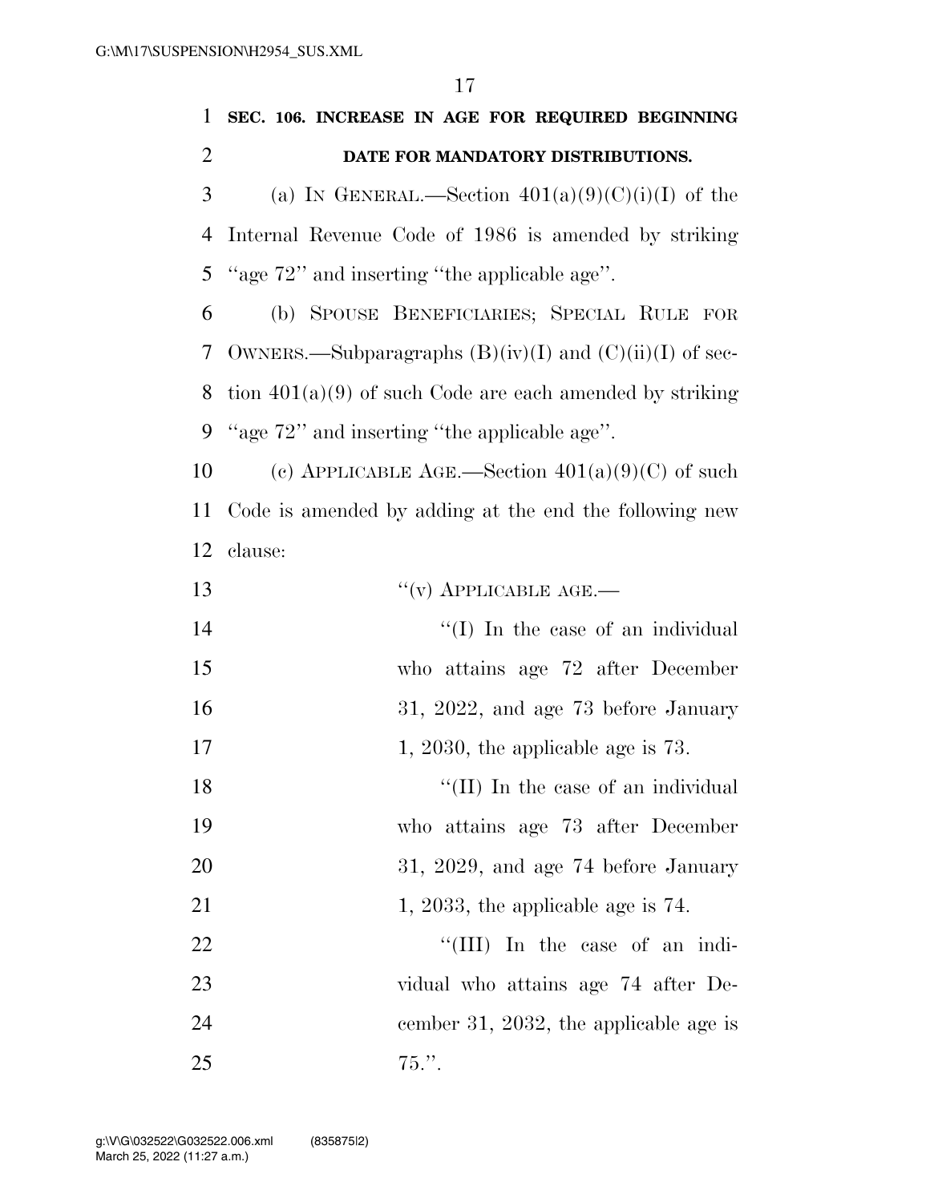**SEC. 106. INCREASE IN AGE FOR REQUIRED BEGINNING DATE FOR MANDATORY DISTRIBUTIONS.**

(a) IN GENERAL.—Section 401(a)(9)(C)(i)(I) of the Internal Revenue Code of 1986 is amended by striking ''age 72'' and inserting ''the applicable age''.

(b) SPOUSE BENEFICIARIES; SPECIAL RULE FOR OWNERS.—Subparagraphs (B)(iv)(I) and (C)(ii)(I) of section 401(a)(9) of such Code are each amended by striking ''age 72'' and inserting ''the applicable age''.

(c) APPLICABLE AGE.—Section 401(a)(9)(C) of such Code is amended by adding at the end the following new clause:

''(v) APPLICABLE AGE.—

''(I) In the case of an individual who attains age 72 after December 31, 2022, and age 73 before January 1, 2030, the applicable age is 73.

''(II) In the case of an individual who attains age 73 after December 31, 2029, and age 74 before January 1, 2033, the applicable age is 74.

''(III) In the case of an individual who attains age 74 after December 31, 2032, the applicable age is 75.''.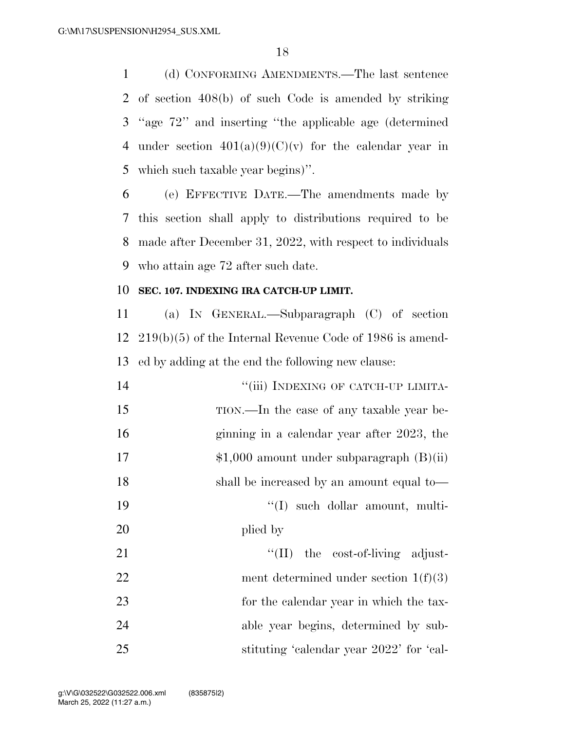(d) CONFORMING AMENDMENTS.—The last sentence of section 408(b) of such Code is amended by striking "age 72" and inserting "the applicable age (determined under section 401(a)(9)(C)(v) for the calendar year in which such taxable year begins)".

(e) EFFECTIVE DATE.—The amendments made by this section shall apply to distributions required to be made after December 31, 2022, with respect to individuals who attain age 72 after such date.

**SEC. 107. INDEXING IRA CATCH-UP LIMIT.**

(a) IN GENERAL.—Subparagraph (C) of section 219(b)(5) of the Internal Revenue Code of 1986 is amended by adding at the end the following new clause:

"(iii) INDEXING OF CATCH-UP LIMITATION.—In the case of any taxable year beginning in a calendar year after 2023, the $1,000 amount under subparagraph (B)(ii) shall be increased by an amount equal to—

"(I) such dollar amount, multiplied by

"(II) the cost-of-living adjustment determined under section 1(f)(3) for the calendar year in which the taxable year begins, determined by substituting 'calendar year 2022' for 'cal-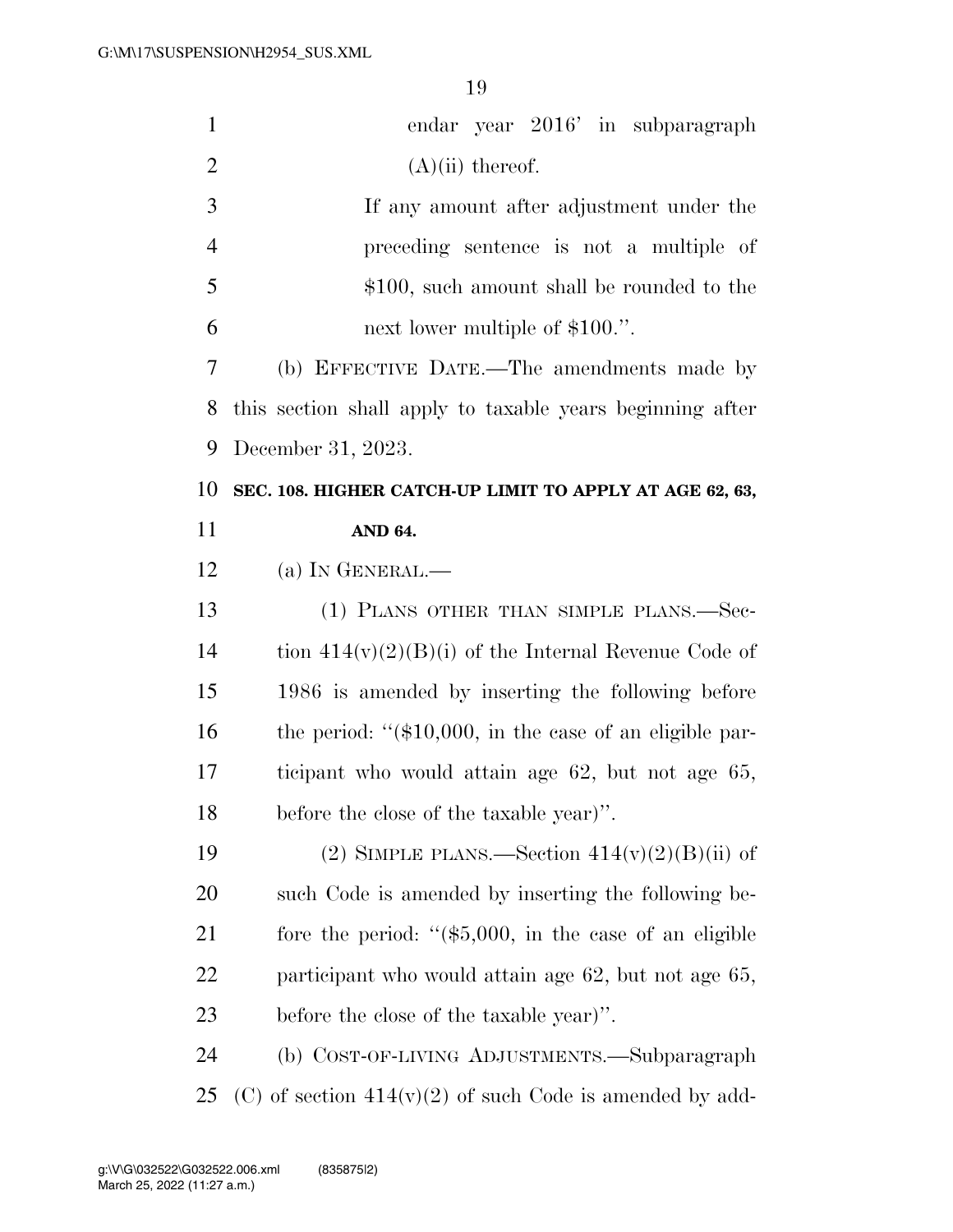endar year 2016' in subparagraph (A)(ii) thereof.

If any amount after adjustment under the preceding sentence is not a multiple of $100, such amount shall be rounded to the next lower multiple of $100.''.

(b) EFFECTIVE DATE.—The amendments made by this section shall apply to taxable years beginning after December 31, 2023.

**SEC. 108. HIGHER CATCH-UP LIMIT TO APPLY AT AGE 62, 63, AND 64.**

(a) IN GENERAL.—

(1) PLANS OTHER THAN SIMPLE PLANS.—Section 414(v)(2)(B)(i) of the Internal Revenue Code of 1986 is amended by inserting the following before the period: ''($10,000, in the case of an eligible participant who would attain age 62, but not age 65, before the close of the taxable year)''.

(2) SIMPLE PLANS.—Section 414(v)(2)(B)(ii) of such Code is amended by inserting the following before the period: ''($5,000, in the case of an eligible participant who would attain age 62, but not age 65, before the close of the taxable year)''.

(b) COST-OF-LIVING ADJUSTMENTS.—Subparagraph (C) of section 414(v)(2) of such Code is amended by add-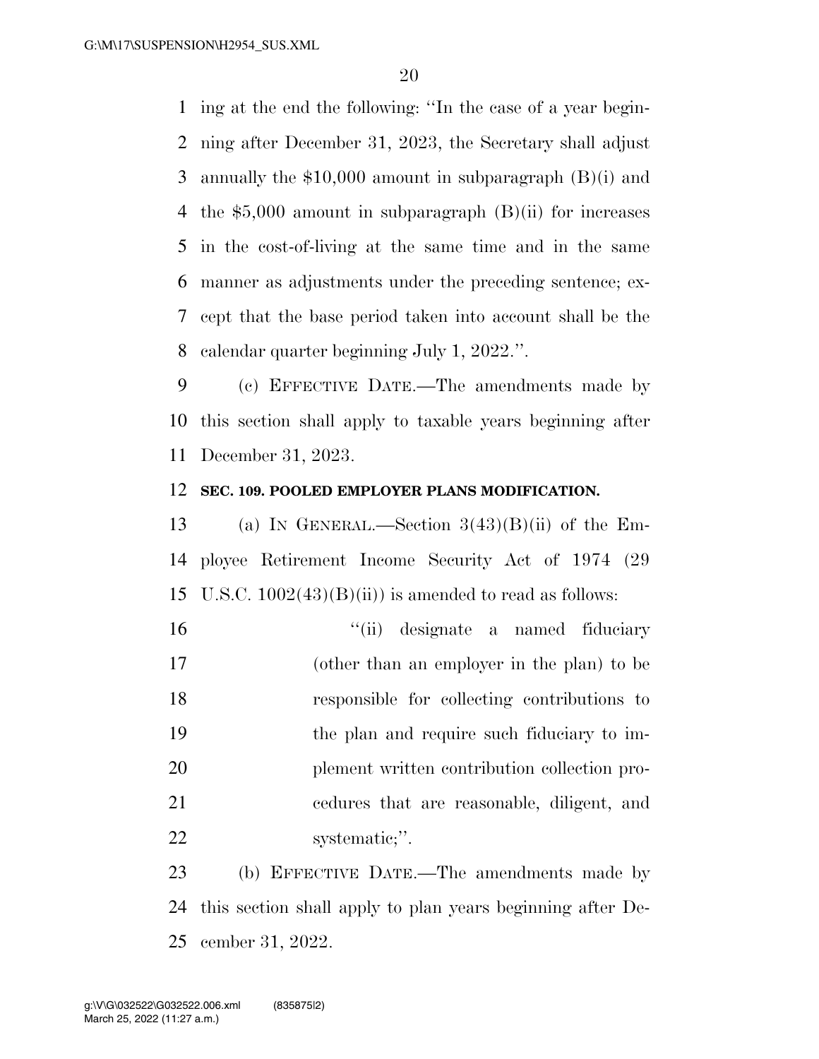ing at the end the following: ''In the case of a year beginning after December 31, 2023, the Secretary shall adjust annually the $10,000 amount in subparagraph (B)(i) and the $5,000 amount in subparagraph (B)(ii) for increases in the cost-of-living at the same time and in the same manner as adjustments under the preceding sentence; except that the base period taken into account shall be the calendar quarter beginning July 1, 2022.''.

(c) EFFECTIVE DATE.—The amendments made by this section shall apply to taxable years beginning after December 31, 2023.

**SEC. 109. POOLED EMPLOYER PLANS MODIFICATION.**

(a) IN GENERAL.—Section 3(43)(B)(ii) of the Employee Retirement Income Security Act of 1974 (29 U.S.C. 1002(43)(B)(ii)) is amended to read as follows:

> ''(ii) designate a named fiduciary (other than an employer in the plan) to be responsible for collecting contributions to the plan and require such fiduciary to implement written contribution collection procedures that are reasonable, diligent, and systematic;''.

(b) EFFECTIVE DATE.—The amendments made by this section shall apply to plan years beginning after December 31, 2022.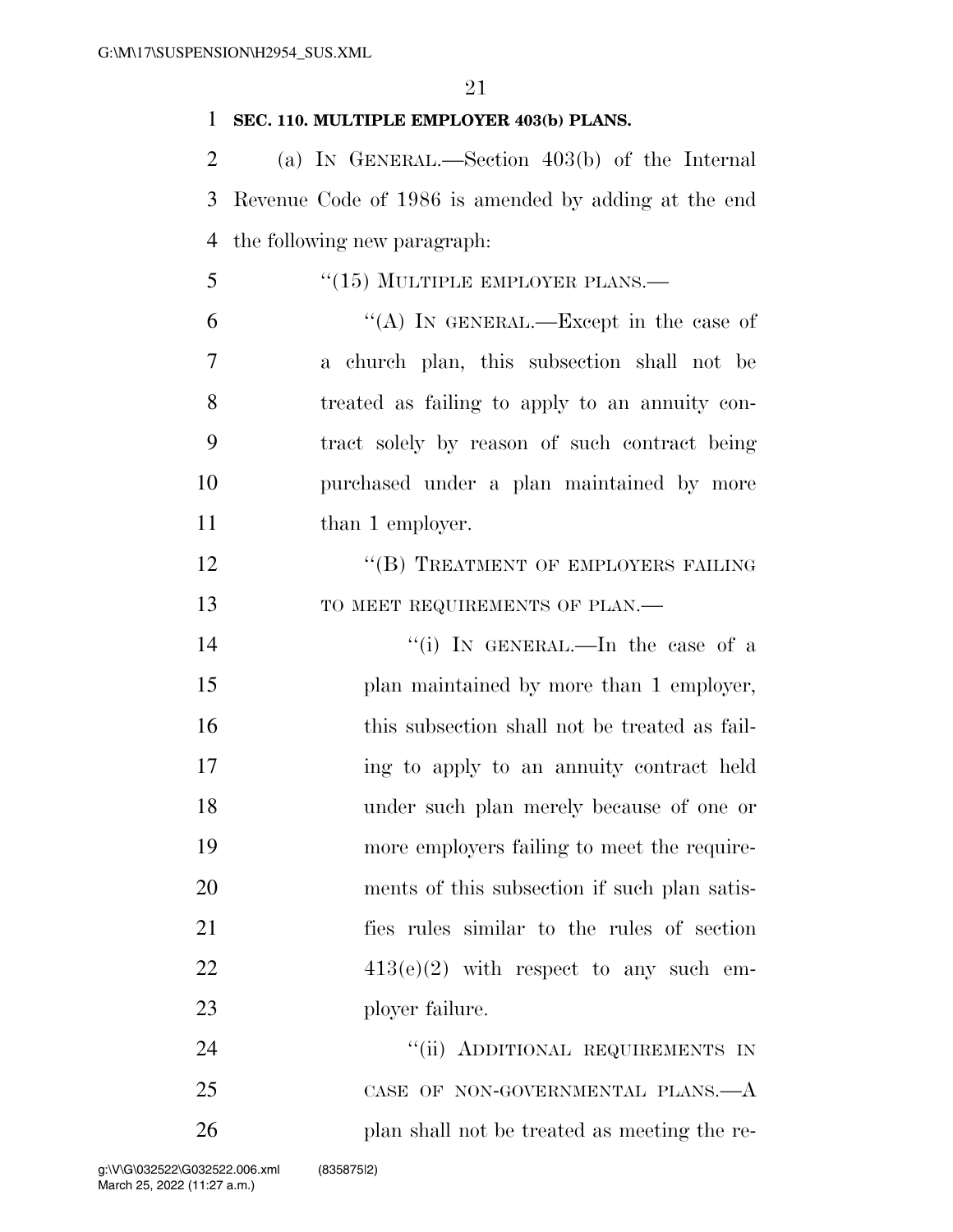**SEC. 110. MULTIPLE EMPLOYER 403(b) PLANS.**

(a) IN GENERAL.—Section 403(b) of the Internal Revenue Code of 1986 is amended by adding at the end the following new paragraph:

"(15) MULTIPLE EMPLOYER PLANS.—

"(A) IN GENERAL.—Except in the case of a church plan, this subsection shall not be treated as failing to apply to an annuity contract solely by reason of such contract being purchased under a plan maintained by more than 1 employer.

"(B) TREATMENT OF EMPLOYERS FAILING TO MEET REQUIREMENTS OF PLAN.—

"(i) IN GENERAL.—In the case of a plan maintained by more than 1 employer, this subsection shall not be treated as failing to apply to an annuity contract held under such plan merely because of one or more employers failing to meet the requirements of this subsection if such plan satisfies rules similar to the rules of section 413(e)(2) with respect to any such employer failure.

"(ii) ADDITIONAL REQUIREMENTS IN CASE OF NON-GOVERNMENTAL PLANS.—A plan shall not be treated as meeting the re-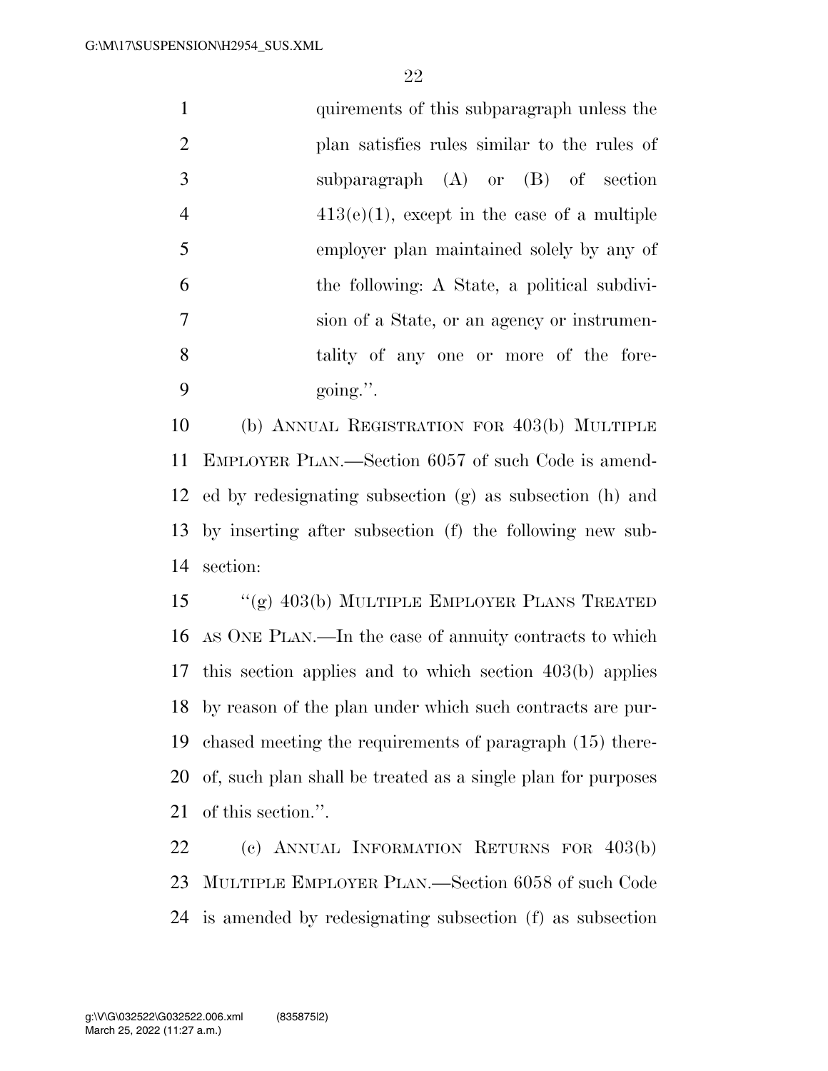quirements of this subparagraph unless the plan satisfies rules similar to the rules of subparagraph (A) or (B) of section 413(e)(1), except in the case of a multiple employer plan maintained solely by any of the following: A State, a political subdivision of a State, or an agency or instrumentality of any one or more of the foregoing.''.

(b) ANNUAL REGISTRATION FOR 403(b) MULTIPLE EMPLOYER PLAN.—Section 6057 of such Code is amended by redesignating subsection (g) as subsection (h) and by inserting after subsection (f) the following new subsection:

''(g) 403(b) MULTIPLE EMPLOYER PLANS TREATED AS ONE PLAN.—In the case of annuity contracts to which this section applies and to which section 403(b) applies by reason of the plan under which such contracts are purchased meeting the requirements of paragraph (15) thereof, such plan shall be treated as a single plan for purposes of this section.''.

(c) ANNUAL INFORMATION RETURNS FOR 403(b) MULTIPLE EMPLOYER PLAN.—Section 6058 of such Code is amended by redesignating subsection (f) as subsection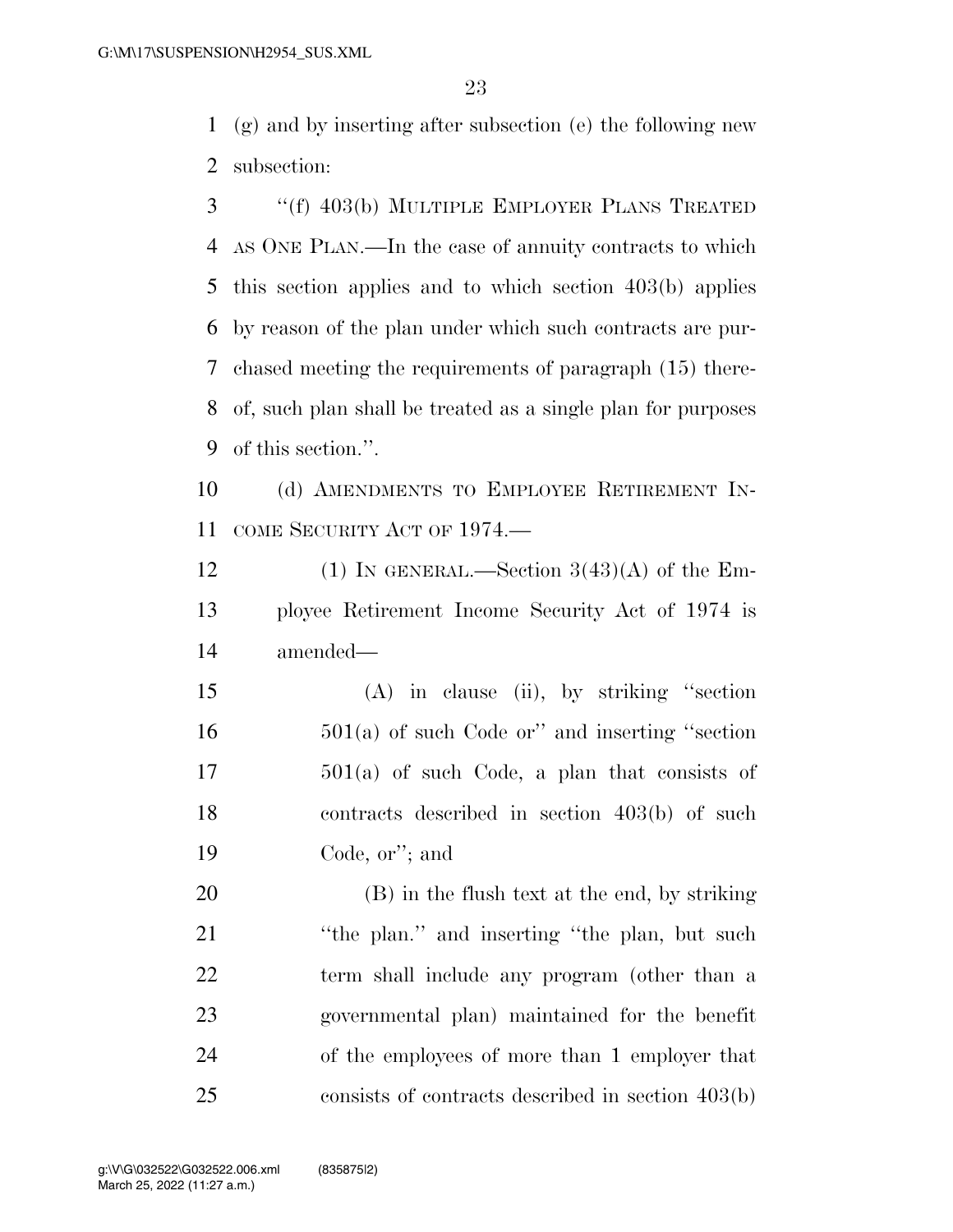(g) and by inserting after subsection (e) the following new subsection:

"(f) 403(b) MULTIPLE EMPLOYER PLANS TREATED AS ONE PLAN.—In the case of annuity contracts to which this section applies and to which section 403(b) applies by reason of the plan under which such contracts are purchased meeting the requirements of paragraph (15) thereof, such plan shall be treated as a single plan for purposes of this section.".

(d) AMENDMENTS TO EMPLOYEE RETIREMENT INCOME SECURITY ACT OF 1974.—

(1) IN GENERAL.—Section 3(43)(A) of the Employee Retirement Income Security Act of 1974 is amended—

(A) in clause (ii), by striking "section 501(a) of such Code or" and inserting "section 501(a) of such Code, a plan that consists of contracts described in section 403(b) of such Code, or"; and

(B) in the flush text at the end, by striking "the plan." and inserting "the plan, but such term shall include any program (other than a governmental plan) maintained for the benefit of the employees of more than 1 employer that consists of contracts described in section 403(b)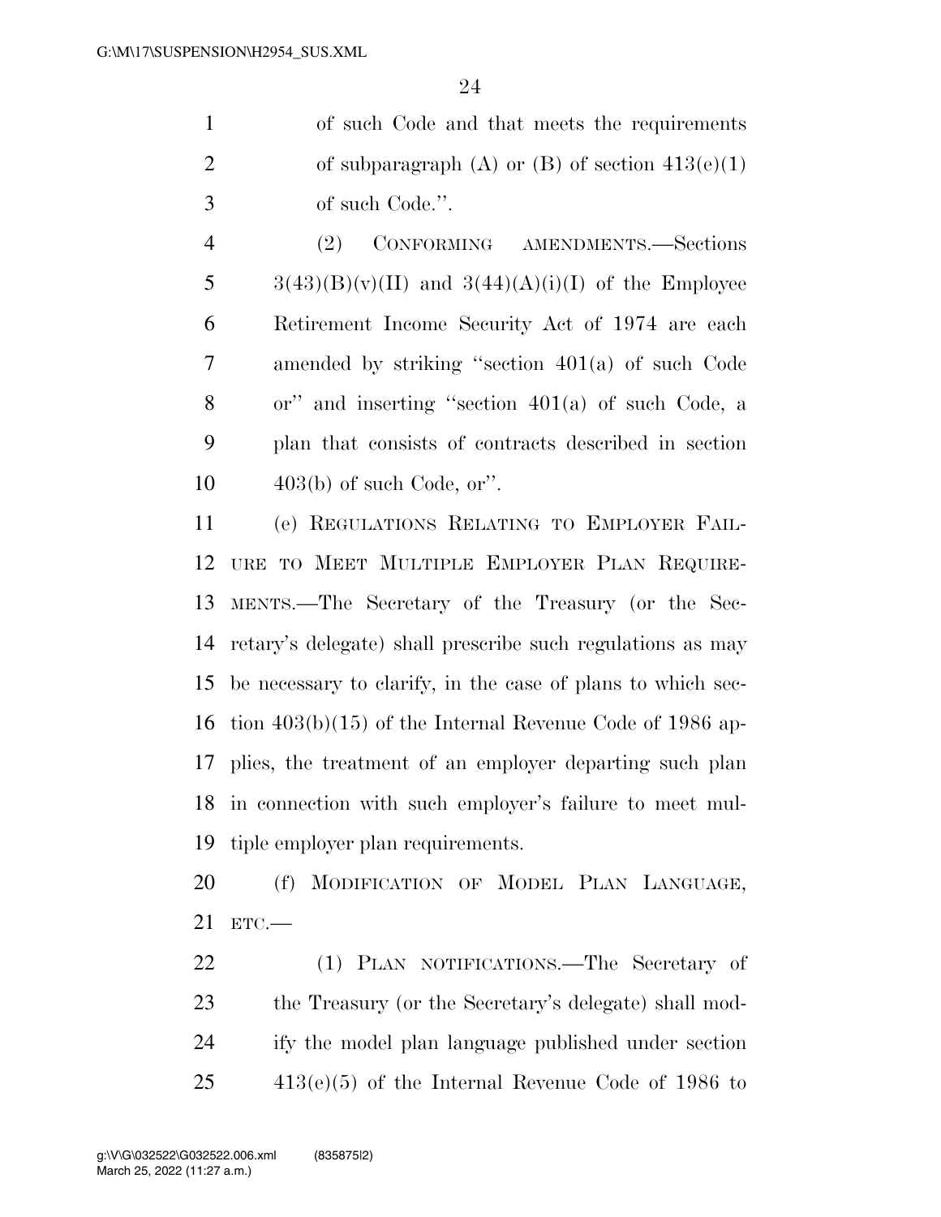of such Code and that meets the requirements of subparagraph (A) or (B) of section 413(e)(1) of such Code.''.

(2) CONFORMING AMENDMENTS.—Sections 3(43)(B)(v)(II) and 3(44)(A)(i)(I) of the Employee Retirement Income Security Act of 1974 are each amended by striking ''section 401(a) of such Code or'' and inserting ''section 401(a) of such Code, a plan that consists of contracts described in section 403(b) of such Code, or''.

(e) REGULATIONS RELATING TO EMPLOYER FAILURE TO MEET MULTIPLE EMPLOYER PLAN REQUIREMENTS.—The Secretary of the Treasury (or the Secretary's delegate) shall prescribe such regulations as may be necessary to clarify, in the case of plans to which section 403(b)(15) of the Internal Revenue Code of 1986 applies, the treatment of an employer departing such plan in connection with such employer's failure to meet multiple employer plan requirements.

(f) MODIFICATION OF MODEL PLAN LANGUAGE, ETC.—

(1) PLAN NOTIFICATIONS.—The Secretary of the Treasury (or the Secretary's delegate) shall modify the model plan language published under section 413(e)(5) of the Internal Revenue Code of 1986 to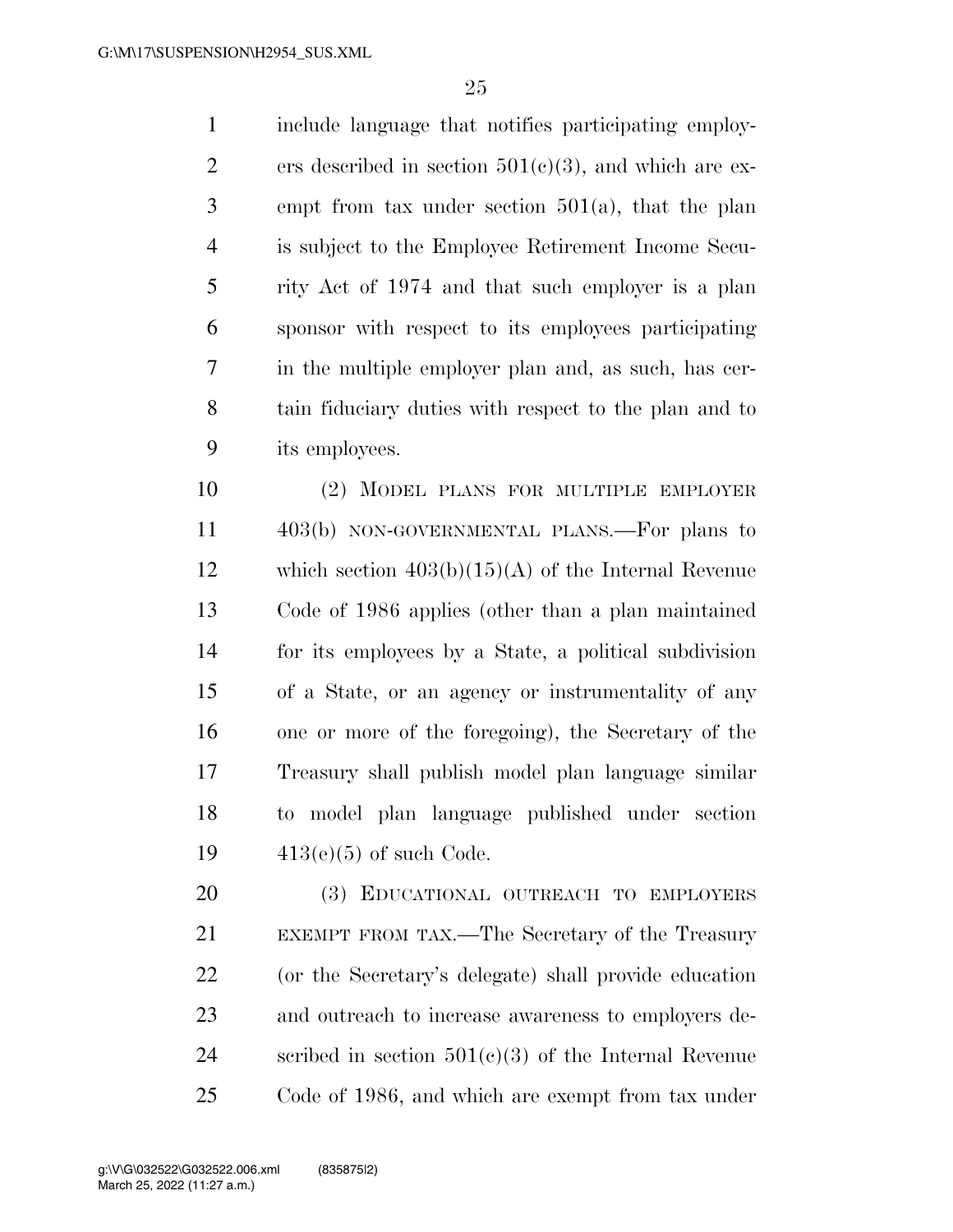include language that notifies participating employers described in section 501(c)(3), and which are exempt from tax under section 501(a), that the plan is subject to the Employee Retirement Income Security Act of 1974 and that such employer is a plan sponsor with respect to its employees participating in the multiple employer plan and, as such, has certain fiduciary duties with respect to the plan and to its employees.

(2) MODEL PLANS FOR MULTIPLE EMPLOYER 403(b) NON-GOVERNMENTAL PLANS.—For plans to which section 403(b)(15)(A) of the Internal Revenue Code of 1986 applies (other than a plan maintained for its employees by a State, a political subdivision of a State, or an agency or instrumentality of any one or more of the foregoing), the Secretary of the Treasury shall publish model plan language similar to model plan language published under section 413(e)(5) of such Code.

(3) EDUCATIONAL OUTREACH TO EMPLOYERS EXEMPT FROM TAX.—The Secretary of the Treasury (or the Secretary's delegate) shall provide education and outreach to increase awareness to employers described in section 501(c)(3) of the Internal Revenue Code of 1986, and which are exempt from tax under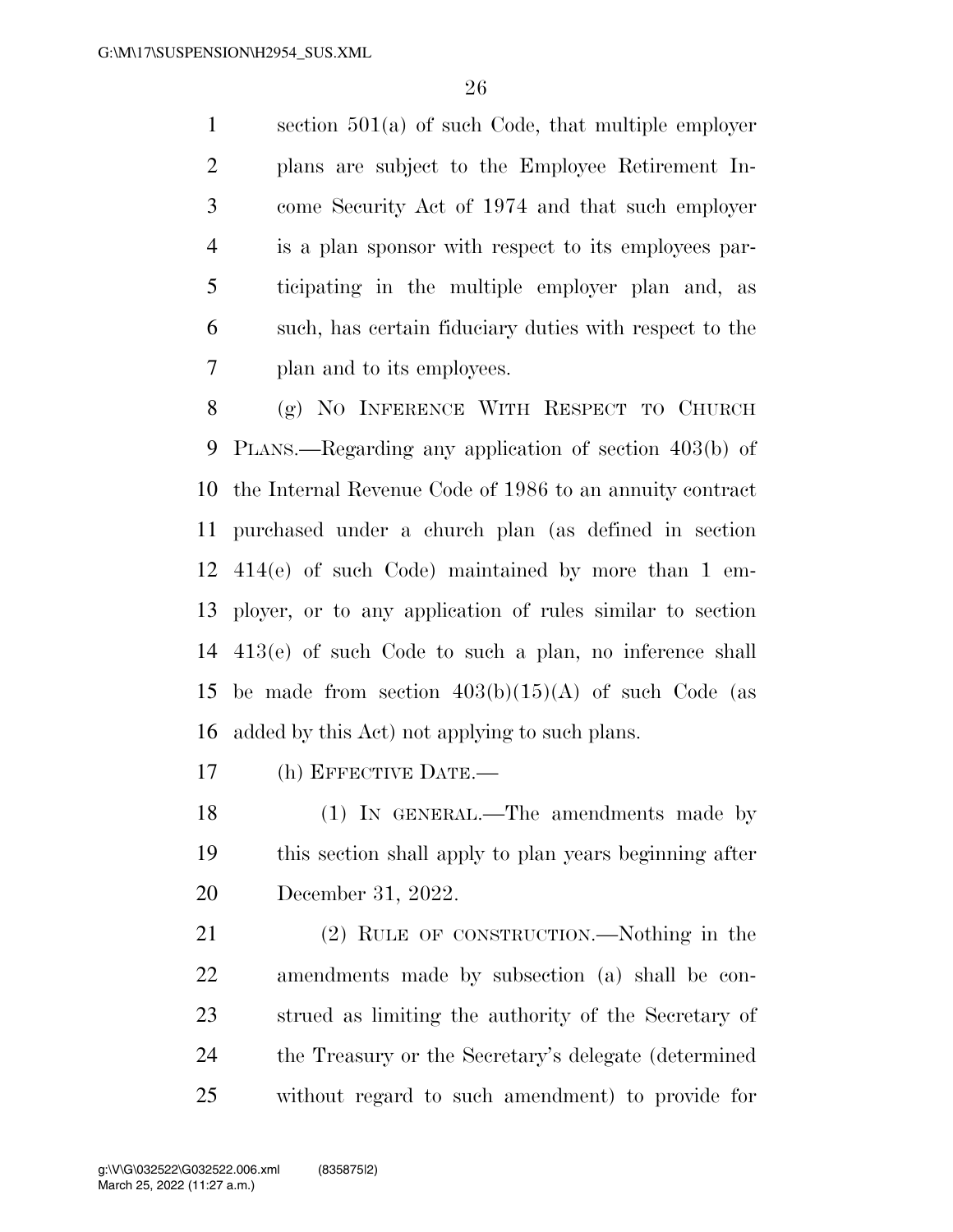section 501(a) of such Code, that multiple employer plans are subject to the Employee Retirement Income Security Act of 1974 and that such employer is a plan sponsor with respect to its employees participating in the multiple employer plan and, as such, has certain fiduciary duties with respect to the plan and to its employees.

(g) NO INFERENCE WITH RESPECT TO CHURCH PLANS.—Regarding any application of section 403(b) of the Internal Revenue Code of 1986 to an annuity contract purchased under a church plan (as defined in section 414(e) of such Code) maintained by more than 1 employer, or to any application of rules similar to section 413(e) of such Code to such a plan, no inference shall be made from section 403(b)(15)(A) of such Code (as added by this Act) not applying to such plans.

(h) EFFECTIVE DATE.—

(1) IN GENERAL.—The amendments made by this section shall apply to plan years beginning after December 31, 2022.

(2) RULE OF CONSTRUCTION.—Nothing in the amendments made by subsection (a) shall be construed as limiting the authority of the Secretary of the Treasury or the Secretary's delegate (determined without regard to such amendment) to provide for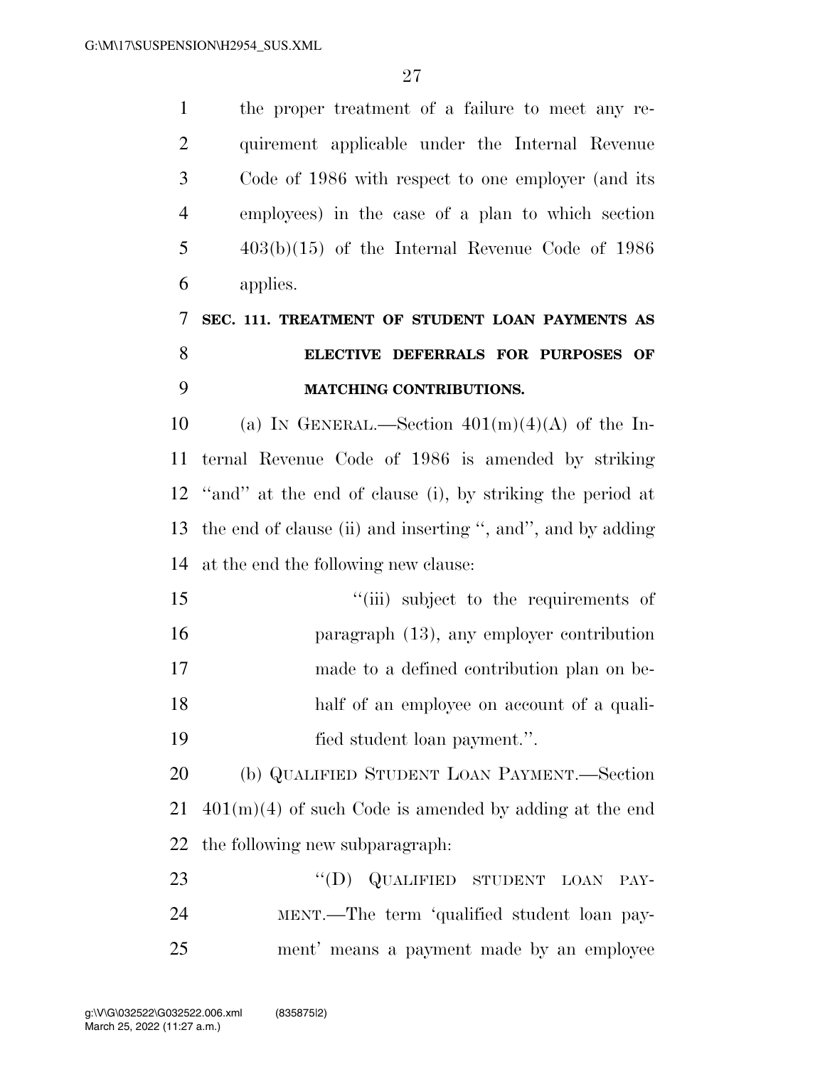the proper treatment of a failure to meet any requirement applicable under the Internal Revenue Code of 1986 with respect to one employer (and its employees) in the case of a plan to which section 403(b)(15) of the Internal Revenue Code of 1986 applies.

## SEC. 111. TREATMENT OF STUDENT LOAN PAYMENTS AS ELECTIVE DEFERRALS FOR PURPOSES OF MATCHING CONTRIBUTIONS.

(a) IN GENERAL.—Section 401(m)(4)(A) of the Internal Revenue Code of 1986 is amended by striking ''and'' at the end of clause (i), by striking the period at the end of clause (ii) and inserting '', and'', and by adding at the end the following new clause:

> ''(iii) subject to the requirements of paragraph (13), any employer contribution made to a defined contribution plan on behalf of an employee on account of a qualified student loan payment.''.

(b) QUALIFIED STUDENT LOAN PAYMENT.—Section 401(m)(4) of such Code is amended by adding at the end the following new subparagraph:

> ''(D) QUALIFIED STUDENT LOAN PAYMENT.—The term 'qualified student loan payment' means a payment made by an employee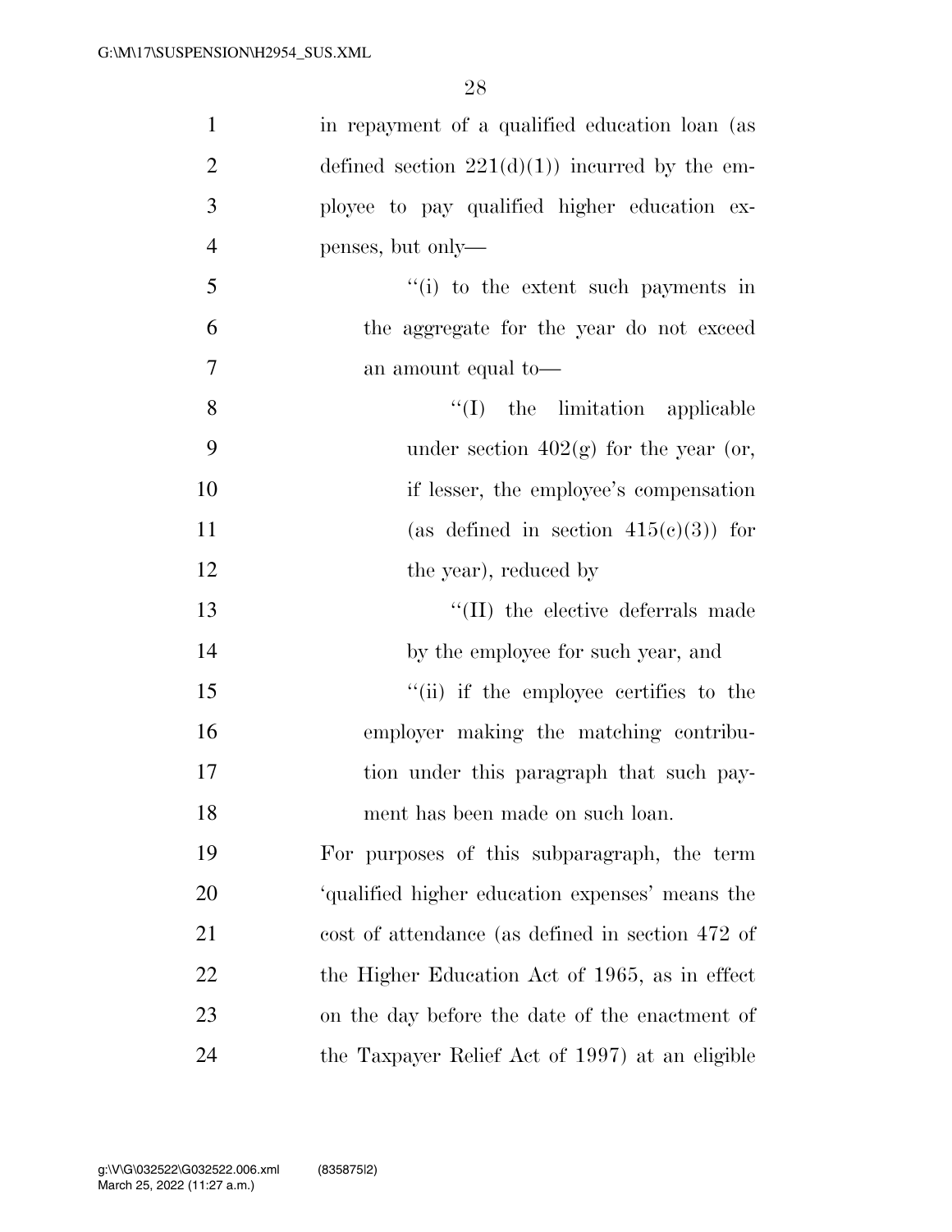in repayment of a qualified education loan (as defined section 221(d)(1)) incurred by the employee to pay qualified higher education expenses, but only—

''(i) to the extent such payments in the aggregate for the year do not exceed an amount equal to—

''(I) the limitation applicable under section 402(g) for the year (or, if lesser, the employee's compensation (as defined in section 415(c)(3)) for the year), reduced by

''(II) the elective deferrals made by the employee for such year, and

''(ii) if the employee certifies to the employer making the matching contribution under this paragraph that such payment has been made on such loan.

For purposes of this subparagraph, the term 'qualified higher education expenses' means the cost of attendance (as defined in section 472 of the Higher Education Act of 1965, as in effect on the day before the date of the enactment of the Taxpayer Relief Act of 1997) at an eligible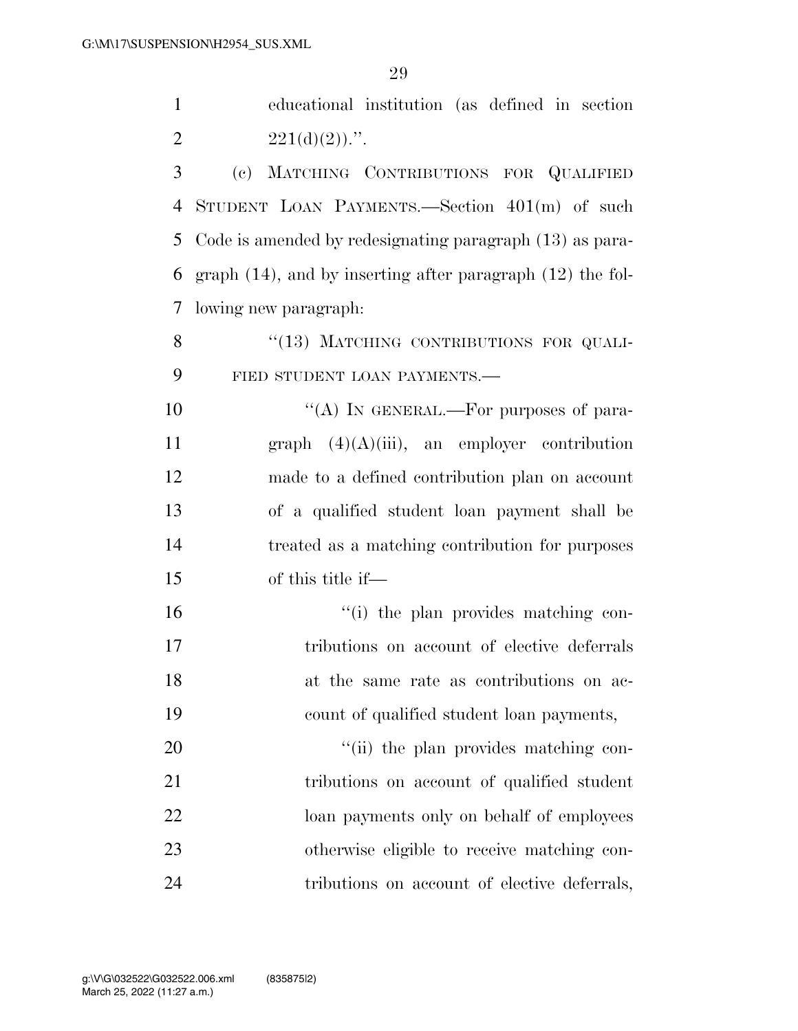educational institution (as defined in section 221(d)(2)).''.

(c) MATCHING CONTRIBUTIONS FOR QUALIFIED STUDENT LOAN PAYMENTS.—Section 401(m) of such Code is amended by redesignating paragraph (13) as paragraph (14), and by inserting after paragraph (12) the following new paragraph:

''(13) MATCHING CONTRIBUTIONS FOR QUALIFIED STUDENT LOAN PAYMENTS.—

''(A) IN GENERAL.—For purposes of paragraph (4)(A)(iii), an employer contribution made to a defined contribution plan on account of a qualified student loan payment shall be treated as a matching contribution for purposes of this title if—

''(i) the plan provides matching contributions on account of elective deferrals at the same rate as contributions on account of qualified student loan payments,

''(ii) the plan provides matching contributions on account of qualified student loan payments only on behalf of employees otherwise eligible to receive matching contributions on account of elective deferrals,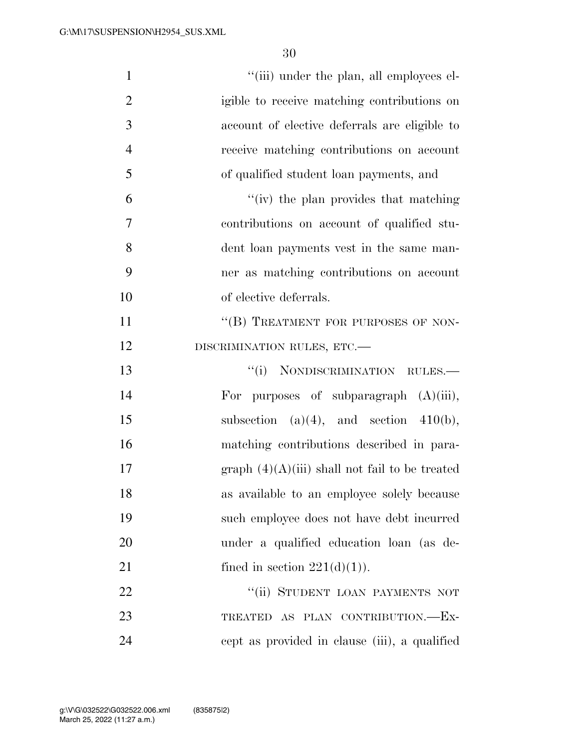"(iii) under the plan, all employees eligible to receive matching contributions on account of elective deferrals are eligible to receive matching contributions on account of qualified student loan payments, and

"(iv) the plan provides that matching contributions on account of qualified student loan payments vest in the same manner as matching contributions on account of elective deferrals.

"(B) TREATMENT FOR PURPOSES OF NONDISCRIMINATION RULES, ETC.—

"(i) NONDISCRIMINATION RULES.— For purposes of subparagraph (A)(iii), subsection (a)(4), and section 410(b), matching contributions described in paragraph (4)(A)(iii) shall not fail to be treated as available to an employee solely because such employee does not have debt incurred under a qualified education loan (as defined in section 221(d)(1)).

"(ii) STUDENT LOAN PAYMENTS NOT TREATED AS PLAN CONTRIBUTION.—Except as provided in clause (iii), a qualified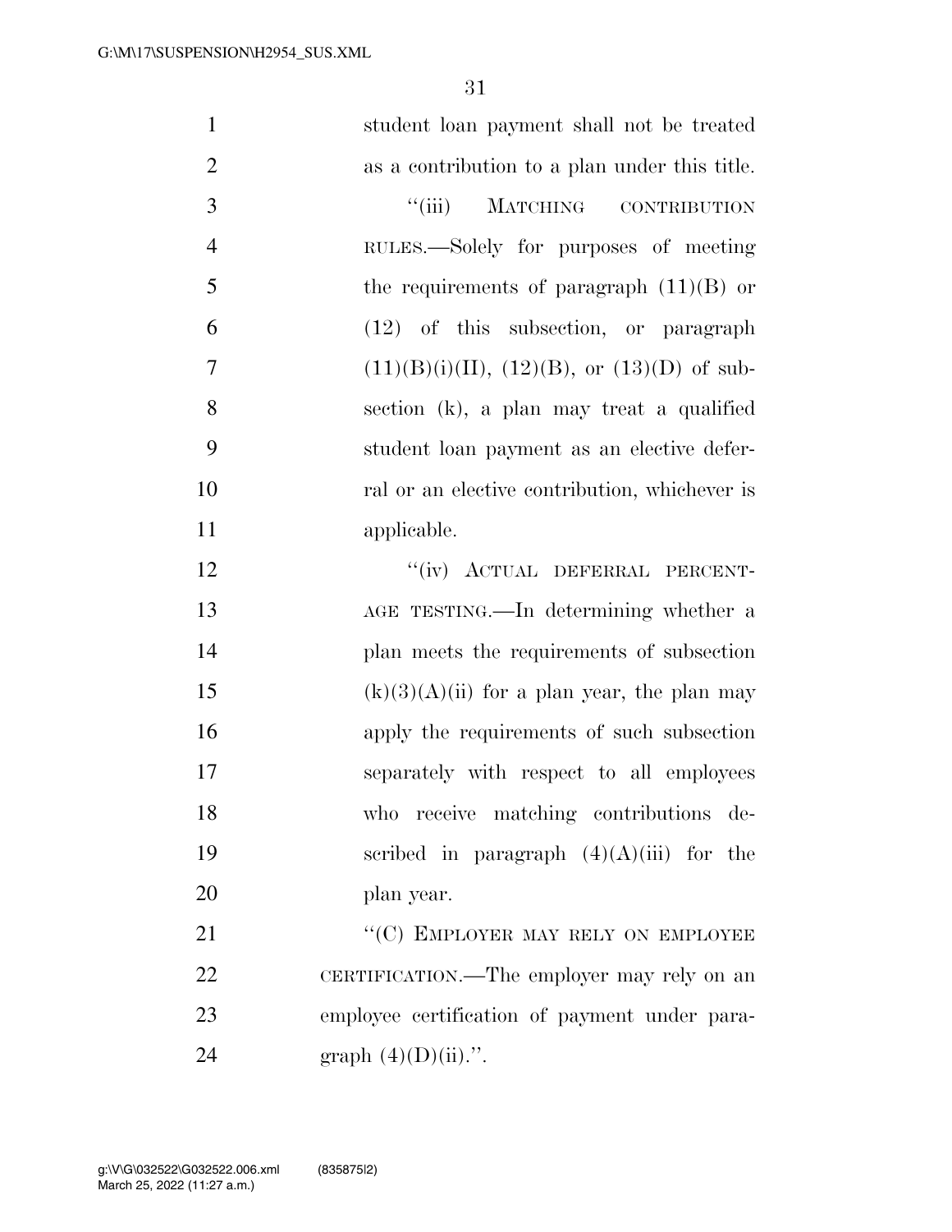student loan payment shall not be treated as a contribution to a plan under this title.

"(iii) MATCHING CONTRIBUTION RULES.—Solely for purposes of meeting the requirements of paragraph (11)(B) or (12) of this subsection, or paragraph (11)(B)(i)(II), (12)(B), or (13)(D) of subsection (k), a plan may treat a qualified student loan payment as an elective deferral or an elective contribution, whichever is applicable.

"(iv) ACTUAL DEFERRAL PERCENTAGE TESTING.—In determining whether a plan meets the requirements of subsection (k)(3)(A)(ii) for a plan year, the plan may apply the requirements of such subsection separately with respect to all employees who receive matching contributions described in paragraph (4)(A)(iii) for the plan year.

"(C) EMPLOYER MAY RELY ON EMPLOYEE CERTIFICATION.—The employer may rely on an employee certification of payment under paragraph (4)(D)(ii).".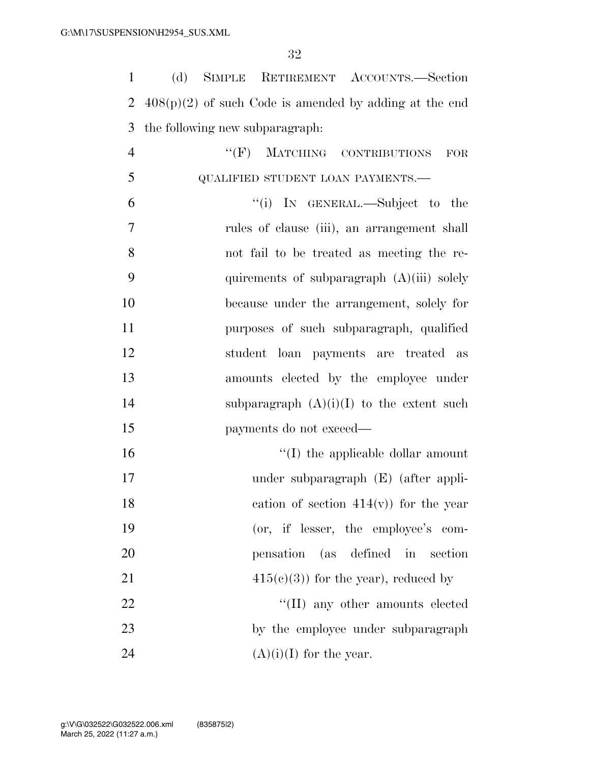(d) SIMPLE RETIREMENT ACCOUNTS.—Section 408(p)(2) of such Code is amended by adding at the end the following new subparagraph:

"(F) MATCHING CONTRIBUTIONS FOR QUALIFIED STUDENT LOAN PAYMENTS.—

"(i) IN GENERAL.—Subject to the rules of clause (iii), an arrangement shall not fail to be treated as meeting the requirements of subparagraph (A)(iii) solely because under the arrangement, solely for purposes of such subparagraph, qualified student loan payments are treated as amounts elected by the employee under subparagraph (A)(i)(I) to the extent such payments do not exceed—

"(I) the applicable dollar amount under subparagraph (E) (after application of section 414(v)) for the year (or, if lesser, the employee's compensation (as defined in section 415(c)(3)) for the year), reduced by

"(II) any other amounts elected by the employee under subparagraph (A)(i)(I) for the year.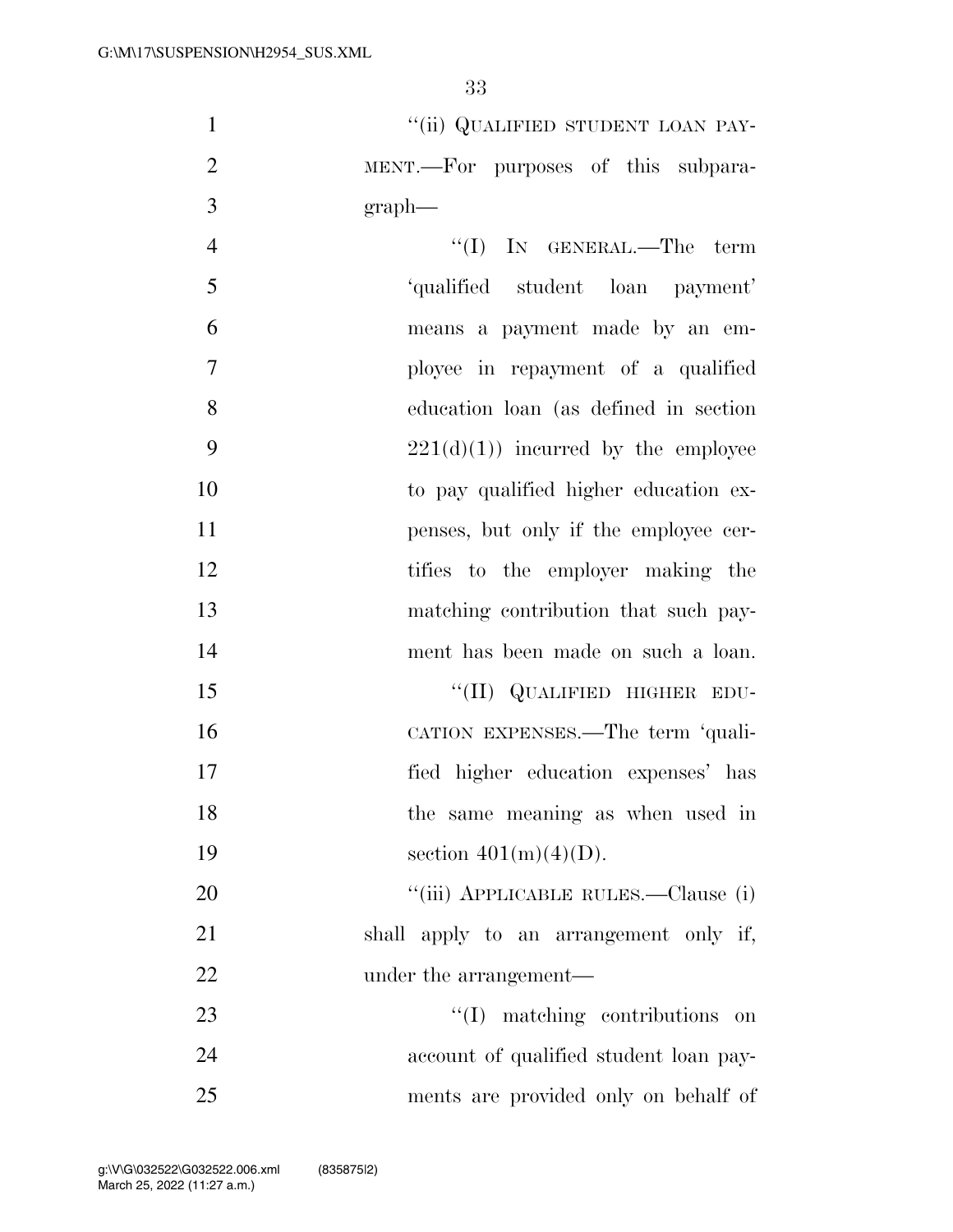"(ii) QUALIFIED STUDENT LOAN PAYMENT.—For purposes of this subparagraph—

"(I) IN GENERAL.—The term 'qualified student loan payment' means a payment made by an employee in repayment of a qualified education loan (as defined in section 221(d)(1)) incurred by the employee to pay qualified higher education expenses, but only if the employee certifies to the employer making the matching contribution that such payment has been made on such a loan.

"(II) QUALIFIED HIGHER EDUCATION EXPENSES.—The term 'qualified higher education expenses' has the same meaning as when used in section 401(m)(4)(D).

"(iii) APPLICABLE RULES.—Clause (i) shall apply to an arrangement only if, under the arrangement—

"(I) matching contributions on account of qualified student loan payments are provided only on behalf of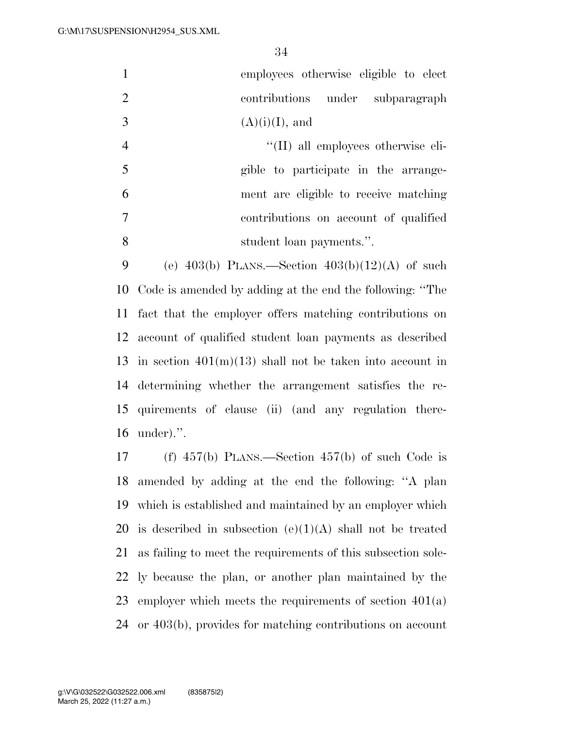employees otherwise eligible to elect contributions under subparagraph (A)(i)(I), and

"(II) all employees otherwise eligible to participate in the arrangement are eligible to receive matching contributions on account of qualified student loan payments.".

(e) 403(b) PLANS.—Section 403(b)(12)(A) of such Code is amended by adding at the end the following: "The fact that the employer offers matching contributions on account of qualified student loan payments as described in section 401(m)(13) shall not be taken into account in determining whether the arrangement satisfies the requirements of clause (ii) (and any regulation thereunder).".

(f) 457(b) PLANS.—Section 457(b) of such Code is amended by adding at the end the following: "A plan which is established and maintained by an employer which is described in subsection (e)(1)(A) shall not be treated as failing to meet the requirements of this subsection solely because the plan, or another plan maintained by the employer which meets the requirements of section 401(a) or 403(b), provides for matching contributions on account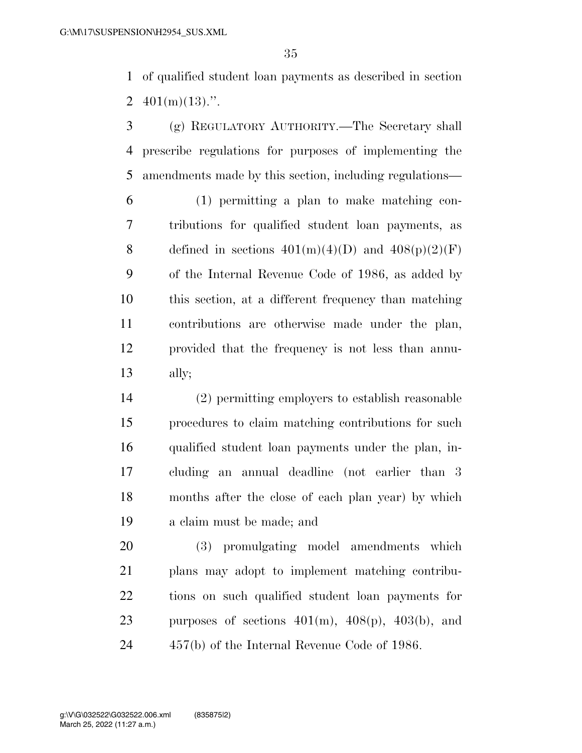of qualified student loan payments as described in section 401(m)(13).''.

(g) REGULATORY AUTHORITY.—The Secretary shall prescribe regulations for purposes of implementing the amendments made by this section, including regulations—

(1) permitting a plan to make matching contributions for qualified student loan payments, as defined in sections 401(m)(4)(D) and 408(p)(2)(F) of the Internal Revenue Code of 1986, as added by this section, at a different frequency than matching contributions are otherwise made under the plan, provided that the frequency is not less than annually;

(2) permitting employers to establish reasonable procedures to claim matching contributions for such qualified student loan payments under the plan, including an annual deadline (not earlier than 3 months after the close of each plan year) by which a claim must be made; and

(3) promulgating model amendments which plans may adopt to implement matching contributions on such qualified student loan payments for purposes of sections 401(m), 408(p), 403(b), and 457(b) of the Internal Revenue Code of 1986.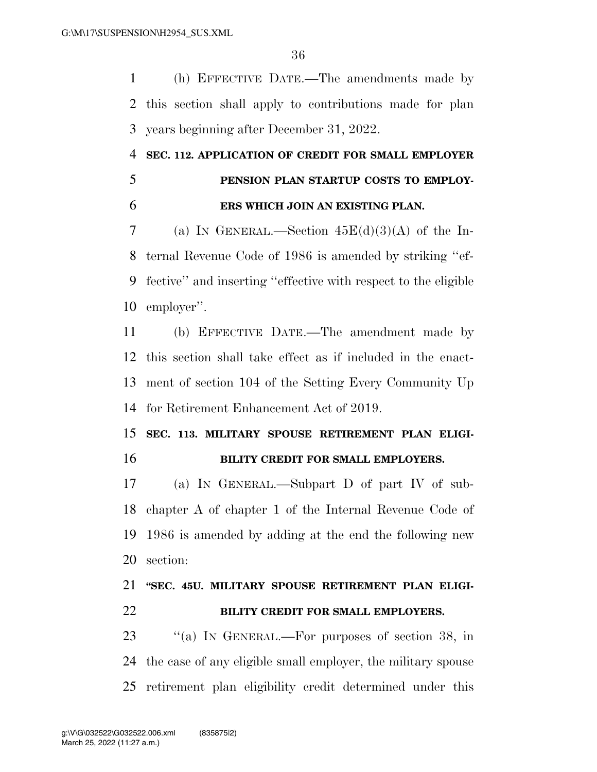(h) EFFECTIVE DATE.—The amendments made by this section shall apply to contributions made for plan years beginning after December 31, 2022.

**SEC. 112. APPLICATION OF CREDIT FOR SMALL EMPLOYER PENSION PLAN STARTUP COSTS TO EMPLOYERS WHICH JOIN AN EXISTING PLAN.**

(a) IN GENERAL.—Section 45E(d)(3)(A) of the Internal Revenue Code of 1986 is amended by striking ''effective'' and inserting ''effective with respect to the eligible employer''.

(b) EFFECTIVE DATE.—The amendment made by this section shall take effect as if included in the enactment of section 104 of the Setting Every Community Up for Retirement Enhancement Act of 2019.

**SEC. 113. MILITARY SPOUSE RETIREMENT PLAN ELIGIBILITY CREDIT FOR SMALL EMPLOYERS.**

(a) IN GENERAL.—Subpart D of part IV of subchapter A of chapter 1 of the Internal Revenue Code of 1986 is amended by adding at the end the following new section:

**''SEC. 45U. MILITARY SPOUSE RETIREMENT PLAN ELIGIBILITY CREDIT FOR SMALL EMPLOYERS.**

''(a) IN GENERAL.—For purposes of section 38, in the case of any eligible small employer, the military spouse retirement plan eligibility credit determined under this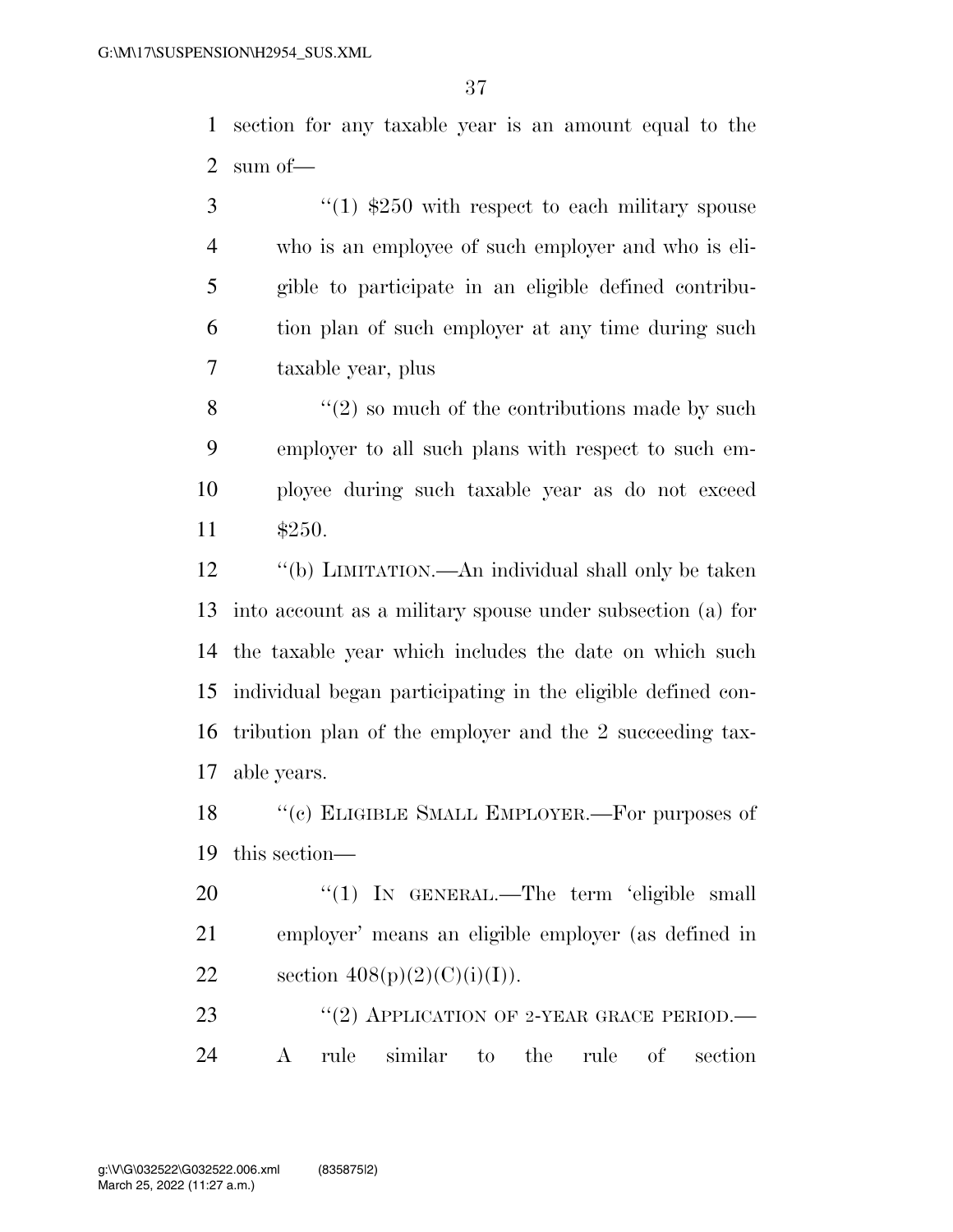section for any taxable year is an amount equal to the sum of—

"(1) $250 with respect to each military spouse who is an employee of such employer and who is eligible to participate in an eligible defined contribution plan of such employer at any time during such taxable year, plus

"(2) so much of the contributions made by such employer to all such plans with respect to such employee during such taxable year as do not exceed $250.

"(b) LIMITATION.—An individual shall only be taken into account as a military spouse under subsection (a) for the taxable year which includes the date on which such individual began participating in the eligible defined contribution plan of the employer and the 2 succeeding taxable years.

"(c) ELIGIBLE SMALL EMPLOYER.—For purposes of this section—

"(1) IN GENERAL.—The term 'eligible small employer' means an eligible employer (as defined in section 408(p)(2)(C)(i)(I)).

"(2) APPLICATION OF 2-YEAR GRACE PERIOD.— A rule similar to the rule of section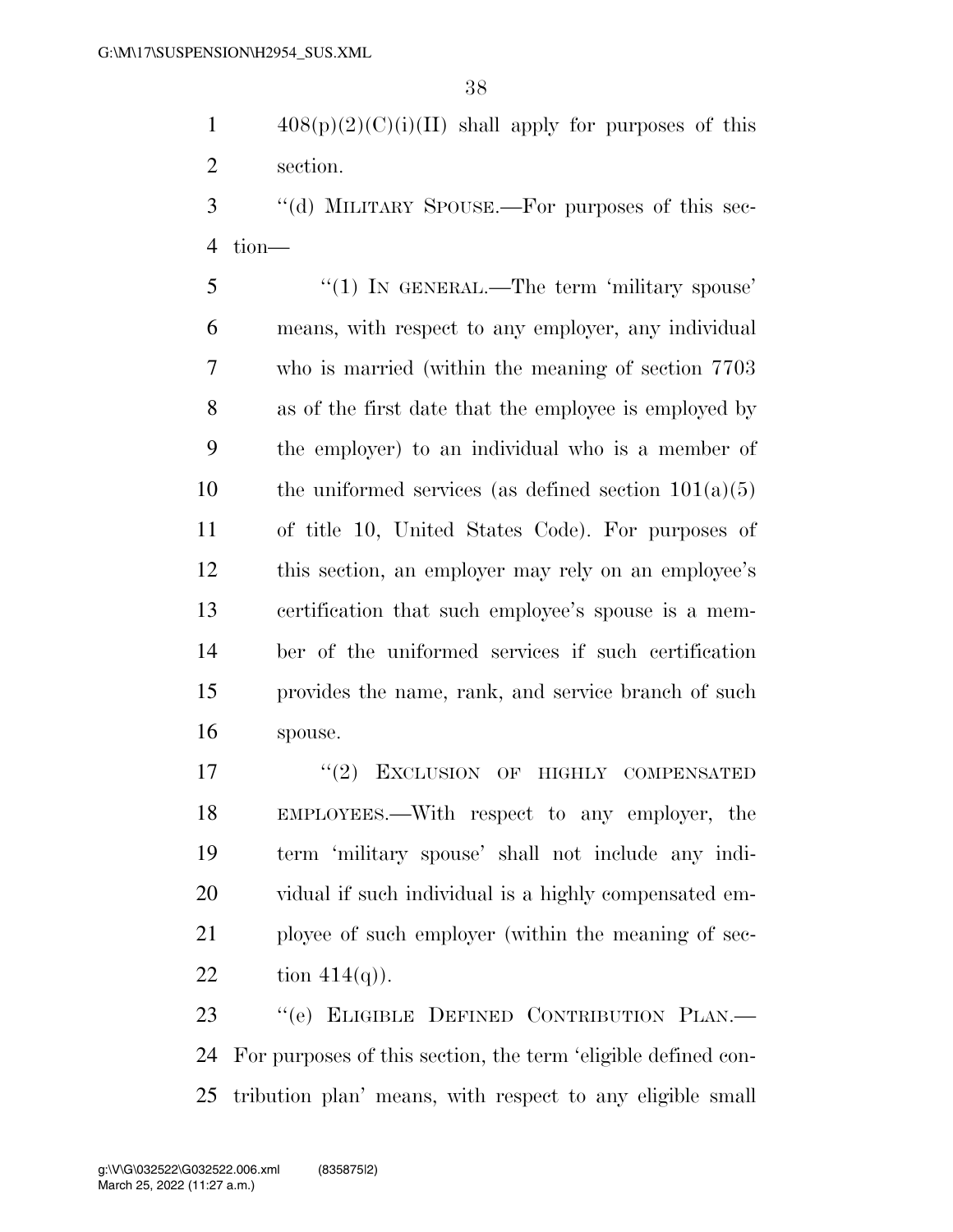408(p)(2)(C)(i)(II) shall apply for purposes of this section.

"(d) MILITARY SPOUSE.—For purposes of this section—

"(1) IN GENERAL.—The term 'military spouse' means, with respect to any employer, any individual who is married (within the meaning of section 7703 as of the first date that the employee is employed by the employer) to an individual who is a member of the uniformed services (as defined section 101(a)(5) of title 10, United States Code). For purposes of this section, an employer may rely on an employee's certification that such employee's spouse is a member of the uniformed services if such certification provides the name, rank, and service branch of such spouse.

"(2) EXCLUSION OF HIGHLY COMPENSATED EMPLOYEES.—With respect to any employer, the term 'military spouse' shall not include any individual if such individual is a highly compensated employee of such employer (within the meaning of section 414(q)).

"(e) ELIGIBLE DEFINED CONTRIBUTION PLAN.—For purposes of this section, the term 'eligible defined contribution plan' means, with respect to any eligible small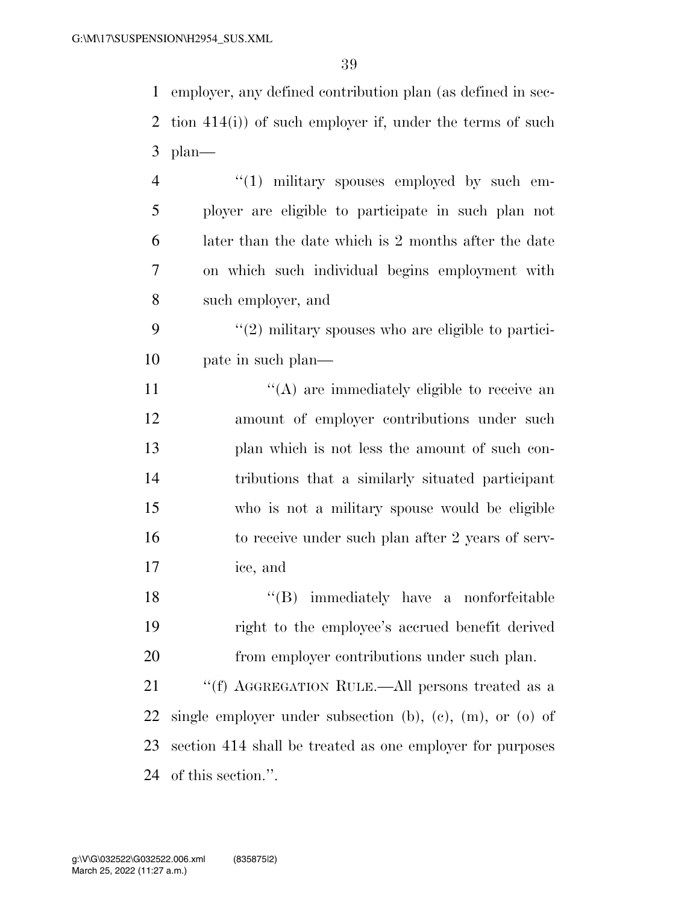employer, any defined contribution plan (as defined in section 414(i)) of such employer if, under the terms of such plan—

"(1) military spouses employed by such employer are eligible to participate in such plan not later than the date which is 2 months after the date on which such individual begins employment with such employer, and

"(2) military spouses who are eligible to participate in such plan—

"(A) are immediately eligible to receive an amount of employer contributions under such plan which is not less the amount of such contributions that a similarly situated participant who is not a military spouse would be eligible to receive under such plan after 2 years of service, and

"(B) immediately have a nonforfeitable right to the employee's accrued benefit derived from employer contributions under such plan.

"(f) AGGREGATION RULE.—All persons treated as a single employer under subsection (b), (c), (m), or (o) of section 414 shall be treated as one employer for purposes of this section.".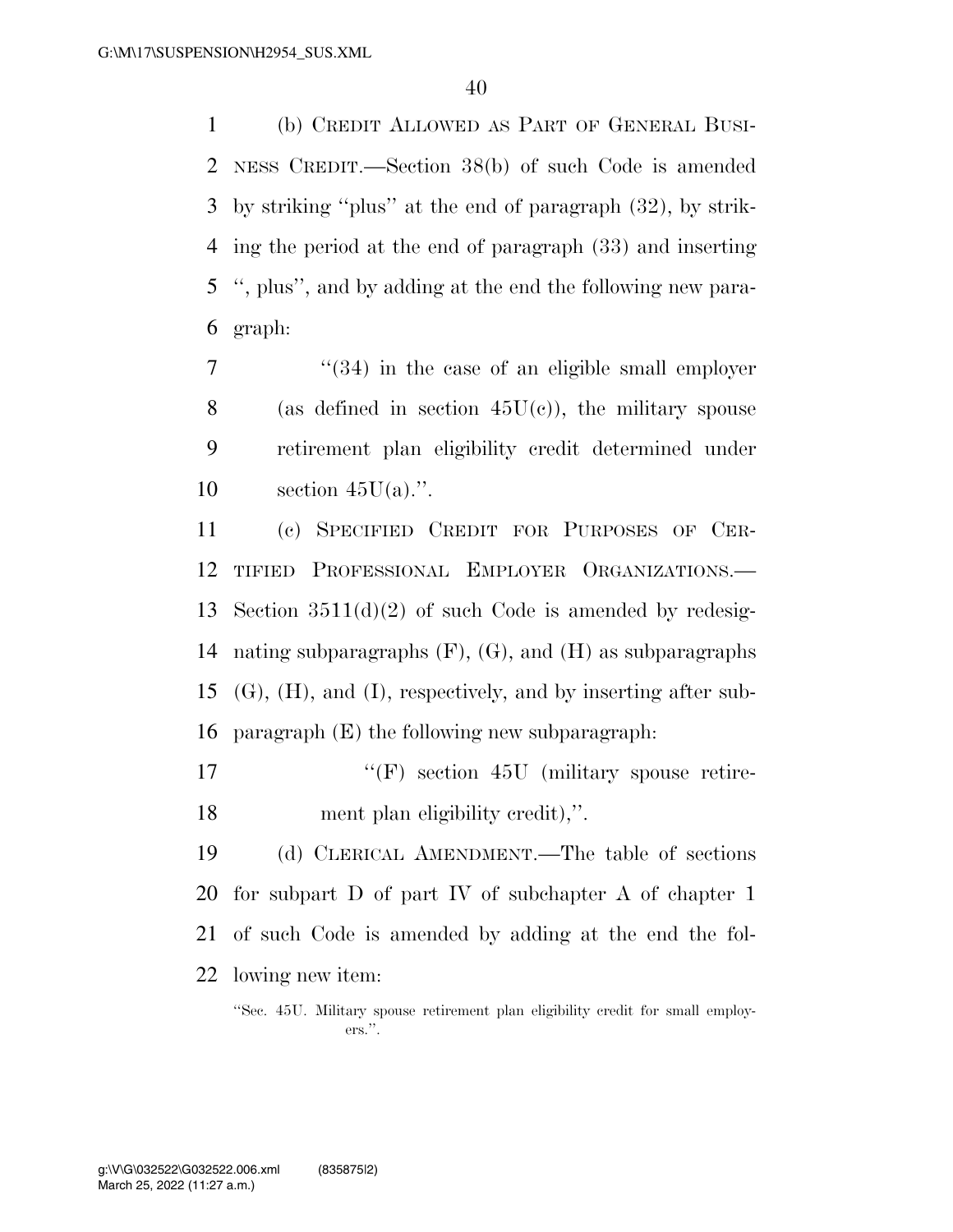(b) CREDIT ALLOWED AS PART OF GENERAL BUSINESS CREDIT.—Section 38(b) of such Code is amended by striking ''plus'' at the end of paragraph (32), by striking the period at the end of paragraph (33) and inserting '', plus'', and by adding at the end the following new paragraph:

> ''(34) in the case of an eligible small employer (as defined in section 45U(c)), the military spouse retirement plan eligibility credit determined under section 45U(a).''.

(c) SPECIFIED CREDIT FOR PURPOSES OF CERTIFIED PROFESSIONAL EMPLOYER ORGANIZATIONS.—Section 3511(d)(2) of such Code is amended by redesignating subparagraphs (F), (G), and (H) as subparagraphs (G), (H), and (I), respectively, and by inserting after subparagraph (E) the following new subparagraph:

> ''(F) section 45U (military spouse retirement plan eligibility credit),''.

(d) CLERICAL AMENDMENT.—The table of sections for subpart D of part IV of subchapter A of chapter 1 of such Code is amended by adding at the end the following new item:

> ''Sec. 45U. Military spouse retirement plan eligibility credit for small employers.''.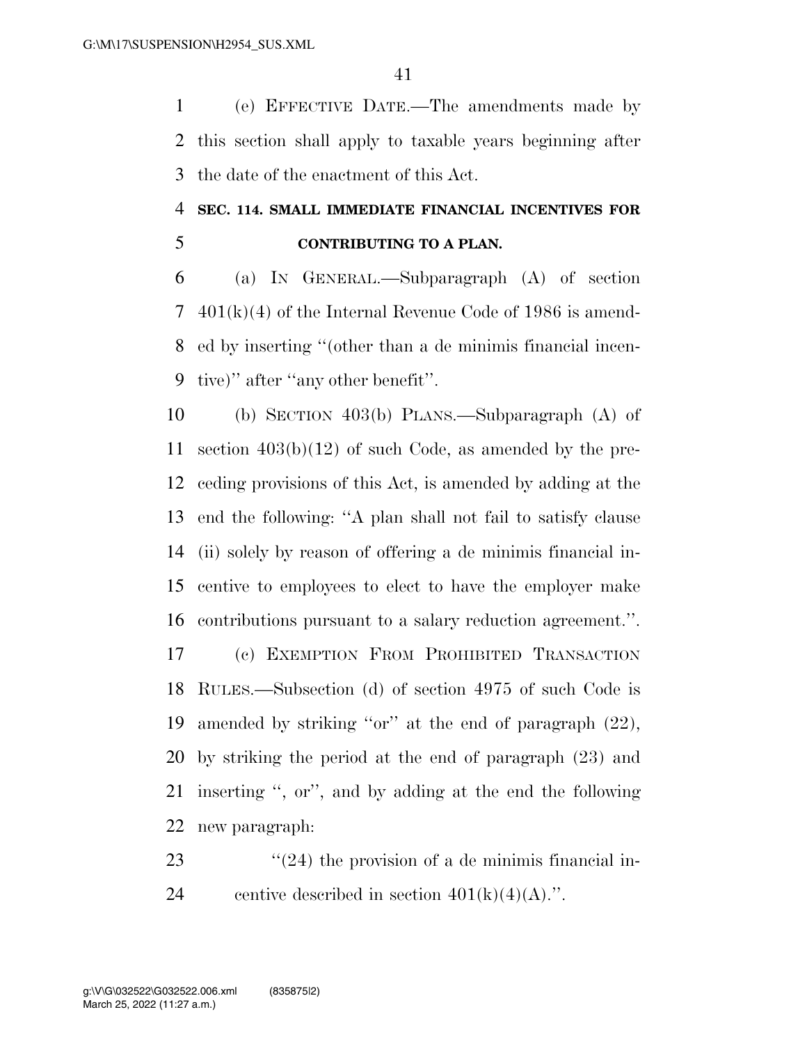(e) EFFECTIVE DATE.—The amendments made by this section shall apply to taxable years beginning after the date of the enactment of this Act.

## SEC. 114. SMALL IMMEDIATE FINANCIAL INCENTIVES FOR CONTRIBUTING TO A PLAN.

(a) IN GENERAL.—Subparagraph (A) of section 401(k)(4) of the Internal Revenue Code of 1986 is amended by inserting ''(other than a de minimis financial incentive)'' after ''any other benefit''.

(b) SECTION 403(b) PLANS.—Subparagraph (A) of section 403(b)(12) of such Code, as amended by the preceding provisions of this Act, is amended by adding at the end the following: ''A plan shall not fail to satisfy clause (ii) solely by reason of offering a de minimis financial incentive to employees to elect to have the employer make contributions pursuant to a salary reduction agreement.''.

(c) EXEMPTION FROM PROHIBITED TRANSACTION RULES.—Subsection (d) of section 4975 of such Code is amended by striking ''or'' at the end of paragraph (22), by striking the period at the end of paragraph (23) and inserting '', or'', and by adding at the end the following new paragraph:

''(24) the provision of a de minimis financial incentive described in section 401(k)(4)(A).''.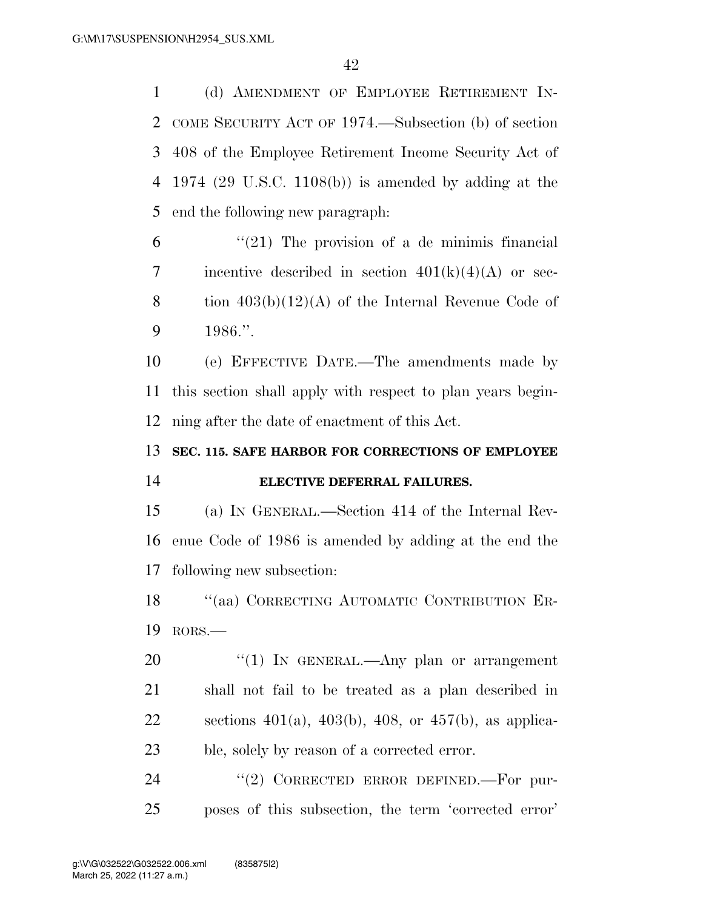(d) AMENDMENT OF EMPLOYEE RETIREMENT INCOME SECURITY ACT OF 1974.—Subsection (b) of section 408 of the Employee Retirement Income Security Act of 1974 (29 U.S.C. 1108(b)) is amended by adding at the end the following new paragraph:

"(21) The provision of a de minimis financial incentive described in section 401(k)(4)(A) or section 403(b)(12)(A) of the Internal Revenue Code of 1986.".

(e) EFFECTIVE DATE.—The amendments made by this section shall apply with respect to plan years beginning after the date of enactment of this Act.

**SEC. 115. SAFE HARBOR FOR CORRECTIONS OF EMPLOYEE ELECTIVE DEFERRAL FAILURES.**

(a) IN GENERAL.—Section 414 of the Internal Revenue Code of 1986 is amended by adding at the end the following new subsection:

"(aa) CORRECTING AUTOMATIC CONTRIBUTION ERRORS.—

"(1) IN GENERAL.—Any plan or arrangement shall not fail to be treated as a plan described in sections 401(a), 403(b), 408, or 457(b), as applicable, solely by reason of a corrected error.

"(2) CORRECTED ERROR DEFINED.—For purposes of this subsection, the term 'corrected error'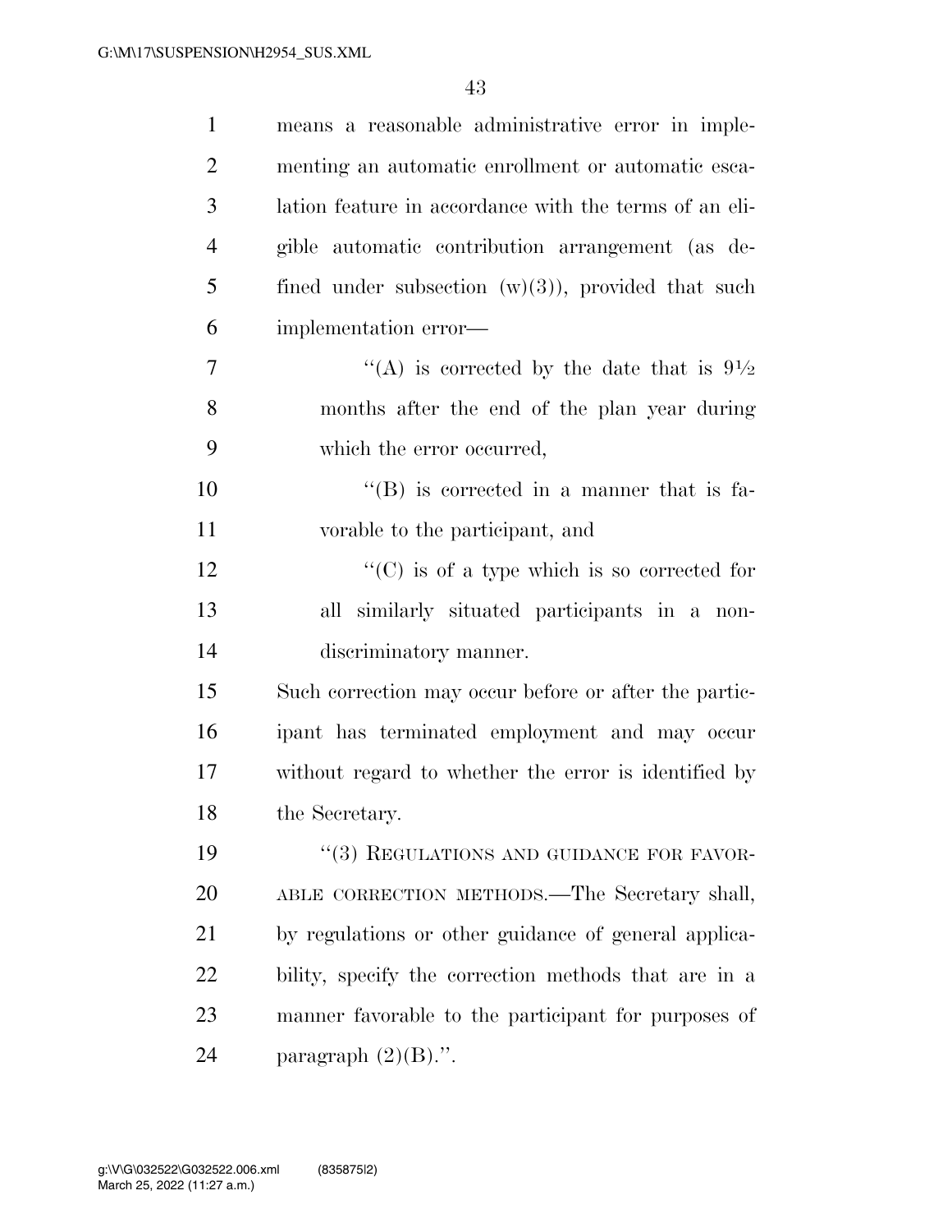means a reasonable administrative error in implementing an automatic enrollment or automatic escalation feature in accordance with the terms of an eligible automatic contribution arrangement (as defined under subsection (w)(3)), provided that such implementation error—

> "(A) is corrected by the date that is 9½ months after the end of the plan year during which the error occurred,
>
> "(B) is corrected in a manner that is favorable to the participant, and
>
> "(C) is of a type which is so corrected for all similarly situated participants in a nondiscriminatory manner.

Such correction may occur before or after the participant has terminated employment and may occur without regard to whether the error is identified by the Secretary.

"(3) REGULATIONS AND GUIDANCE FOR FAVORABLE CORRECTION METHODS.—The Secretary shall, by regulations or other guidance of general applicability, specify the correction methods that are in a manner favorable to the participant for purposes of paragraph (2)(B).".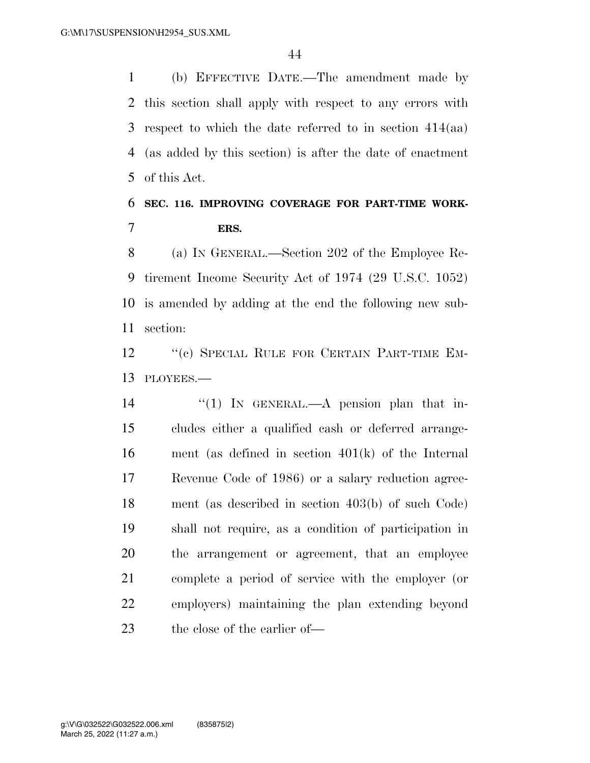(b) EFFECTIVE DATE.—The amendment made by this section shall apply with respect to any errors with respect to which the date referred to in section 414(aa) (as added by this section) is after the date of enactment of this Act.

**SEC. 116. IMPROVING COVERAGE FOR PART-TIME WORKERS.**

(a) IN GENERAL.—Section 202 of the Employee Retirement Income Security Act of 1974 (29 U.S.C. 1052) is amended by adding at the end the following new subsection:

''(c) SPECIAL RULE FOR CERTAIN PART-TIME EMPLOYEES.—

''(1) IN GENERAL.—A pension plan that includes either a qualified cash or deferred arrangement (as defined in section 401(k) of the Internal Revenue Code of 1986) or a salary reduction agreement (as described in section 403(b) of such Code) shall not require, as a condition of participation in the arrangement or agreement, that an employee complete a period of service with the employer (or employers) maintaining the plan extending beyond the close of the earlier of—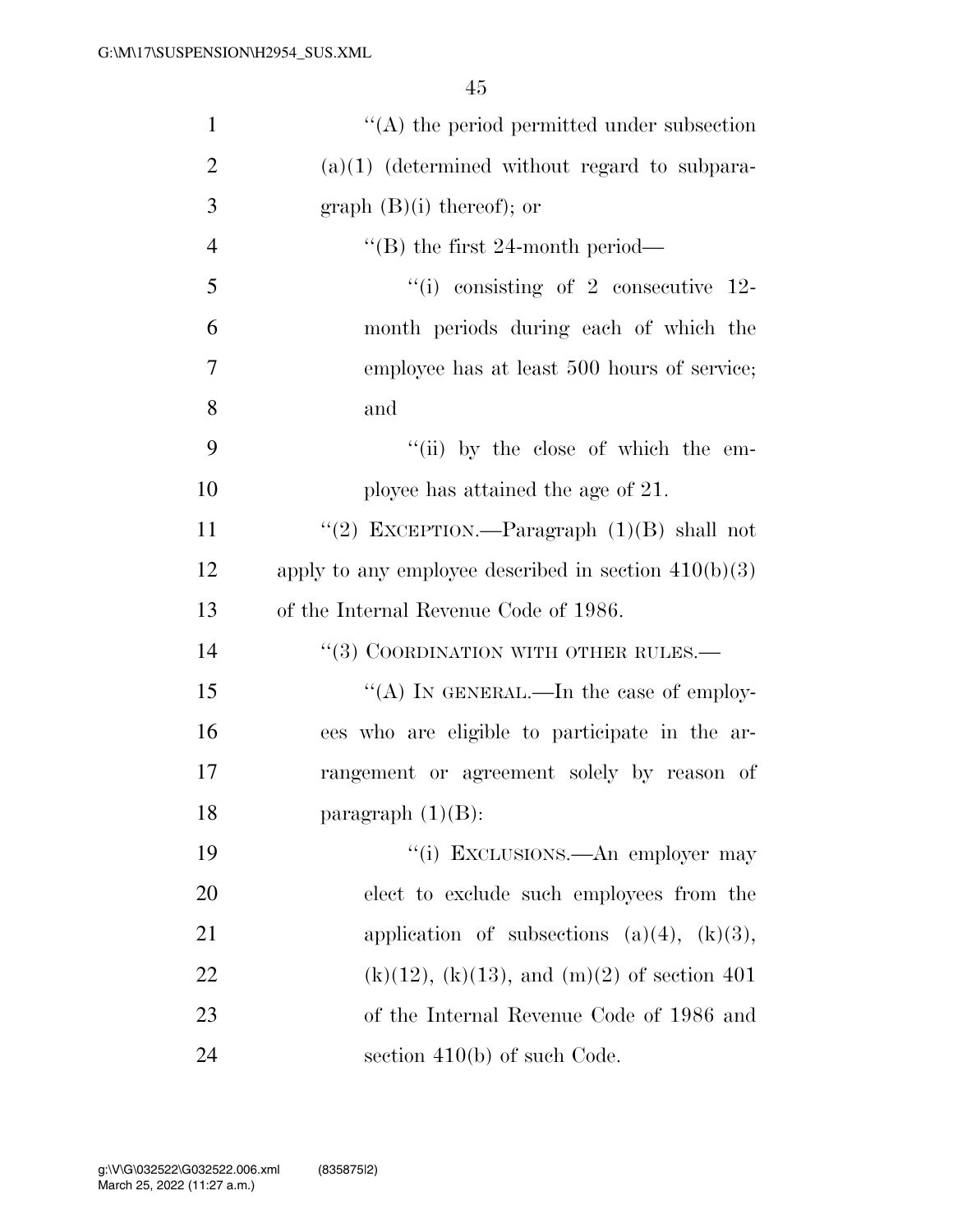"(A) the period permitted under subsection (a)(1) (determined without regard to subparagraph (B)(i) thereof); or

"(B) the first 24-month period—

"(i) consisting of 2 consecutive 12-month periods during each of which the employee has at least 500 hours of service; and

"(ii) by the close of which the employee has attained the age of 21.

"(2) EXCEPTION.—Paragraph (1)(B) shall not apply to any employee described in section 410(b)(3) of the Internal Revenue Code of 1986.

"(3) COORDINATION WITH OTHER RULES.—

"(A) IN GENERAL.—In the case of employees who are eligible to participate in the arrangement or agreement solely by reason of paragraph (1)(B):

"(i) EXCLUSIONS.—An employer may elect to exclude such employees from the application of subsections (a)(4), (k)(3), (k)(12), (k)(13), and (m)(2) of section 401 of the Internal Revenue Code of 1986 and section 410(b) of such Code.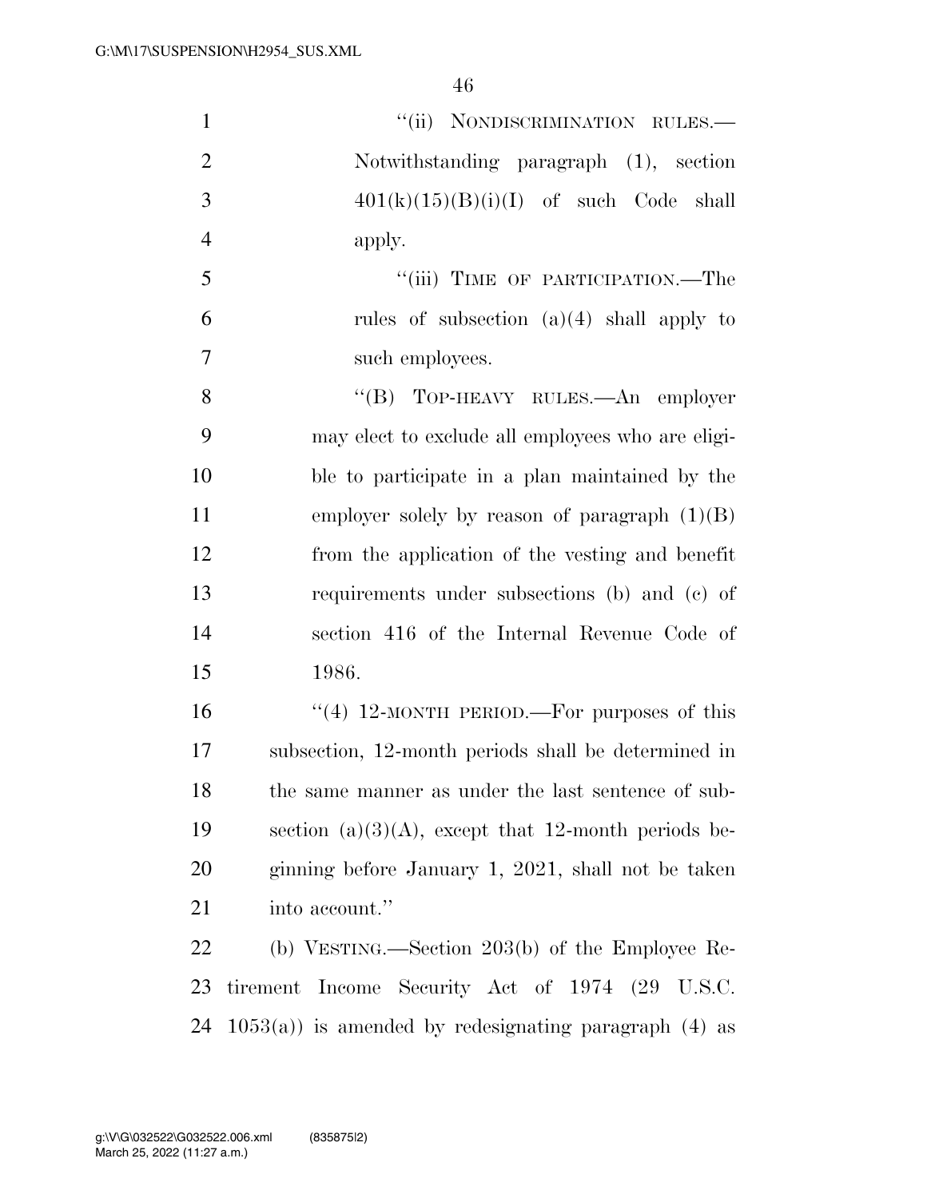"(ii) NONDISCRIMINATION RULES.—Notwithstanding paragraph (1), section 401(k)(15)(B)(i)(I) of such Code shall apply.

"(iii) TIME OF PARTICIPATION.—The rules of subsection (a)(4) shall apply to such employees.

"(B) TOP-HEAVY RULES.—An employer may elect to exclude all employees who are eligible to participate in a plan maintained by the employer solely by reason of paragraph (1)(B) from the application of the vesting and benefit requirements under subsections (b) and (c) of section 416 of the Internal Revenue Code of 1986.

"(4) 12-MONTH PERIOD.—For purposes of this subsection, 12-month periods shall be determined in the same manner as under the last sentence of subsection (a)(3)(A), except that 12-month periods beginning before January 1, 2021, shall not be taken into account."

(b) VESTING.—Section 203(b) of the Employee Retirement Income Security Act of 1974 (29 U.S.C. 1053(a)) is amended by redesignating paragraph (4) as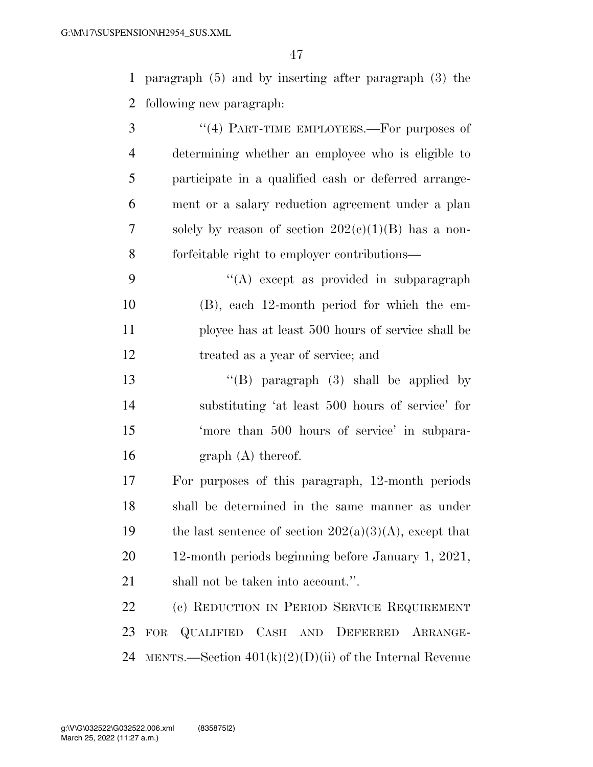paragraph (5) and by inserting after paragraph (3) the following new paragraph:

"(4) PART-TIME EMPLOYEES.—For purposes of determining whether an employee who is eligible to participate in a qualified cash or deferred arrangement or a salary reduction agreement under a plan solely by reason of section 202(c)(1)(B) has a nonforfeitable right to employer contributions—

"(A) except as provided in subparagraph (B), each 12-month period for which the employee has at least 500 hours of service shall be treated as a year of service; and

"(B) paragraph (3) shall be applied by substituting 'at least 500 hours of service' for 'more than 500 hours of service' in subparagraph (A) thereof.

For purposes of this paragraph, 12-month periods shall be determined in the same manner as under the last sentence of section 202(a)(3)(A), except that 12-month periods beginning before January 1, 2021, shall not be taken into account.".

(c) REDUCTION IN PERIOD SERVICE REQUIREMENT FOR QUALIFIED CASH AND DEFERRED ARRANGEMENTS.—Section 401(k)(2)(D)(ii) of the Internal Revenue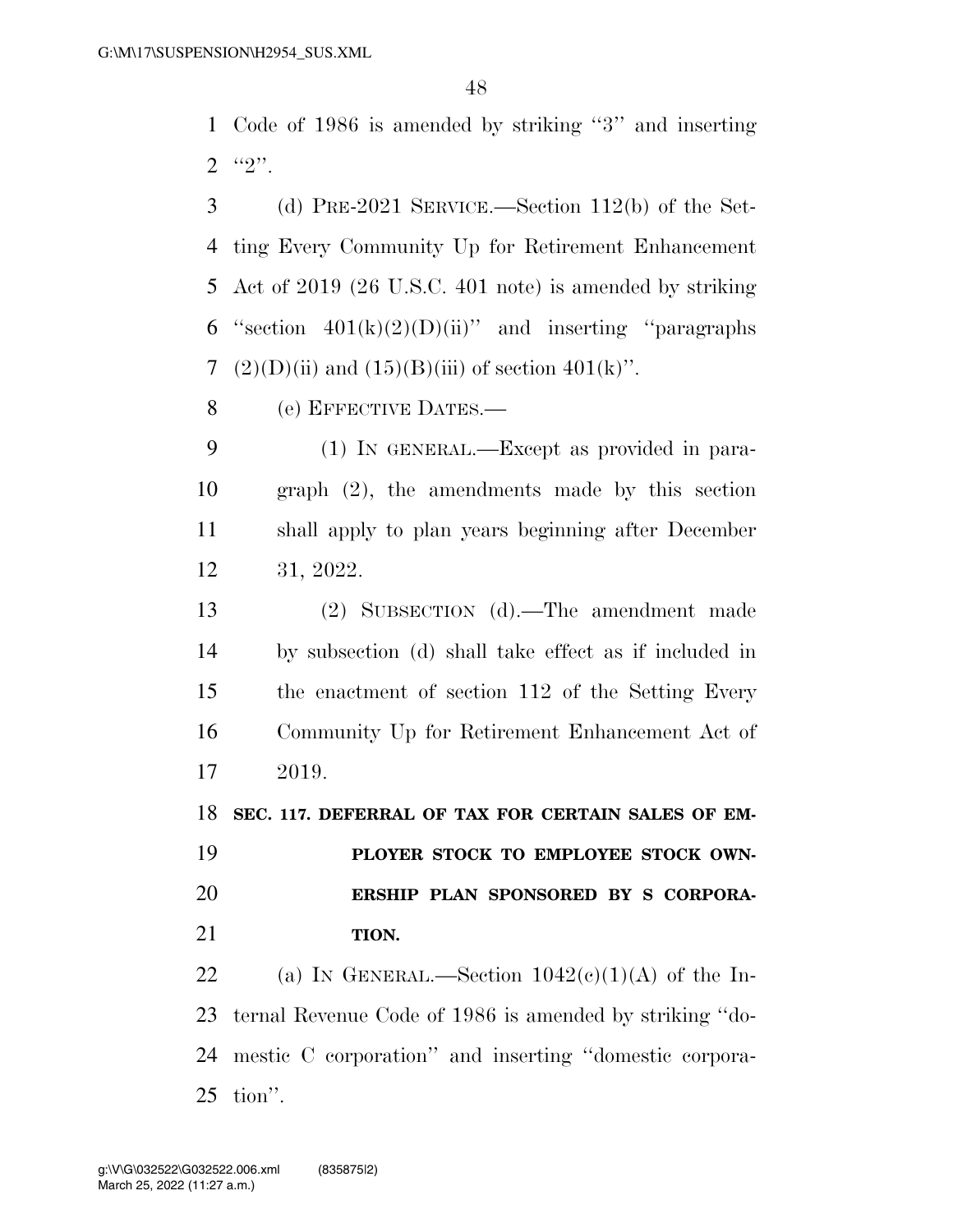Code of 1986 is amended by striking "3" and inserting "2".

(d) PRE-2021 SERVICE.—Section 112(b) of the Setting Every Community Up for Retirement Enhancement Act of 2019 (26 U.S.C. 401 note) is amended by striking "section 401(k)(2)(D)(ii)" and inserting "paragraphs (2)(D)(ii) and (15)(B)(iii) of section 401(k)".

(e) EFFECTIVE DATES.—

(1) IN GENERAL.—Except as provided in paragraph (2), the amendments made by this section shall apply to plan years beginning after December 31, 2022.

(2) SUBSECTION (d).—The amendment made by subsection (d) shall take effect as if included in the enactment of section 112 of the Setting Every Community Up for Retirement Enhancement Act of 2019.

**SEC. 117. DEFERRAL OF TAX FOR CERTAIN SALES OF EMPLOYER STOCK TO EMPLOYEE STOCK OWNERSHIP PLAN SPONSORED BY S CORPORATION.**

(a) IN GENERAL.—Section 1042(c)(1)(A) of the Internal Revenue Code of 1986 is amended by striking "domestic C corporation" and inserting "domestic corporation".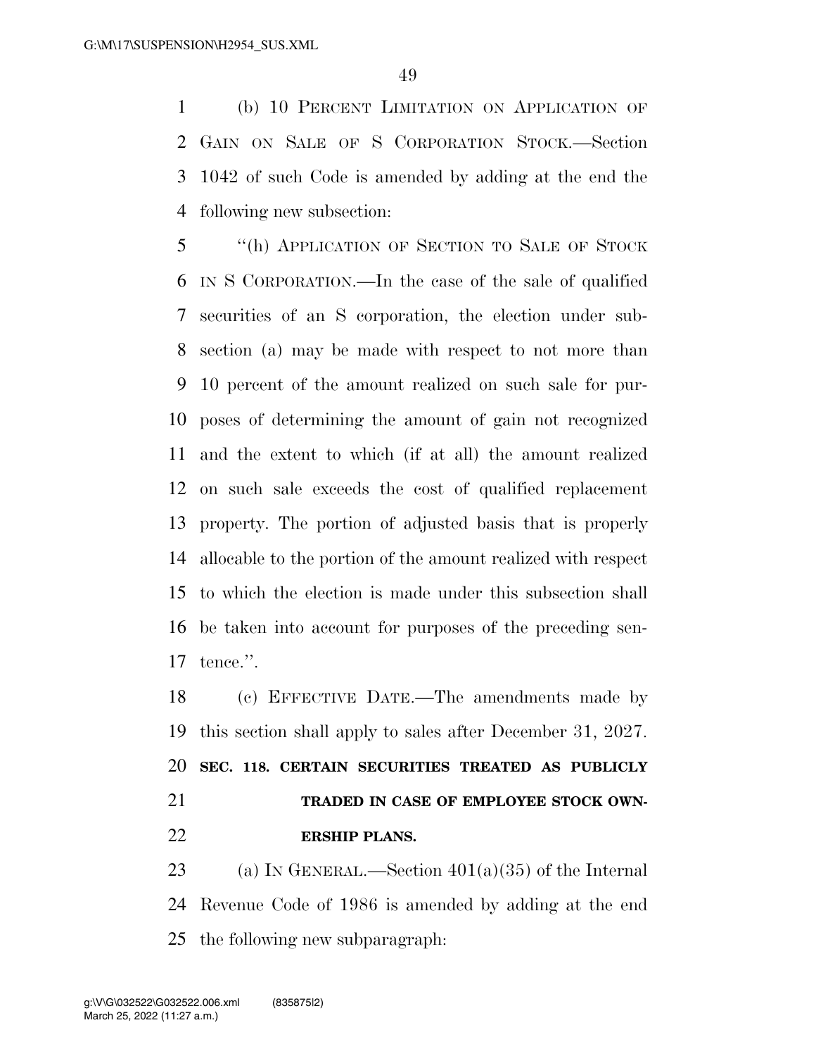(b) 10 PERCENT LIMITATION ON APPLICATION OF GAIN ON SALE OF S CORPORATION STOCK.—Section 1042 of such Code is amended by adding at the end the following new subsection:

"(h) APPLICATION OF SECTION TO SALE OF STOCK IN S CORPORATION.—In the case of the sale of qualified securities of an S corporation, the election under subsection (a) may be made with respect to not more than 10 percent of the amount realized on such sale for purposes of determining the amount of gain not recognized and the extent to which (if at all) the amount realized on such sale exceeds the cost of qualified replacement property. The portion of adjusted basis that is properly allocable to the portion of the amount realized with respect to which the election is made under this subsection shall be taken into account for purposes of the preceding sentence.".

(c) EFFECTIVE DATE.—The amendments made by this section shall apply to sales after December 31, 2027.

**SEC. 118. CERTAIN SECURITIES TREATED AS PUBLICLY TRADED IN CASE OF EMPLOYEE STOCK OWNERSHIP PLANS.**

(a) IN GENERAL.—Section 401(a)(35) of the Internal Revenue Code of 1986 is amended by adding at the end the following new subparagraph: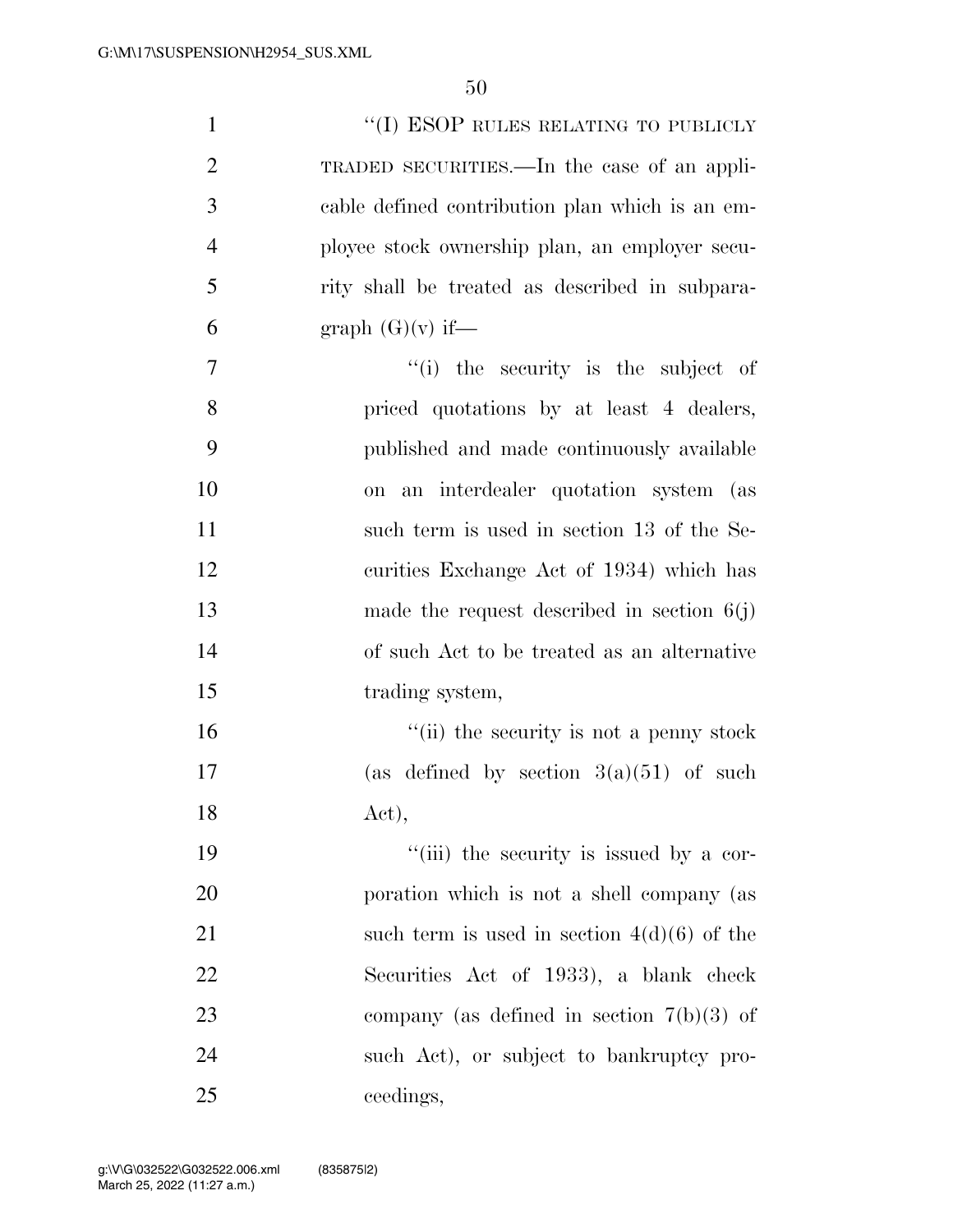"(I) ESOP RULES RELATING TO PUBLICLY TRADED SECURITIES.—In the case of an applicable defined contribution plan which is an employee stock ownership plan, an employer security shall be treated as described in subparagraph (G)(v) if—

"(i) the security is the subject of priced quotations by at least 4 dealers, published and made continuously available on an interdealer quotation system (as such term is used in section 13 of the Securities Exchange Act of 1934) which has made the request described in section 6(j) of such Act to be treated as an alternative trading system,

"(ii) the security is not a penny stock (as defined by section 3(a)(51) of such Act),

"(iii) the security is issued by a corporation which is not a shell company (as such term is used in section 4(d)(6) of the Securities Act of 1933), a blank check company (as defined in section 7(b)(3) of such Act), or subject to bankruptcy proceedings,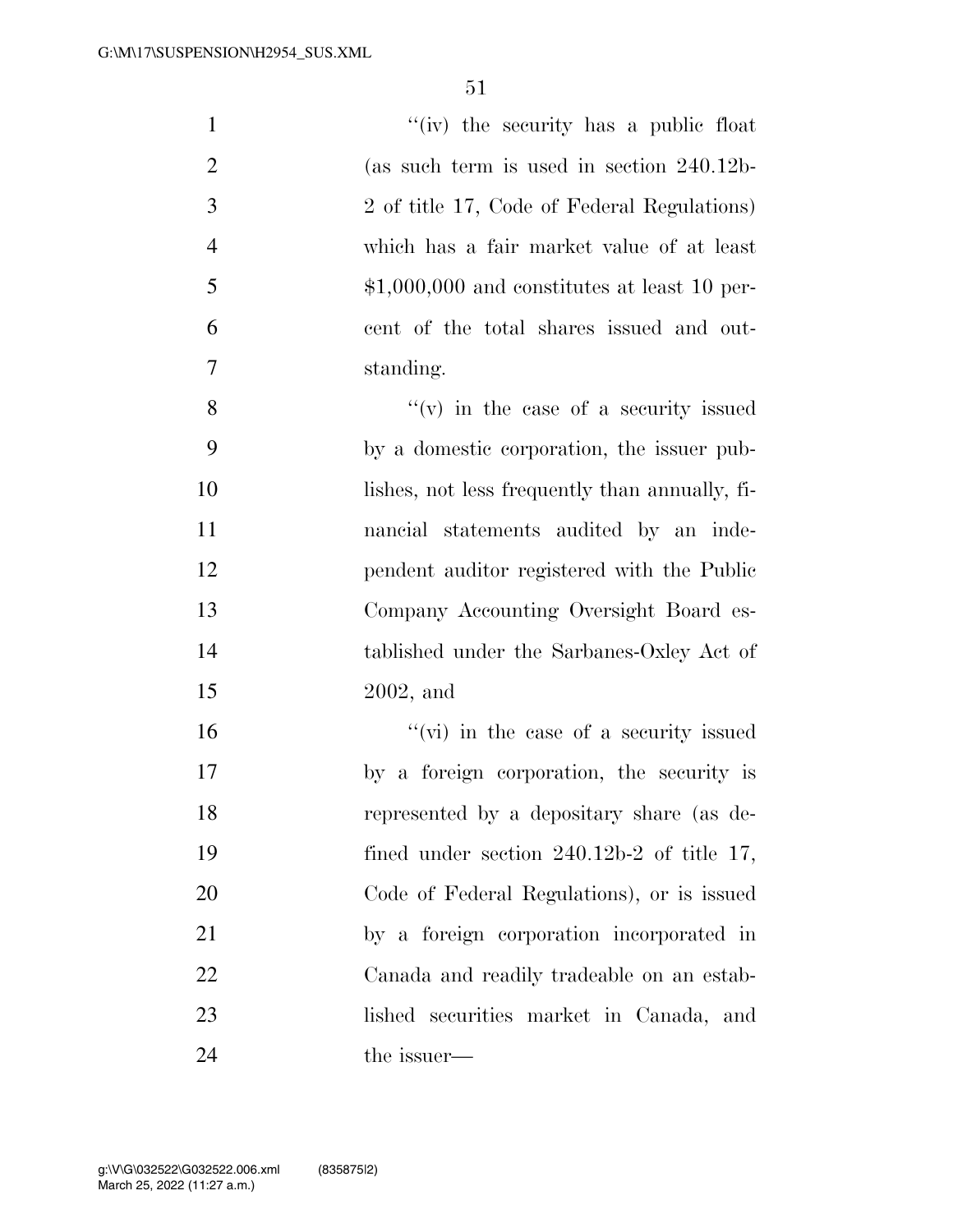"(iv) the security has a public float (as such term is used in section 240.12b-2 of title 17, Code of Federal Regulations) which has a fair market value of at least $1,000,000 and constitutes at least 10 percent of the total shares issued and outstanding.

"(v) in the case of a security issued by a domestic corporation, the issuer publishes, not less frequently than annually, financial statements audited by an independent auditor registered with the Public Company Accounting Oversight Board established under the Sarbanes-Oxley Act of 2002, and

"(vi) in the case of a security issued by a foreign corporation, the security is represented by a depositary share (as defined under section 240.12b-2 of title 17, Code of Federal Regulations), or is issued by a foreign corporation incorporated in Canada and readily tradeable on an established securities market in Canada, and the issuer—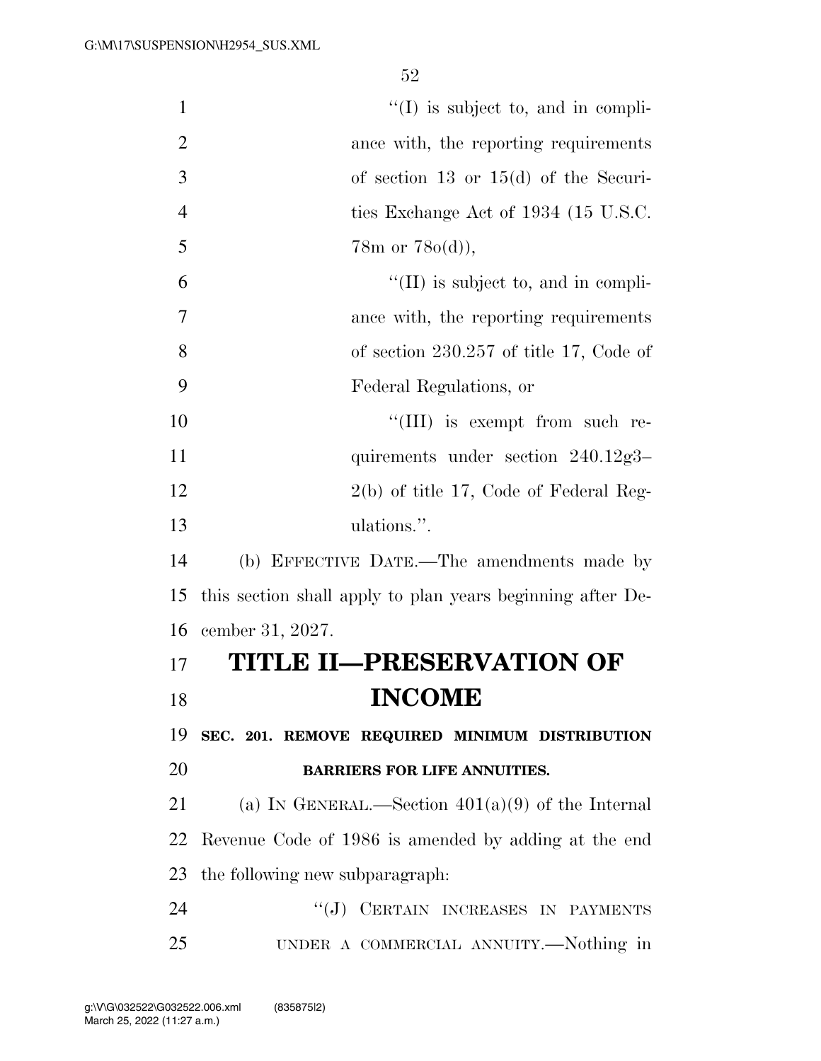"(I) is subject to, and in compliance with, the reporting requirements of section 13 or 15(d) of the Securities Exchange Act of 1934 (15 U.S.C. 78m or 78o(d)),

"(II) is subject to, and in compliance with, the reporting requirements of section 230.257 of title 17, Code of Federal Regulations, or

"(III) is exempt from such requirements under section 240.12g3–2(b) of title 17, Code of Federal Regulations.".

(b) EFFECTIVE DATE.—The amendments made by this section shall apply to plan years beginning after December 31, 2027.

# TITLE II—PRESERVATION OF INCOME

## SEC. 201. REMOVE REQUIRED MINIMUM DISTRIBUTION BARRIERS FOR LIFE ANNUITIES.

(a) IN GENERAL.—Section 401(a)(9) of the Internal Revenue Code of 1986 is amended by adding at the end the following new subparagraph:

"(J) CERTAIN INCREASES IN PAYMENTS UNDER A COMMERCIAL ANNUITY.—Nothing in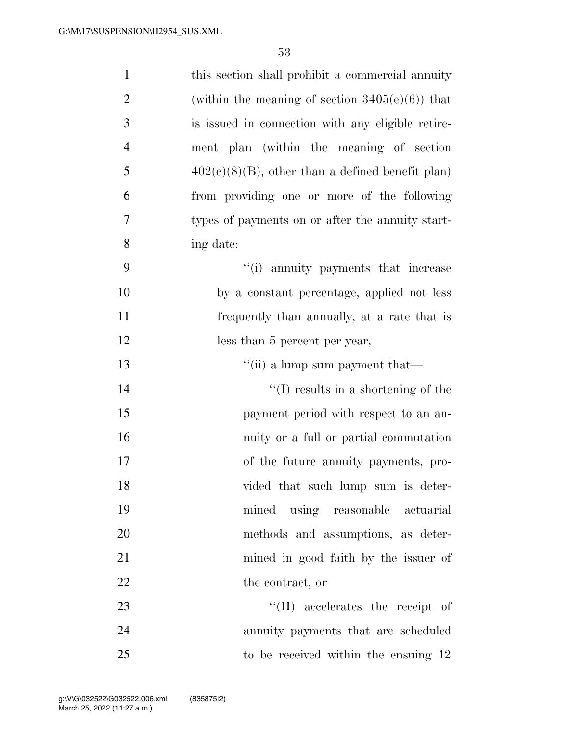this section shall prohibit a commercial annuity (within the meaning of section 3405(e)(6)) that is issued in connection with any eligible retirement plan (within the meaning of section 402(c)(8)(B), other than a defined benefit plan) from providing one or more of the following types of payments on or after the annuity starting date:

"(i) annuity payments that increase by a constant percentage, applied not less frequently than annually, at a rate that is less than 5 percent per year,

"(ii) a lump sum payment that—

"(I) results in a shortening of the payment period with respect to an annuity or a full or partial commutation of the future annuity payments, provided that such lump sum is determined using reasonable actuarial methods and assumptions, as determined in good faith by the issuer of the contract, or

"(II) accelerates the receipt of annuity payments that are scheduled to be received within the ensuing 12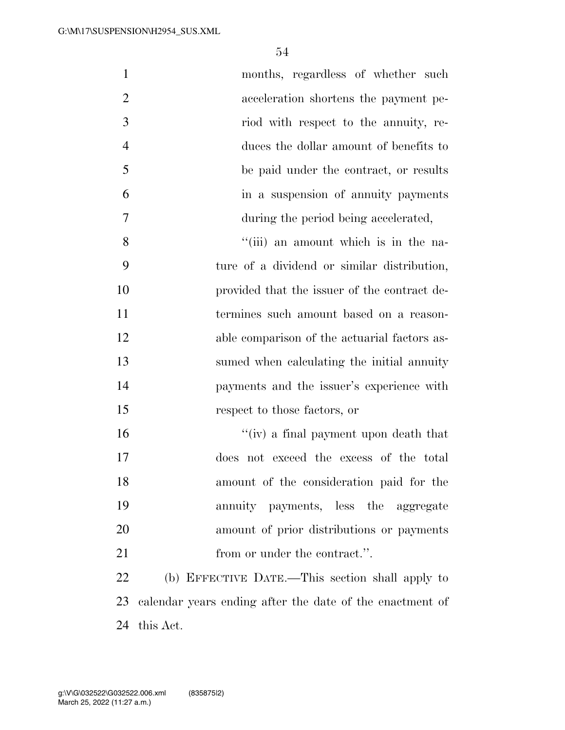months, regardless of whether such acceleration shortens the payment period with respect to the annuity, reduces the dollar amount of benefits to be paid under the contract, or results in a suspension of annuity payments during the period being accelerated,

"(iii) an amount which is in the nature of a dividend or similar distribution, provided that the issuer of the contract determines such amount based on a reasonable comparison of the actuarial factors assumed when calculating the initial annuity payments and the issuer's experience with respect to those factors, or

"(iv) a final payment upon death that does not exceed the excess of the total amount of the consideration paid for the annuity payments, less the aggregate amount of prior distributions or payments from or under the contract.".

(b) EFFECTIVE DATE.—This section shall apply to calendar years ending after the date of the enactment of this Act.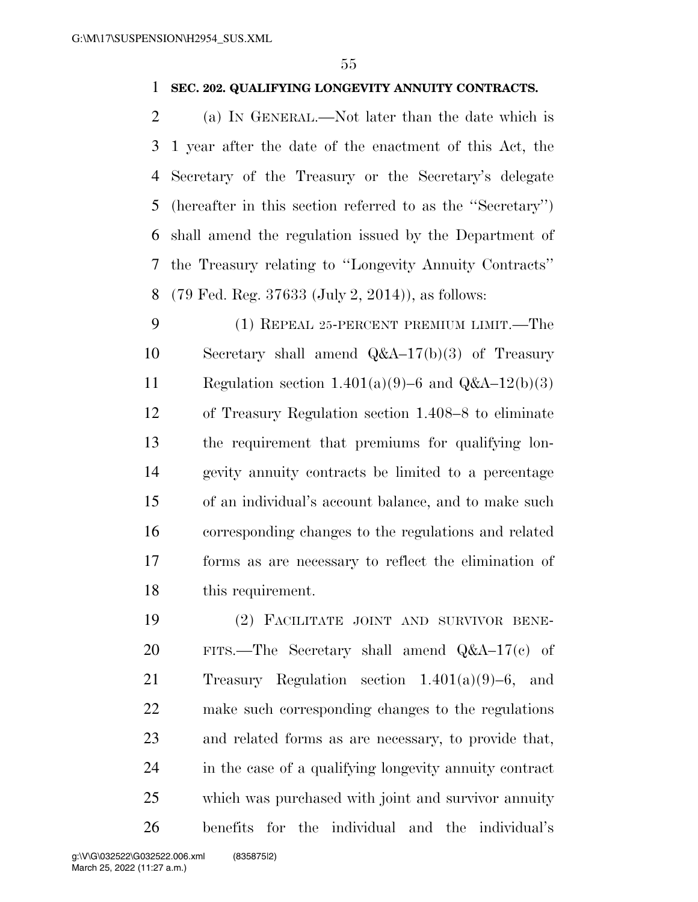**SEC. 202. QUALIFYING LONGEVITY ANNUITY CONTRACTS.**

(a) IN GENERAL.—Not later than the date which is 1 year after the date of the enactment of this Act, the Secretary of the Treasury or the Secretary's delegate (hereafter in this section referred to as the ''Secretary'') shall amend the regulation issued by the Department of the Treasury relating to ''Longevity Annuity Contracts'' (79 Fed. Reg. 37633 (July 2, 2014)), as follows:

(1) REPEAL 25-PERCENT PREMIUM LIMIT.—The Secretary shall amend Q&A–17(b)(3) of Treasury Regulation section 1.401(a)(9)–6 and Q&A–12(b)(3) of Treasury Regulation section 1.408–8 to eliminate the requirement that premiums for qualifying longevity annuity contracts be limited to a percentage of an individual's account balance, and to make such corresponding changes to the regulations and related forms as are necessary to reflect the elimination of this requirement.

(2) FACILITATE JOINT AND SURVIVOR BENEFITS.—The Secretary shall amend Q&A–17(c) of Treasury Regulation section 1.401(a)(9)–6, and make such corresponding changes to the regulations and related forms as are necessary, to provide that, in the case of a qualifying longevity annuity contract which was purchased with joint and survivor annuity benefits for the individual and the individual's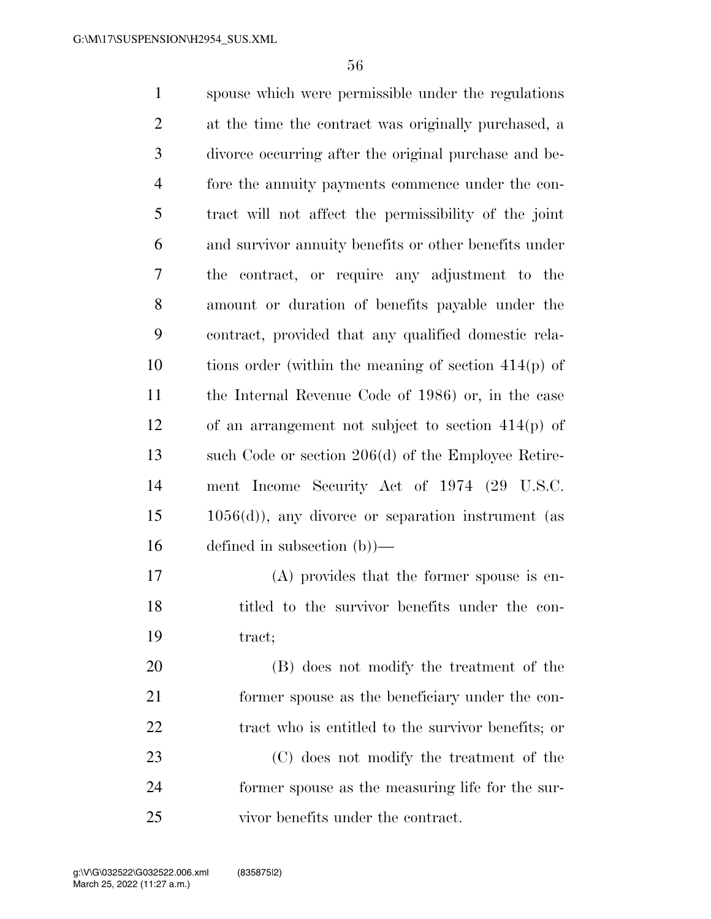spouse which were permissible under the regulations at the time the contract was originally purchased, a divorce occurring after the original purchase and before the annuity payments commence under the contract will not affect the permissibility of the joint and survivor annuity benefits or other benefits under the contract, or require any adjustment to the amount or duration of benefits payable under the contract, provided that any qualified domestic relations order (within the meaning of section 414(p) of the Internal Revenue Code of 1986) or, in the case of an arrangement not subject to section 414(p) of such Code or section 206(d) of the Employee Retirement Income Security Act of 1974 (29 U.S.C. 1056(d)), any divorce or separation instrument (as defined in subsection (b))—

(A) provides that the former spouse is entitled to the survivor benefits under the contract;

(B) does not modify the treatment of the former spouse as the beneficiary under the contract who is entitled to the survivor benefits; or

(C) does not modify the treatment of the former spouse as the measuring life for the survivor benefits under the contract.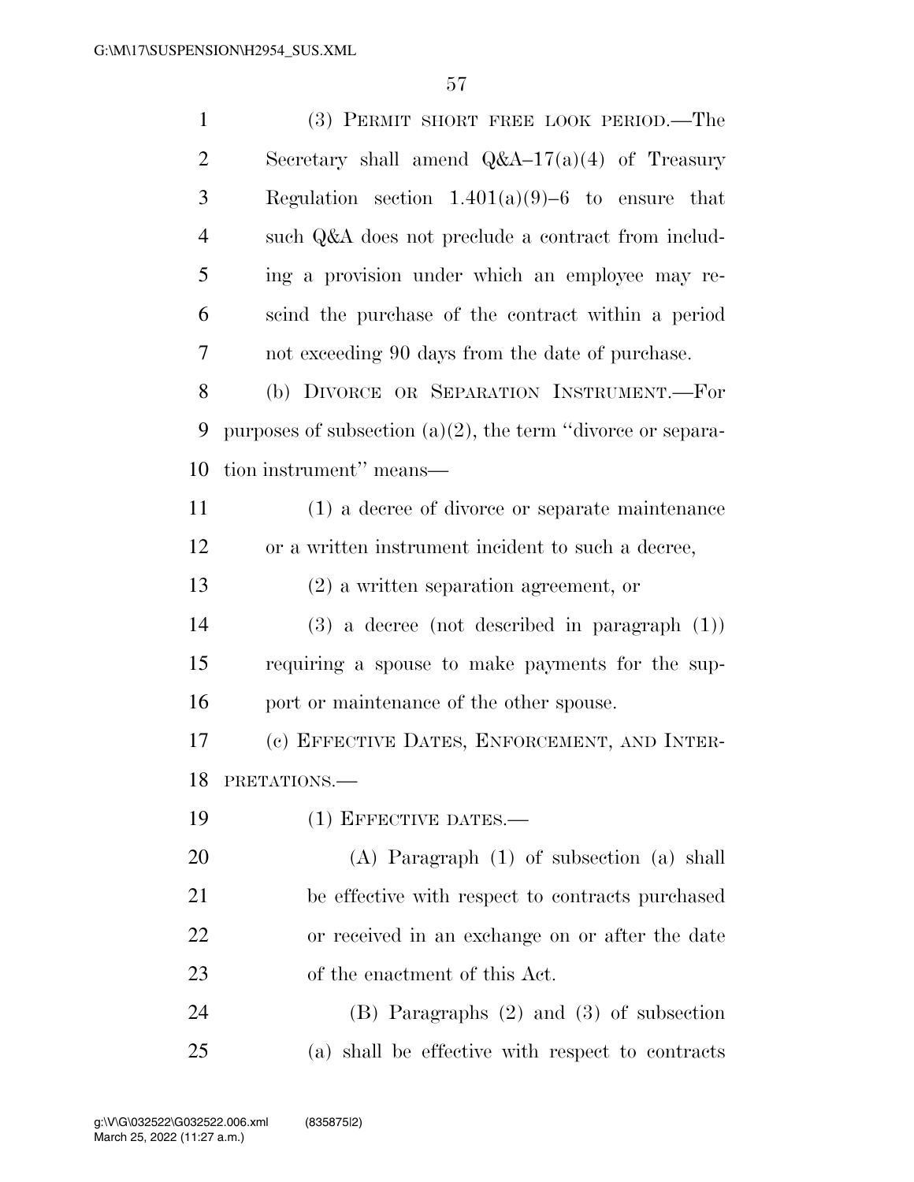(3) PERMIT SHORT FREE LOOK PERIOD.—The Secretary shall amend Q&A–17(a)(4) of Treasury Regulation section 1.401(a)(9)–6 to ensure that such Q&A does not preclude a contract from including a provision under which an employee may rescind the purchase of the contract within a period not exceeding 90 days from the date of purchase.

(b) DIVORCE OR SEPARATION INSTRUMENT.—For purposes of subsection (a)(2), the term ''divorce or separation instrument'' means—

(1) a decree of divorce or separate maintenance or a written instrument incident to such a decree,

(2) a written separation agreement, or

(3) a decree (not described in paragraph (1)) requiring a spouse to make payments for the support or maintenance of the other spouse.

(c) EFFECTIVE DATES, ENFORCEMENT, AND INTERPRETATIONS.—

(1) EFFECTIVE DATES.—

(A) Paragraph (1) of subsection (a) shall be effective with respect to contracts purchased or received in an exchange on or after the date of the enactment of this Act.

(B) Paragraphs (2) and (3) of subsection (a) shall be effective with respect to contracts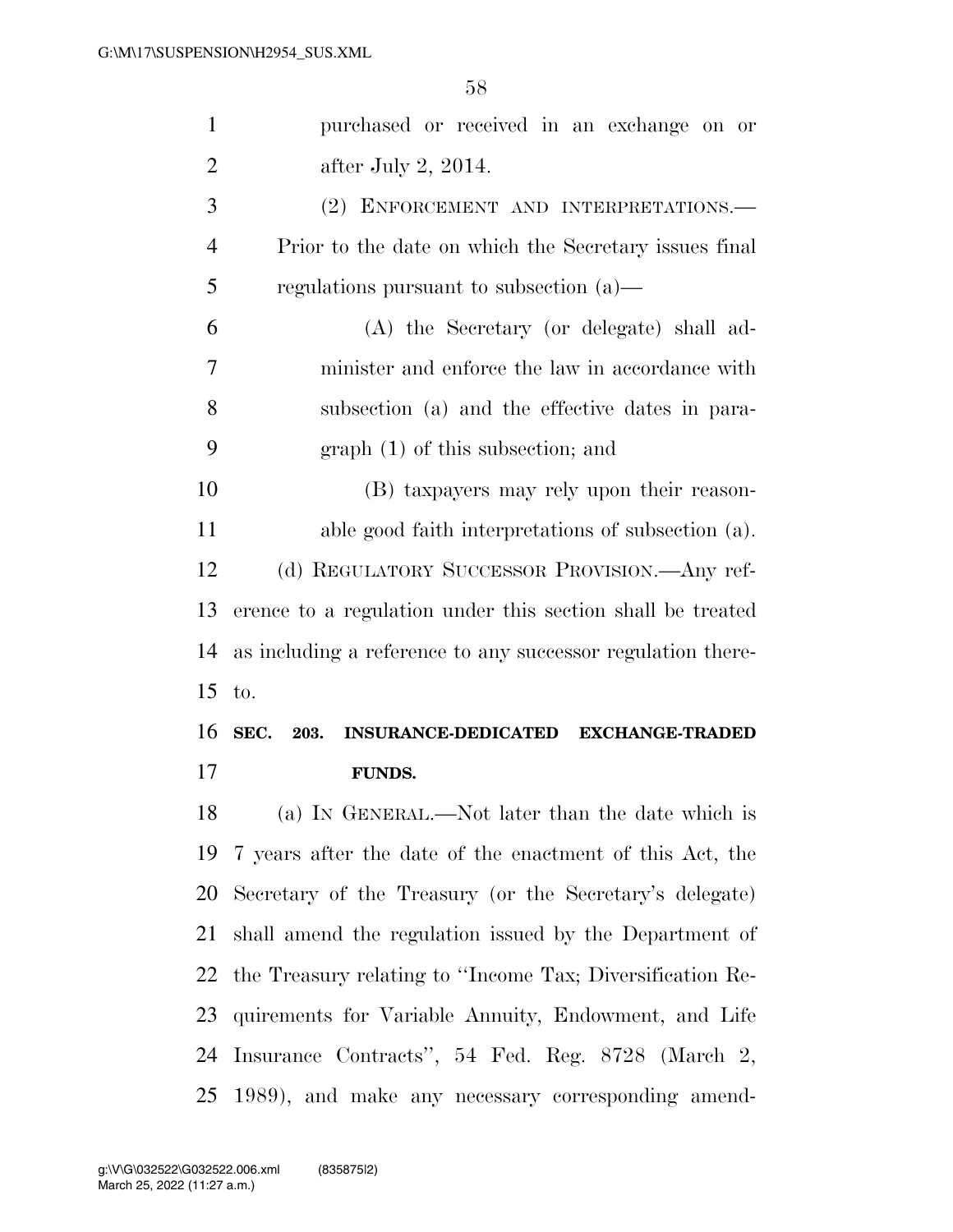purchased or received in an exchange on or after July 2, 2014.

(2) ENFORCEMENT AND INTERPRETATIONS.—Prior to the date on which the Secretary issues final regulations pursuant to subsection (a)—

(A) the Secretary (or delegate) shall administer and enforce the law in accordance with subsection (a) and the effective dates in paragraph (1) of this subsection; and

(B) taxpayers may rely upon their reasonable good faith interpretations of subsection (a).

(d) REGULATORY SUCCESSOR PROVISION.—Any reference to a regulation under this section shall be treated as including a reference to any successor regulation thereto.

**SEC. 203. INSURANCE-DEDICATED EXCHANGE-TRADED FUNDS.**

(a) IN GENERAL.—Not later than the date which is 7 years after the date of the enactment of this Act, the Secretary of the Treasury (or the Secretary's delegate) shall amend the regulation issued by the Department of the Treasury relating to ''Income Tax; Diversification Requirements for Variable Annuity, Endowment, and Life Insurance Contracts'', 54 Fed. Reg. 8728 (March 2, 1989), and make any necessary corresponding amend-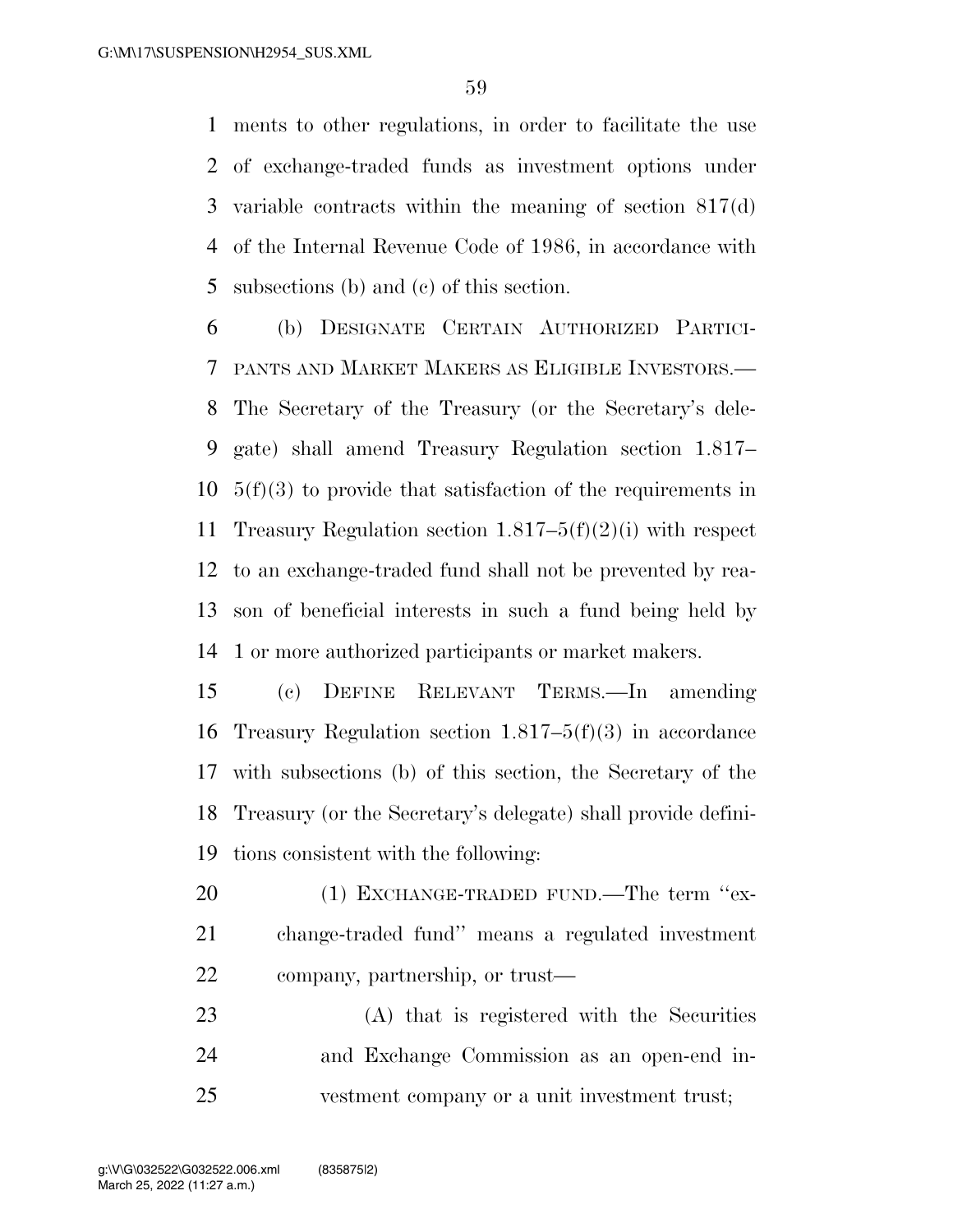ments to other regulations, in order to facilitate the use of exchange-traded funds as investment options under variable contracts within the meaning of section 817(d) of the Internal Revenue Code of 1986, in accordance with subsections (b) and (c) of this section.

(b) DESIGNATE CERTAIN AUTHORIZED PARTICIPANTS AND MARKET MAKERS AS ELIGIBLE INVESTORS.—The Secretary of the Treasury (or the Secretary's delegate) shall amend Treasury Regulation section 1.817–5(f)(3) to provide that satisfaction of the requirements in Treasury Regulation section 1.817–5(f)(2)(i) with respect to an exchange-traded fund shall not be prevented by reason of beneficial interests in such a fund being held by 1 or more authorized participants or market makers.

(c) DEFINE RELEVANT TERMS.—In amending Treasury Regulation section 1.817–5(f)(3) in accordance with subsections (b) of this section, the Secretary of the Treasury (or the Secretary's delegate) shall provide definitions consistent with the following:

(1) EXCHANGE-TRADED FUND.—The term ''exchange-traded fund'' means a regulated investment company, partnership, or trust—

(A) that is registered with the Securities and Exchange Commission as an open-end investment company or a unit investment trust;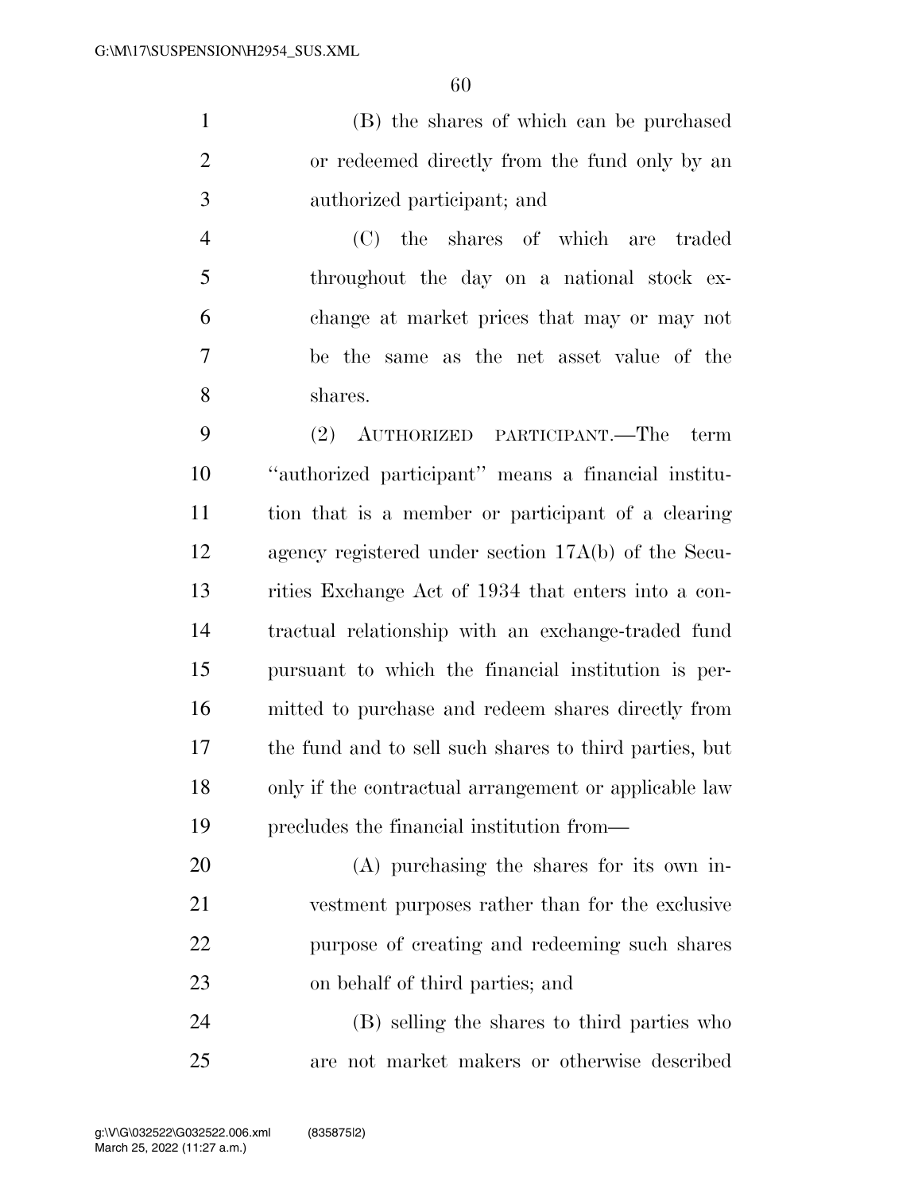(B) the shares of which can be purchased or redeemed directly from the fund only by an authorized participant; and

(C) the shares of which are traded throughout the day on a national stock exchange at market prices that may or may not be the same as the net asset value of the shares.

(2) AUTHORIZED PARTICIPANT.—The term "authorized participant" means a financial institution that is a member or participant of a clearing agency registered under section 17A(b) of the Securities Exchange Act of 1934 that enters into a contractual relationship with an exchange-traded fund pursuant to which the financial institution is permitted to purchase and redeem shares directly from the fund and to sell such shares to third parties, but only if the contractual arrangement or applicable law precludes the financial institution from—

(A) purchasing the shares for its own investment purposes rather than for the exclusive purpose of creating and redeeming such shares on behalf of third parties; and

(B) selling the shares to third parties who are not market makers or otherwise described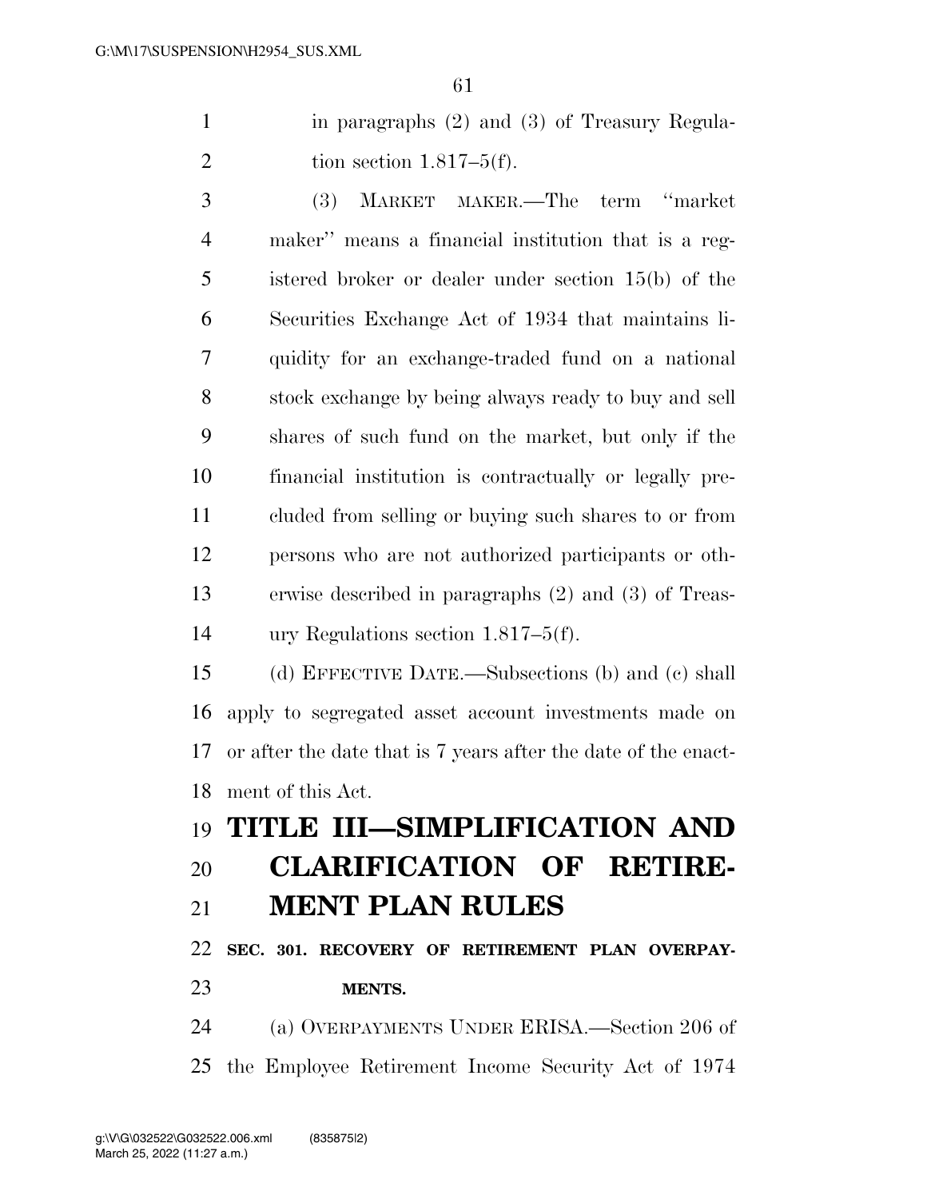in paragraphs (2) and (3) of Treasury Regulation section 1.817–5(f).

(3) MARKET MAKER.—The term ''market maker'' means a financial institution that is a registered broker or dealer under section 15(b) of the Securities Exchange Act of 1934 that maintains liquidity for an exchange-traded fund on a national stock exchange by being always ready to buy and sell shares of such fund on the market, but only if the financial institution is contractually or legally precluded from selling or buying such shares to or from persons who are not authorized participants or otherwise described in paragraphs (2) and (3) of Treasury Regulations section 1.817–5(f).

(d) EFFECTIVE DATE.—Subsections (b) and (c) shall apply to segregated asset account investments made on or after the date that is 7 years after the date of the enactment of this Act.

# TITLE III—SIMPLIFICATION AND CLARIFICATION OF RETIREMENT PLAN RULES

### SEC. 301. RECOVERY OF RETIREMENT PLAN OVERPAYMENTS.

(a) OVERPAYMENTS UNDER ERISA.—Section 206 of the Employee Retirement Income Security Act of 1974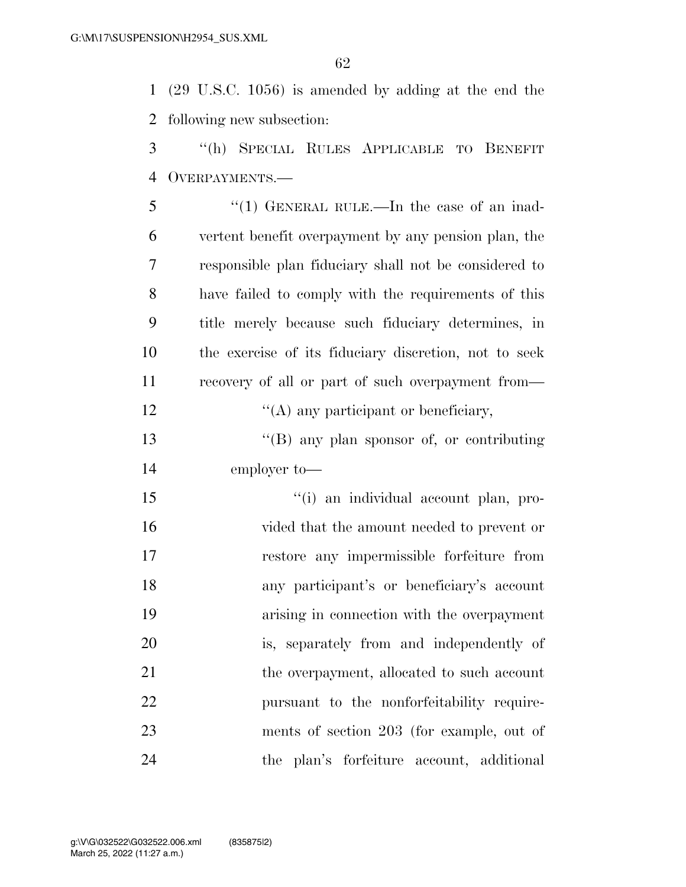(29 U.S.C. 1056) is amended by adding at the end the following new subsection:

"(h) SPECIAL RULES APPLICABLE TO BENEFIT OVERPAYMENTS.—

"(1) GENERAL RULE.—In the case of an inadvertent benefit overpayment by any pension plan, the responsible plan fiduciary shall not be considered to have failed to comply with the requirements of this title merely because such fiduciary determines, in the exercise of its fiduciary discretion, not to seek recovery of all or part of such overpayment from—

"(A) any participant or beneficiary,

"(B) any plan sponsor of, or contributing employer to—

"(i) an individual account plan, provided that the amount needed to prevent or restore any impermissible forfeiture from any participant's or beneficiary's account arising in connection with the overpayment is, separately from and independently of the overpayment, allocated to such account pursuant to the nonforfeitability requirements of section 203 (for example, out of the plan's forfeiture account, additional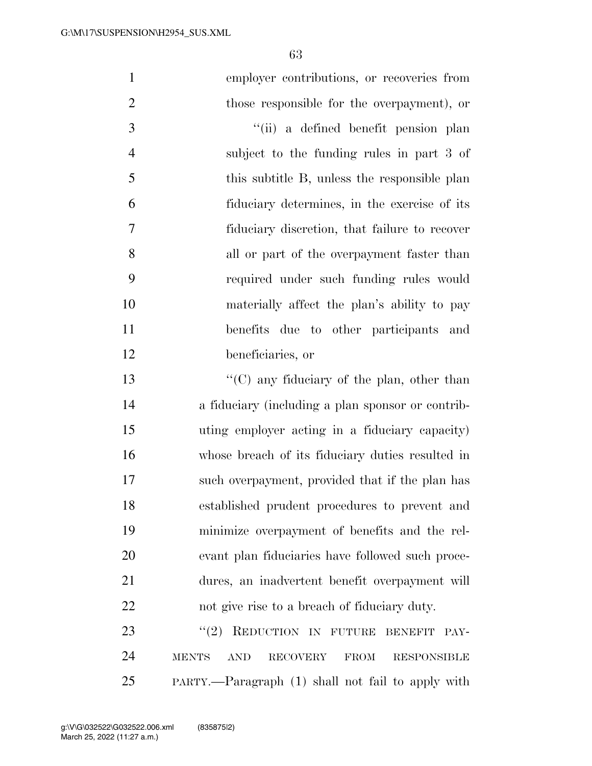employer contributions, or recoveries from those responsible for the overpayment), or

"(ii) a defined benefit pension plan subject to the funding rules in part 3 of this subtitle B, unless the responsible plan fiduciary determines, in the exercise of its fiduciary discretion, that failure to recover all or part of the overpayment faster than required under such funding rules would materially affect the plan's ability to pay benefits due to other participants and beneficiaries, or

"(C) any fiduciary of the plan, other than a fiduciary (including a plan sponsor or contributing employer acting in a fiduciary capacity) whose breach of its fiduciary duties resulted in such overpayment, provided that if the plan has established prudent procedures to prevent and minimize overpayment of benefits and the relevant plan fiduciaries have followed such procedures, an inadvertent benefit overpayment will not give rise to a breach of fiduciary duty.

"(2) REDUCTION IN FUTURE BENEFIT PAYMENTS AND RECOVERY FROM RESPONSIBLE PARTY.—Paragraph (1) shall not fail to apply with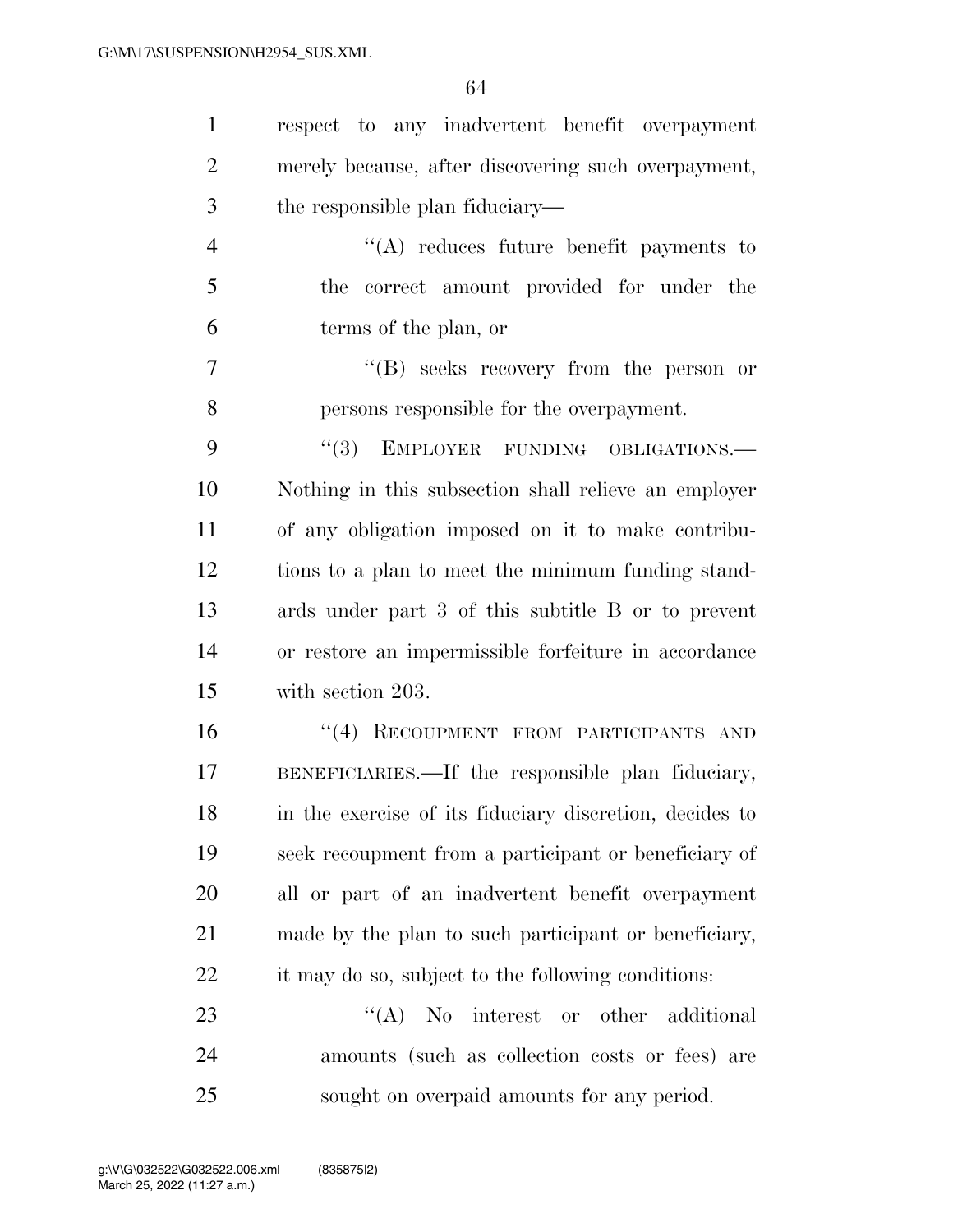respect to any inadvertent benefit overpayment merely because, after discovering such overpayment, the responsible plan fiduciary—

''(A) reduces future benefit payments to the correct amount provided for under the terms of the plan, or

''(B) seeks recovery from the person or persons responsible for the overpayment.

''(3) EMPLOYER FUNDING OBLIGATIONS.—Nothing in this subsection shall relieve an employer of any obligation imposed on it to make contributions to a plan to meet the minimum funding standards under part 3 of this subtitle B or to prevent or restore an impermissible forfeiture in accordance with section 203.

''(4) RECOUPMENT FROM PARTICIPANTS AND BENEFICIARIES.—If the responsible plan fiduciary, in the exercise of its fiduciary discretion, decides to seek recoupment from a participant or beneficiary of all or part of an inadvertent benefit overpayment made by the plan to such participant or beneficiary, it may do so, subject to the following conditions:

''(A) No interest or other additional amounts (such as collection costs or fees) are sought on overpaid amounts for any period.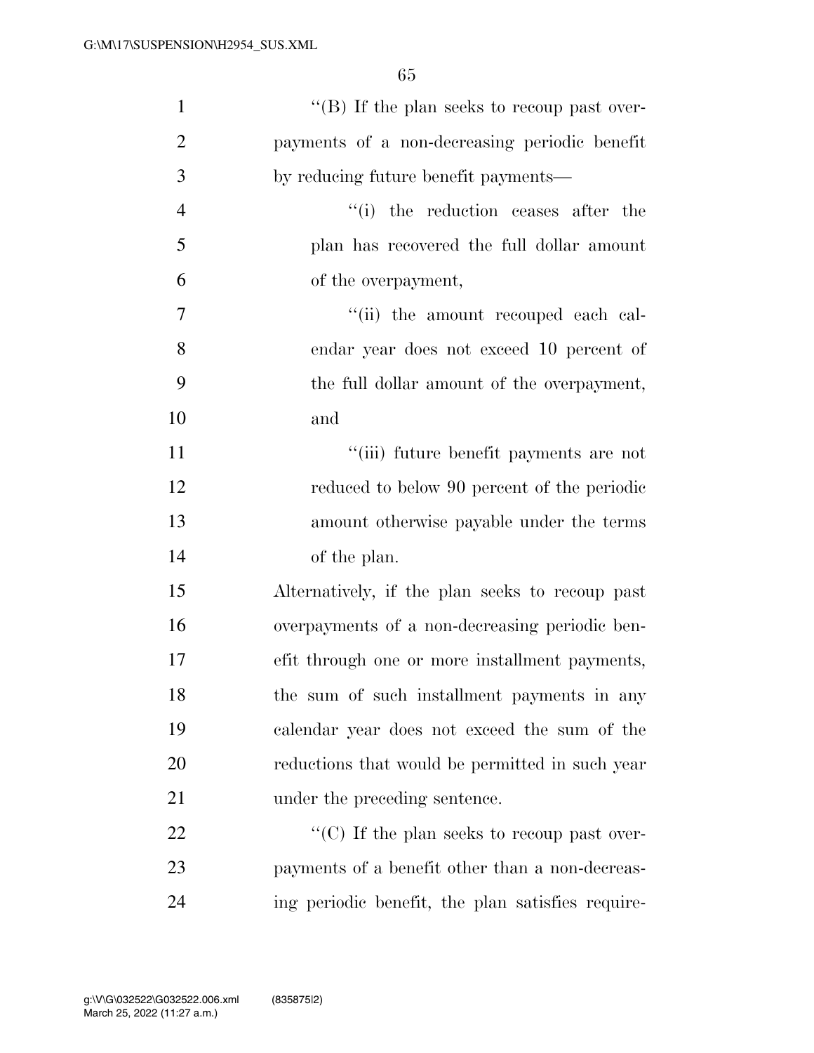''(B) If the plan seeks to recoup past overpayments of a non-decreasing periodic benefit by reducing future benefit payments—

''(i) the reduction ceases after the plan has recovered the full dollar amount of the overpayment,

''(ii) the amount recouped each calendar year does not exceed 10 percent of the full dollar amount of the overpayment, and

''(iii) future benefit payments are not reduced to below 90 percent of the periodic amount otherwise payable under the terms of the plan.

Alternatively, if the plan seeks to recoup past overpayments of a non-decreasing periodic benefit through one or more installment payments, the sum of such installment payments in any calendar year does not exceed the sum of the reductions that would be permitted in such year under the preceding sentence.

''(C) If the plan seeks to recoup past overpayments of a benefit other than a non-decreasing periodic benefit, the plan satisfies require-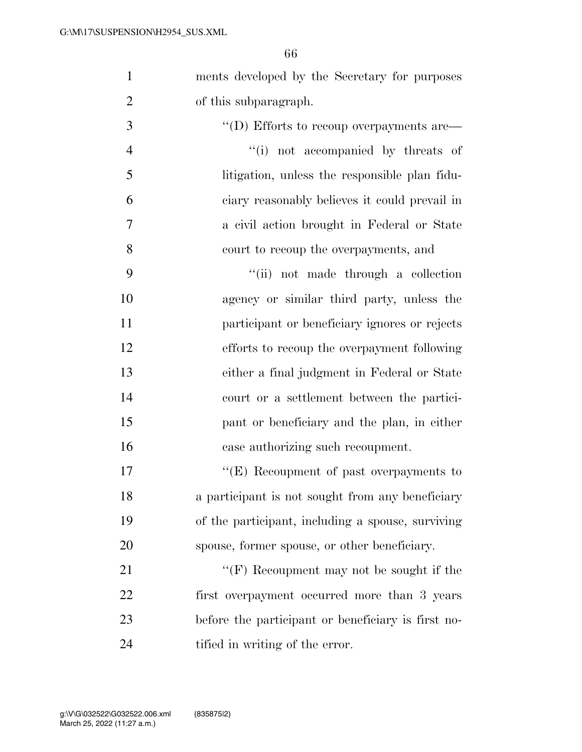ments developed by the Secretary for purposes of this subparagraph.

''(D) Efforts to recoup overpayments are—

''(i) not accompanied by threats of litigation, unless the responsible plan fiduciary reasonably believes it could prevail in a civil action brought in Federal or State court to recoup the overpayments, and

''(ii) not made through a collection agency or similar third party, unless the participant or beneficiary ignores or rejects efforts to recoup the overpayment following either a final judgment in Federal or State court or a settlement between the participant or beneficiary and the plan, in either case authorizing such recoupment.

''(E) Recoupment of past overpayments to a participant is not sought from any beneficiary of the participant, including a spouse, surviving spouse, former spouse, or other beneficiary.

''(F) Recoupment may not be sought if the first overpayment occurred more than 3 years before the participant or beneficiary is first notified in writing of the error.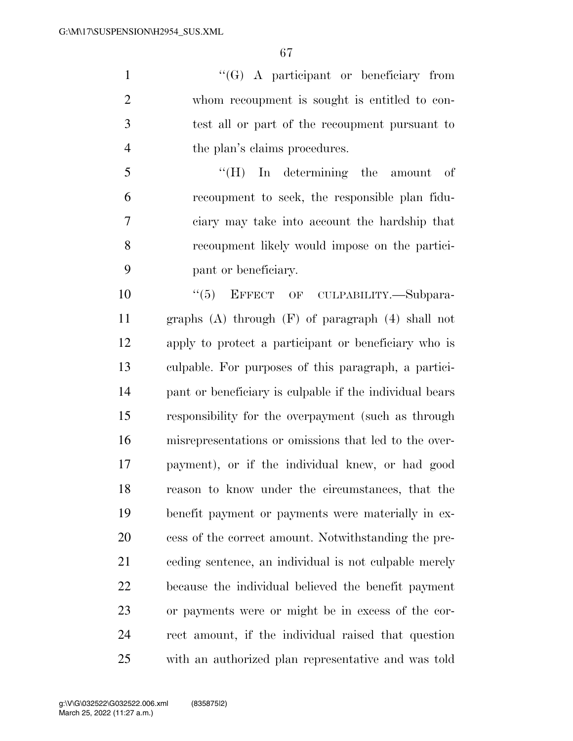"(G) A participant or beneficiary from whom recoupment is sought is entitled to contest all or part of the recoupment pursuant to the plan's claims procedures.

"(H) In determining the amount of recoupment to seek, the responsible plan fiduciary may take into account the hardship that recoupment likely would impose on the participant or beneficiary.

"(5) EFFECT OF CULPABILITY.—Subparagraphs (A) through (F) of paragraph (4) shall not apply to protect a participant or beneficiary who is culpable. For purposes of this paragraph, a participant or beneficiary is culpable if the individual bears responsibility for the overpayment (such as through misrepresentations or omissions that led to the overpayment), or if the individual knew, or had good reason to know under the circumstances, that the benefit payment or payments were materially in excess of the correct amount. Notwithstanding the preceding sentence, an individual is not culpable merely because the individual believed the benefit payment or payments were or might be in excess of the correct amount, if the individual raised that question with an authorized plan representative and was told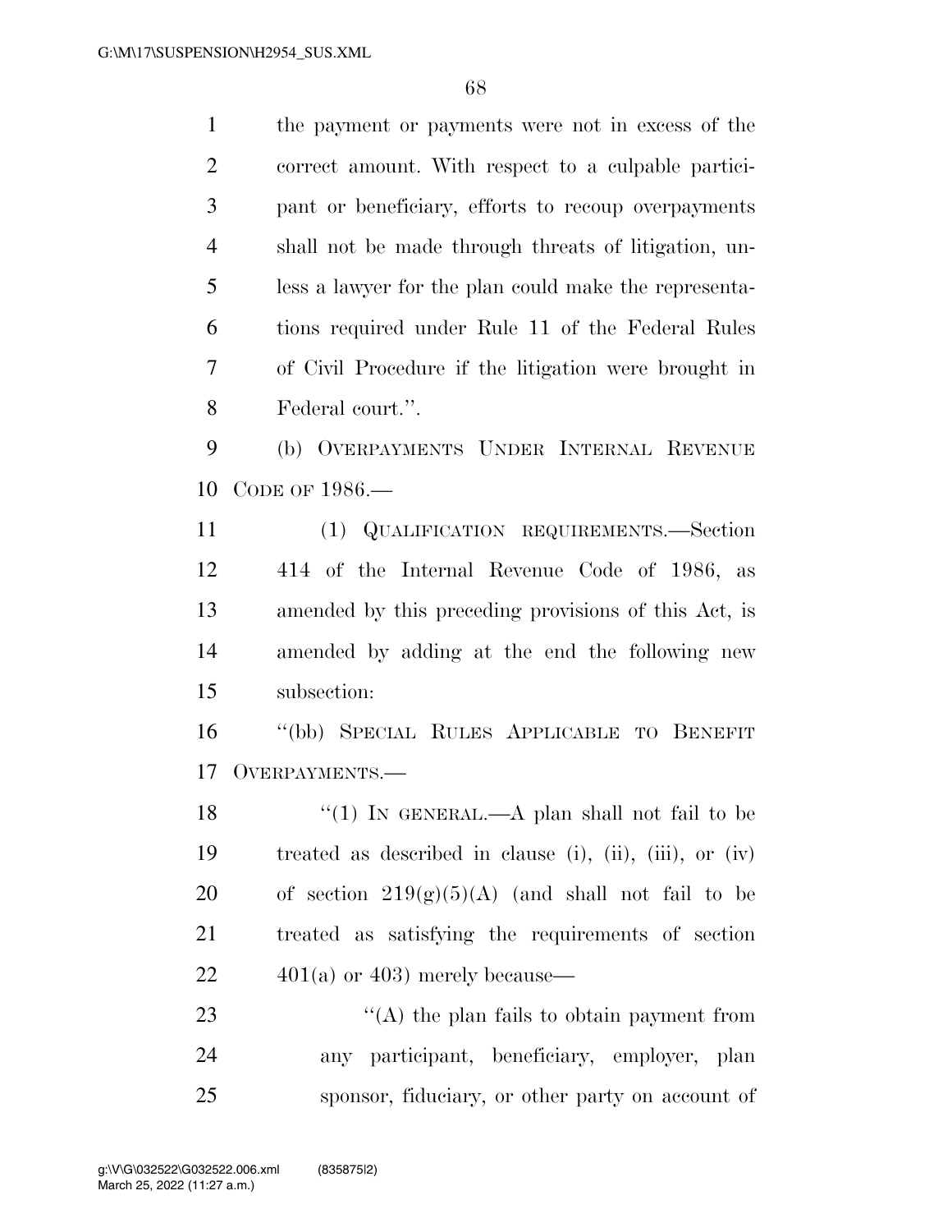the payment or payments were not in excess of the correct amount. With respect to a culpable participant or beneficiary, efforts to recoup overpayments shall not be made through threats of litigation, unless a lawyer for the plan could make the representations required under Rule 11 of the Federal Rules of Civil Procedure if the litigation were brought in Federal court.''.

(b) OVERPAYMENTS UNDER INTERNAL REVENUE CODE OF 1986.—

(1) QUALIFICATION REQUIREMENTS.—Section 414 of the Internal Revenue Code of 1986, as amended by this preceding provisions of this Act, is amended by adding at the end the following new subsection:

''(bb) SPECIAL RULES APPLICABLE TO BENEFIT OVERPAYMENTS.—

''(1) IN GENERAL.—A plan shall not fail to be treated as described in clause (i), (ii), (iii), or (iv) of section 219(g)(5)(A) (and shall not fail to be treated as satisfying the requirements of section 401(a) or 403) merely because—

''(A) the plan fails to obtain payment from any participant, beneficiary, employer, plan sponsor, fiduciary, or other party on account of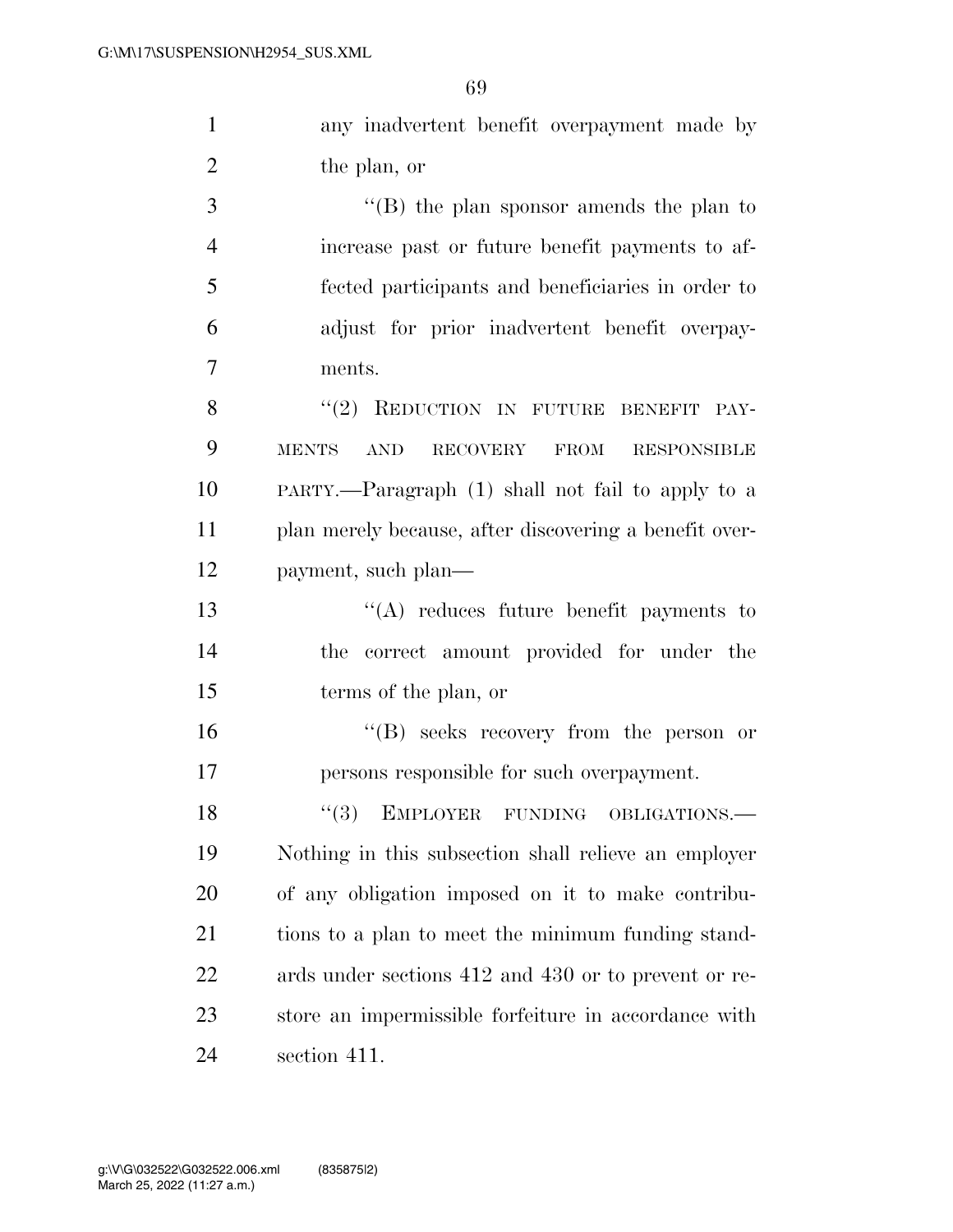any inadvertent benefit overpayment made by the plan, or

"(B) the plan sponsor amends the plan to increase past or future benefit payments to affected participants and beneficiaries in order to adjust for prior inadvertent benefit overpayments.

"(2) REDUCTION IN FUTURE BENEFIT PAYMENTS AND RECOVERY FROM RESPONSIBLE PARTY.—Paragraph (1) shall not fail to apply to a plan merely because, after discovering a benefit overpayment, such plan—

"(A) reduces future benefit payments to the correct amount provided for under the terms of the plan, or

"(B) seeks recovery from the person or persons responsible for such overpayment.

"(3) EMPLOYER FUNDING OBLIGATIONS.—Nothing in this subsection shall relieve an employer of any obligation imposed on it to make contributions to a plan to meet the minimum funding standards under sections 412 and 430 or to prevent or restore an impermissible forfeiture in accordance with section 411.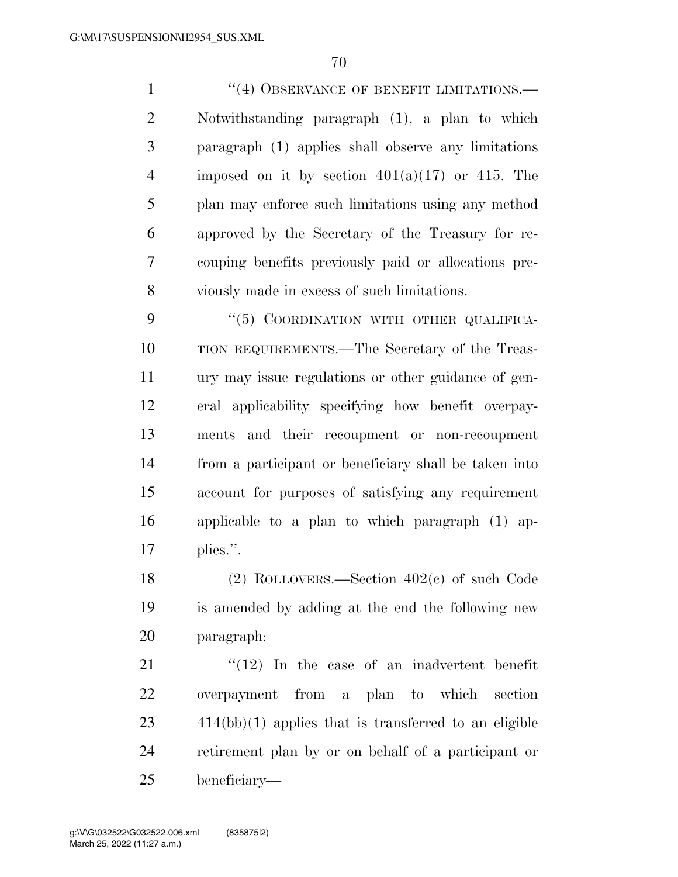"(4) OBSERVANCE OF BENEFIT LIMITATIONS.—Notwithstanding paragraph (1), a plan to which paragraph (1) applies shall observe any limitations imposed on it by section 401(a)(17) or 415. The plan may enforce such limitations using any method approved by the Secretary of the Treasury for recouping benefits previously paid or allocations previously made in excess of such limitations.

"(5) COORDINATION WITH OTHER QUALIFICATION REQUIREMENTS.—The Secretary of the Treasury may issue regulations or other guidance of general applicability specifying how benefit overpayments and their recoupment or non-recoupment from a participant or beneficiary shall be taken into account for purposes of satisfying any requirement applicable to a plan to which paragraph (1) applies.".

(2) ROLLOVERS.—Section 402(c) of such Code is amended by adding at the end the following new paragraph:

"(12) In the case of an inadvertent benefit overpayment from a plan to which section 414(bb)(1) applies that is transferred to an eligible retirement plan by or on behalf of a participant or beneficiary—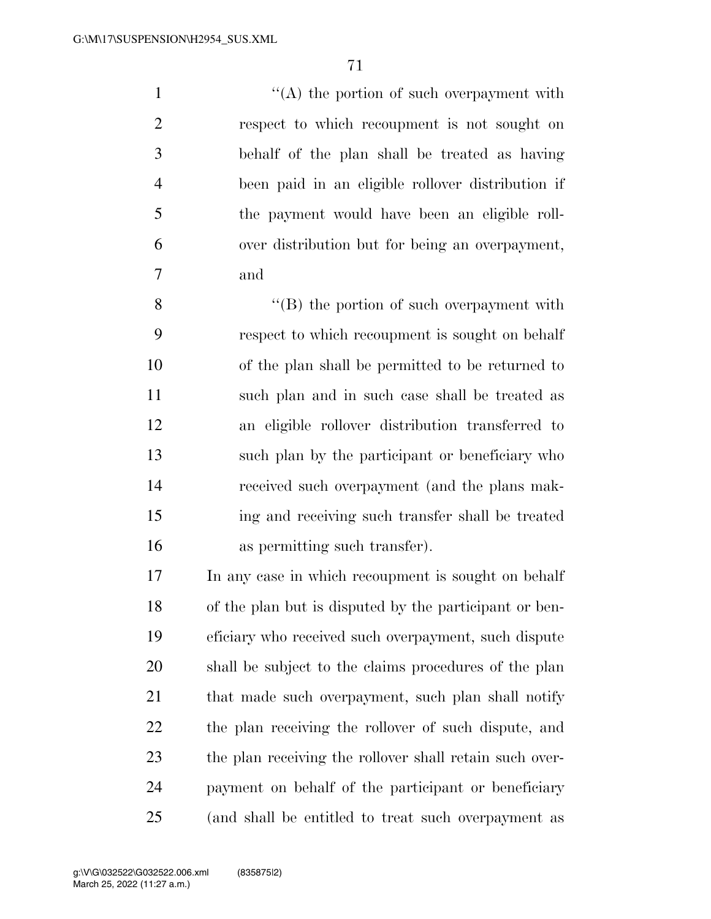"(A) the portion of such overpayment with respect to which recoupment is not sought on behalf of the plan shall be treated as having been paid in an eligible rollover distribution if the payment would have been an eligible rollover distribution but for being an overpayment, and

"(B) the portion of such overpayment with respect to which recoupment is sought on behalf of the plan shall be permitted to be returned to such plan and in such case shall be treated as an eligible rollover distribution transferred to such plan by the participant or beneficiary who received such overpayment (and the plans making and receiving such transfer shall be treated as permitting such transfer).

In any case in which recoupment is sought on behalf of the plan but is disputed by the participant or beneficiary who received such overpayment, such dispute shall be subject to the claims procedures of the plan that made such overpayment, such plan shall notify the plan receiving the rollover of such dispute, and the plan receiving the rollover shall retain such overpayment on behalf of the participant or beneficiary (and shall be entitled to treat such overpayment as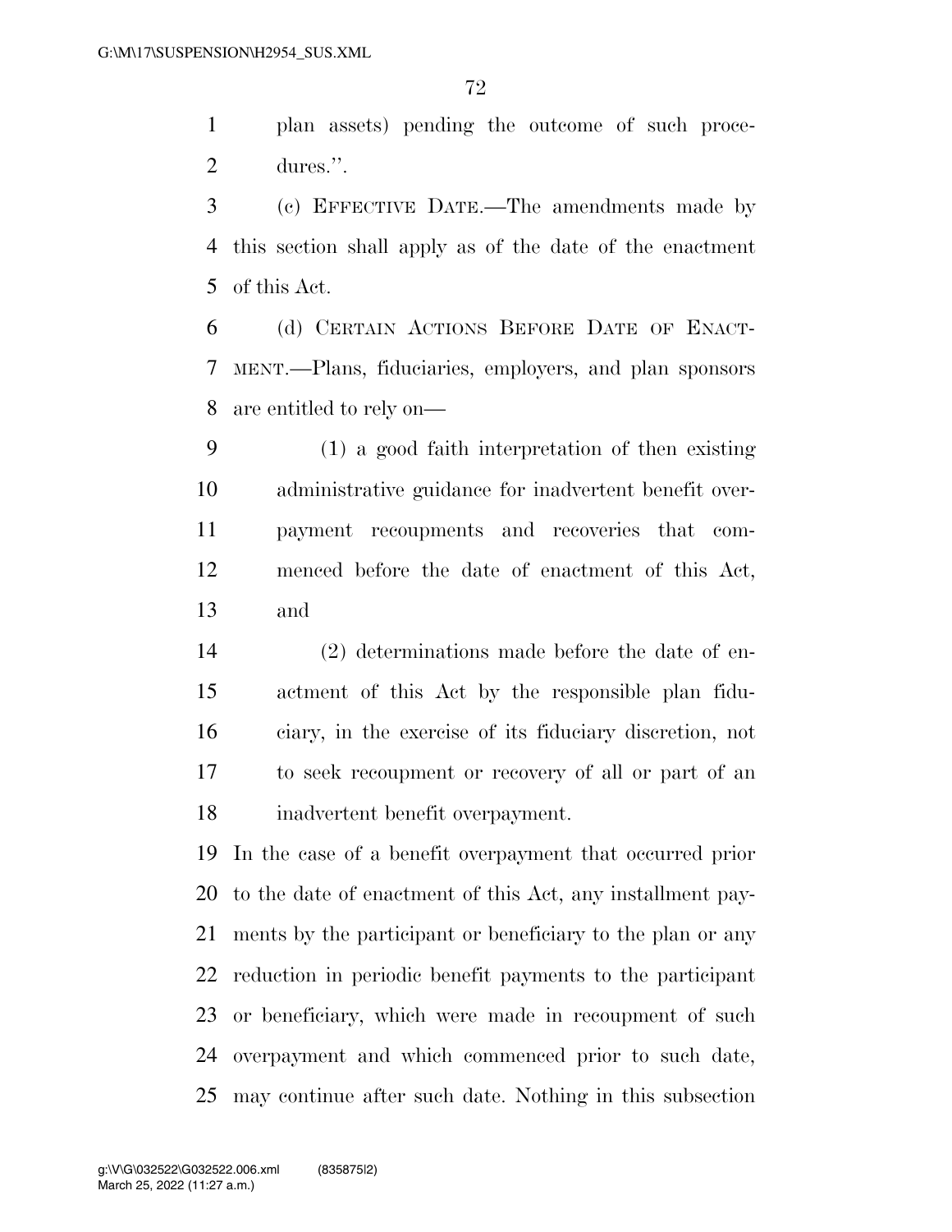plan assets) pending the outcome of such procedures.''.

(c) EFFECTIVE DATE.—The amendments made by this section shall apply as of the date of the enactment of this Act.

(d) CERTAIN ACTIONS BEFORE DATE OF ENACTMENT.—Plans, fiduciaries, employers, and plan sponsors are entitled to rely on—

(1) a good faith interpretation of then existing administrative guidance for inadvertent benefit overpayment recoupments and recoveries that commenced before the date of enactment of this Act, and

(2) determinations made before the date of enactment of this Act by the responsible plan fiduciary, in the exercise of its fiduciary discretion, not to seek recoupment or recovery of all or part of an inadvertent benefit overpayment.

In the case of a benefit overpayment that occurred prior to the date of enactment of this Act, any installment payments by the participant or beneficiary to the plan or any reduction in periodic benefit payments to the participant or beneficiary, which were made in recoupment of such overpayment and which commenced prior to such date, may continue after such date. Nothing in this subsection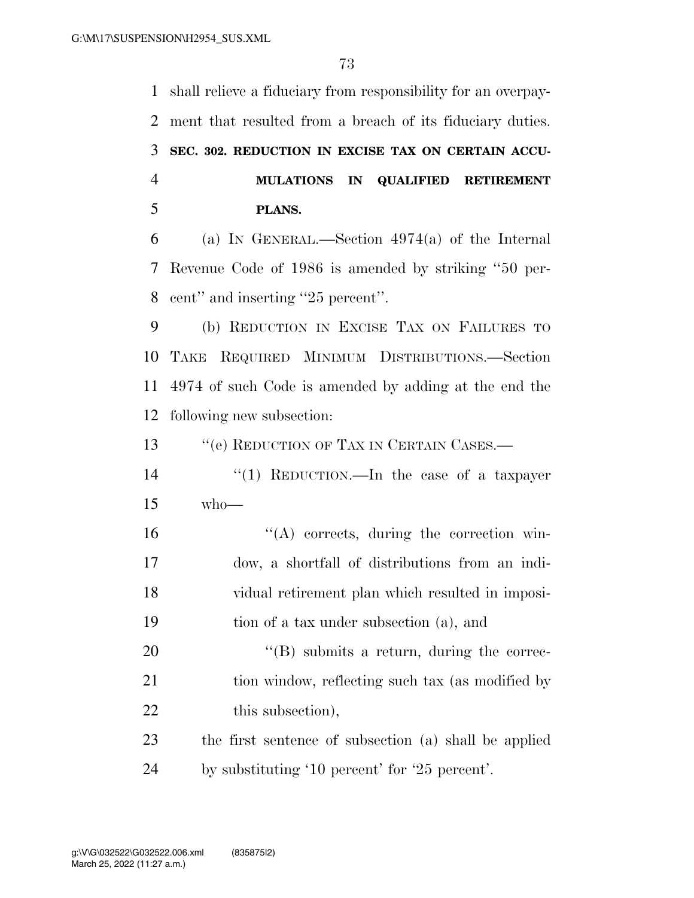shall relieve a fiduciary from responsibility for an overpayment that resulted from a breach of its fiduciary duties.

**SEC. 302. REDUCTION IN EXCISE TAX ON CERTAIN ACCUMULATIONS IN QUALIFIED RETIREMENT PLANS.**

(a) IN GENERAL.—Section 4974(a) of the Internal Revenue Code of 1986 is amended by striking ''50 percent'' and inserting ''25 percent''.

(b) REDUCTION IN EXCISE TAX ON FAILURES TO TAKE REQUIRED MINIMUM DISTRIBUTIONS.—Section 4974 of such Code is amended by adding at the end the following new subsection:

''(e) REDUCTION OF TAX IN CERTAIN CASES.—

''(1) REDUCTION.—In the case of a taxpayer who—

''(A) corrects, during the correction window, a shortfall of distributions from an individual retirement plan which resulted in imposition of a tax under subsection (a), and

''(B) submits a return, during the correction window, reflecting such tax (as modified by this subsection),

the first sentence of subsection (a) shall be applied by substituting '10 percent' for '25 percent'.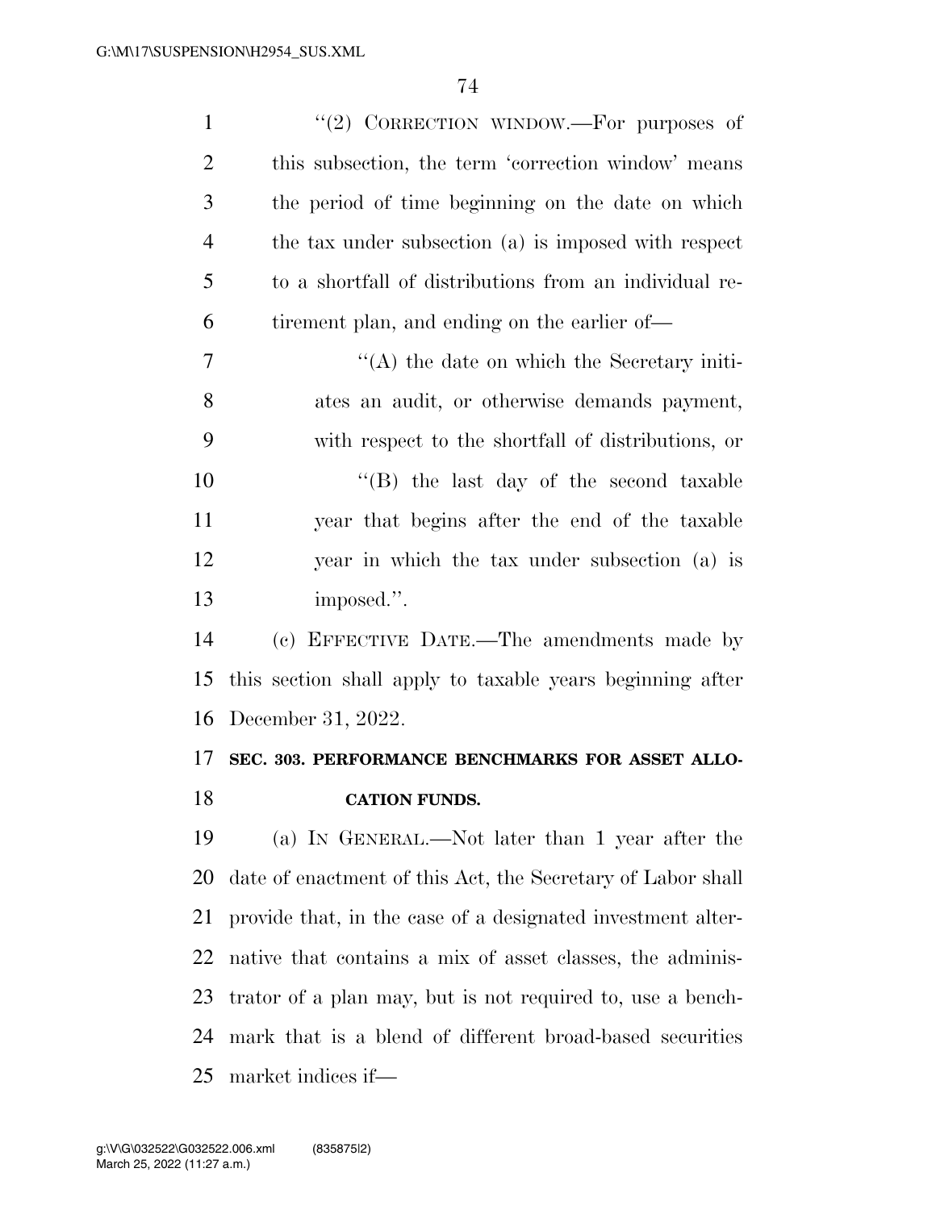"(2) CORRECTION WINDOW.—For purposes of this subsection, the term 'correction window' means the period of time beginning on the date on which the tax under subsection (a) is imposed with respect to a shortfall of distributions from an individual retirement plan, and ending on the earlier of—

"(A) the date on which the Secretary initiates an audit, or otherwise demands payment, with respect to the shortfall of distributions, or

"(B) the last day of the second taxable year that begins after the end of the taxable year in which the tax under subsection (a) is imposed.".

(c) EFFECTIVE DATE.—The amendments made by this section shall apply to taxable years beginning after December 31, 2022.

**SEC. 303. PERFORMANCE BENCHMARKS FOR ASSET ALLOCATION FUNDS.**

(a) IN GENERAL.—Not later than 1 year after the date of enactment of this Act, the Secretary of Labor shall provide that, in the case of a designated investment alternative that contains a mix of asset classes, the administrator of a plan may, but is not required to, use a benchmark that is a blend of different broad-based securities market indices if—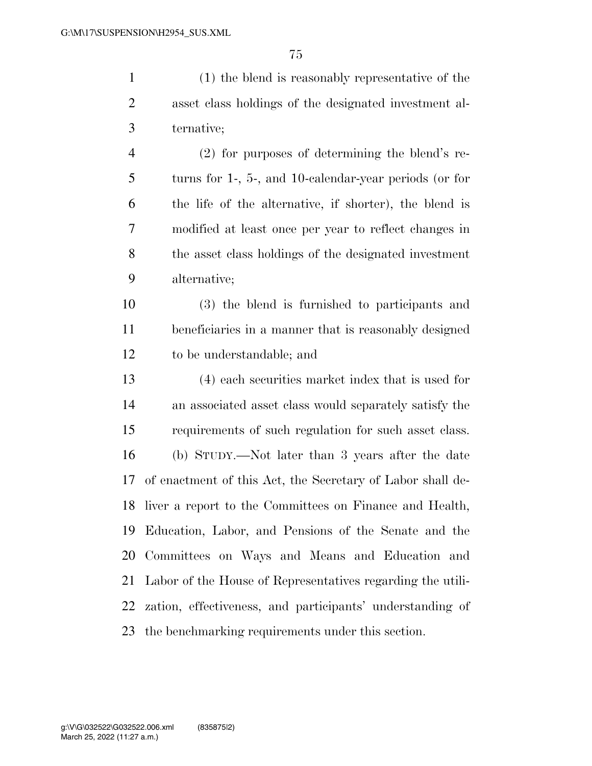(1) the blend is reasonably representative of the asset class holdings of the designated investment alternative;

(2) for purposes of determining the blend's returns for 1-, 5-, and 10-calendar-year periods (or for the life of the alternative, if shorter), the blend is modified at least once per year to reflect changes in the asset class holdings of the designated investment alternative;

(3) the blend is furnished to participants and beneficiaries in a manner that is reasonably designed to be understandable; and

(4) each securities market index that is used for an associated asset class would separately satisfy the requirements of such regulation for such asset class.

(b) STUDY.—Not later than 3 years after the date of enactment of this Act, the Secretary of Labor shall deliver a report to the Committees on Finance and Health, Education, Labor, and Pensions of the Senate and the Committees on Ways and Means and Education and Labor of the House of Representatives regarding the utilization, effectiveness, and participants' understanding of the benchmarking requirements under this section.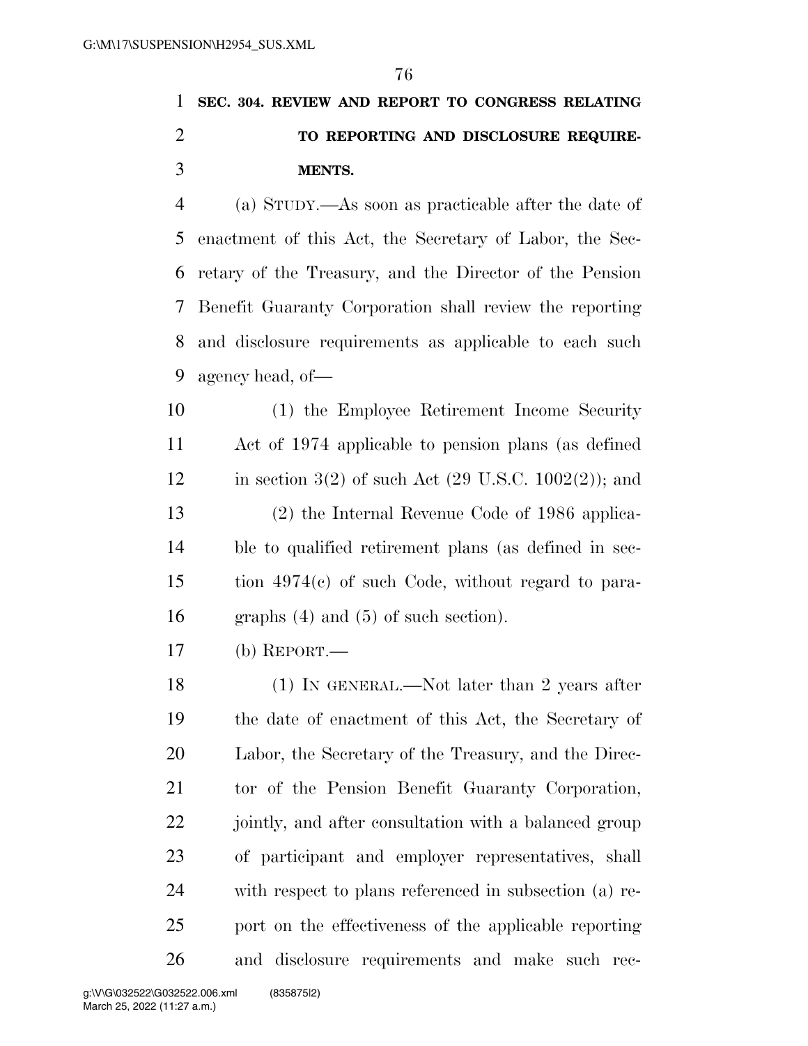**SEC. 304. REVIEW AND REPORT TO CONGRESS RELATING TO REPORTING AND DISCLOSURE REQUIREMENTS.**

(a) STUDY.—As soon as practicable after the date of enactment of this Act, the Secretary of Labor, the Secretary of the Treasury, and the Director of the Pension Benefit Guaranty Corporation shall review the reporting and disclosure requirements as applicable to each such agency head, of—

(1) the Employee Retirement Income Security Act of 1974 applicable to pension plans (as defined in section 3(2) of such Act (29 U.S.C. 1002(2)); and

(2) the Internal Revenue Code of 1986 applicable to qualified retirement plans (as defined in section 4974(c) of such Code, without regard to paragraphs (4) and (5) of such section).

(b) REPORT.—

(1) IN GENERAL.—Not later than 2 years after the date of enactment of this Act, the Secretary of Labor, the Secretary of the Treasury, and the Director of the Pension Benefit Guaranty Corporation, jointly, and after consultation with a balanced group of participant and employer representatives, shall with respect to plans referenced in subsection (a) report on the effectiveness of the applicable reporting and disclosure requirements and make such rec-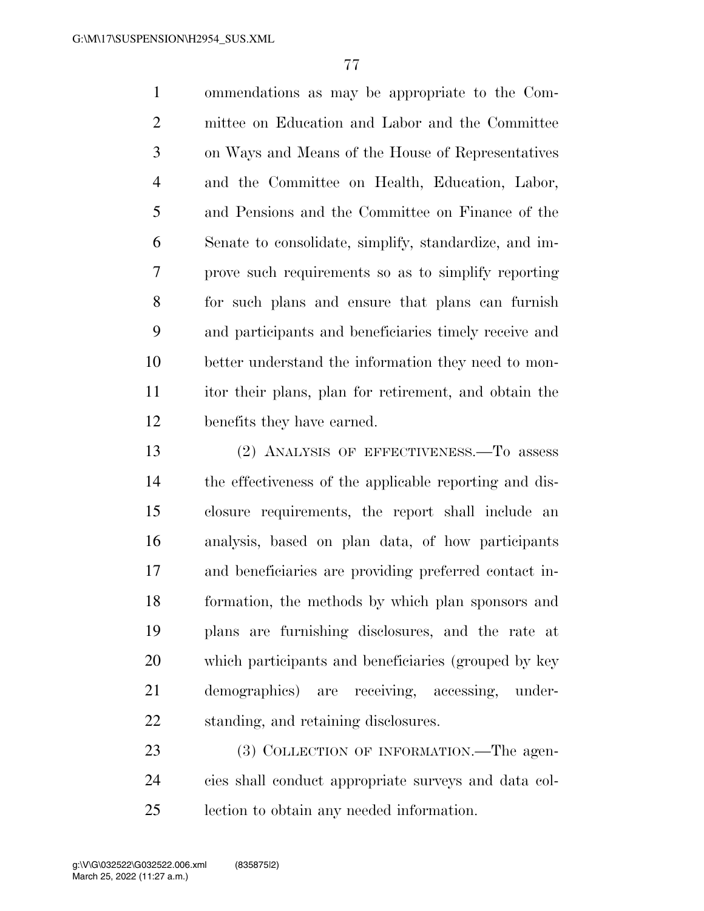ommendations as may be appropriate to the Committee on Education and Labor and the Committee on Ways and Means of the House of Representatives and the Committee on Health, Education, Labor, and Pensions and the Committee on Finance of the Senate to consolidate, simplify, standardize, and improve such requirements so as to simplify reporting for such plans and ensure that plans can furnish and participants and beneficiaries timely receive and better understand the information they need to monitor their plans, plan for retirement, and obtain the benefits they have earned.

(2) ANALYSIS OF EFFECTIVENESS.—To assess the effectiveness of the applicable reporting and disclosure requirements, the report shall include an analysis, based on plan data, of how participants and beneficiaries are providing preferred contact information, the methods by which plan sponsors and plans are furnishing disclosures, and the rate at which participants and beneficiaries (grouped by key demographics) are receiving, accessing, understanding, and retaining disclosures.

(3) COLLECTION OF INFORMATION.—The agencies shall conduct appropriate surveys and data collection to obtain any needed information.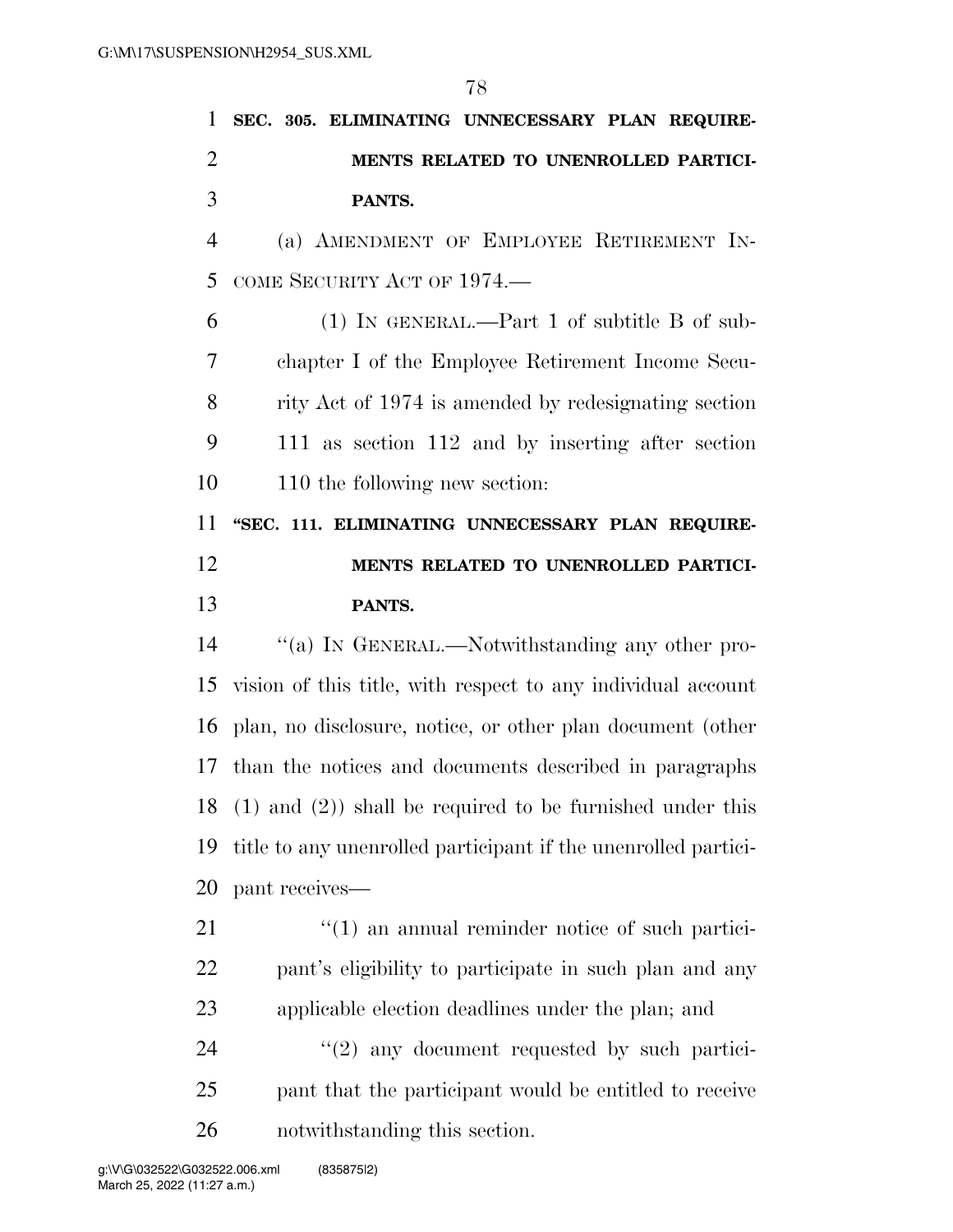**SEC. 305. ELIMINATING UNNECESSARY PLAN REQUIREMENTS RELATED TO UNENROLLED PARTICIPANTS.**

(a) AMENDMENT OF EMPLOYEE RETIREMENT INCOME SECURITY ACT OF 1974.—

(1) IN GENERAL.—Part 1 of subtitle B of subchapter I of the Employee Retirement Income Security Act of 1974 is amended by redesignating section 111 as section 112 and by inserting after section 110 the following new section:

**"SEC. 111. ELIMINATING UNNECESSARY PLAN REQUIREMENTS RELATED TO UNENROLLED PARTICIPANTS.**

"(a) IN GENERAL.—Notwithstanding any other provision of this title, with respect to any individual account plan, no disclosure, notice, or other plan document (other than the notices and documents described in paragraphs (1) and (2)) shall be required to be furnished under this title to any unenrolled participant if the unenrolled participant receives—

"(1) an annual reminder notice of such participant's eligibility to participate in such plan and any applicable election deadlines under the plan; and

"(2) any document requested by such participant that the participant would be entitled to receive notwithstanding this section.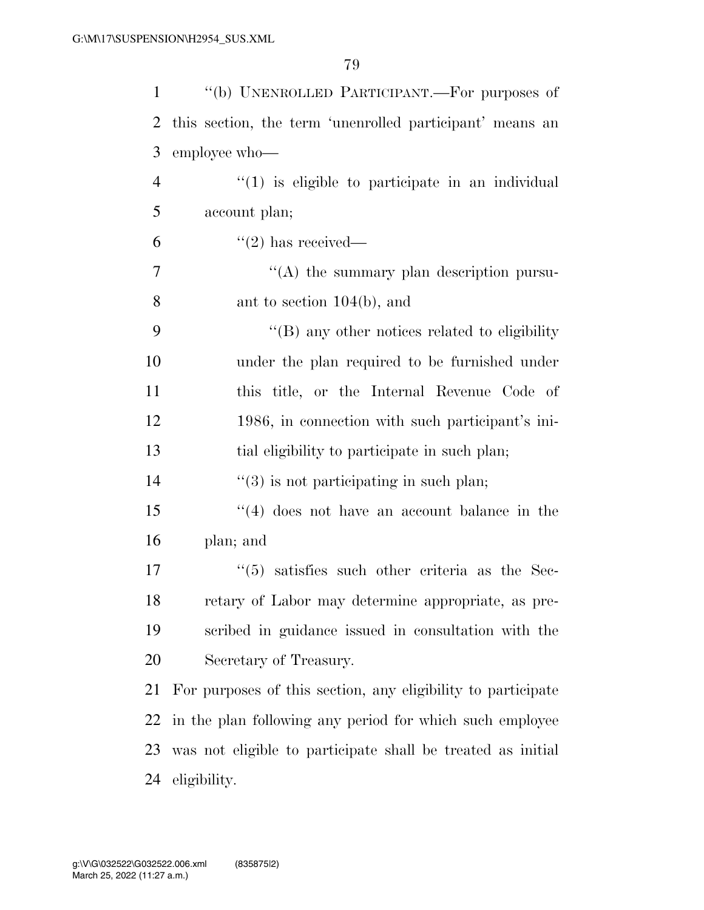"(b) UNENROLLED PARTICIPANT.—For purposes of this section, the term 'unenrolled participant' means an employee who—

"(1) is eligible to participate in an individual account plan;

"(2) has received—

"(A) the summary plan description pursuant to section 104(b), and

"(B) any other notices related to eligibility under the plan required to be furnished under this title, or the Internal Revenue Code of 1986, in connection with such participant's initial eligibility to participate in such plan;

"(3) is not participating in such plan;

"(4) does not have an account balance in the plan; and

"(5) satisfies such other criteria as the Secretary of Labor may determine appropriate, as prescribed in guidance issued in consultation with the Secretary of Treasury.

For purposes of this section, any eligibility to participate in the plan following any period for which such employee was not eligible to participate shall be treated as initial eligibility.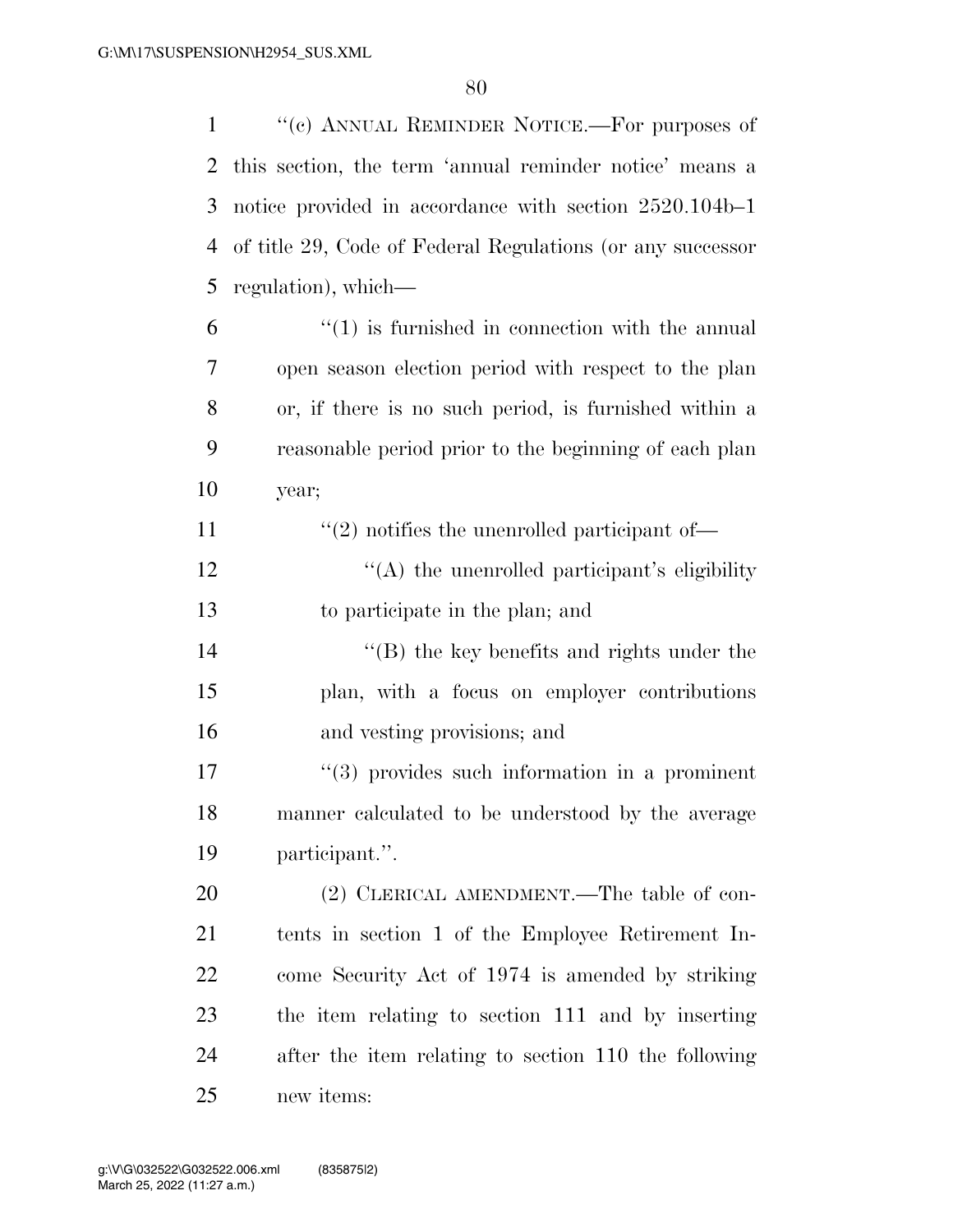"(c) ANNUAL REMINDER NOTICE.—For purposes of this section, the term 'annual reminder notice' means a notice provided in accordance with section 2520.104b–1 of title 29, Code of Federal Regulations (or any successor regulation), which—

"(1) is furnished in connection with the annual open season election period with respect to the plan or, if there is no such period, is furnished within a reasonable period prior to the beginning of each plan year;

"(2) notifies the unenrolled participant of—

"(A) the unenrolled participant's eligibility to participate in the plan; and

"(B) the key benefits and rights under the plan, with a focus on employer contributions and vesting provisions; and

"(3) provides such information in a prominent manner calculated to be understood by the average participant.".

(2) CLERICAL AMENDMENT.—The table of contents in section 1 of the Employee Retirement Income Security Act of 1974 is amended by striking the item relating to section 111 and by inserting after the item relating to section 110 the following new items: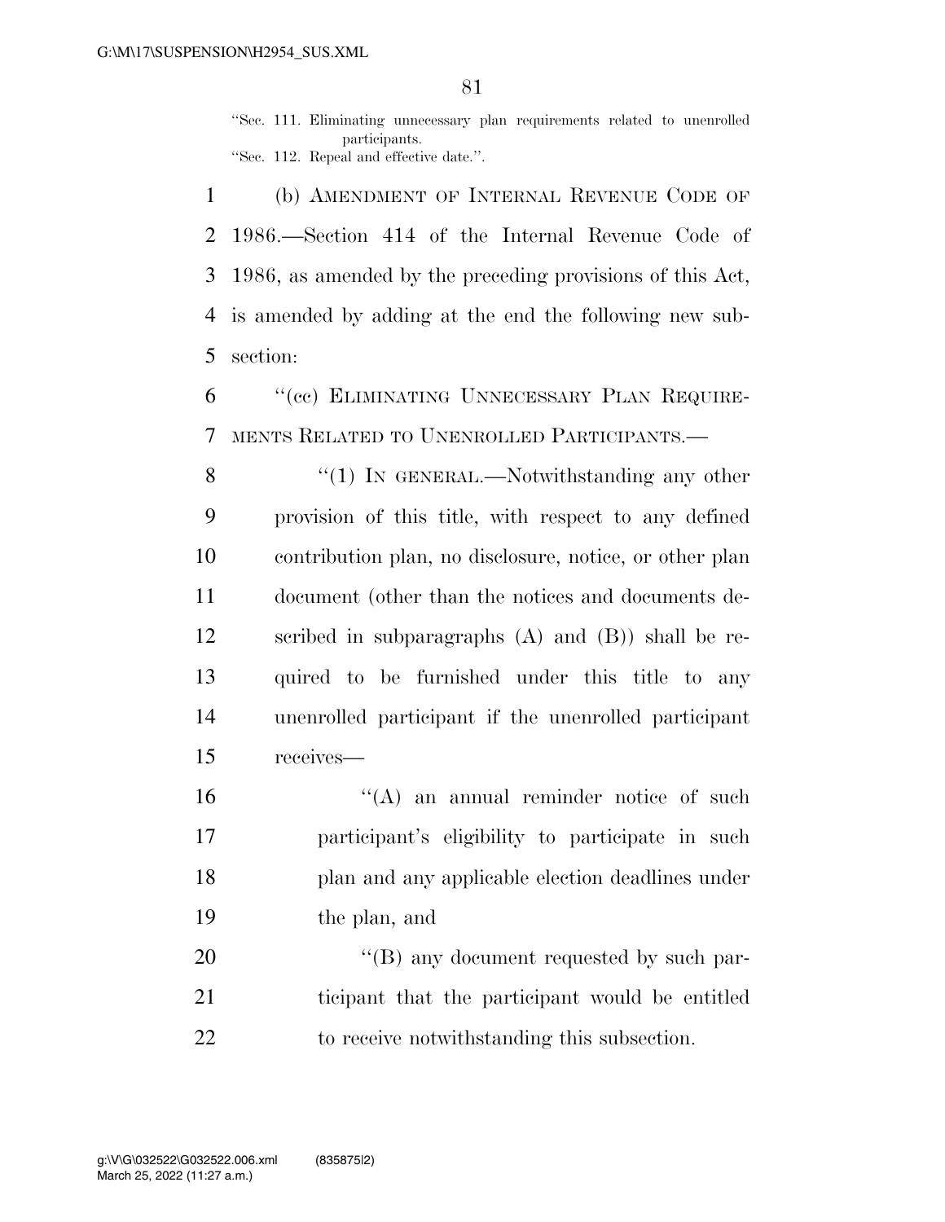"Sec. 111. Eliminating unnecessary plan requirements related to unenrolled participants.
"Sec. 112. Repeal and effective date.".

(b) AMENDMENT OF INTERNAL REVENUE CODE OF 1986.—Section 414 of the Internal Revenue Code of 1986, as amended by the preceding provisions of this Act, is amended by adding at the end the following new subsection:

"(cc) ELIMINATING UNNECESSARY PLAN REQUIREMENTS RELATED TO UNENROLLED PARTICIPANTS.—

"(1) IN GENERAL.—Notwithstanding any other provision of this title, with respect to any defined contribution plan, no disclosure, notice, or other plan document (other than the notices and documents described in subparagraphs (A) and (B)) shall be required to be furnished under this title to any unenrolled participant if the unenrolled participant receives—

"(A) an annual reminder notice of such participant's eligibility to participate in such plan and any applicable election deadlines under the plan, and

"(B) any document requested by such participant that the participant would be entitled to receive notwithstanding this subsection.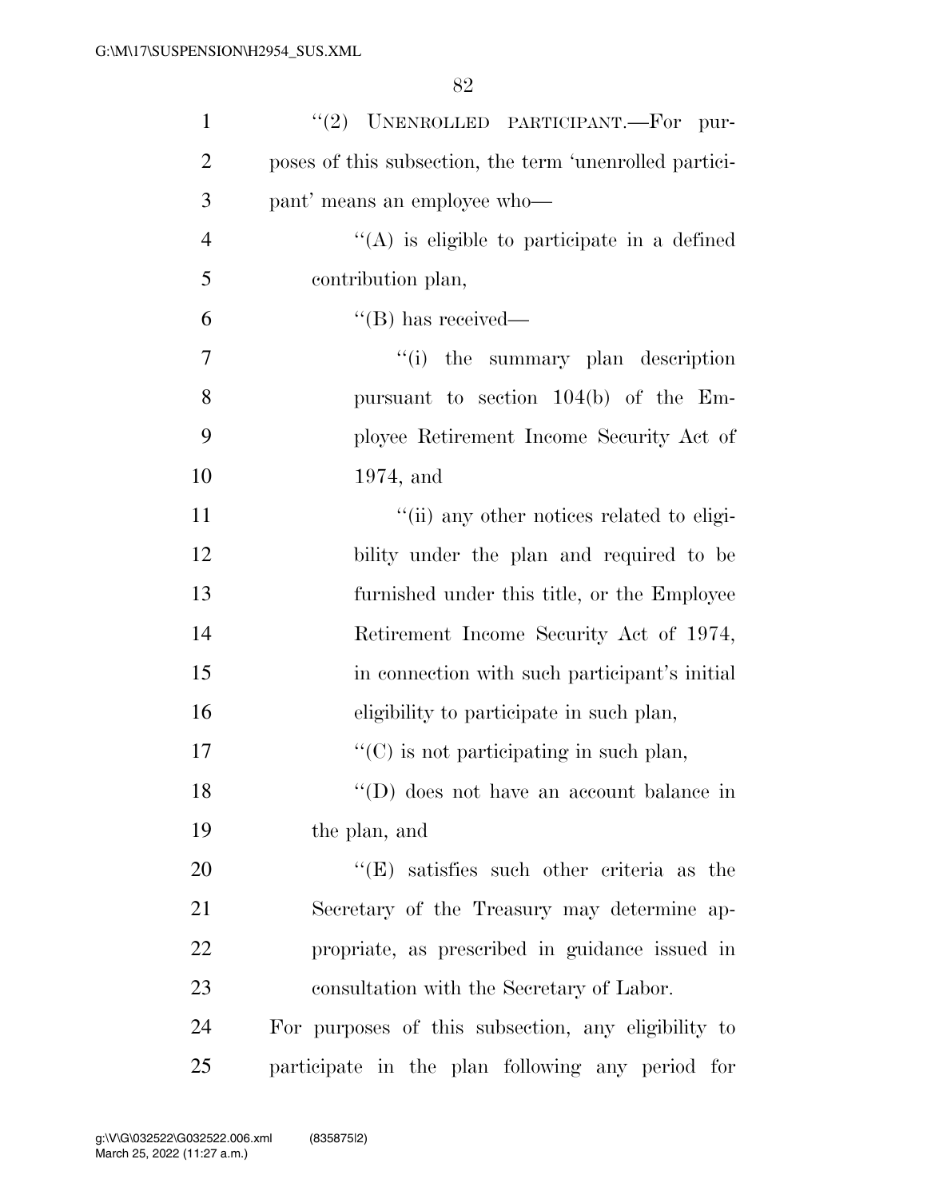"(2) UNENROLLED PARTICIPANT.—For purposes of this subsection, the term 'unenrolled participant' means an employee who—

"(A) is eligible to participate in a defined contribution plan,

"(B) has received—

"(i) the summary plan description pursuant to section 104(b) of the Employee Retirement Income Security Act of 1974, and

"(ii) any other notices related to eligibility under the plan and required to be furnished under this title, or the Employee Retirement Income Security Act of 1974, in connection with such participant's initial eligibility to participate in such plan,

"(C) is not participating in such plan,

"(D) does not have an account balance in the plan, and

"(E) satisfies such other criteria as the Secretary of the Treasury may determine appropriate, as prescribed in guidance issued in consultation with the Secretary of Labor.

For purposes of this subsection, any eligibility to participate in the plan following any period for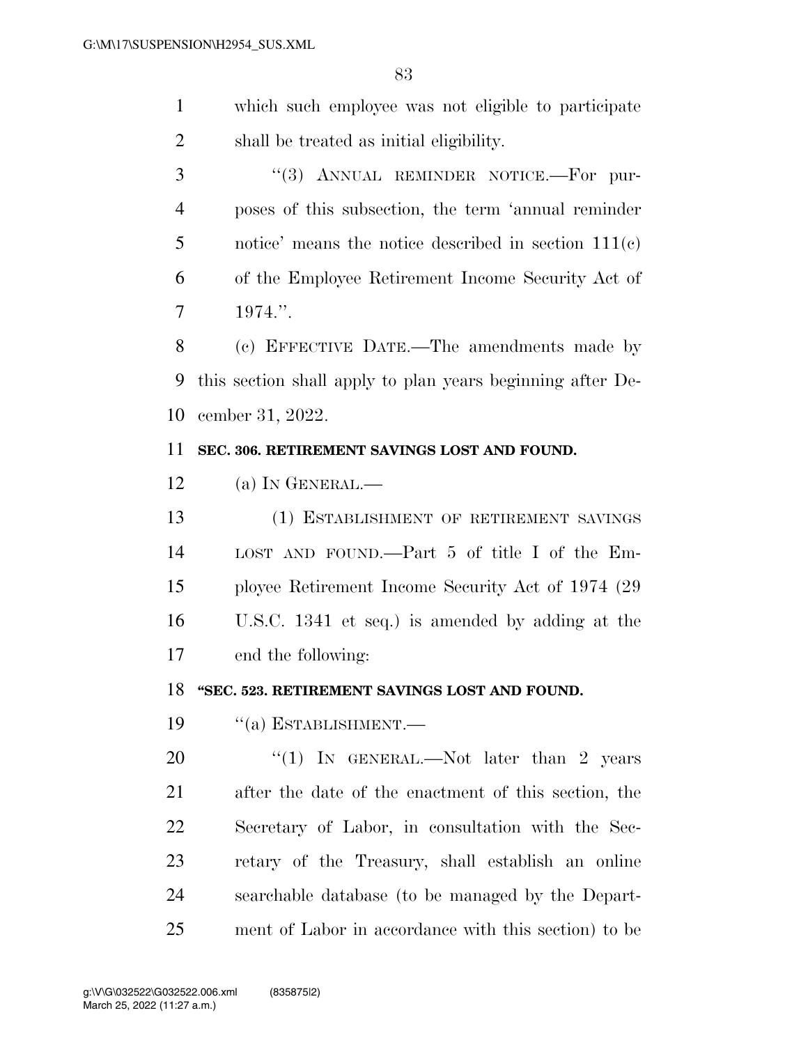which such employee was not eligible to participate shall be treated as initial eligibility.

''(3) ANNUAL REMINDER NOTICE.—For purposes of this subsection, the term 'annual reminder notice' means the notice described in section 111(c) of the Employee Retirement Income Security Act of 1974.''.

(c) EFFECTIVE DATE.—The amendments made by this section shall apply to plan years beginning after December 31, 2022.

**SEC. 306. RETIREMENT SAVINGS LOST AND FOUND.**

(a) IN GENERAL.—

(1) ESTABLISHMENT OF RETIREMENT SAVINGS LOST AND FOUND.—Part 5 of title I of the Employee Retirement Income Security Act of 1974 (29 U.S.C. 1341 et seq.) is amended by adding at the end the following:

**''SEC. 523. RETIREMENT SAVINGS LOST AND FOUND.**

''(a) ESTABLISHMENT.—

''(1) IN GENERAL.—Not later than 2 years after the date of the enactment of this section, the Secretary of Labor, in consultation with the Secretary of the Treasury, shall establish an online searchable database (to be managed by the Department of Labor in accordance with this section) to be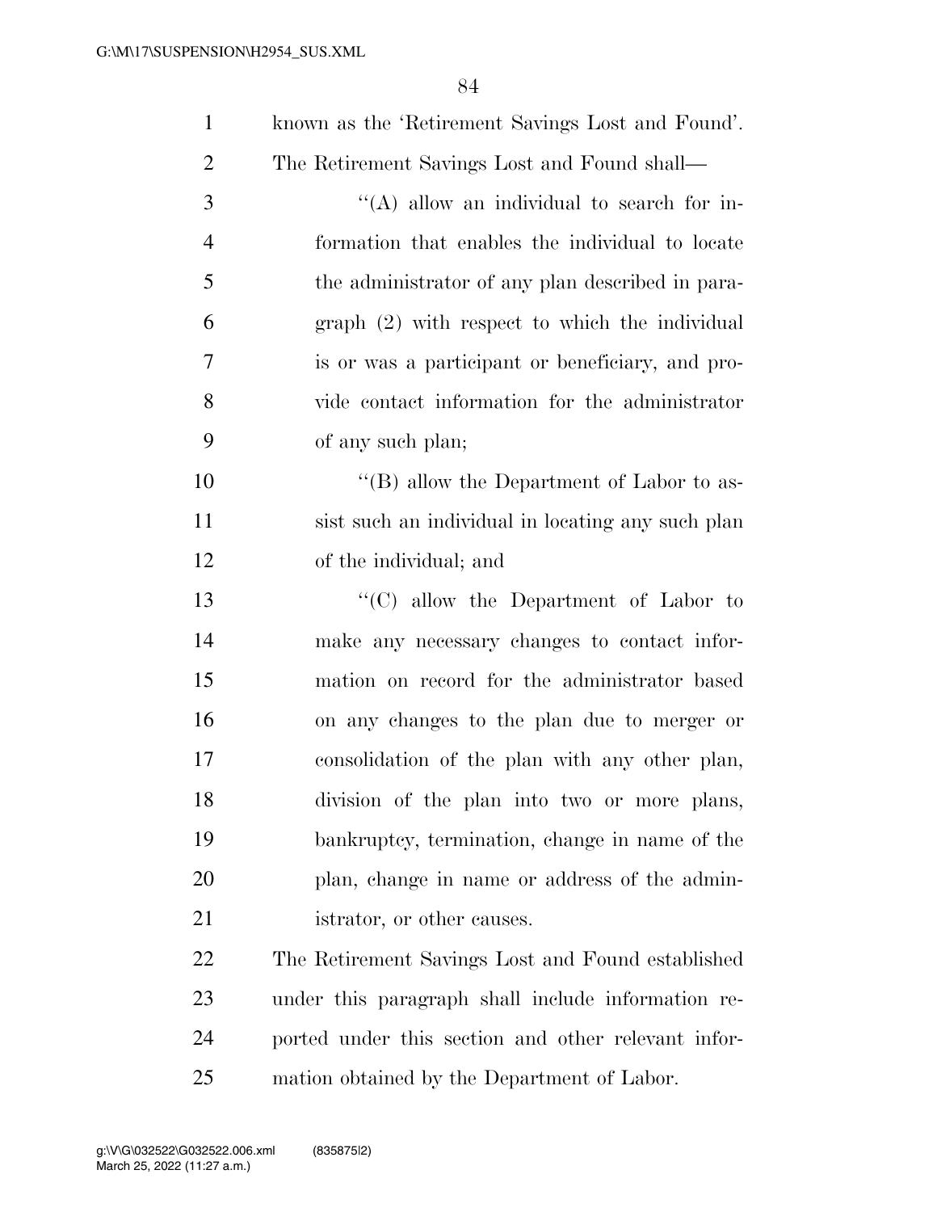known as the 'Retirement Savings Lost and Found'. The Retirement Savings Lost and Found shall—

"(A) allow an individual to search for information that enables the individual to locate the administrator of any plan described in paragraph (2) with respect to which the individual is or was a participant or beneficiary, and provide contact information for the administrator of any such plan;

"(B) allow the Department of Labor to assist such an individual in locating any such plan of the individual; and

"(C) allow the Department of Labor to make any necessary changes to contact information on record for the administrator based on any changes to the plan due to merger or consolidation of the plan with any other plan, division of the plan into two or more plans, bankruptcy, termination, change in name of the plan, change in name or address of the administrator, or other causes.

The Retirement Savings Lost and Found established under this paragraph shall include information reported under this section and other relevant information obtained by the Department of Labor.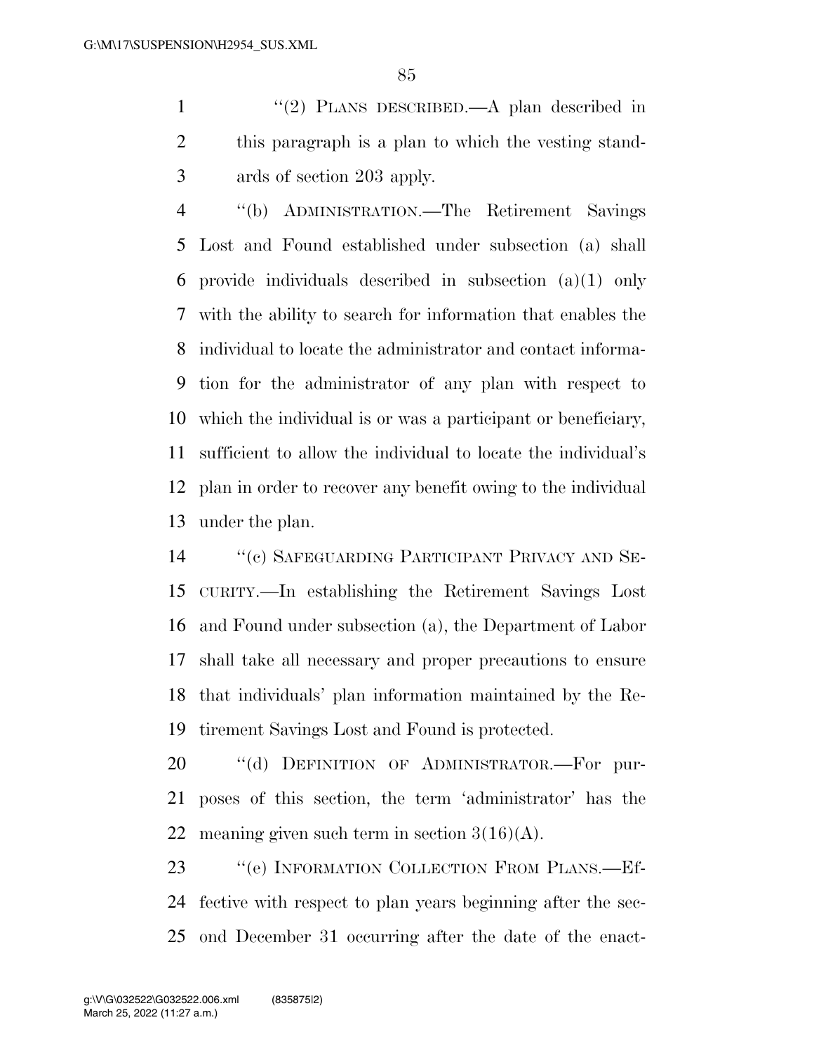"(2) PLANS DESCRIBED.—A plan described in this paragraph is a plan to which the vesting standards of section 203 apply.

"(b) ADMINISTRATION.—The Retirement Savings Lost and Found established under subsection (a) shall provide individuals described in subsection (a)(1) only with the ability to search for information that enables the individual to locate the administrator and contact information for the administrator of any plan with respect to which the individual is or was a participant or beneficiary, sufficient to allow the individual to locate the individual's plan in order to recover any benefit owing to the individual under the plan.

"(c) SAFEGUARDING PARTICIPANT PRIVACY AND SECURITY.—In establishing the Retirement Savings Lost and Found under subsection (a), the Department of Labor shall take all necessary and proper precautions to ensure that individuals' plan information maintained by the Retirement Savings Lost and Found is protected.

"(d) DEFINITION OF ADMINISTRATOR.—For purposes of this section, the term 'administrator' has the meaning given such term in section 3(16)(A).

"(e) INFORMATION COLLECTION FROM PLANS.—Effective with respect to plan years beginning after the second December 31 occurring after the date of the enact-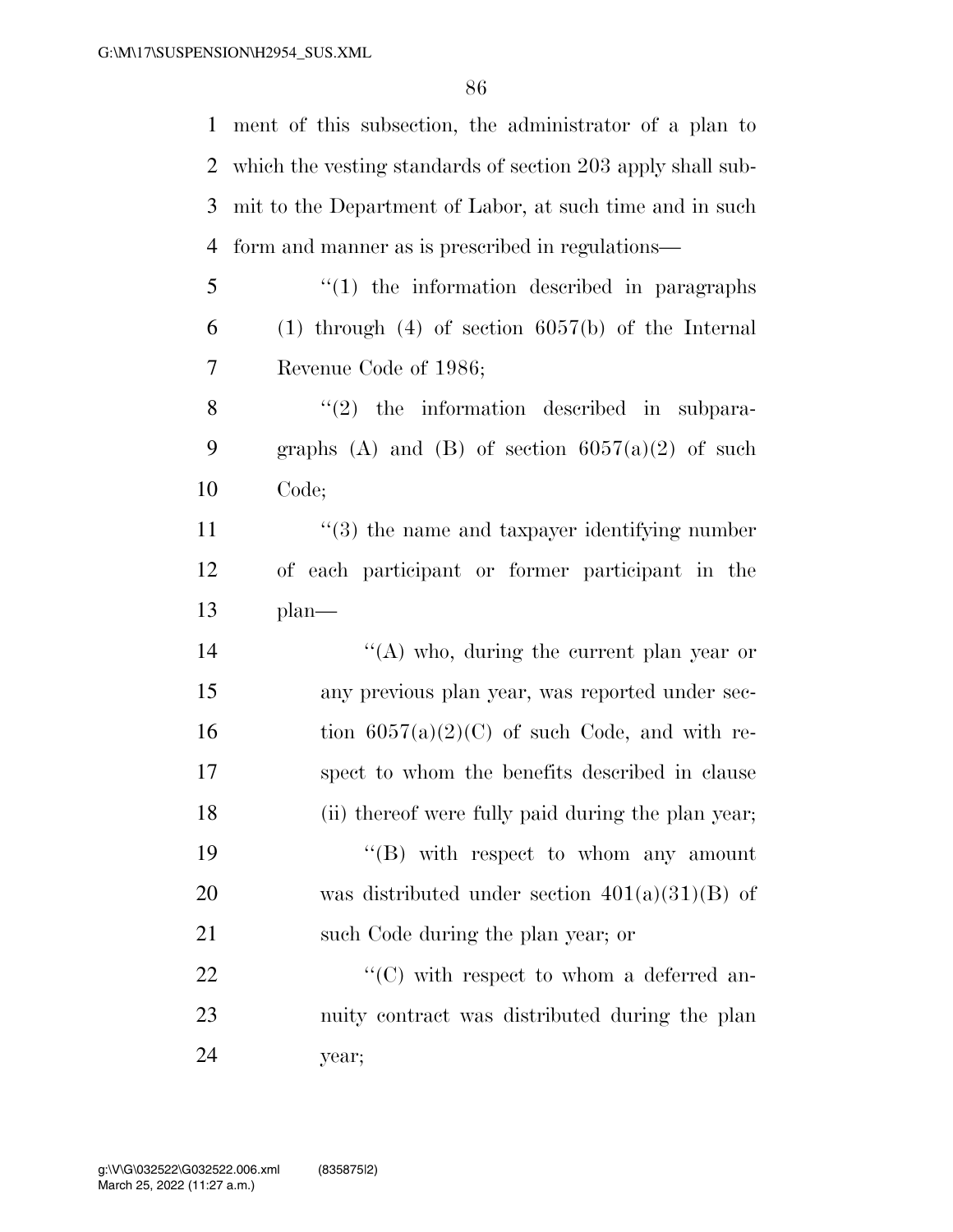ment of this subsection, the administrator of a plan to which the vesting standards of section 203 apply shall submit to the Department of Labor, at such time and in such form and manner as is prescribed in regulations—

''(1) the information described in paragraphs (1) through (4) of section 6057(b) of the Internal Revenue Code of 1986;

''(2) the information described in subparagraphs (A) and (B) of section 6057(a)(2) of such Code;

''(3) the name and taxpayer identifying number of each participant or former participant in the plan—

''(A) who, during the current plan year or any previous plan year, was reported under section 6057(a)(2)(C) of such Code, and with respect to whom the benefits described in clause (ii) thereof were fully paid during the plan year;

''(B) with respect to whom any amount was distributed under section 401(a)(31)(B) of such Code during the plan year; or

''(C) with respect to whom a deferred annuity contract was distributed during the plan year;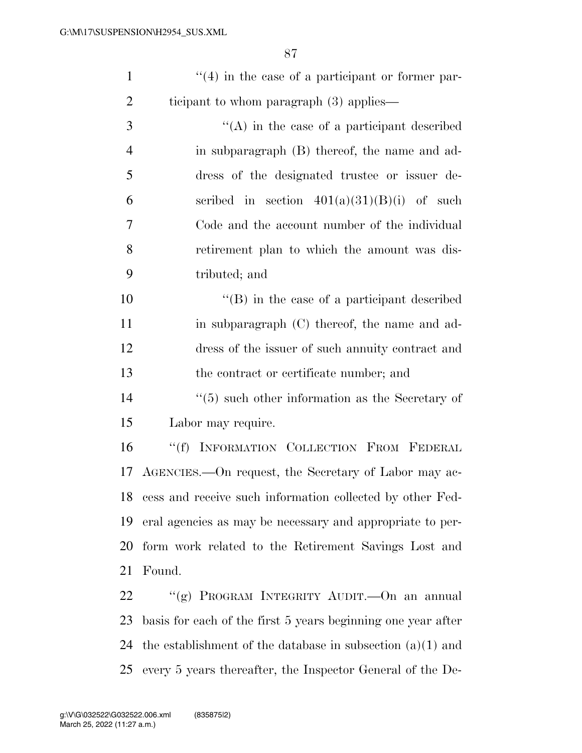"(4) in the case of a participant or former participant to whom paragraph (3) applies—

"(A) in the case of a participant described in subparagraph (B) thereof, the name and address of the designated trustee or issuer described in section 401(a)(31)(B)(i) of such Code and the account number of the individual retirement plan to which the amount was distributed; and

"(B) in the case of a participant described in subparagraph (C) thereof, the name and address of the issuer of such annuity contract and the contract or certificate number; and

"(5) such other information as the Secretary of Labor may require.

"(f) INFORMATION COLLECTION FROM FEDERAL AGENCIES.—On request, the Secretary of Labor may access and receive such information collected by other Federal agencies as may be necessary and appropriate to perform work related to the Retirement Savings Lost and Found.

"(g) PROGRAM INTEGRITY AUDIT.—On an annual basis for each of the first 5 years beginning one year after the establishment of the database in subsection (a)(1) and every 5 years thereafter, the Inspector General of the De-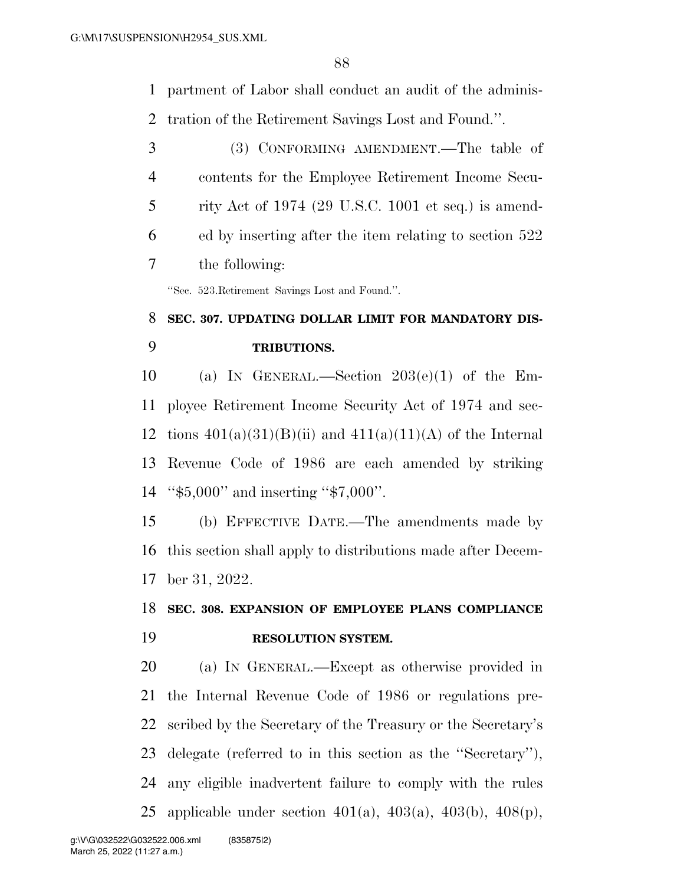partment of Labor shall conduct an audit of the administration of the Retirement Savings Lost and Found.''.

(3) CONFORMING AMENDMENT.—The table of contents for the Employee Retirement Income Security Act of 1974 (29 U.S.C. 1001 et seq.) is amended by inserting after the item relating to section 522 the following:

''Sec. 523. Retirement Savings Lost and Found.''.

**SEC. 307. UPDATING DOLLAR LIMIT FOR MANDATORY DISTRIBUTIONS.**

(a) IN GENERAL.—Section 203(e)(1) of the Employee Retirement Income Security Act of 1974 and sections 401(a)(31)(B)(ii) and 411(a)(11)(A) of the Internal Revenue Code of 1986 are each amended by striking ''$5,000'' and inserting ''$7,000''.

(b) EFFECTIVE DATE.—The amendments made by this section shall apply to distributions made after December 31, 2022.

**SEC. 308. EXPANSION OF EMPLOYEE PLANS COMPLIANCE RESOLUTION SYSTEM.**

(a) IN GENERAL.—Except as otherwise provided in the Internal Revenue Code of 1986 or regulations prescribed by the Secretary of the Treasury or the Secretary's delegate (referred to in this section as the ''Secretary''), any eligible inadvertent failure to comply with the rules applicable under section 401(a), 403(a), 403(b), 408(p),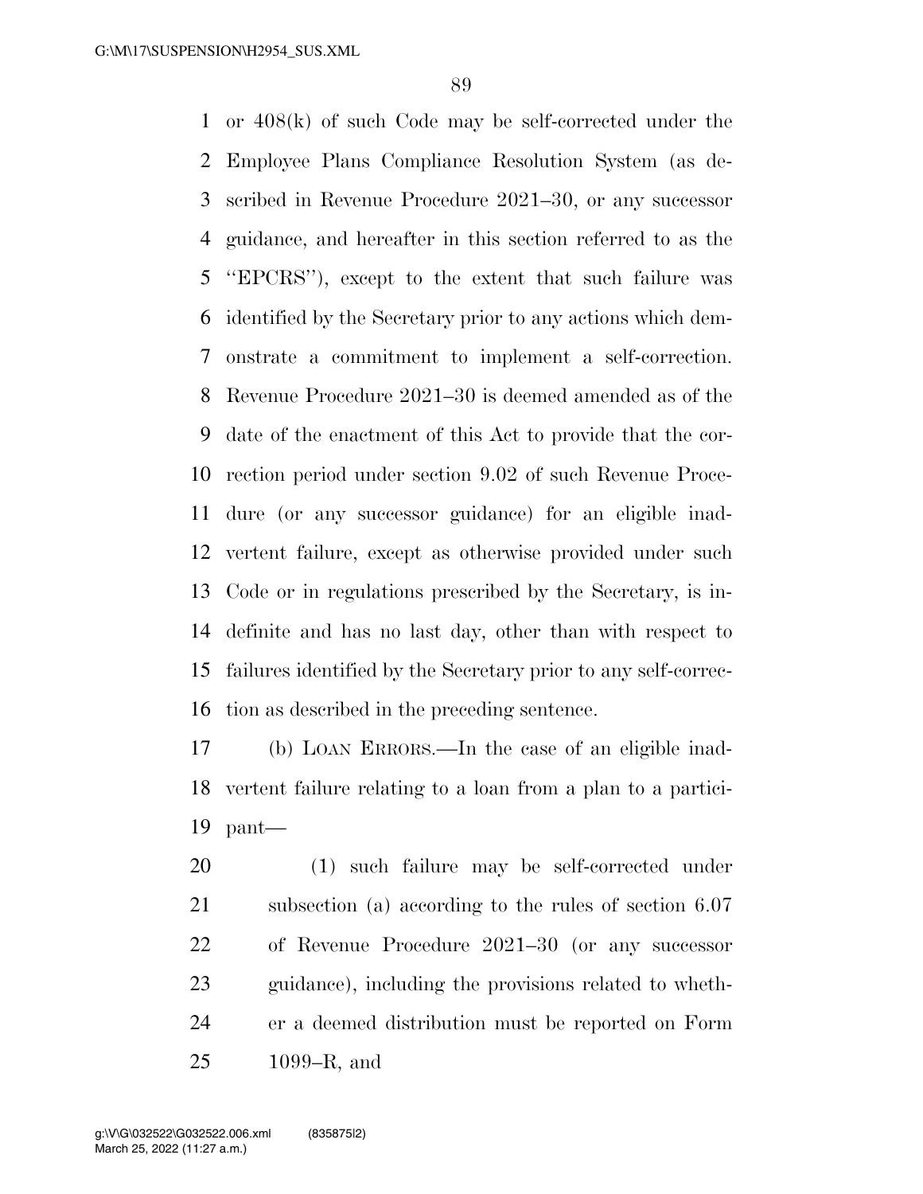or 408(k) of such Code may be self-corrected under the Employee Plans Compliance Resolution System (as described in Revenue Procedure 2021–30, or any successor guidance, and hereafter in this section referred to as the ''EPCRS''), except to the extent that such failure was identified by the Secretary prior to any actions which demonstrate a commitment to implement a self-correction. Revenue Procedure 2021–30 is deemed amended as of the date of the enactment of this Act to provide that the correction period under section 9.02 of such Revenue Procedure (or any successor guidance) for an eligible inadvertent failure, except as otherwise provided under such Code or in regulations prescribed by the Secretary, is indefinite and has no last day, other than with respect to failures identified by the Secretary prior to any self-correction as described in the preceding sentence.

(b) LOAN ERRORS.—In the case of an eligible inadvertent failure relating to a loan from a plan to a participant—

(1) such failure may be self-corrected under subsection (a) according to the rules of section 6.07 of Revenue Procedure 2021–30 (or any successor guidance), including the provisions related to whether a deemed distribution must be reported on Form 1099–R, and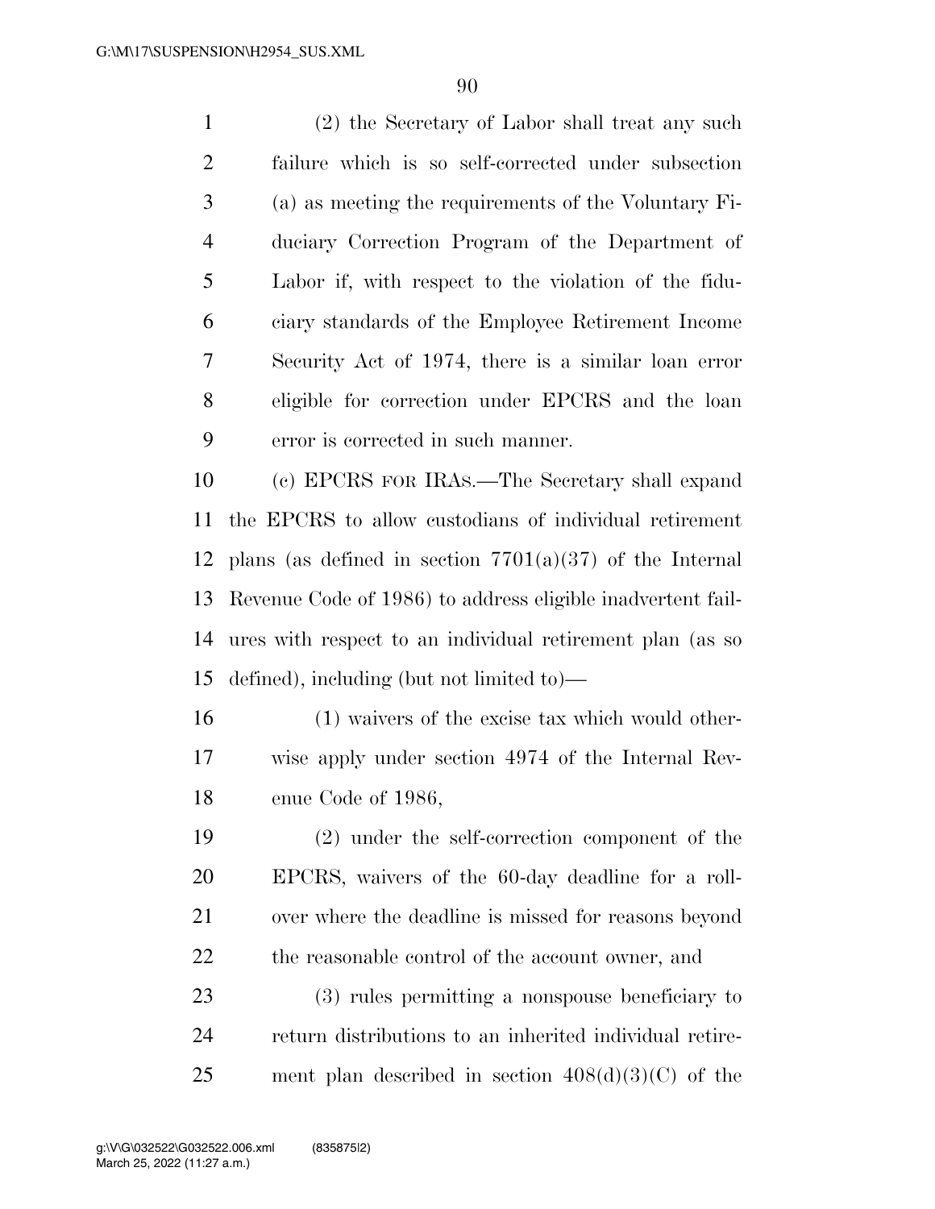(2) the Secretary of Labor shall treat any such failure which is so self-corrected under subsection (a) as meeting the requirements of the Voluntary Fiduciary Correction Program of the Department of Labor if, with respect to the violation of the fiduciary standards of the Employee Retirement Income Security Act of 1974, there is a similar loan error eligible for correction under EPCRS and the loan error is corrected in such manner.

(c) EPCRS FOR IRAS.—The Secretary shall expand the EPCRS to allow custodians of individual retirement plans (as defined in section 7701(a)(37) of the Internal Revenue Code of 1986) to address eligible inadvertent failures with respect to an individual retirement plan (as so defined), including (but not limited to)—

(1) waivers of the excise tax which would otherwise apply under section 4974 of the Internal Revenue Code of 1986,

(2) under the self-correction component of the EPCRS, waivers of the 60-day deadline for a rollover where the deadline is missed for reasons beyond the reasonable control of the account owner, and

(3) rules permitting a nonspouse beneficiary to return distributions to an inherited individual retirement plan described in section 408(d)(3)(C) of the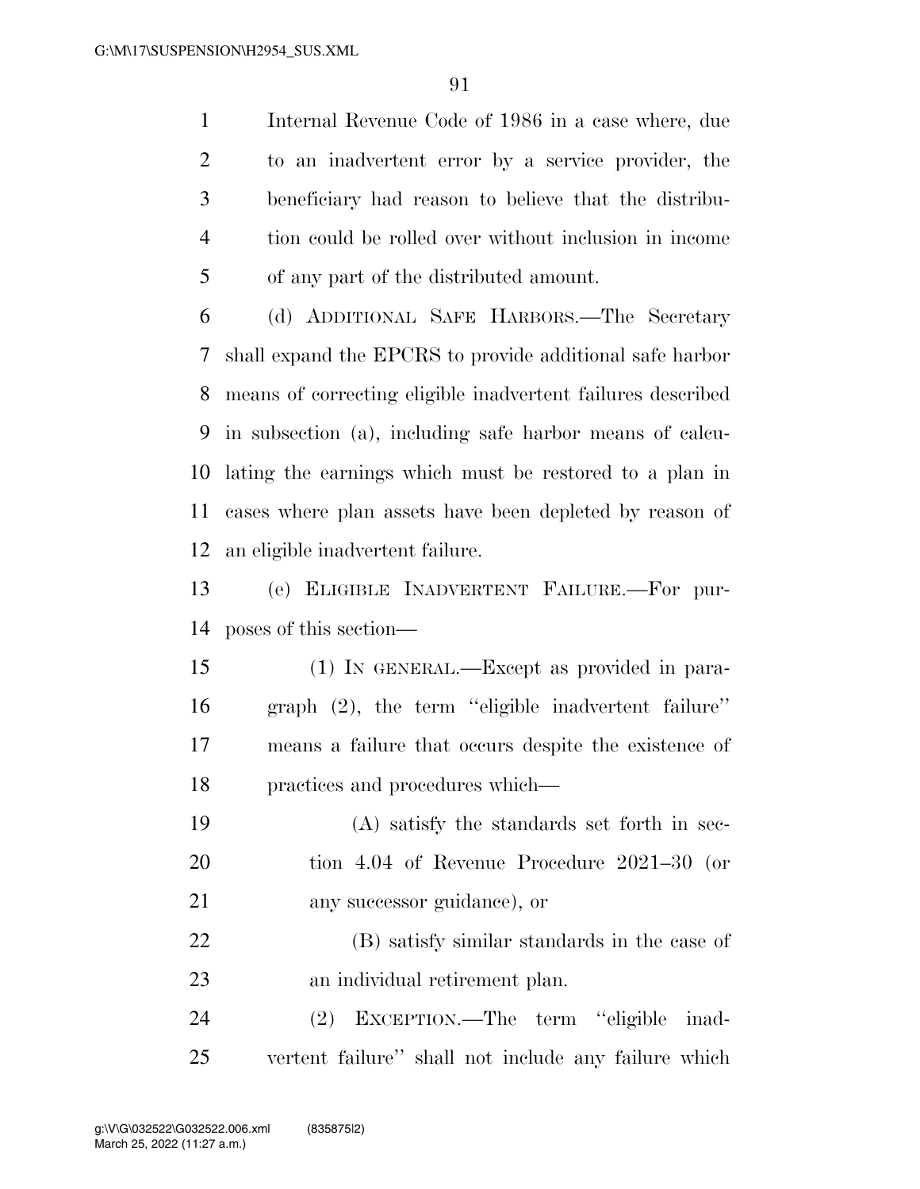Internal Revenue Code of 1986 in a case where, due to an inadvertent error by a service provider, the beneficiary had reason to believe that the distribution could be rolled over without inclusion in income of any part of the distributed amount.

(d) ADDITIONAL SAFE HARBORS.—The Secretary shall expand the EPCRS to provide additional safe harbor means of correcting eligible inadvertent failures described in subsection (a), including safe harbor means of calculating the earnings which must be restored to a plan in cases where plan assets have been depleted by reason of an eligible inadvertent failure.

(e) ELIGIBLE INADVERTENT FAILURE.—For purposes of this section—

(1) IN GENERAL.—Except as provided in paragraph (2), the term ''eligible inadvertent failure'' means a failure that occurs despite the existence of practices and procedures which—

(A) satisfy the standards set forth in section 4.04 of Revenue Procedure 2021–30 (or any successor guidance), or

(B) satisfy similar standards in the case of an individual retirement plan.

(2) EXCEPTION.—The term ''eligible inadvertent failure'' shall not include any failure which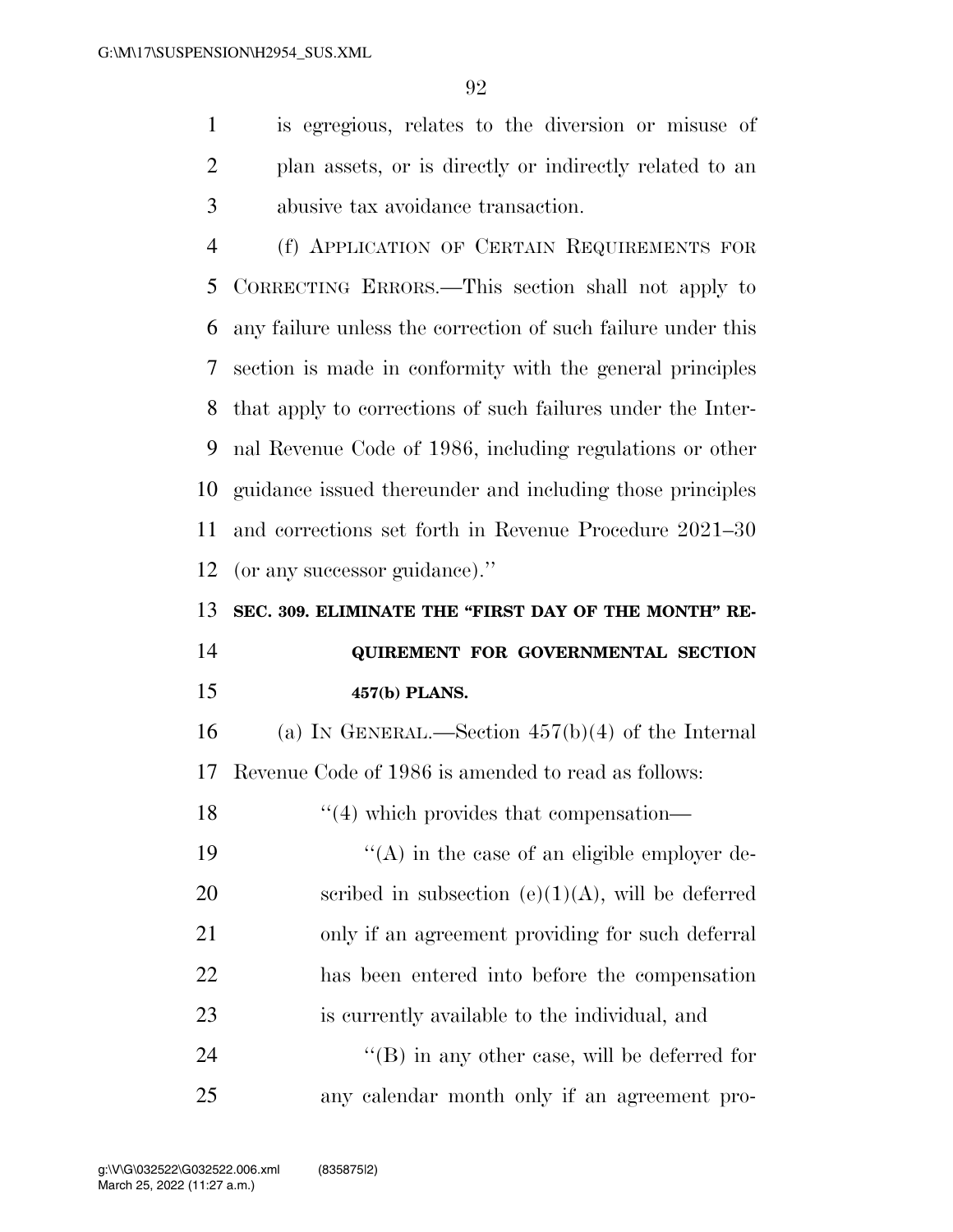is egregious, relates to the diversion or misuse of plan assets, or is directly or indirectly related to an abusive tax avoidance transaction.

(f) APPLICATION OF CERTAIN REQUIREMENTS FOR CORRECTING ERRORS.—This section shall not apply to any failure unless the correction of such failure under this section is made in conformity with the general principles that apply to corrections of such failures under the Internal Revenue Code of 1986, including regulations or other guidance issued thereunder and including those principles and corrections set forth in Revenue Procedure 2021–30 (or any successor guidance).''

**SEC. 309. ELIMINATE THE "FIRST DAY OF THE MONTH" REQUIREMENT FOR GOVERNMENTAL SECTION 457(b) PLANS.**

(a) IN GENERAL.—Section 457(b)(4) of the Internal Revenue Code of 1986 is amended to read as follows:

''(4) which provides that compensation—

''(A) in the case of an eligible employer described in subsection (e)(1)(A), will be deferred only if an agreement providing for such deferral has been entered into before the compensation is currently available to the individual, and

''(B) in any other case, will be deferred for any calendar month only if an agreement pro-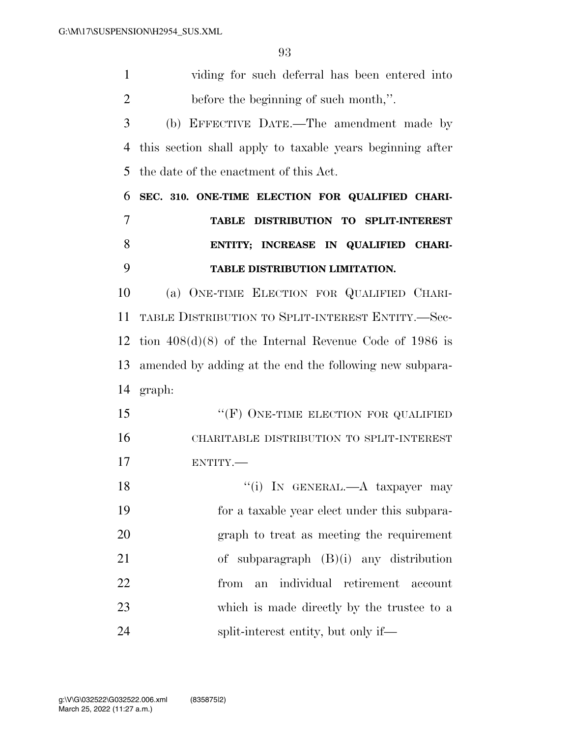viding for such deferral has been entered into before the beginning of such month,''.

(b) EFFECTIVE DATE.—The amendment made by this section shall apply to taxable years beginning after the date of the enactment of this Act.

**SEC. 310. ONE-TIME ELECTION FOR QUALIFIED CHARITABLE DISTRIBUTION TO SPLIT-INTEREST ENTITY; INCREASE IN QUALIFIED CHARITABLE DISTRIBUTION LIMITATION.**

(a) ONE-TIME ELECTION FOR QUALIFIED CHARITABLE DISTRIBUTION TO SPLIT-INTEREST ENTITY.—Section 408(d)(8) of the Internal Revenue Code of 1986 is amended by adding at the end the following new subparagraph:

"(F) ONE-TIME ELECTION FOR QUALIFIED CHARITABLE DISTRIBUTION TO SPLIT-INTEREST ENTITY.—

"(i) IN GENERAL.—A taxpayer may for a taxable year elect under this subparagraph to treat as meeting the requirement of subparagraph (B)(i) any distribution from an individual retirement account which is made directly by the trustee to a split-interest entity, but only if—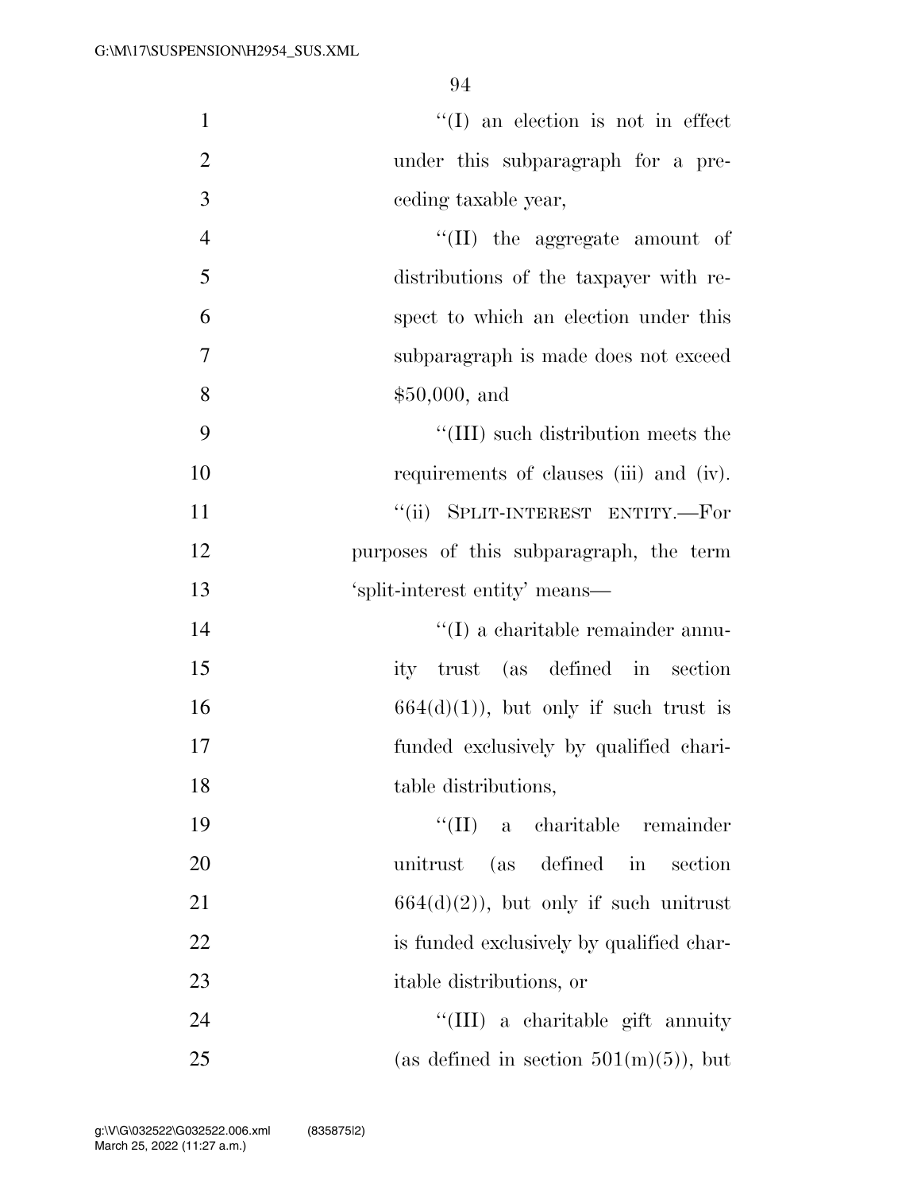''(I) an election is not in effect under this subparagraph for a preceding taxable year,

''(II) the aggregate amount of distributions of the taxpayer with respect to which an election under this subparagraph is made does not exceed $50,000, and

''(III) such distribution meets the requirements of clauses (iii) and (iv).

''(ii) SPLIT-INTEREST ENTITY.—For purposes of this subparagraph, the term 'split-interest entity' means—

''(I) a charitable remainder annuity trust (as defined in section 664(d)(1)), but only if such trust is funded exclusively by qualified charitable distributions,

''(II) a charitable remainder unitrust (as defined in section 664(d)(2)), but only if such unitrust is funded exclusively by qualified charitable distributions, or

''(III) a charitable gift annuity (as defined in section 501(m)(5)), but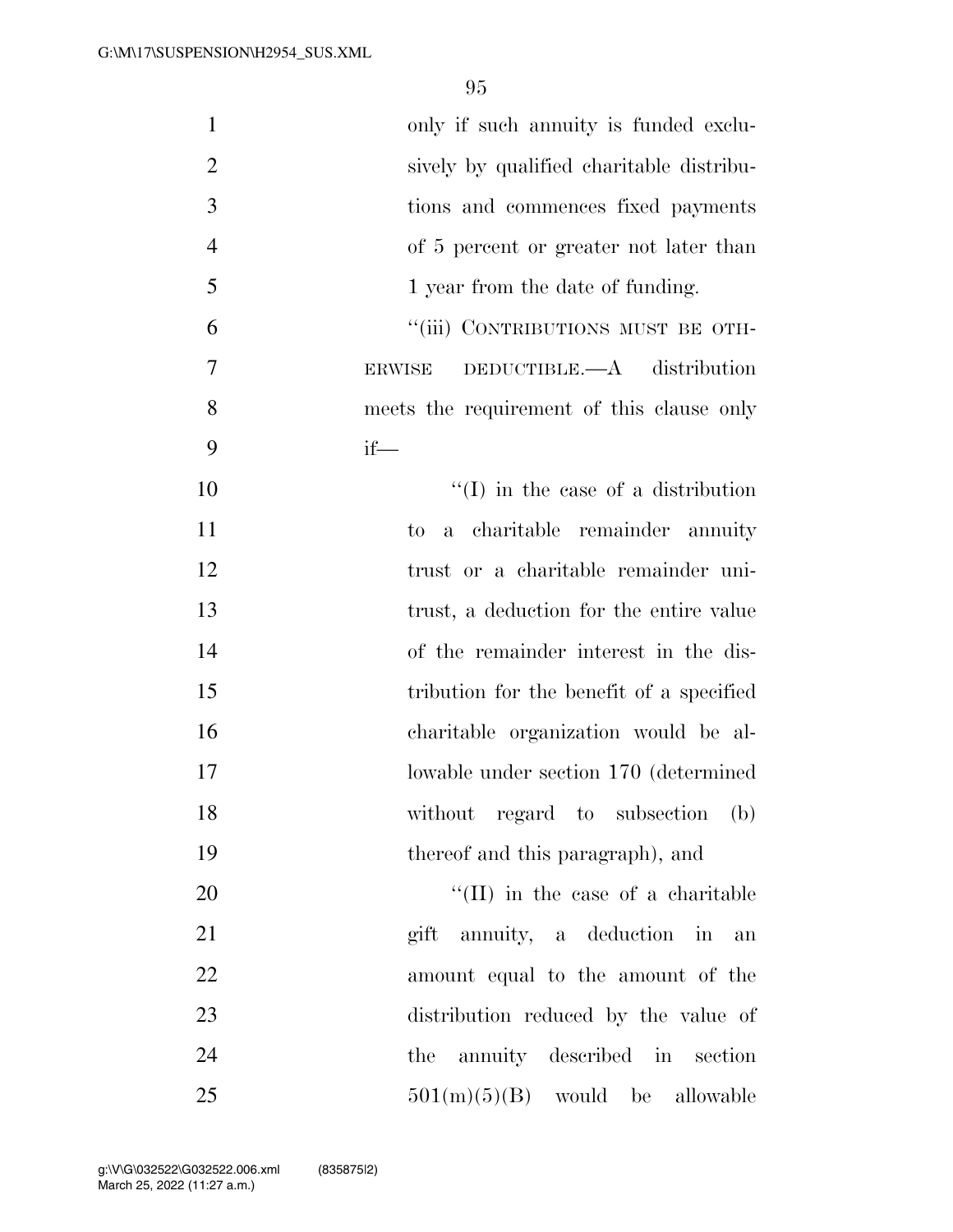only if such annuity is funded exclusively by qualified charitable distributions and commences fixed payments of 5 percent or greater not later than 1 year from the date of funding.

"(iii) CONTRIBUTIONS MUST BE OTHERWISE DEDUCTIBLE.—A distribution meets the requirement of this clause only if—

"(I) in the case of a distribution to a charitable remainder annuity trust or a charitable remainder unitrust, a deduction for the entire value of the remainder interest in the distribution for the benefit of a specified charitable organization would be allowable under section 170 (determined without regard to subsection (b) thereof and this paragraph), and

"(II) in the case of a charitable gift annuity, a deduction in an amount equal to the amount of the distribution reduced by the value of the annuity described in section 501(m)(5)(B) would be allowable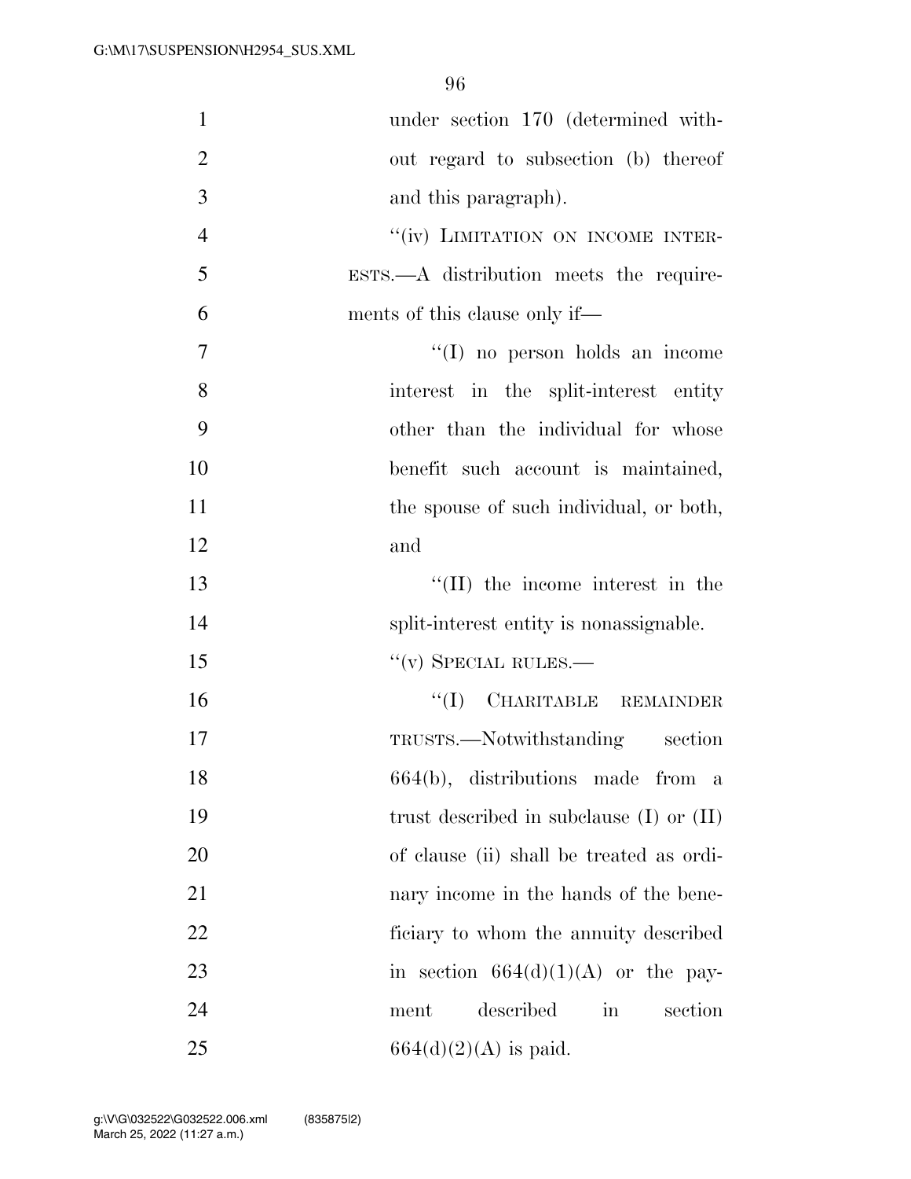under section 170 (determined without regard to subsection (b) thereof and this paragraph).

"(iv) LIMITATION ON INCOME INTERESTS.—A distribution meets the requirements of this clause only if—

"(I) no person holds an income interest in the split-interest entity other than the individual for whose benefit such account is maintained, the spouse of such individual, or both, and

"(II) the income interest in the split-interest entity is nonassignable.

"(v) SPECIAL RULES.—

"(I) CHARITABLE REMAINDER TRUSTS.—Notwithstanding section 664(b), distributions made from a trust described in subclause (I) or (II) of clause (ii) shall be treated as ordinary income in the hands of the beneficiary to whom the annuity described in section 664(d)(1)(A) or the payment described in section 664(d)(2)(A) is paid.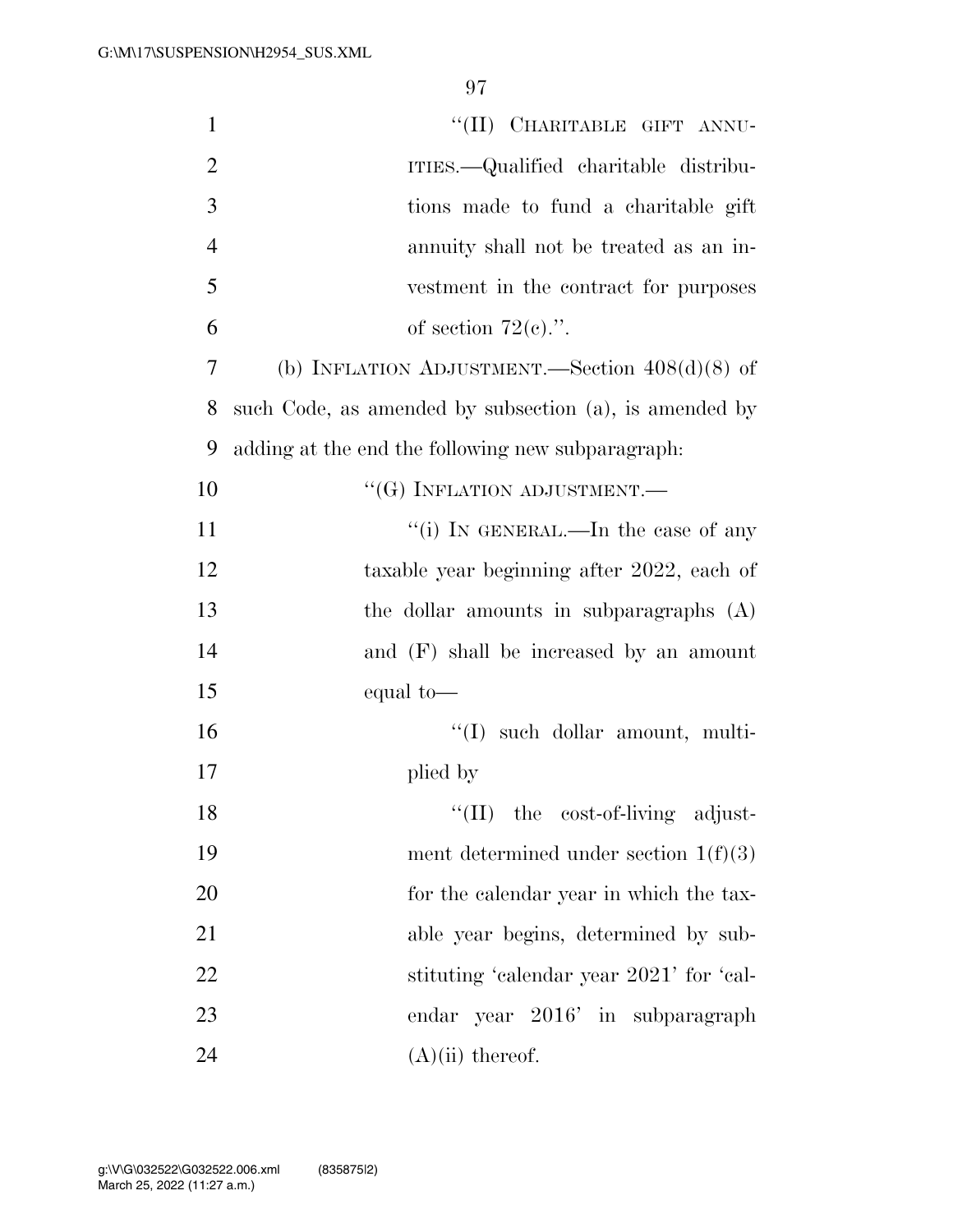"(II) CHARITABLE GIFT ANNUITIES.—Qualified charitable distributions made to fund a charitable gift annuity shall not be treated as an investment in the contract for purposes of section 72(c).".

(b) INFLATION ADJUSTMENT.—Section 408(d)(8) of such Code, as amended by subsection (a), is amended by adding at the end the following new subparagraph:

"(G) INFLATION ADJUSTMENT.—

"(i) IN GENERAL.—In the case of any taxable year beginning after 2022, each of the dollar amounts in subparagraphs (A) and (F) shall be increased by an amount equal to—

"(I) such dollar amount, multiplied by

"(II) the cost-of-living adjustment determined under section 1(f)(3) for the calendar year in which the taxable year begins, determined by substituting 'calendar year 2021' for 'calendar year 2016' in subparagraph (A)(ii) thereof.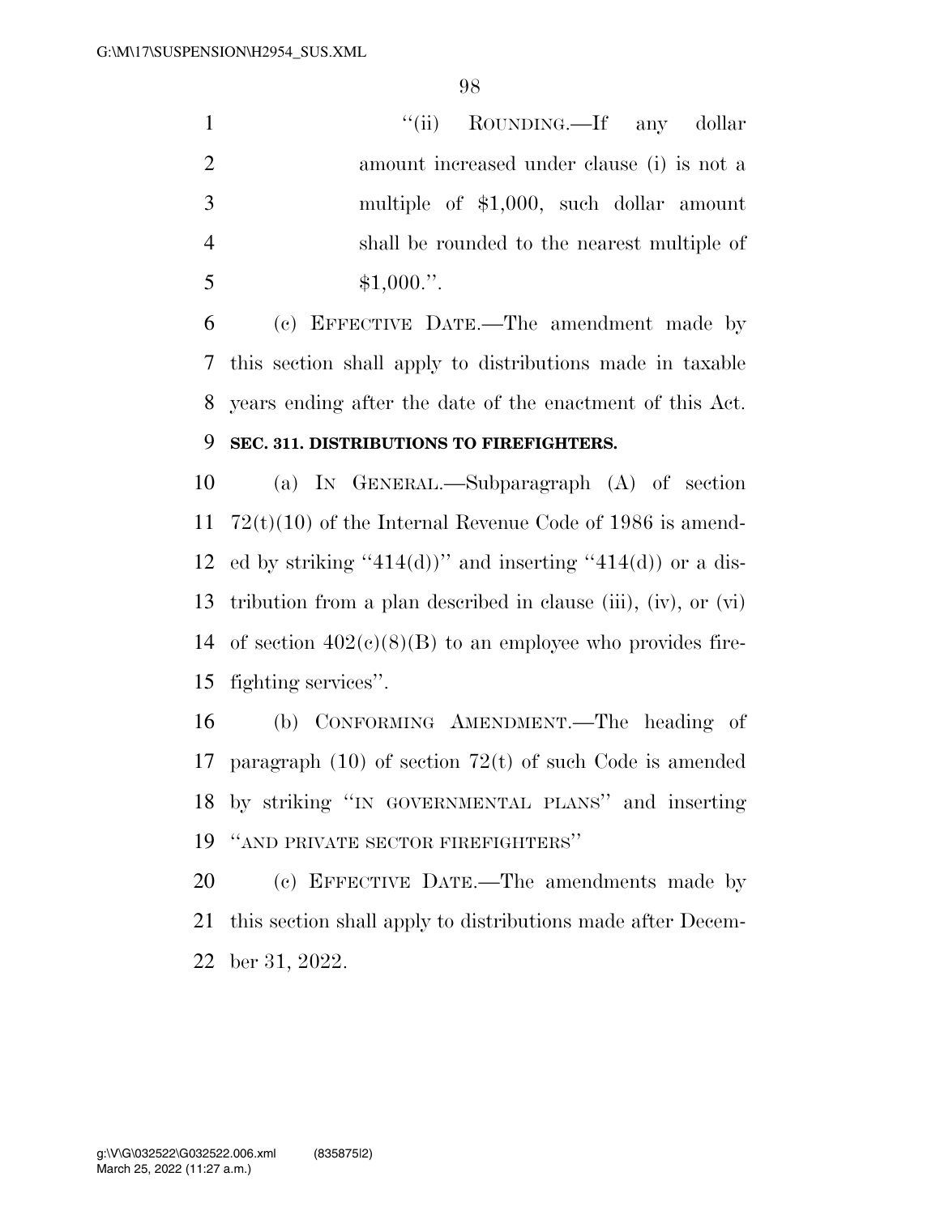"(ii) ROUNDING.—If any dollar amount increased under clause (i) is not a multiple of $1,000, such dollar amount shall be rounded to the nearest multiple of $1,000.".

(c) EFFECTIVE DATE.—The amendment made by this section shall apply to distributions made in taxable years ending after the date of the enactment of this Act.

**SEC. 311. DISTRIBUTIONS TO FIREFIGHTERS.**

(a) IN GENERAL.—Subparagraph (A) of section 72(t)(10) of the Internal Revenue Code of 1986 is amended by striking "414(d))" and inserting "414(d)) or a distribution from a plan described in clause (iii), (iv), or (vi) of section 402(c)(8)(B) to an employee who provides firefighting services".

(b) CONFORMING AMENDMENT.—The heading of paragraph (10) of section 72(t) of such Code is amended by striking "IN GOVERNMENTAL PLANS" and inserting "AND PRIVATE SECTOR FIREFIGHTERS"

(c) EFFECTIVE DATE.—The amendments made by this section shall apply to distributions made after December 31, 2022.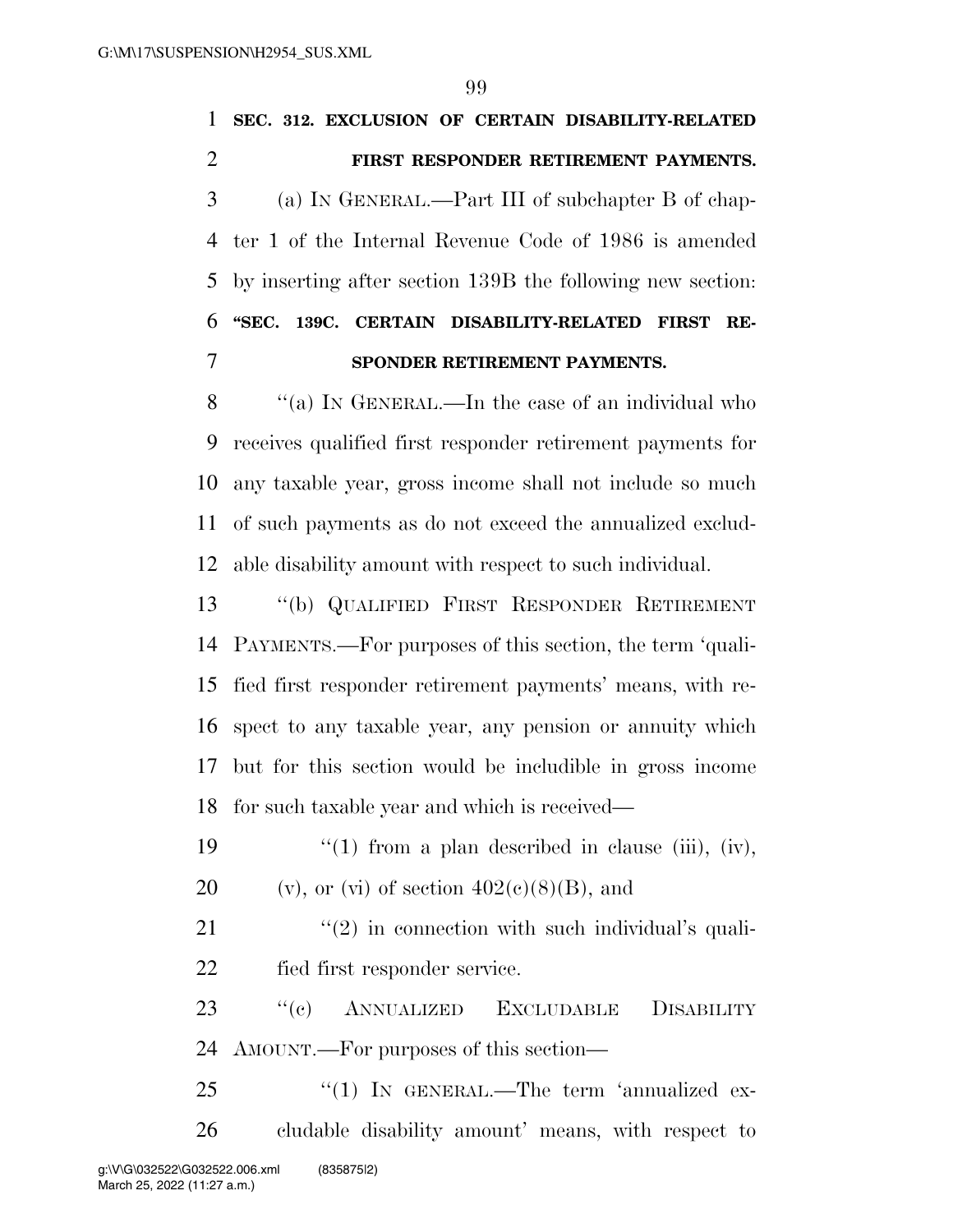**SEC. 312. EXCLUSION OF CERTAIN DISABILITY-RELATED FIRST RESPONDER RETIREMENT PAYMENTS.**

(a) IN GENERAL.—Part III of subchapter B of chapter 1 of the Internal Revenue Code of 1986 is amended by inserting after section 139B the following new section:

**"SEC. 139C. CERTAIN DISABILITY-RELATED FIRST RESPONDER RETIREMENT PAYMENTS.**

"(a) IN GENERAL.—In the case of an individual who receives qualified first responder retirement payments for any taxable year, gross income shall not include so much of such payments as do not exceed the annualized excludable disability amount with respect to such individual.

"(b) QUALIFIED FIRST RESPONDER RETIREMENT PAYMENTS.—For purposes of this section, the term 'qualified first responder retirement payments' means, with respect to any taxable year, any pension or annuity which but for this section would be includible in gross income for such taxable year and which is received—

"(1) from a plan described in clause (iii), (iv), (v), or (vi) of section 402(c)(8)(B), and

"(2) in connection with such individual's qualified first responder service.

"(c) ANNUALIZED EXCLUDABLE DISABILITY AMOUNT.—For purposes of this section—

"(1) IN GENERAL.—The term 'annualized excludable disability amount' means, with respect to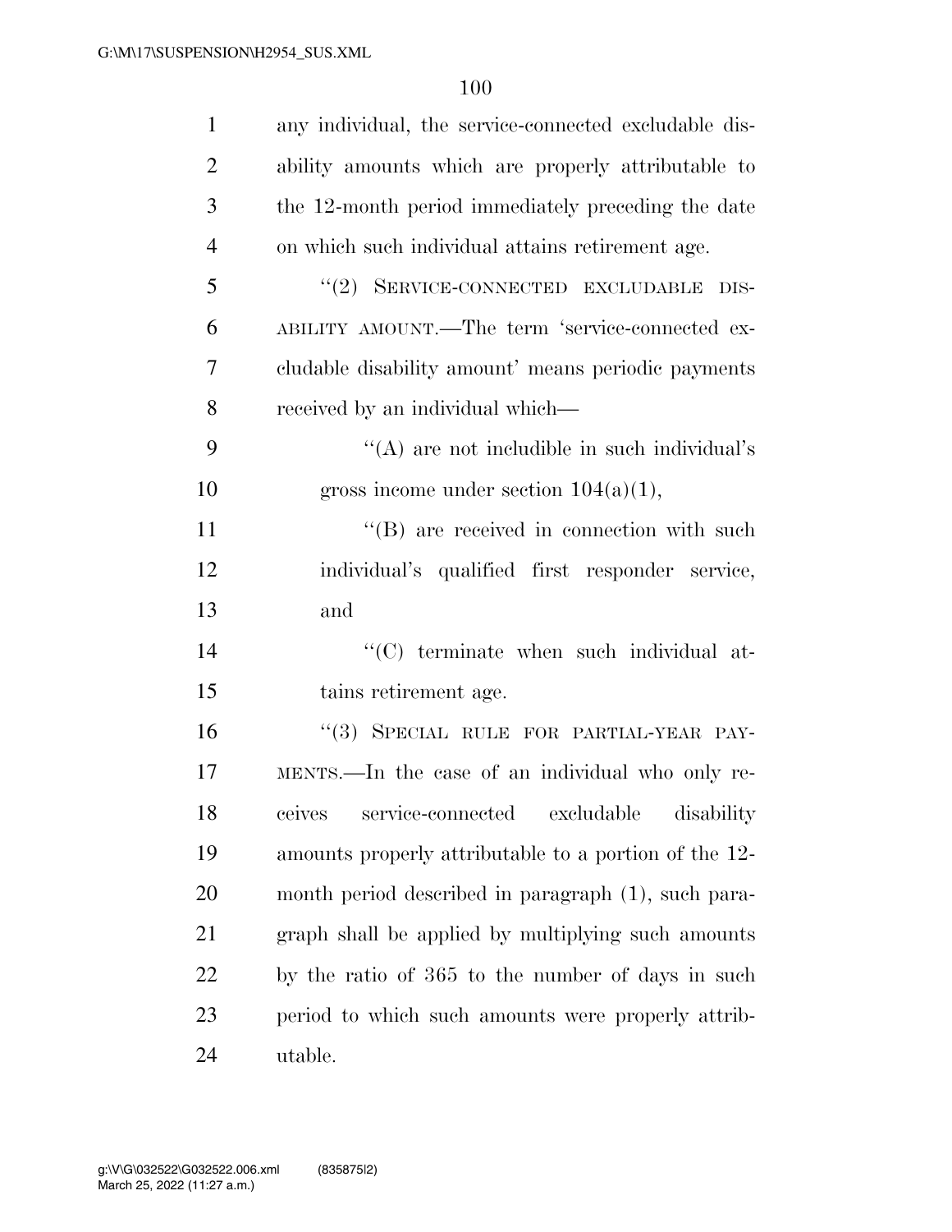any individual, the service-connected excludable disability amounts which are properly attributable to the 12-month period immediately preceding the date on which such individual attains retirement age.

"(2) SERVICE-CONNECTED EXCLUDABLE DISABILITY AMOUNT.—The term 'service-connected excludable disability amount' means periodic payments received by an individual which—

"(A) are not includible in such individual's gross income under section 104(a)(1),

"(B) are received in connection with such individual's qualified first responder service, and

"(C) terminate when such individual attains retirement age.

"(3) SPECIAL RULE FOR PARTIAL-YEAR PAYMENTS.—In the case of an individual who only receives service-connected excludable disability amounts properly attributable to a portion of the 12-month period described in paragraph (1), such paragraph shall be applied by multiplying such amounts by the ratio of 365 to the number of days in such period to which such amounts were properly attributable.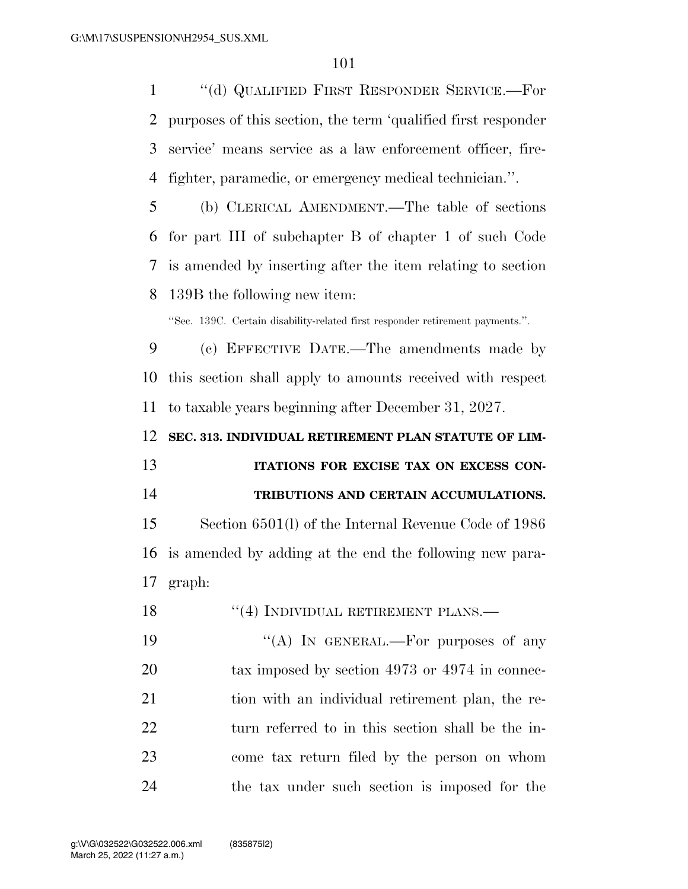"(d) QUALIFIED FIRST RESPONDER SERVICE.—For purposes of this section, the term 'qualified first responder service' means service as a law enforcement officer, firefighter, paramedic, or emergency medical technician.".

(b) CLERICAL AMENDMENT.—The table of sections for part III of subchapter B of chapter 1 of such Code is amended by inserting after the item relating to section 139B the following new item:

"Sec. 139C. Certain disability-related first responder retirement payments.".

(c) EFFECTIVE DATE.—The amendments made by this section shall apply to amounts received with respect to taxable years beginning after December 31, 2027.

**SEC. 313. INDIVIDUAL RETIREMENT PLAN STATUTE OF LIMITATIONS FOR EXCISE TAX ON EXCESS CONTRIBUTIONS AND CERTAIN ACCUMULATIONS.**

Section 6501(l) of the Internal Revenue Code of 1986 is amended by adding at the end the following new paragraph:

"(4) INDIVIDUAL RETIREMENT PLANS.—

"(A) IN GENERAL.—For purposes of any tax imposed by section 4973 or 4974 in connection with an individual retirement plan, the return referred to in this section shall be the income tax return filed by the person on whom the tax under such section is imposed for the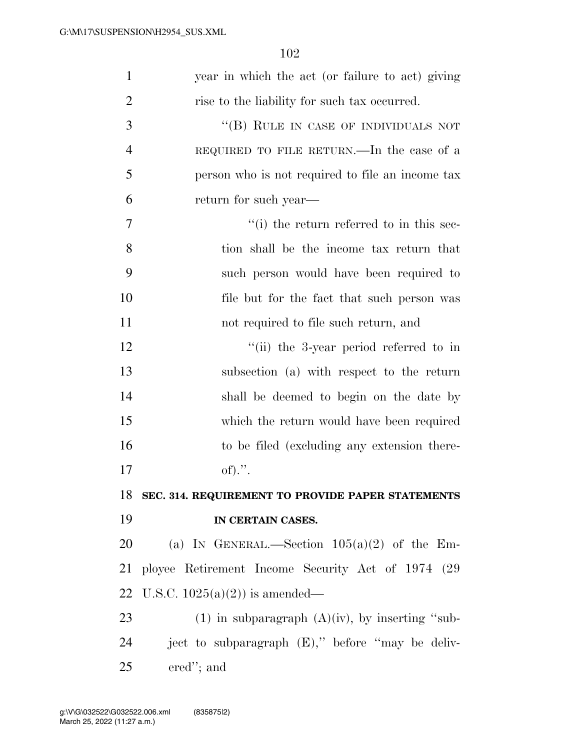year in which the act (or failure to act) giving rise to the liability for such tax occurred.

"(B) RULE IN CASE OF INDIVIDUALS NOT REQUIRED TO FILE RETURN.—In the case of a person who is not required to file an income tax return for such year—

"(i) the return referred to in this section shall be the income tax return that such person would have been required to file but for the fact that such person was not required to file such return, and

"(ii) the 3-year period referred to in subsection (a) with respect to the return shall be deemed to begin on the date by which the return would have been required to be filed (excluding any extension thereof).".

**SEC. 314. REQUIREMENT TO PROVIDE PAPER STATEMENTS IN CERTAIN CASES.**

(a) IN GENERAL.—Section 105(a)(2) of the Employee Retirement Income Security Act of 1974 (29 U.S.C. 1025(a)(2)) is amended—

(1) in subparagraph (A)(iv), by inserting "subject to subparagraph (E)," before "may be delivered"; and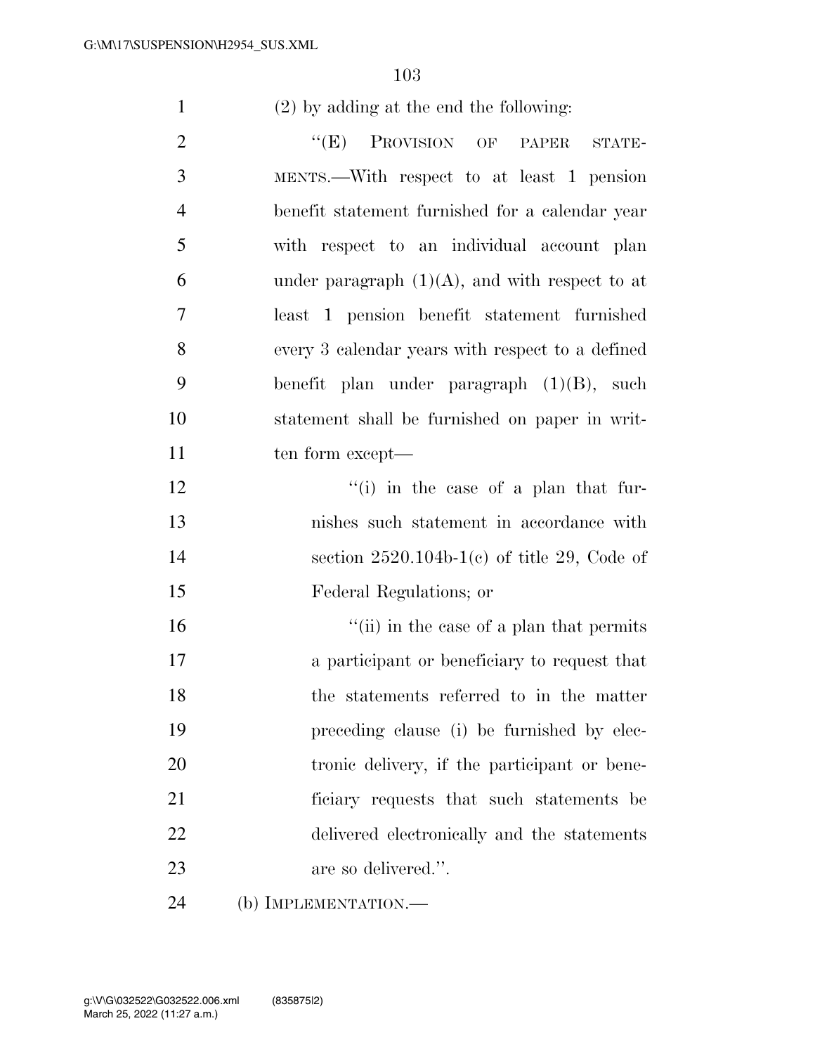(2) by adding at the end the following:

"(E) PROVISION OF PAPER STATEMENTS.—With respect to at least 1 pension benefit statement furnished for a calendar year with respect to an individual account plan under paragraph (1)(A), and with respect to at least 1 pension benefit statement furnished every 3 calendar years with respect to a defined benefit plan under paragraph (1)(B), such statement shall be furnished on paper in written form except—

"(i) in the case of a plan that furnishes such statement in accordance with section 2520.104b-1(c) of title 29, Code of Federal Regulations; or

"(ii) in the case of a plan that permits a participant or beneficiary to request that the statements referred to in the matter preceding clause (i) be furnished by electronic delivery, if the participant or beneficiary requests that such statements be delivered electronically and the statements are so delivered.".

(b) IMPLEMENTATION.—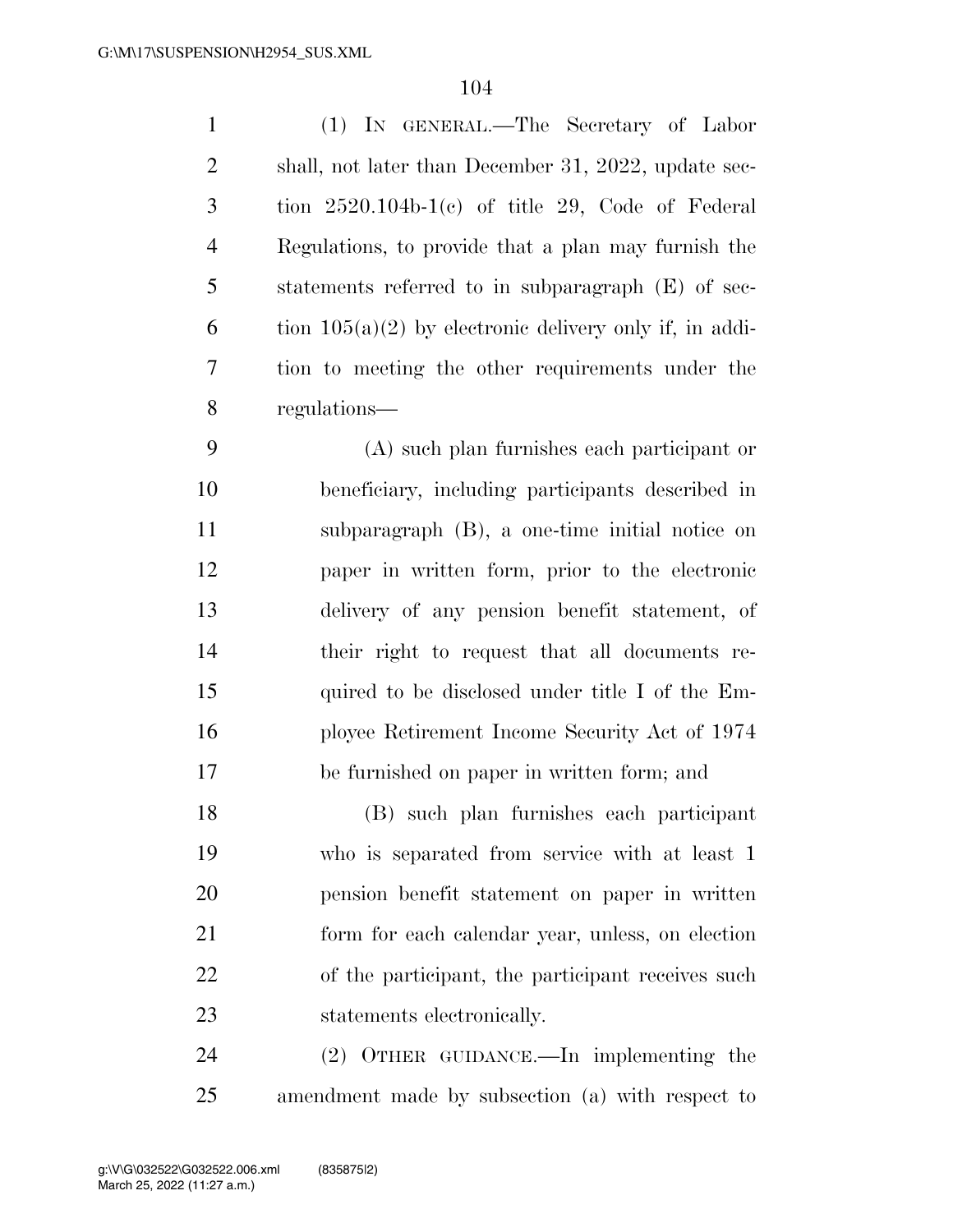(1) IN GENERAL.—The Secretary of Labor shall, not later than December 31, 2022, update section 2520.104b-1(c) of title 29, Code of Federal Regulations, to provide that a plan may furnish the statements referred to in subparagraph (E) of section 105(a)(2) by electronic delivery only if, in addition to meeting the other requirements under the regulations—

(A) such plan furnishes each participant or beneficiary, including participants described in subparagraph (B), a one-time initial notice on paper in written form, prior to the electronic delivery of any pension benefit statement, of their right to request that all documents required to be disclosed under title I of the Employee Retirement Income Security Act of 1974 be furnished on paper in written form; and

(B) such plan furnishes each participant who is separated from service with at least 1 pension benefit statement on paper in written form for each calendar year, unless, on election of the participant, the participant receives such statements electronically.

(2) OTHER GUIDANCE.—In implementing the amendment made by subsection (a) with respect to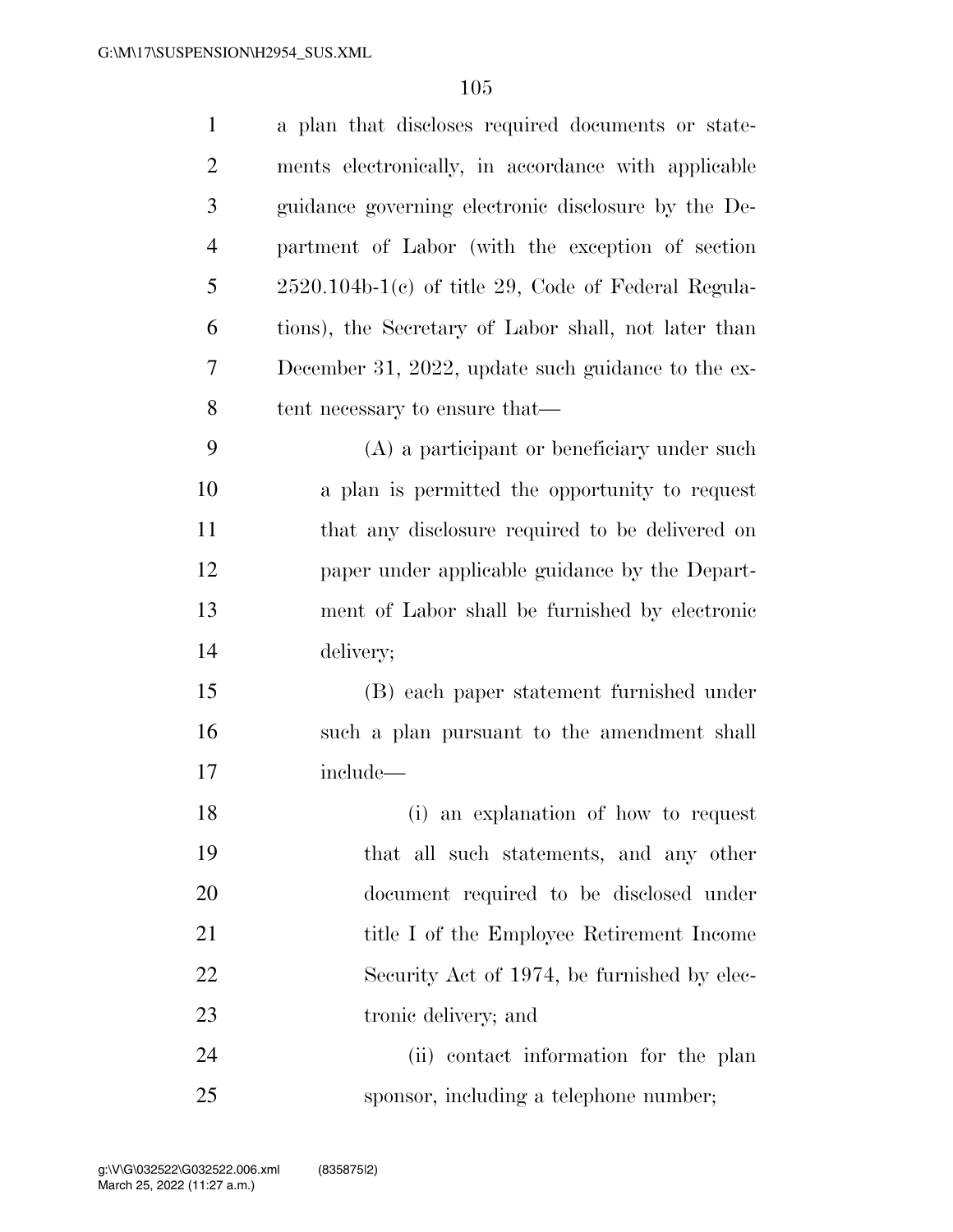a plan that discloses required documents or statements electronically, in accordance with applicable guidance governing electronic disclosure by the Department of Labor (with the exception of section 2520.104b-1(c) of title 29, Code of Federal Regulations), the Secretary of Labor shall, not later than December 31, 2022, update such guidance to the extent necessary to ensure that—

(A) a participant or beneficiary under such a plan is permitted the opportunity to request that any disclosure required to be delivered on paper under applicable guidance by the Department of Labor shall be furnished by electronic delivery;

(B) each paper statement furnished under such a plan pursuant to the amendment shall include—

(i) an explanation of how to request that all such statements, and any other document required to be disclosed under title I of the Employee Retirement Income Security Act of 1974, be furnished by electronic delivery; and

(ii) contact information for the plan sponsor, including a telephone number;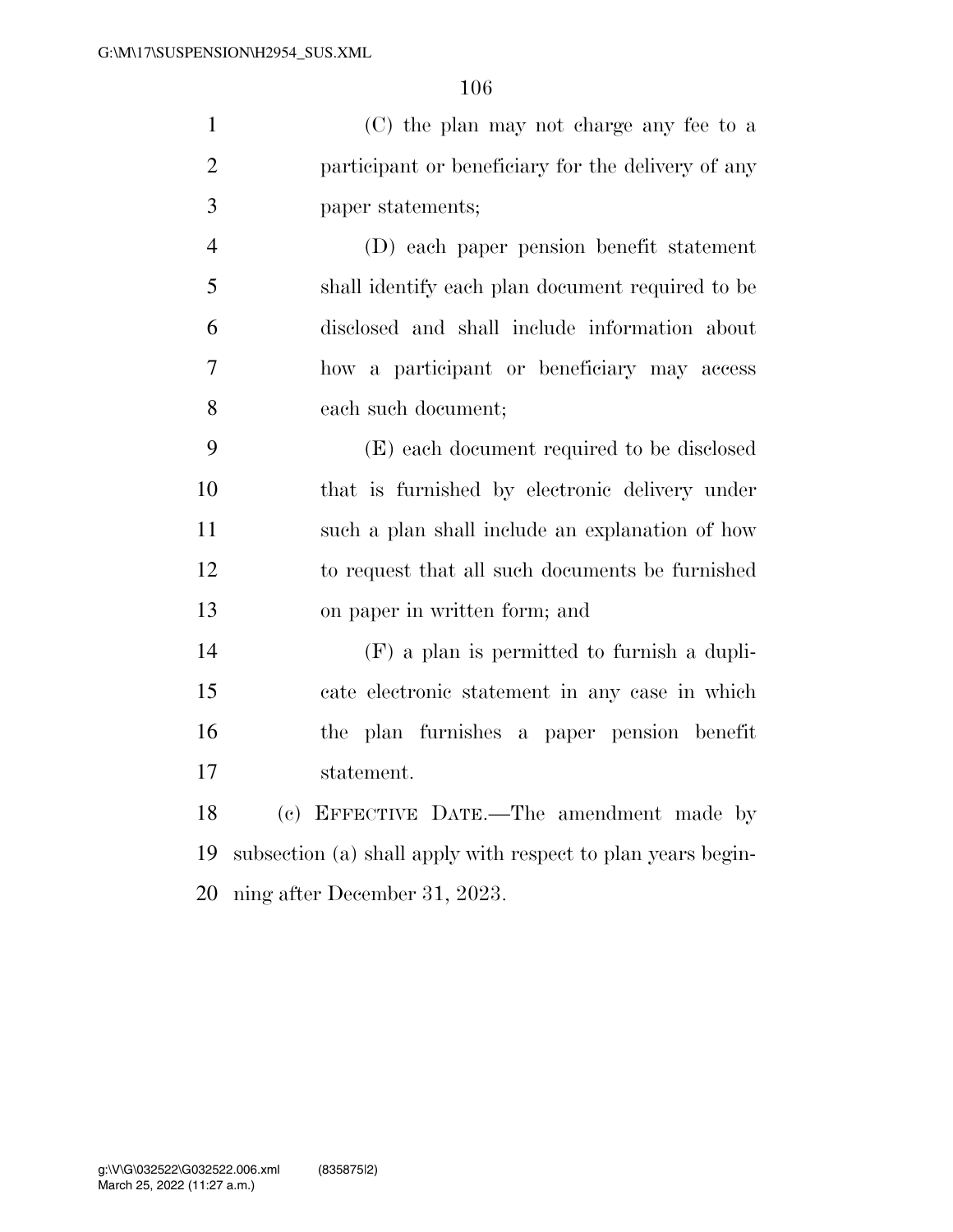(C) the plan may not charge any fee to a participant or beneficiary for the delivery of any paper statements;

(D) each paper pension benefit statement shall identify each plan document required to be disclosed and shall include information about how a participant or beneficiary may access each such document;

(E) each document required to be disclosed that is furnished by electronic delivery under such a plan shall include an explanation of how to request that all such documents be furnished on paper in written form; and

(F) a plan is permitted to furnish a duplicate electronic statement in any case in which the plan furnishes a paper pension benefit statement.

(c) EFFECTIVE DATE.—The amendment made by subsection (a) shall apply with respect to plan years beginning after December 31, 2023.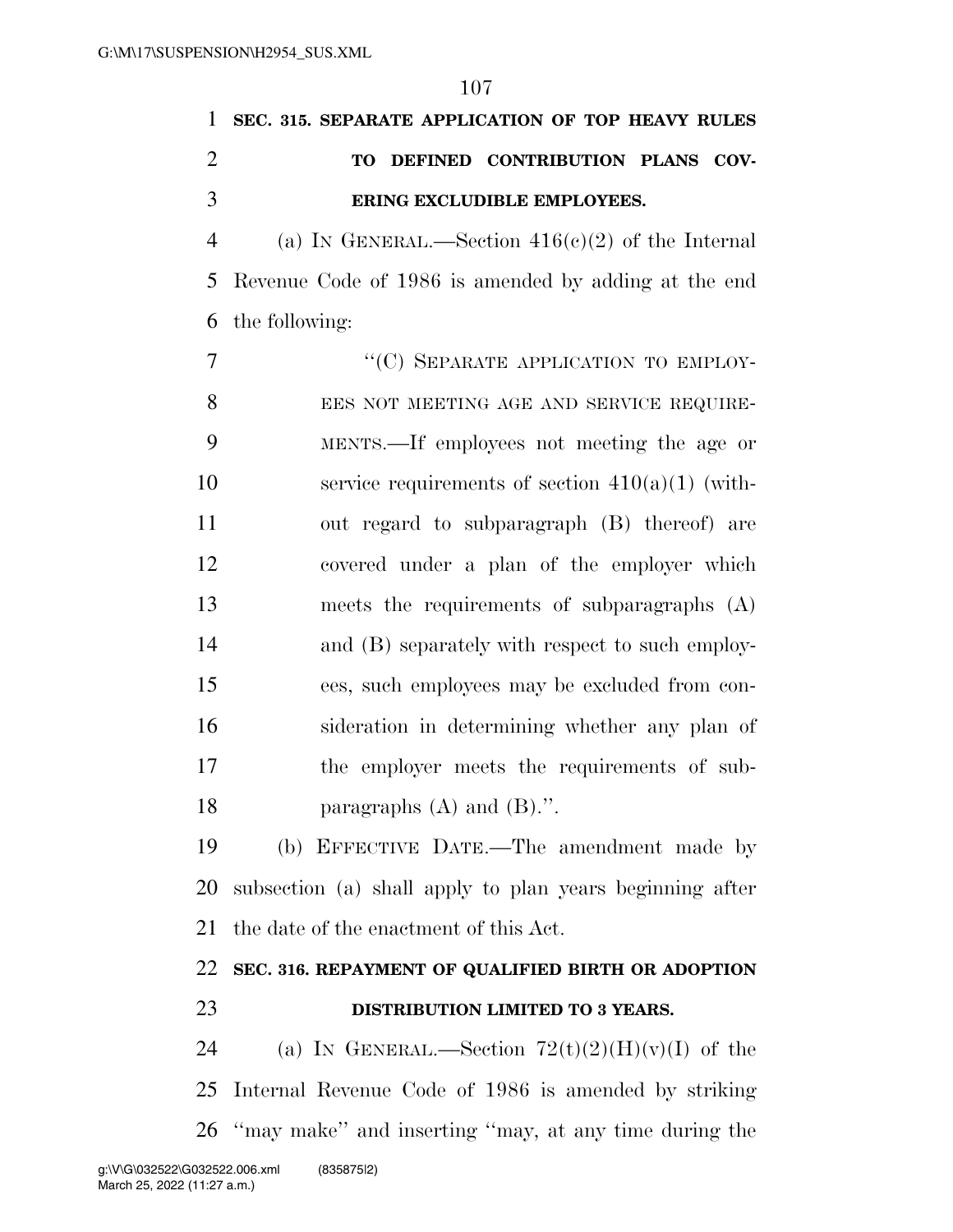**SEC. 315. SEPARATE APPLICATION OF TOP HEAVY RULES TO DEFINED CONTRIBUTION PLANS COVERING EXCLUDIBLE EMPLOYEES.**

(a) IN GENERAL.—Section 416(c)(2) of the Internal Revenue Code of 1986 is amended by adding at the end the following:

"(C) SEPARATE APPLICATION TO EMPLOYEES NOT MEETING AGE AND SERVICE REQUIREMENTS.—If employees not meeting the age or service requirements of section 410(a)(1) (without regard to subparagraph (B) thereof) are covered under a plan of the employer which meets the requirements of subparagraphs (A) and (B) separately with respect to such employees, such employees may be excluded from consideration in determining whether any plan of the employer meets the requirements of subparagraphs (A) and (B).".

(b) EFFECTIVE DATE.—The amendment made by subsection (a) shall apply to plan years beginning after the date of the enactment of this Act.

**SEC. 316. REPAYMENT OF QUALIFIED BIRTH OR ADOPTION DISTRIBUTION LIMITED TO 3 YEARS.**

(a) IN GENERAL.—Section 72(t)(2)(H)(v)(I) of the Internal Revenue Code of 1986 is amended by striking "may make" and inserting "may, at any time during the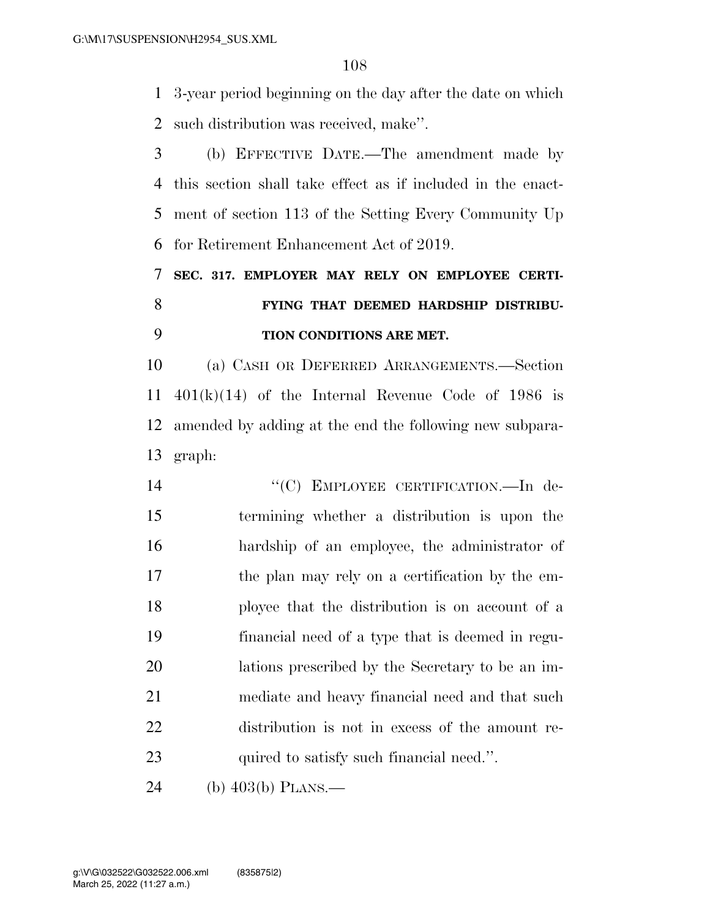3-year period beginning on the day after the date on which such distribution was received, make''.

(b) EFFECTIVE DATE.—The amendment made by this section shall take effect as if included in the enactment of section 113 of the Setting Every Community Up for Retirement Enhancement Act of 2019.

**SEC. 317. EMPLOYER MAY RELY ON EMPLOYEE CERTIFYING THAT DEEMED HARDSHIP DISTRIBUTION CONDITIONS ARE MET.**

(a) CASH OR DEFERRED ARRANGEMENTS.—Section 401(k)(14) of the Internal Revenue Code of 1986 is amended by adding at the end the following new subparagraph:

> ''(C) EMPLOYEE CERTIFICATION.—In determining whether a distribution is upon the hardship of an employee, the administrator of the plan may rely on a certification by the employee that the distribution is on account of a financial need of a type that is deemed in regulations prescribed by the Secretary to be an immediate and heavy financial need and that such distribution is not in excess of the amount required to satisfy such financial need.''.

(b) 403(b) PLANS.—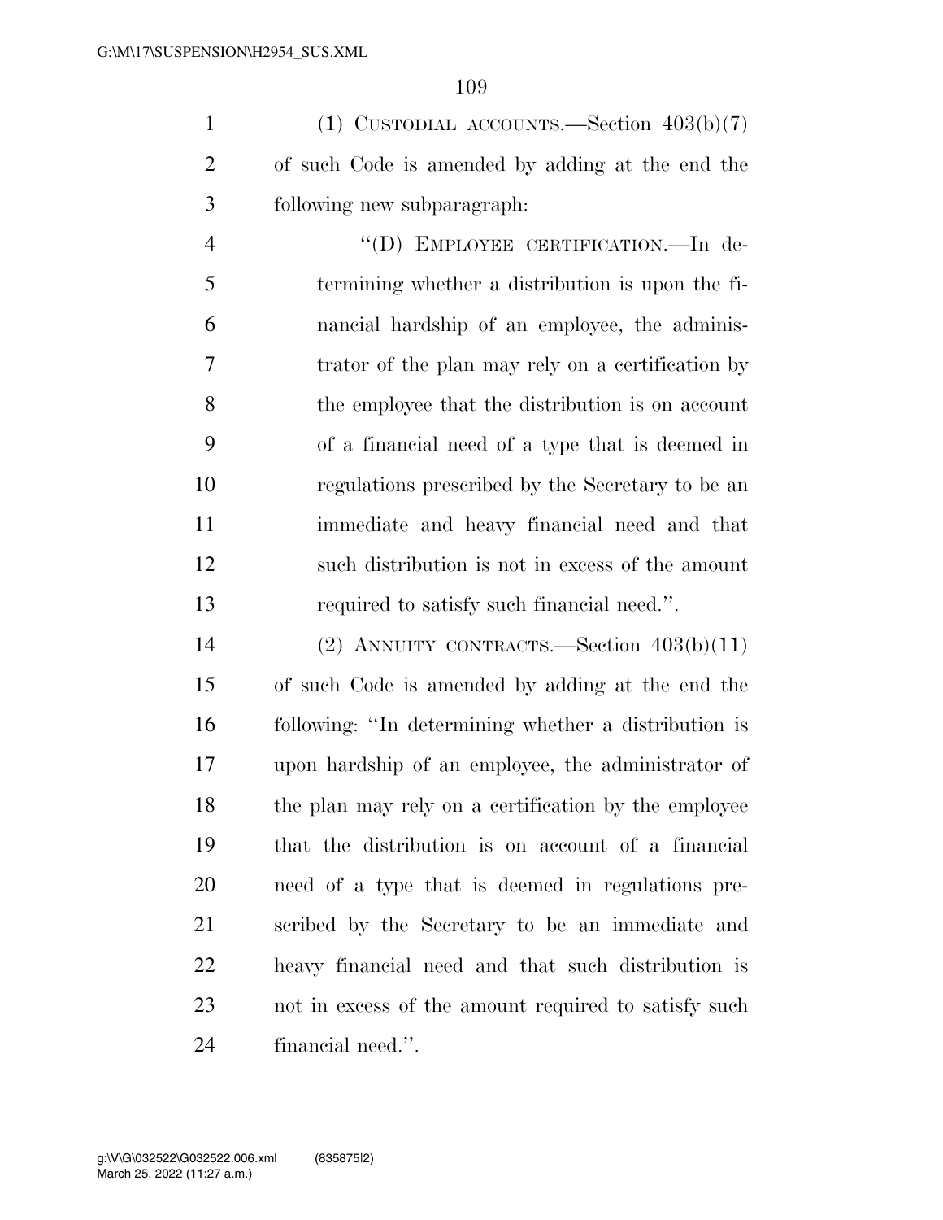(1) CUSTODIAL ACCOUNTS.—Section 403(b)(7) of such Code is amended by adding at the end the following new subparagraph:

"(D) EMPLOYEE CERTIFICATION.—In determining whether a distribution is upon the financial hardship of an employee, the administrator of the plan may rely on a certification by the employee that the distribution is on account of a financial need of a type that is deemed in regulations prescribed by the Secretary to be an immediate and heavy financial need and that such distribution is not in excess of the amount required to satisfy such financial need.".

(2) ANNUITY CONTRACTS.—Section 403(b)(11) of such Code is amended by adding at the end the following: "In determining whether a distribution is upon hardship of an employee, the administrator of the plan may rely on a certification by the employee that the distribution is on account of a financial need of a type that is deemed in regulations prescribed by the Secretary to be an immediate and heavy financial need and that such distribution is not in excess of the amount required to satisfy such financial need.".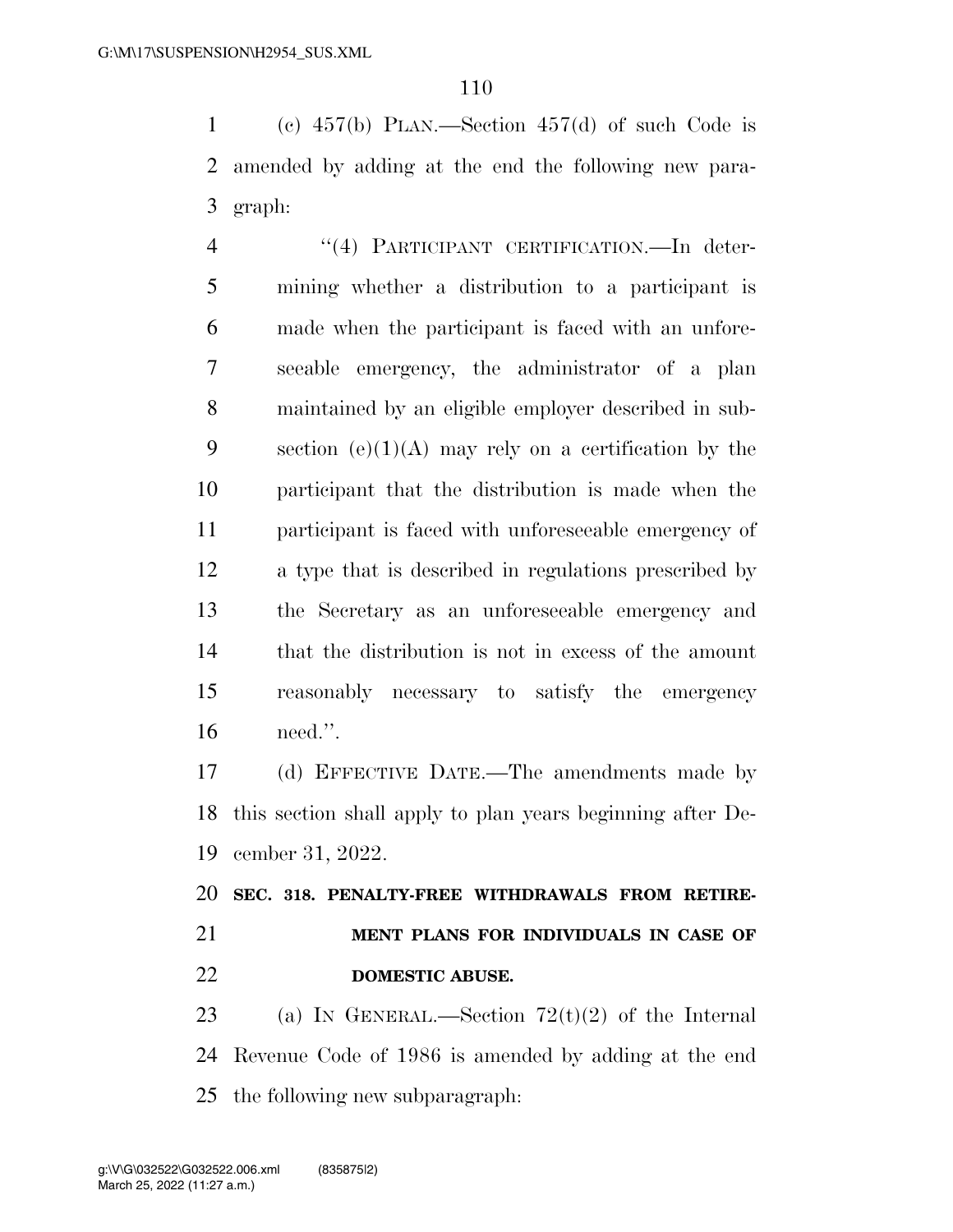(c) 457(b) PLAN.—Section 457(d) of such Code is amended by adding at the end the following new paragraph:

"(4) PARTICIPANT CERTIFICATION.—In determining whether a distribution to a participant is made when the participant is faced with an unforeseeable emergency, the administrator of a plan maintained by an eligible employer described in subsection (e)(1)(A) may rely on a certification by the participant that the distribution is made when the participant is faced with unforeseeable emergency of a type that is described in regulations prescribed by the Secretary as an unforeseeable emergency and that the distribution is not in excess of the amount reasonably necessary to satisfy the emergency need.".

(d) EFFECTIVE DATE.—The amendments made by this section shall apply to plan years beginning after December 31, 2022.

**SEC. 318. PENALTY-FREE WITHDRAWALS FROM RETIREMENT PLANS FOR INDIVIDUALS IN CASE OF DOMESTIC ABUSE.**

(a) IN GENERAL.—Section 72(t)(2) of the Internal Revenue Code of 1986 is amended by adding at the end the following new subparagraph: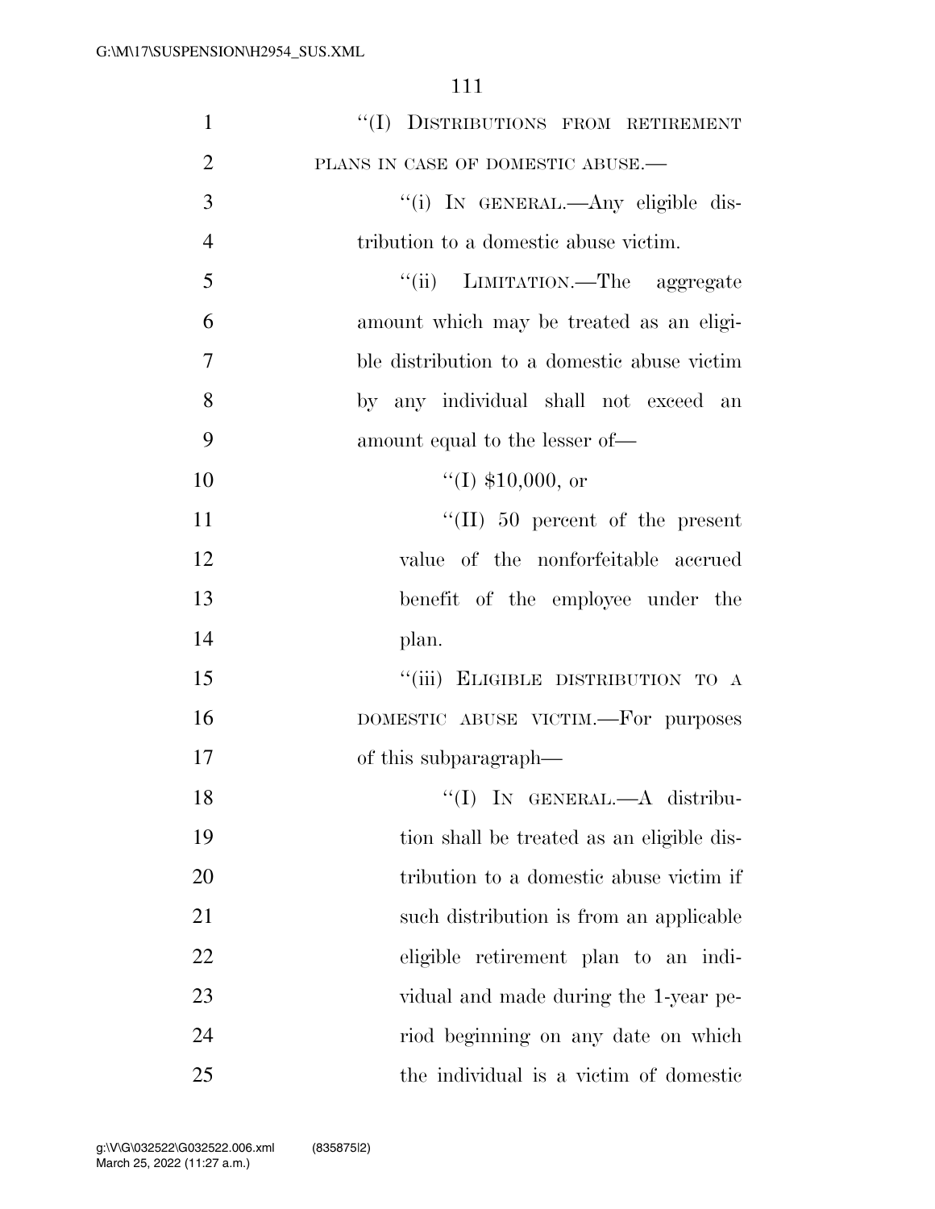"(I) DISTRIBUTIONS FROM RETIREMENT PLANS IN CASE OF DOMESTIC ABUSE.—

"(i) IN GENERAL.—Any eligible distribution to a domestic abuse victim.

"(ii) LIMITATION.—The aggregate amount which may be treated as an eligible distribution to a domestic abuse victim by any individual shall not exceed an amount equal to the lesser of—

"(I) $10,000, or

"(II) 50 percent of the present value of the nonforfeitable accrued benefit of the employee under the plan.

"(iii) ELIGIBLE DISTRIBUTION TO A DOMESTIC ABUSE VICTIM.—For purposes of this subparagraph—

"(I) IN GENERAL.—A distribution shall be treated as an eligible distribution to a domestic abuse victim if such distribution is from an applicable eligible retirement plan to an individual and made during the 1-year period beginning on any date on which the individual is a victim of domestic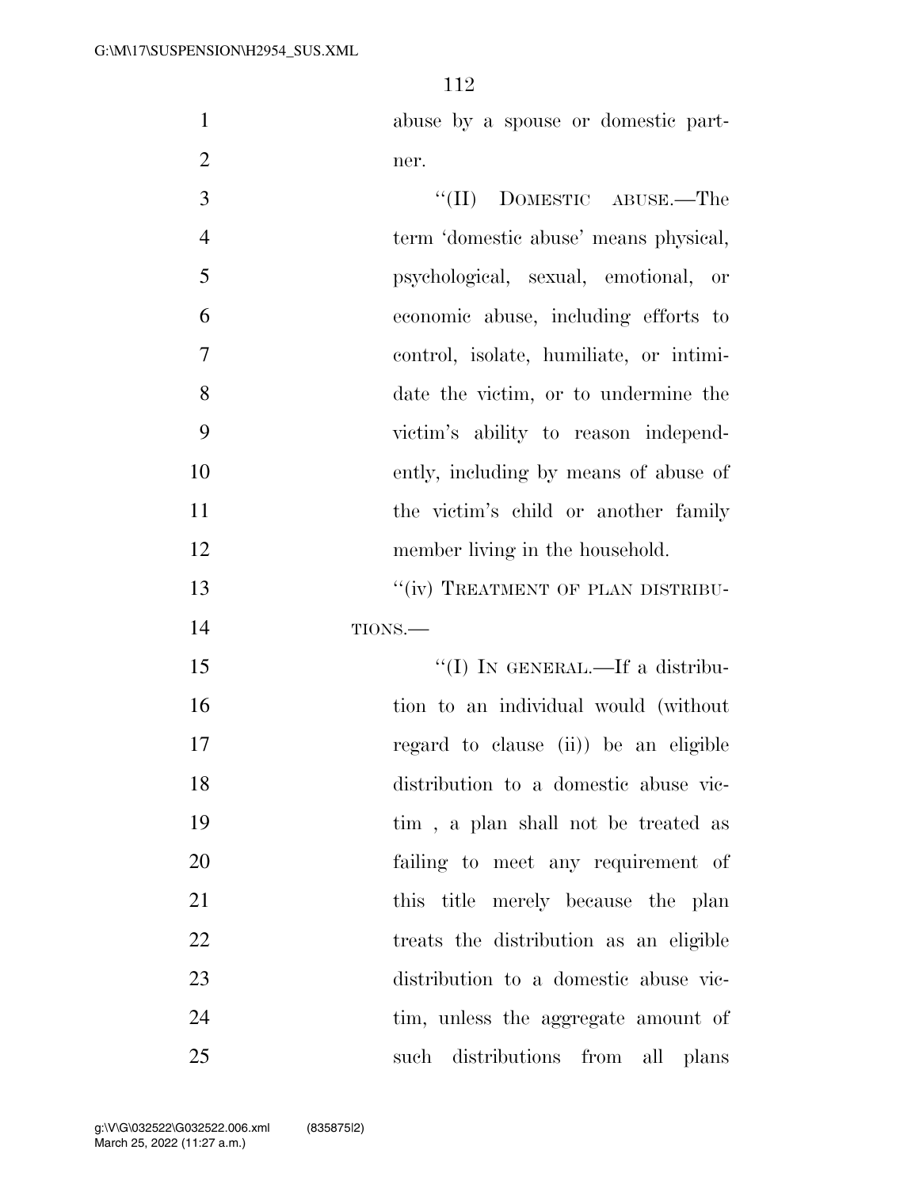abuse by a spouse or domestic partner.

"(II) DOMESTIC ABUSE.—The term 'domestic abuse' means physical, psychological, sexual, emotional, or economic abuse, including efforts to control, isolate, humiliate, or intimidate the victim, or to undermine the victim's ability to reason independently, including by means of abuse of the victim's child or another family member living in the household.

"(iv) TREATMENT OF PLAN DISTRIBUTIONS.—

"(I) IN GENERAL.—If a distribution to an individual would (without regard to clause (ii)) be an eligible distribution to a domestic abuse victim , a plan shall not be treated as failing to meet any requirement of this title merely because the plan treats the distribution as an eligible distribution to a domestic abuse victim, unless the aggregate amount of such distributions from all plans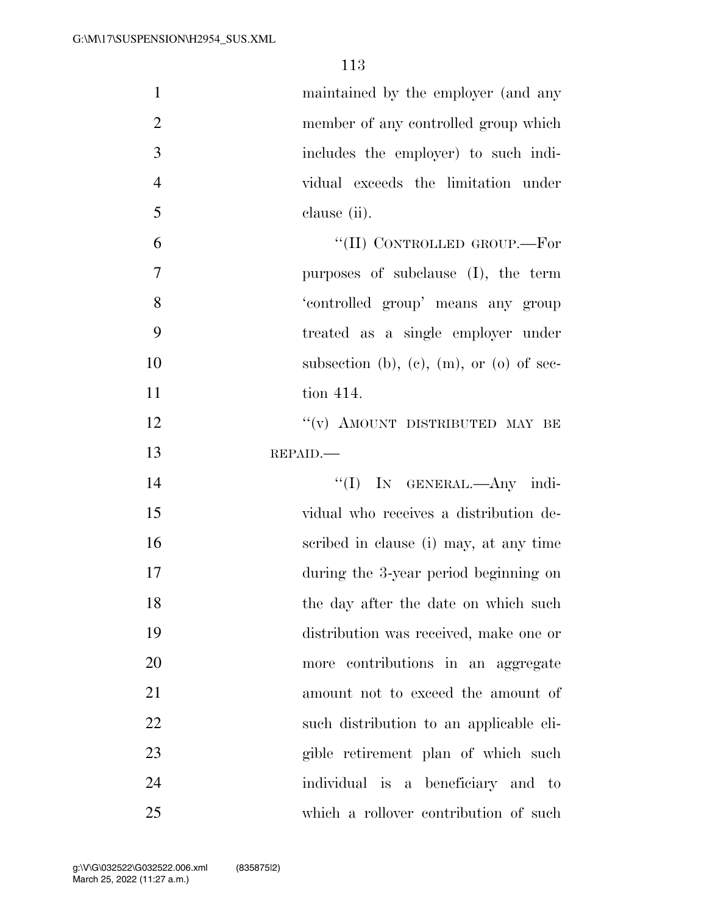maintained by the employer (and any member of any controlled group which includes the employer) to such individual exceeds the limitation under clause (ii).

"(II) CONTROLLED GROUP.—For purposes of subclause (I), the term 'controlled group' means any group treated as a single employer under subsection (b), (c), (m), or (o) of section 414.

"(v) AMOUNT DISTRIBUTED MAY BE REPAID.—

"(I) IN GENERAL.—Any individual who receives a distribution described in clause (i) may, at any time during the 3-year period beginning on the day after the date on which such distribution was received, make one or more contributions in an aggregate amount not to exceed the amount of such distribution to an applicable eligible retirement plan of which such individual is a beneficiary and to which a rollover contribution of such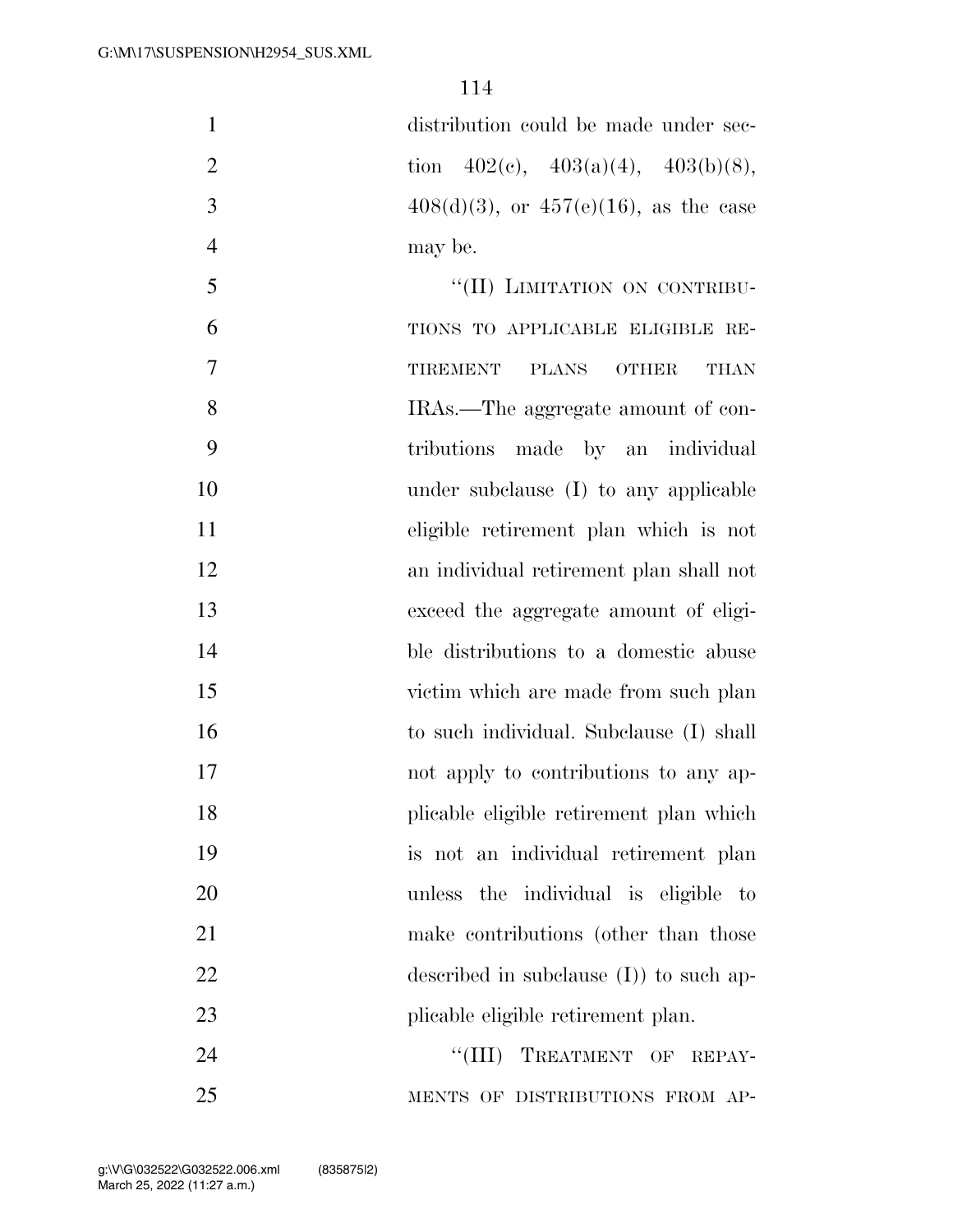distribution could be made under section 402(c), 403(a)(4), 403(b)(8), 408(d)(3), or 457(e)(16), as the case may be.

"(II) LIMITATION ON CONTRIBUTIONS TO APPLICABLE ELIGIBLE RETIREMENT PLANS OTHER THAN IRAs.—The aggregate amount of contributions made by an individual under subclause (I) to any applicable eligible retirement plan which is not an individual retirement plan shall not exceed the aggregate amount of eligible distributions to a domestic abuse victim which are made from such plan to such individual. Subclause (I) shall not apply to contributions to any applicable eligible retirement plan which is not an individual retirement plan unless the individual is eligible to make contributions (other than those described in subclause (I)) to such applicable eligible retirement plan.

"(III) TREATMENT OF REPAYMENTS OF DISTRIBUTIONS FROM AP-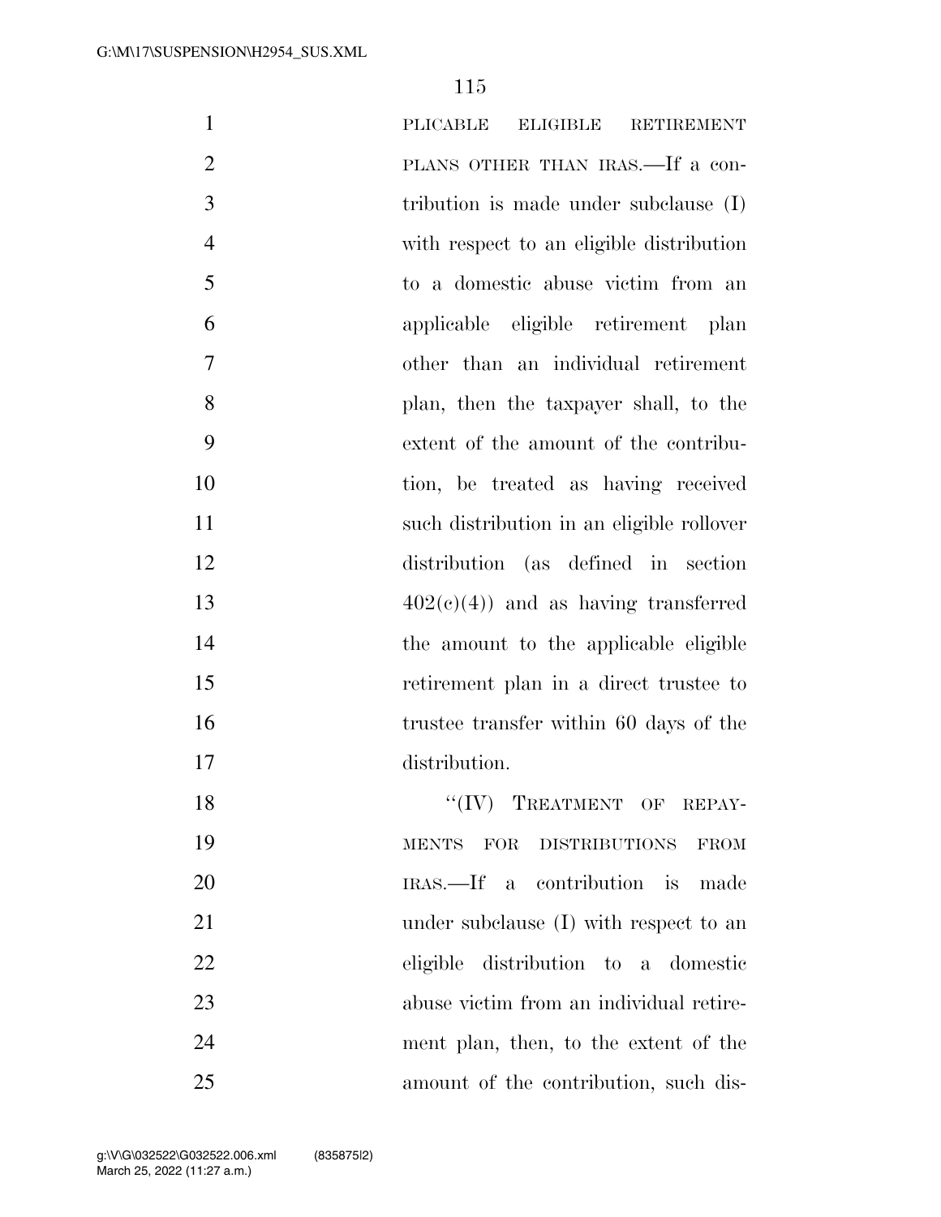PLICABLE ELIGIBLE RETIREMENT PLANS OTHER THAN IRAS.—If a contribution is made under subclause (I) with respect to an eligible distribution to a domestic abuse victim from an applicable eligible retirement plan other than an individual retirement plan, then the taxpayer shall, to the extent of the amount of the contribution, be treated as having received such distribution in an eligible rollover distribution (as defined in section 402(c)(4)) and as having transferred the amount to the applicable eligible retirement plan in a direct trustee to trustee transfer within 60 days of the distribution.

"(IV) TREATMENT OF REPAYMENTS FOR DISTRIBUTIONS FROM IRAS.—If a contribution is made under subclause (I) with respect to an eligible distribution to a domestic abuse victim from an individual retirement plan, then, to the extent of the amount of the contribution, such dis-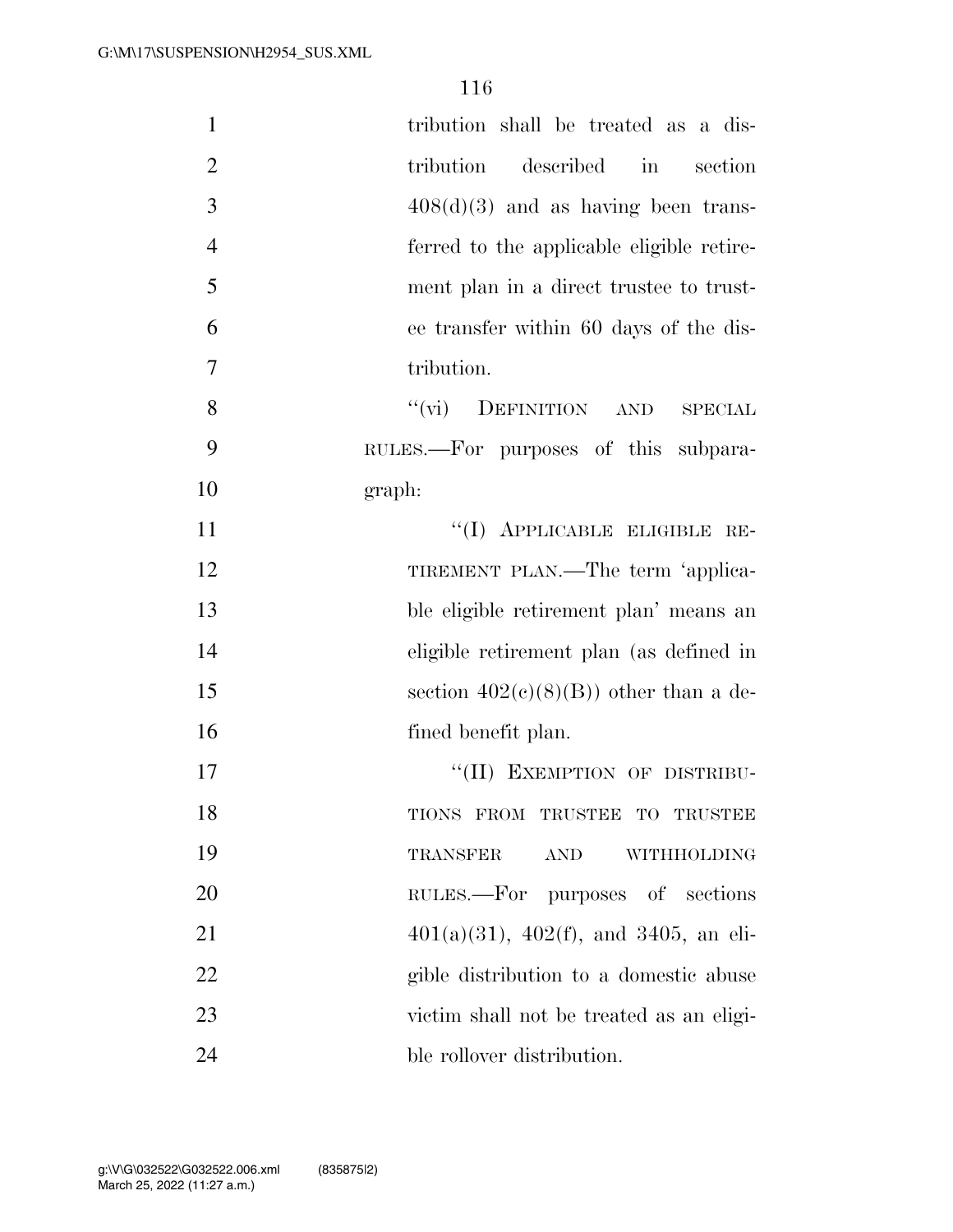tribution shall be treated as a distribution described in section 408(d)(3) and as having been transferred to the applicable eligible retirement plan in a direct trustee to trustee transfer within 60 days of the distribution.

"(vi) DEFINITION AND SPECIAL RULES.—For purposes of this subparagraph:

"(I) APPLICABLE ELIGIBLE RETIREMENT PLAN.—The term 'applicable eligible retirement plan' means an eligible retirement plan (as defined in section 402(c)(8)(B)) other than a defined benefit plan.

"(II) EXEMPTION OF DISTRIBUTIONS FROM TRUSTEE TO TRUSTEE TRANSFER AND WITHHOLDING RULES.—For purposes of sections 401(a)(31), 402(f), and 3405, an eligible distribution to a domestic abuse victim shall not be treated as an eligible rollover distribution.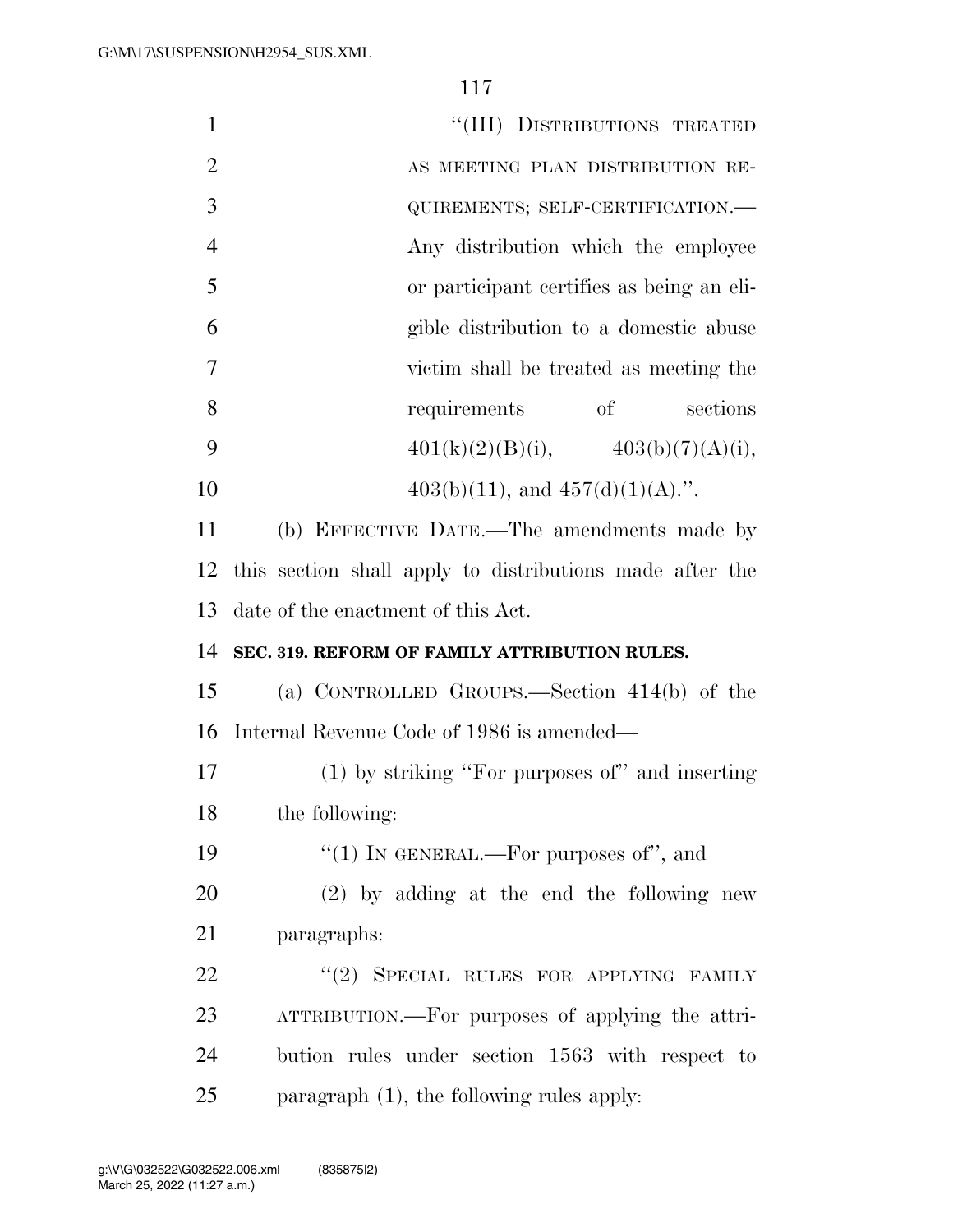"(III) DISTRIBUTIONS TREATED AS MEETING PLAN DISTRIBUTION REQUIREMENTS; SELF-CERTIFICATION.—Any distribution which the employee or participant certifies as being an eligible distribution to a domestic abuse victim shall be treated as meeting the requirements of sections 401(k)(2)(B)(i), 403(b)(7)(A)(i), 403(b)(11), and 457(d)(1)(A).".

(b) EFFECTIVE DATE.—The amendments made by this section shall apply to distributions made after the date of the enactment of this Act.

**SEC. 319. REFORM OF FAMILY ATTRIBUTION RULES.**

(a) CONTROLLED GROUPS.—Section 414(b) of the Internal Revenue Code of 1986 is amended—

(1) by striking "For purposes of" and inserting the following:

"(1) IN GENERAL.—For purposes of", and

(2) by adding at the end the following new paragraphs:

"(2) SPECIAL RULES FOR APPLYING FAMILY ATTRIBUTION.—For purposes of applying the attribution rules under section 1563 with respect to paragraph (1), the following rules apply: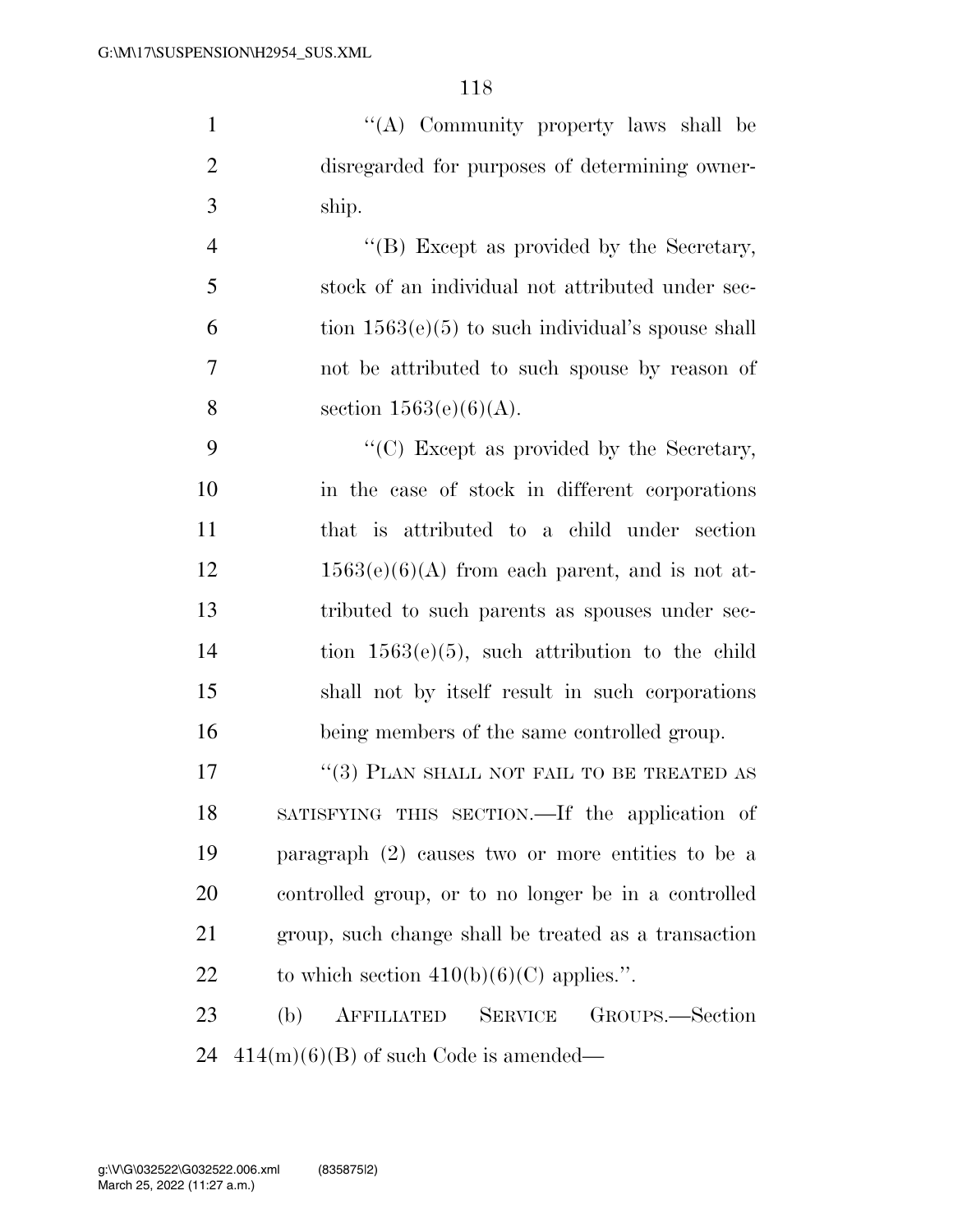"(A) Community property laws shall be disregarded for purposes of determining ownership.

"(B) Except as provided by the Secretary, stock of an individual not attributed under section 1563(e)(5) to such individual's spouse shall not be attributed to such spouse by reason of section 1563(e)(6)(A).

"(C) Except as provided by the Secretary, in the case of stock in different corporations that is attributed to a child under section 1563(e)(6)(A) from each parent, and is not attributed to such parents as spouses under section 1563(e)(5), such attribution to the child shall not by itself result in such corporations being members of the same controlled group.

"(3) PLAN SHALL NOT FAIL TO BE TREATED AS SATISFYING THIS SECTION.—If the application of paragraph (2) causes two or more entities to be a controlled group, or to no longer be in a controlled group, such change shall be treated as a transaction to which section 410(b)(6)(C) applies.".

(b) AFFILIATED SERVICE GROUPS.—Section 414(m)(6)(B) of such Code is amended—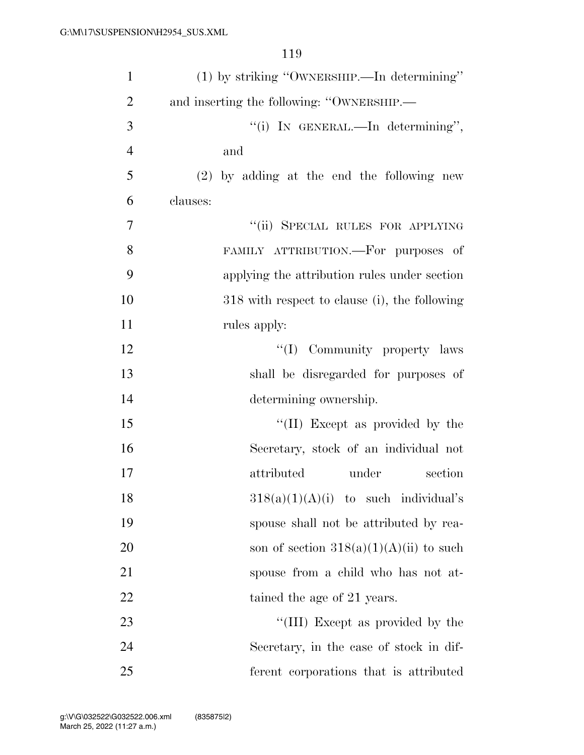(1) by striking ''OWNERSHIP.—In determining'' and inserting the following: ''OWNERSHIP.—

''(i) IN GENERAL.—In determining'', and

(2) by adding at the end the following new clauses:

''(ii) SPECIAL RULES FOR APPLYING FAMILY ATTRIBUTION.—For purposes of applying the attribution rules under section 318 with respect to clause (i), the following rules apply:

''(I) Community property laws shall be disregarded for purposes of determining ownership.

''(II) Except as provided by the Secretary, stock of an individual not attributed under section 318(a)(1)(A)(i) to such individual's spouse shall not be attributed by reason of section 318(a)(1)(A)(ii) to such spouse from a child who has not attained the age of 21 years.

''(III) Except as provided by the Secretary, in the case of stock in different corporations that is attributed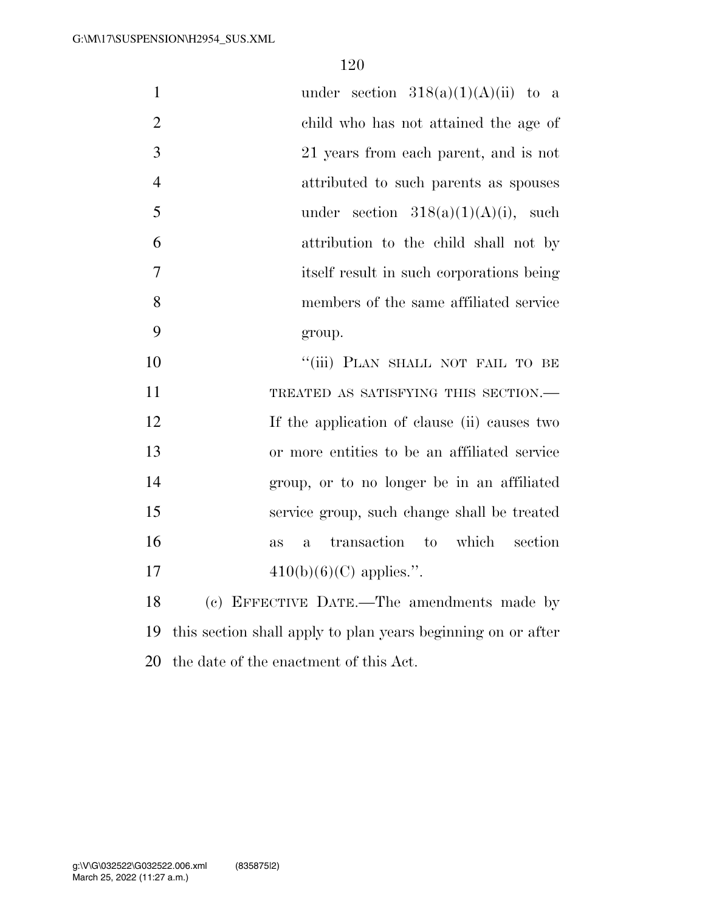under section 318(a)(1)(A)(ii) to a child who has not attained the age of 21 years from each parent, and is not attributed to such parents as spouses under section 318(a)(1)(A)(i), such attribution to the child shall not by itself result in such corporations being members of the same affiliated service group.

"(iii) PLAN SHALL NOT FAIL TO BE TREATED AS SATISFYING THIS SECTION.— If the application of clause (ii) causes two or more entities to be an affiliated service group, or to no longer be in an affiliated service group, such change shall be treated as a transaction to which section 410(b)(6)(C) applies.".

(c) EFFECTIVE DATE.—The amendments made by this section shall apply to plan years beginning on or after the date of the enactment of this Act.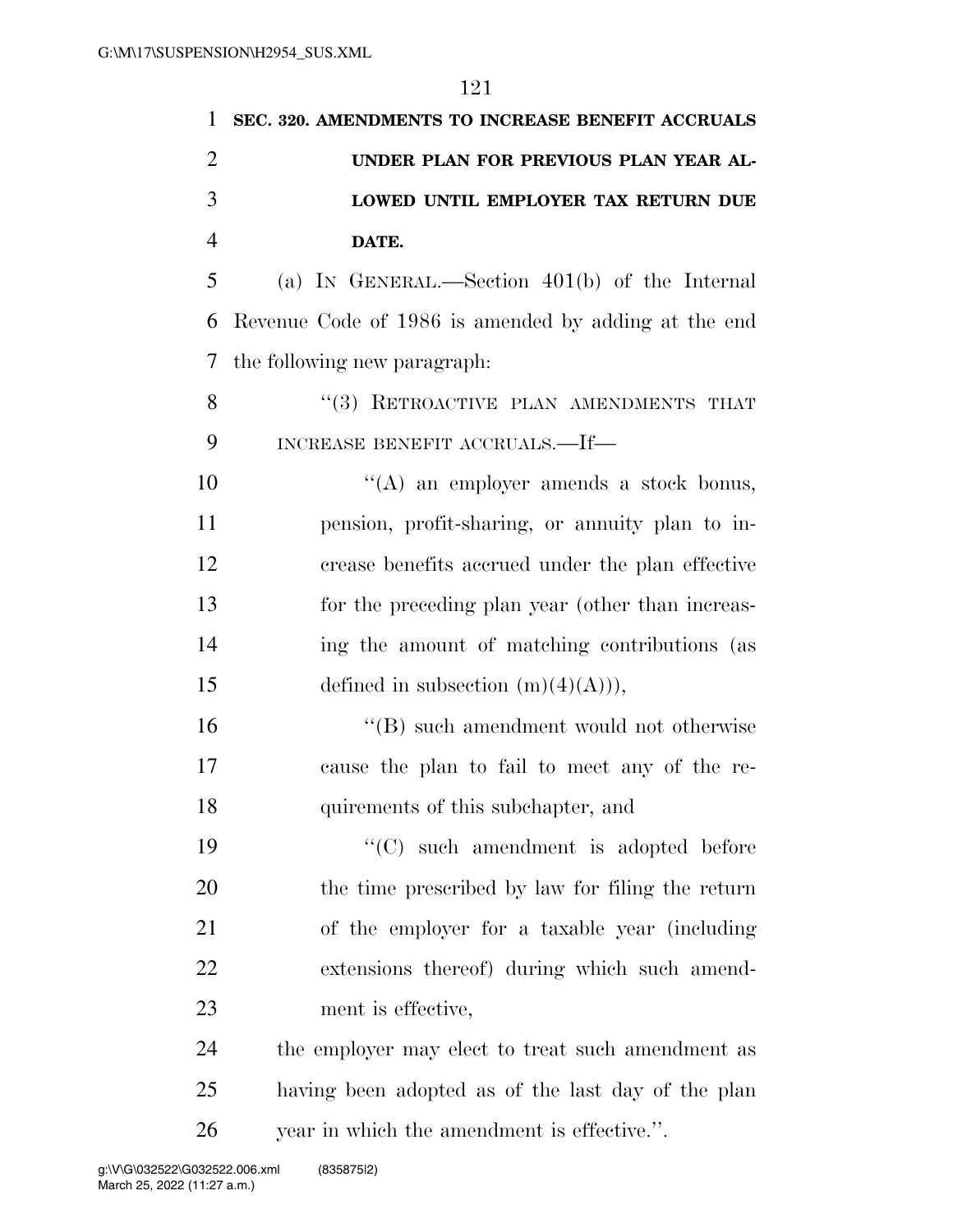**SEC. 320. AMENDMENTS TO INCREASE BENEFIT ACCRUALS UNDER PLAN FOR PREVIOUS PLAN YEAR ALLOWED UNTIL EMPLOYER TAX RETURN DUE DATE.**

(a) IN GENERAL.—Section 401(b) of the Internal Revenue Code of 1986 is amended by adding at the end the following new paragraph:

"(3) RETROACTIVE PLAN AMENDMENTS THAT INCREASE BENEFIT ACCRUALS.—If—

"(A) an employer amends a stock bonus, pension, profit-sharing, or annuity plan to increase benefits accrued under the plan effective for the preceding plan year (other than increasing the amount of matching contributions (as defined in subsection (m)(4)(A))),

"(B) such amendment would not otherwise cause the plan to fail to meet any of the requirements of this subchapter, and

"(C) such amendment is adopted before the time prescribed by law for filing the return of the employer for a taxable year (including extensions thereof) during which such amendment is effective,

the employer may elect to treat such amendment as having been adopted as of the last day of the plan year in which the amendment is effective.".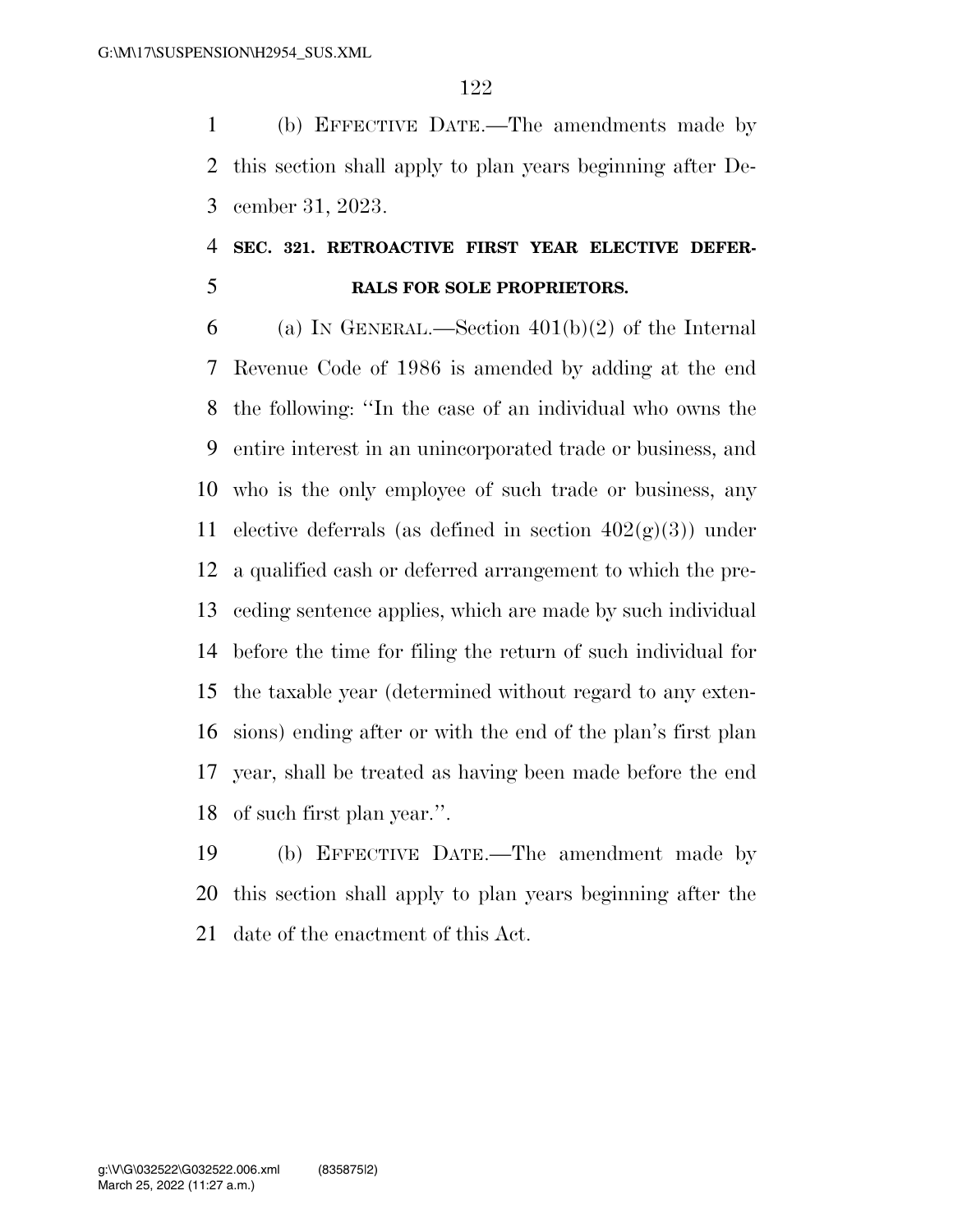(b) EFFECTIVE DATE.—The amendments made by this section shall apply to plan years beginning after December 31, 2023.

## SEC. 321. RETROACTIVE FIRST YEAR ELECTIVE DEFERRALS FOR SOLE PROPRIETORS.

(a) IN GENERAL.—Section 401(b)(2) of the Internal Revenue Code of 1986 is amended by adding at the end the following: ''In the case of an individual who owns the entire interest in an unincorporated trade or business, and who is the only employee of such trade or business, any elective deferrals (as defined in section 402(g)(3)) under a qualified cash or deferred arrangement to which the preceding sentence applies, which are made by such individual before the time for filing the return of such individual for the taxable year (determined without regard to any extensions) ending after or with the end of the plan's first plan year, shall be treated as having been made before the end of such first plan year.''.

(b) EFFECTIVE DATE.—The amendment made by this section shall apply to plan years beginning after the date of the enactment of this Act.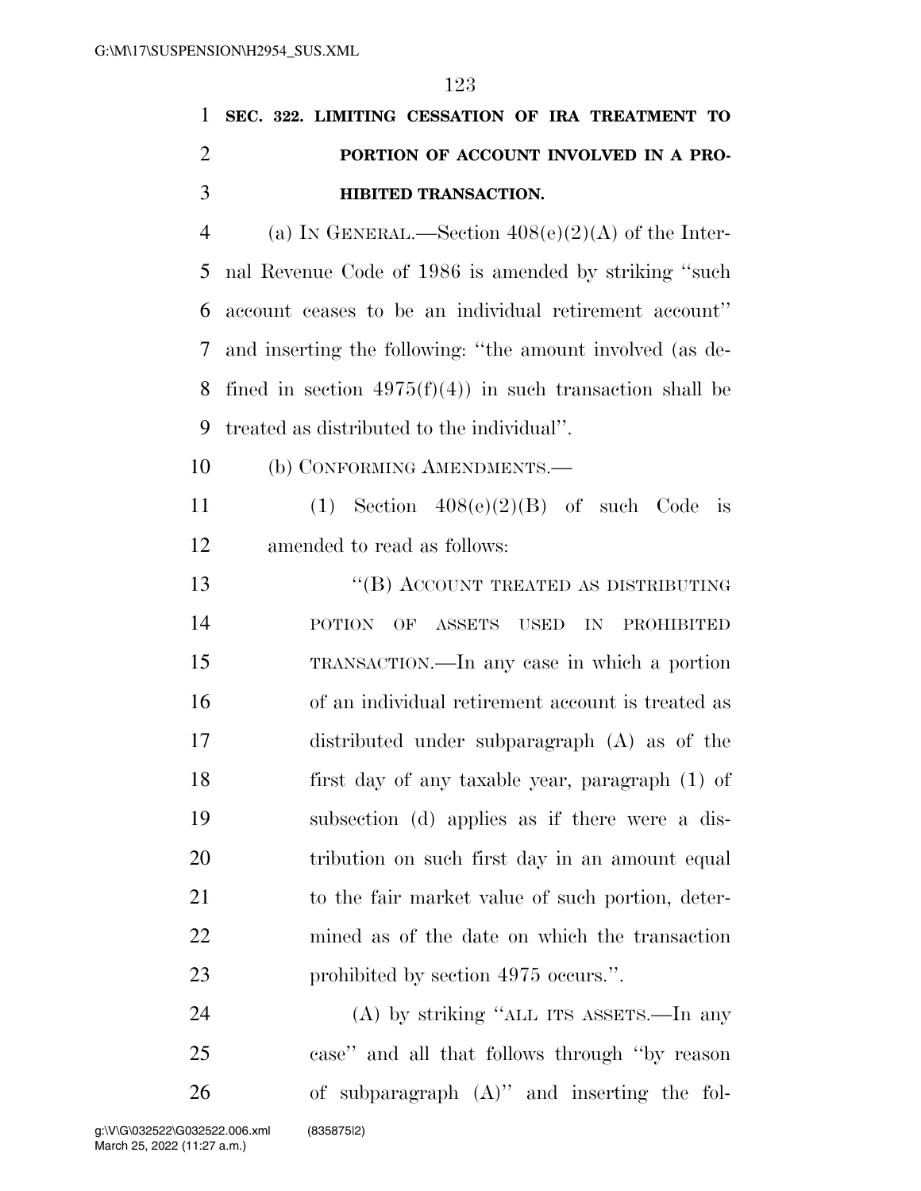**SEC. 322. LIMITING CESSATION OF IRA TREATMENT TO PORTION OF ACCOUNT INVOLVED IN A PROHIBITED TRANSACTION.**

(a) IN GENERAL.—Section 408(e)(2)(A) of the Internal Revenue Code of 1986 is amended by striking "such account ceases to be an individual retirement account" and inserting the following: "the amount involved (as defined in section 4975(f)(4)) in such transaction shall be treated as distributed to the individual".

(b) CONFORMING AMENDMENTS.—

(1) Section 408(e)(2)(B) of such Code is amended to read as follows:

"(B) ACCOUNT TREATED AS DISTRIBUTING POTION OF ASSETS USED IN PROHIBITED TRANSACTION.—In any case in which a portion of an individual retirement account is treated as distributed under subparagraph (A) as of the first day of any taxable year, paragraph (1) of subsection (d) applies as if there were a distribution on such first day in an amount equal to the fair market value of such portion, determined as of the date on which the transaction prohibited by section 4975 occurs.".

(A) by striking "ALL ITS ASSETS.—In any case" and all that follows through "by reason of subparagraph (A)" and inserting the fol-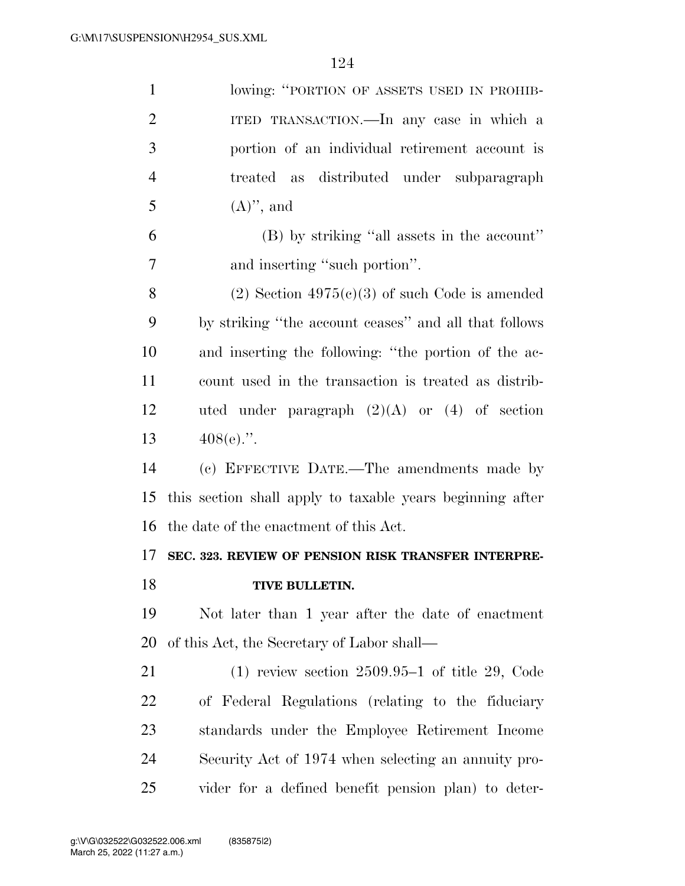lowing: "PORTION OF ASSETS USED IN PROHIBITED TRANSACTION.—In any case in which a portion of an individual retirement account is treated as distributed under subparagraph (A)", and

(B) by striking "all assets in the account" and inserting "such portion".

(2) Section 4975(c)(3) of such Code is amended by striking "the account ceases" and all that follows and inserting the following: "the portion of the account used in the transaction is treated as distributed under paragraph (2)(A) or (4) of section 408(e).".

(c) EFFECTIVE DATE.—The amendments made by this section shall apply to taxable years beginning after the date of the enactment of this Act.

**SEC. 323. REVIEW OF PENSION RISK TRANSFER INTERPRETIVE BULLETIN.**

Not later than 1 year after the date of enactment of this Act, the Secretary of Labor shall—

(1) review section 2509.95–1 of title 29, Code of Federal Regulations (relating to the fiduciary standards under the Employee Retirement Income Security Act of 1974 when selecting an annuity provider for a defined benefit pension plan) to deter-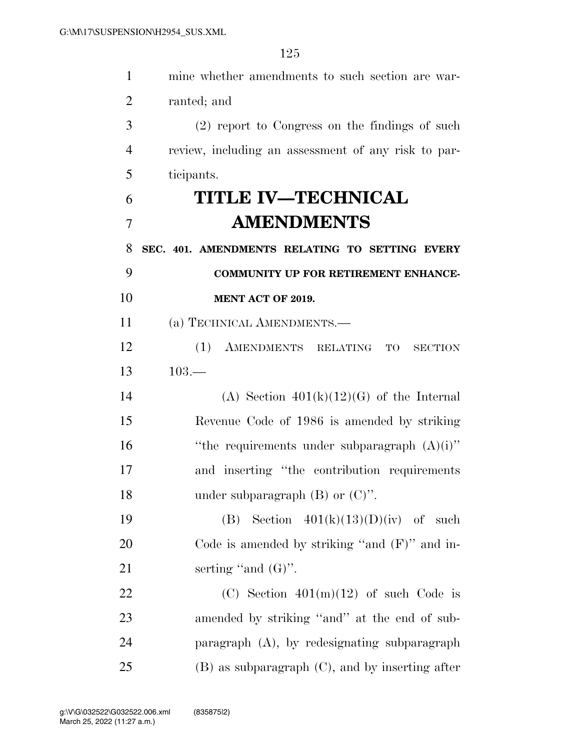mine whether amendments to such section are warranted; and

(2) report to Congress on the findings of such review, including an assessment of any risk to participants.

# TITLE IV—TECHNICAL AMENDMENTS

**SEC. 401. AMENDMENTS RELATING TO SETTING EVERY COMMUNITY UP FOR RETIREMENT ENHANCEMENT ACT OF 2019.**

(a) TECHNICAL AMENDMENTS.—

(1) AMENDMENTS RELATING TO SECTION 103.—

(A) Section 401(k)(12)(G) of the Internal Revenue Code of 1986 is amended by striking "the requirements under subparagraph (A)(i)" and inserting "the contribution requirements under subparagraph (B) or (C)".

(B) Section 401(k)(13)(D)(iv) of such Code is amended by striking "and (F)" and inserting "and (G)".

(C) Section 401(m)(12) of such Code is amended by striking "and" at the end of subparagraph (A), by redesignating subparagraph (B) as subparagraph (C), and by inserting after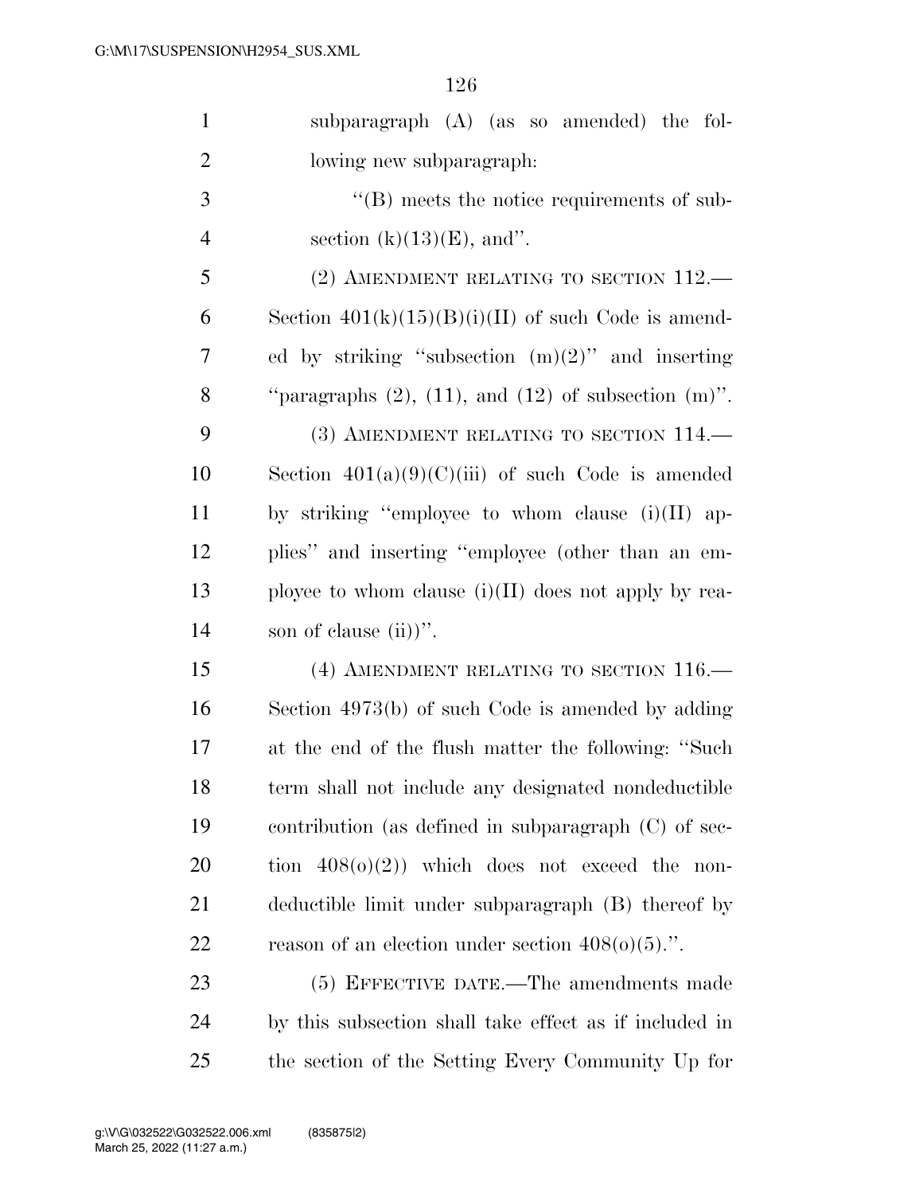subparagraph (A) (as so amended) the following new subparagraph:

"(B) meets the notice requirements of subsection (k)(13)(E), and".

(2) AMENDMENT RELATING TO SECTION 112.—Section 401(k)(15)(B)(i)(II) of such Code is amended by striking "subsection (m)(2)" and inserting "paragraphs (2), (11), and (12) of subsection (m)".

(3) AMENDMENT RELATING TO SECTION 114.—Section 401(a)(9)(C)(iii) of such Code is amended by striking "employee to whom clause (i)(II) applies" and inserting "employee (other than an employee to whom clause (i)(II) does not apply by reason of clause (ii))".

(4) AMENDMENT RELATING TO SECTION 116.—Section 4973(b) of such Code is amended by adding at the end of the flush matter the following: "Such term shall not include any designated nondeductible contribution (as defined in subparagraph (C) of section 408(o)(2)) which does not exceed the nondeductible limit under subparagraph (B) thereof by reason of an election under section 408(o)(5).".

(5) EFFECTIVE DATE.—The amendments made by this subsection shall take effect as if included in the section of the Setting Every Community Up for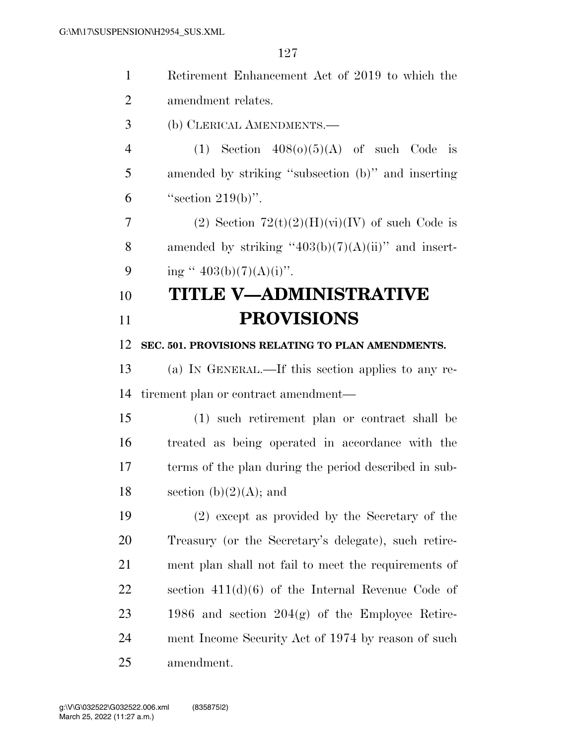Retirement Enhancement Act of 2019 to which the amendment relates.

(b) CLERICAL AMENDMENTS.—

(1) Section 408(o)(5)(A) of such Code is amended by striking "subsection (b)" and inserting "section 219(b)".

(2) Section 72(t)(2)(H)(vi)(IV) of such Code is amended by striking "403(b)(7)(A)(ii)" and inserting " 403(b)(7)(A)(i)".

# TITLE V—ADMINISTRATIVE PROVISIONS

### SEC. 501. PROVISIONS RELATING TO PLAN AMENDMENTS.

(a) IN GENERAL.—If this section applies to any retirement plan or contract amendment—

(1) such retirement plan or contract shall be treated as being operated in accordance with the terms of the plan during the period described in subsection (b)(2)(A); and

(2) except as provided by the Secretary of the Treasury (or the Secretary's delegate), such retirement plan shall not fail to meet the requirements of section 411(d)(6) of the Internal Revenue Code of 1986 and section 204(g) of the Employee Retirement Income Security Act of 1974 by reason of such amendment.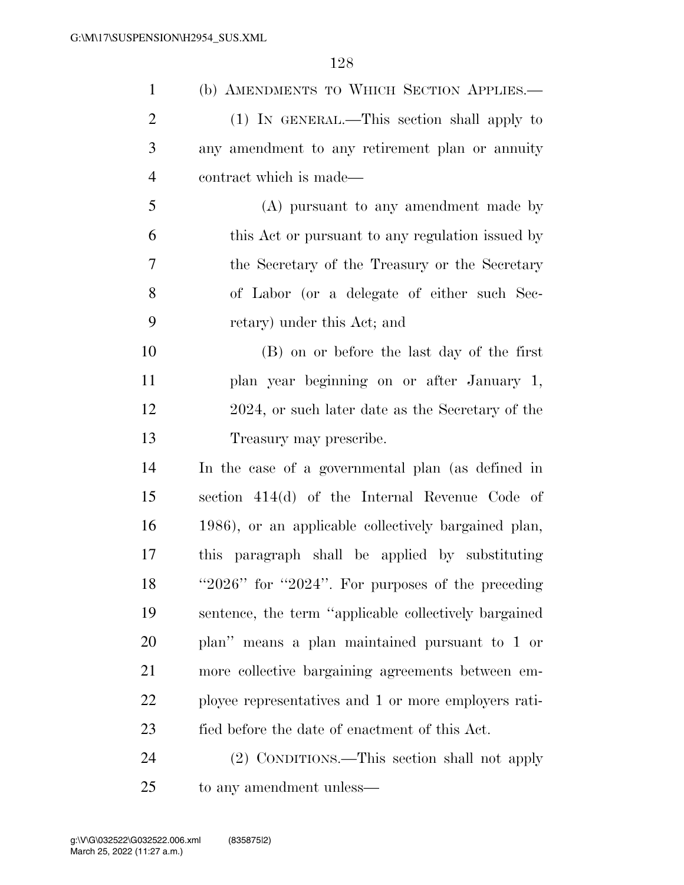(b) AMENDMENTS TO WHICH SECTION APPLIES.—

(1) IN GENERAL.—This section shall apply to any amendment to any retirement plan or annuity contract which is made—

(A) pursuant to any amendment made by this Act or pursuant to any regulation issued by the Secretary of the Treasury or the Secretary of Labor (or a delegate of either such Secretary) under this Act; and

(B) on or before the last day of the first plan year beginning on or after January 1, 2024, or such later date as the Secretary of the Treasury may prescribe.

In the case of a governmental plan (as defined in section 414(d) of the Internal Revenue Code of 1986), or an applicable collectively bargained plan, this paragraph shall be applied by substituting "2026" for "2024". For purposes of the preceding sentence, the term "applicable collectively bargained plan" means a plan maintained pursuant to 1 or more collective bargaining agreements between employee representatives and 1 or more employers ratified before the date of enactment of this Act.

(2) CONDITIONS.—This section shall not apply to any amendment unless—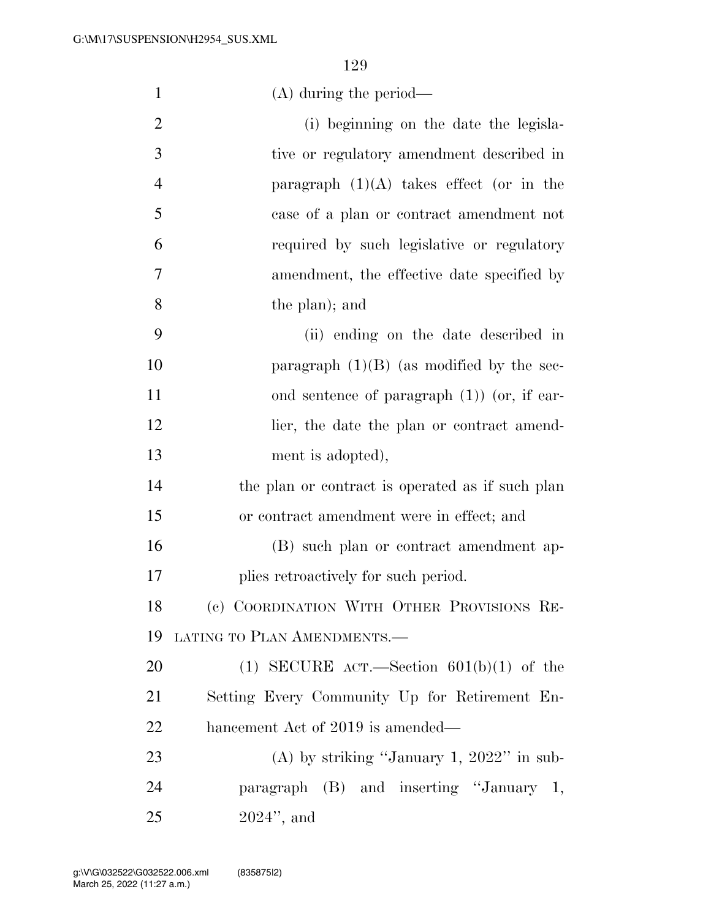(A) during the period—

(i) beginning on the date the legislative or regulatory amendment described in paragraph (1)(A) takes effect (or in the case of a plan or contract amendment not required by such legislative or regulatory amendment, the effective date specified by the plan); and

(ii) ending on the date described in paragraph (1)(B) (as modified by the second sentence of paragraph (1)) (or, if earlier, the date the plan or contract amendment is adopted),

the plan or contract is operated as if such plan or contract amendment were in effect; and

(B) such plan or contract amendment applies retroactively for such period.

(c) Coordination With Other Provisions Relating to Plan Amendments.—

(1) SECURE Act.—Section 601(b)(1) of the Setting Every Community Up for Retirement Enhancement Act of 2019 is amended—

(A) by striking "January 1, 2022" in subparagraph (B) and inserting "January 1, 2024", and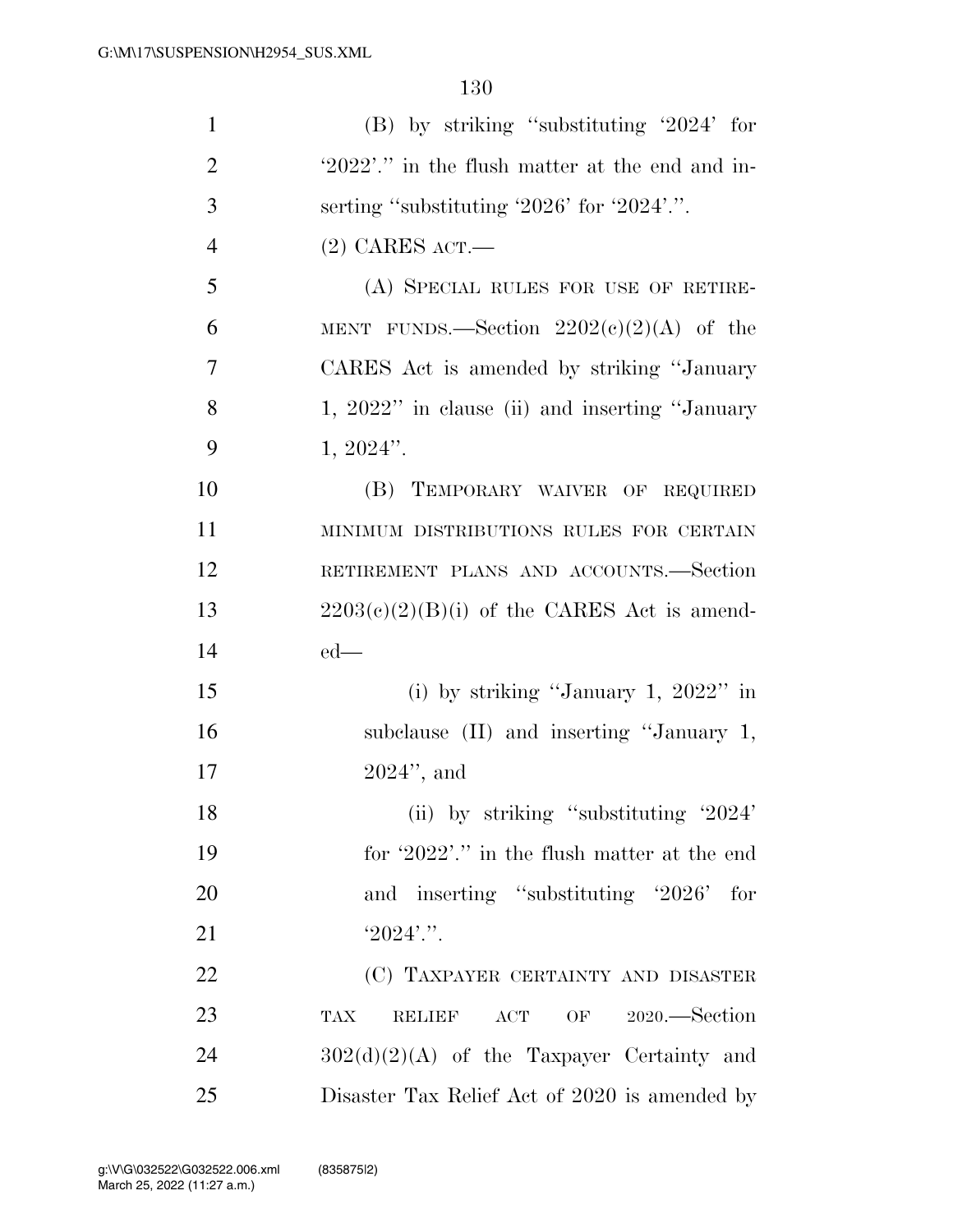(B) by striking "substituting '2024' for '2022'." in the flush matter at the end and inserting "substituting '2026' for '2024'.".

(2) CARES ACT.—

(A) SPECIAL RULES FOR USE OF RETIREMENT FUNDS.—Section 2202(c)(2)(A) of the CARES Act is amended by striking "January 1, 2022" in clause (ii) and inserting "January 1, 2024".

(B) TEMPORARY WAIVER OF REQUIRED MINIMUM DISTRIBUTIONS RULES FOR CERTAIN RETIREMENT PLANS AND ACCOUNTS.—Section 2203(c)(2)(B)(i) of the CARES Act is amended—

(i) by striking "January 1, 2022" in subclause (II) and inserting "January 1, 2024", and

(ii) by striking "substituting '2024' for '2022'." in the flush matter at the end and inserting "substituting '2026' for '2024'.".

(C) TAXPAYER CERTAINTY AND DISASTER TAX RELIEF ACT OF 2020.—Section 302(d)(2)(A) of the Taxpayer Certainty and Disaster Tax Relief Act of 2020 is amended by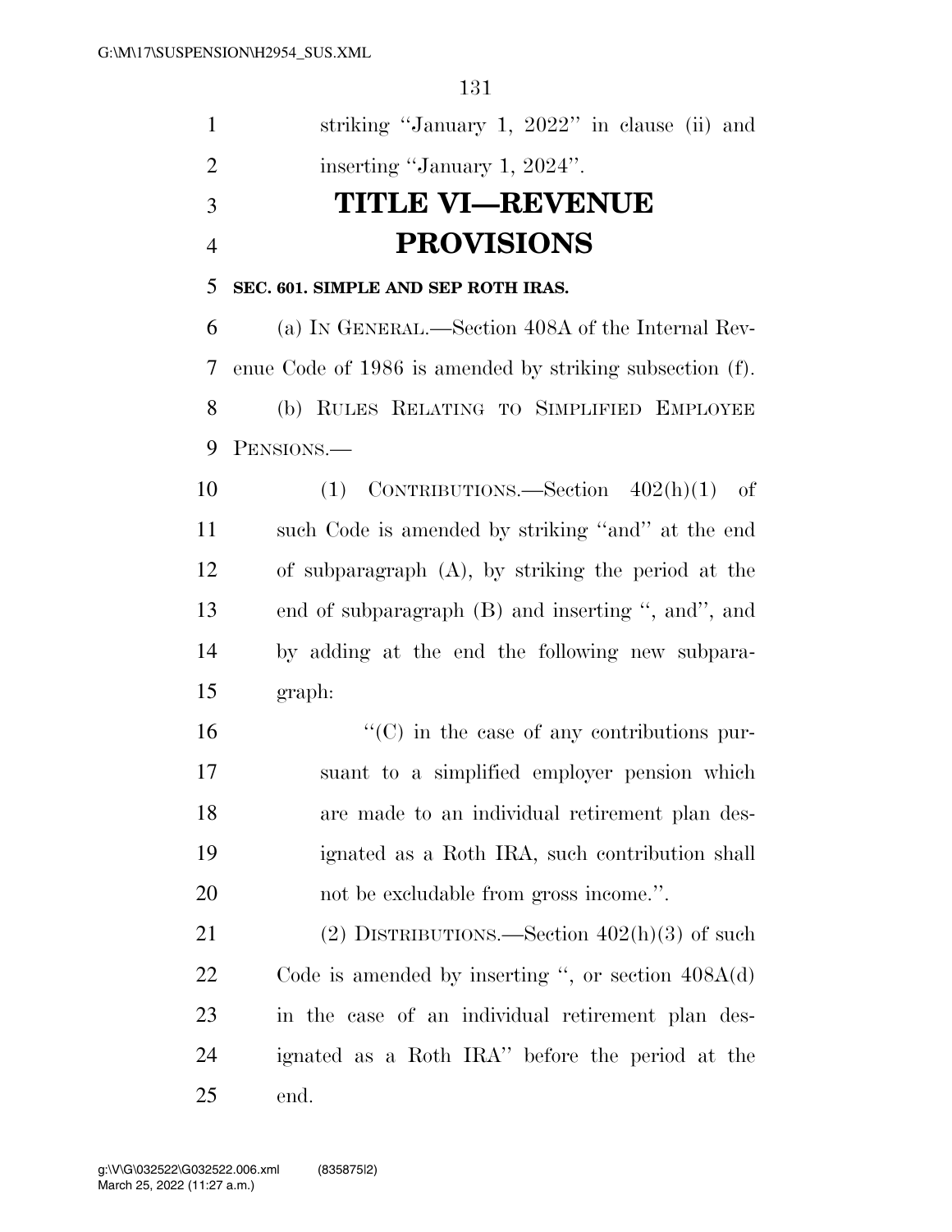striking "January 1, 2022" in clause (ii) and inserting "January 1, 2024".

# TITLE VI—REVENUE PROVISIONS

### SEC. 601. SIMPLE AND SEP ROTH IRAS.

(a) IN GENERAL.—Section 408A of the Internal Revenue Code of 1986 is amended by striking subsection (f).

(b) RULES RELATING TO SIMPLIFIED EMPLOYEE PENSIONS.—

(1) CONTRIBUTIONS.—Section 402(h)(1) of such Code is amended by striking "and" at the end of subparagraph (A), by striking the period at the end of subparagraph (B) and inserting ", and", and by adding at the end the following new subparagraph:

"(C) in the case of any contributions pursuant to a simplified employer pension which are made to an individual retirement plan designated as a Roth IRA, such contribution shall not be excludable from gross income.".

(2) DISTRIBUTIONS.—Section 402(h)(3) of such Code is amended by inserting ", or section 408A(d) in the case of an individual retirement plan designated as a Roth IRA" before the period at the end.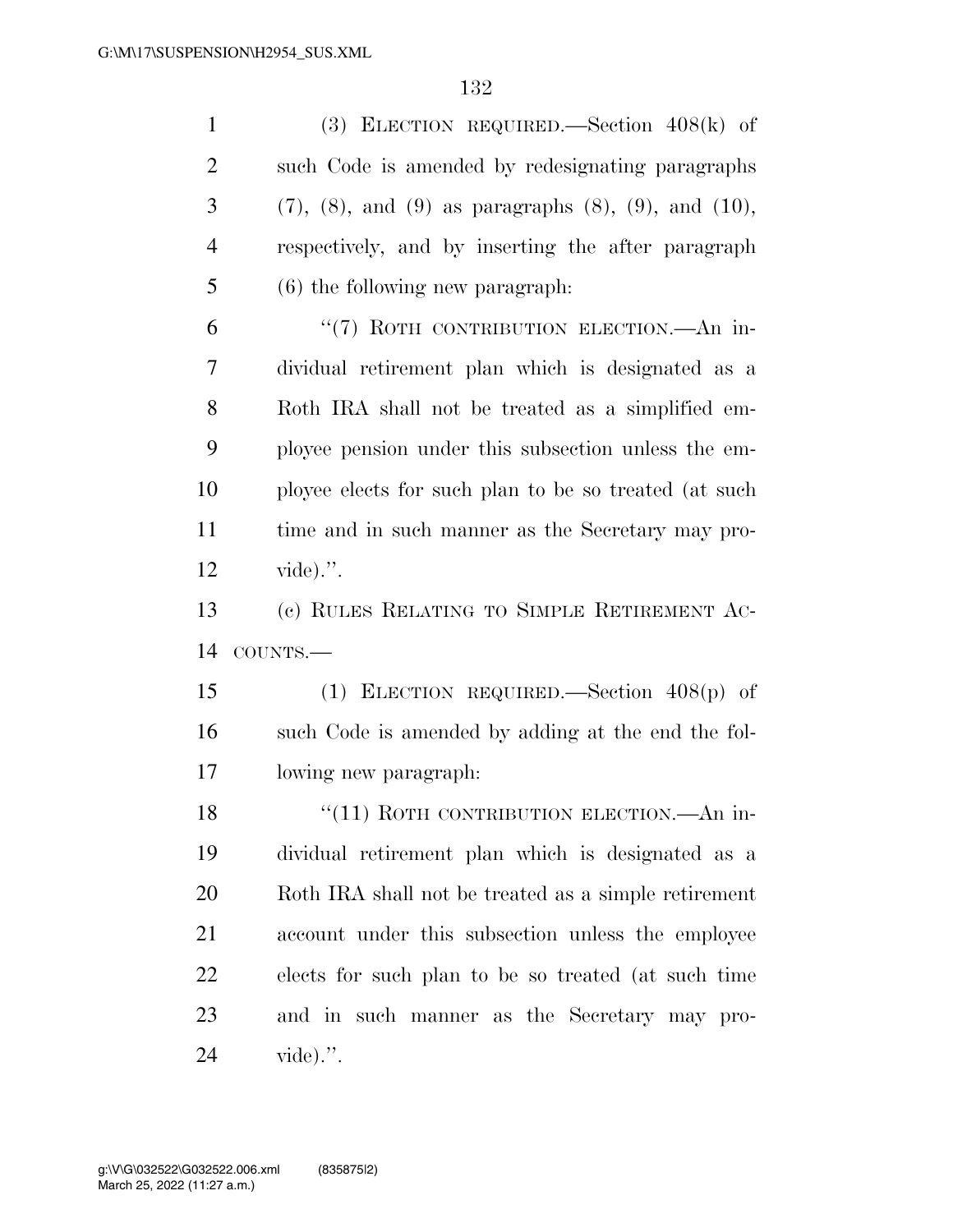(3) ELECTION REQUIRED.—Section 408(k) of such Code is amended by redesignating paragraphs (7), (8), and (9) as paragraphs (8), (9), and (10), respectively, and by inserting the after paragraph (6) the following new paragraph:

"(7) ROTH CONTRIBUTION ELECTION.—An individual retirement plan which is designated as a Roth IRA shall not be treated as a simplified employee pension under this subsection unless the employee elects for such plan to be so treated (at such time and in such manner as the Secretary may provide).".

(c) RULES RELATING TO SIMPLE RETIREMENT ACCOUNTS.—

(1) ELECTION REQUIRED.—Section 408(p) of such Code is amended by adding at the end the following new paragraph:

"(11) ROTH CONTRIBUTION ELECTION.—An individual retirement plan which is designated as a Roth IRA shall not be treated as a simple retirement account under this subsection unless the employee elects for such plan to be so treated (at such time and in such manner as the Secretary may provide).".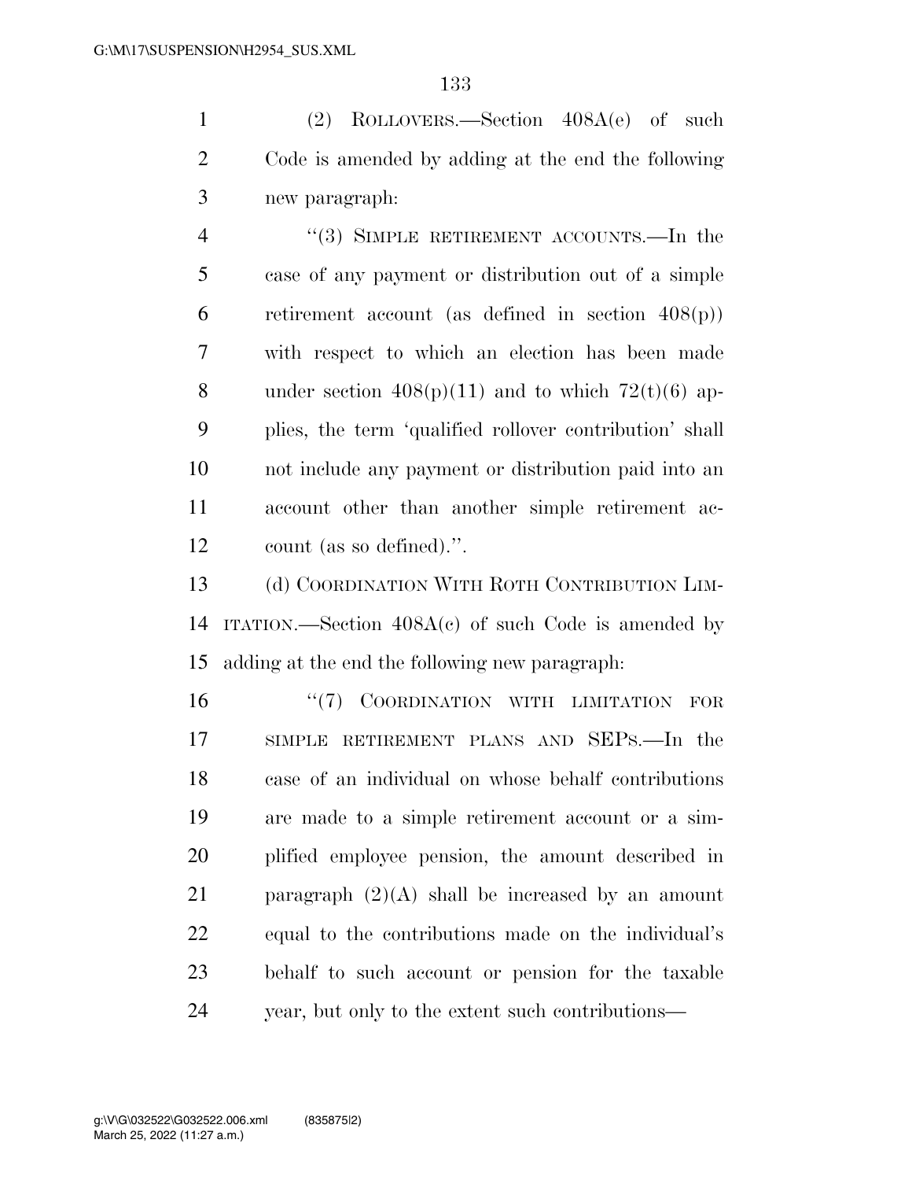(2) ROLLOVERS.—Section 408A(e) of such Code is amended by adding at the end the following new paragraph:

"(3) SIMPLE RETIREMENT ACCOUNTS.—In the case of any payment or distribution out of a simple retirement account (as defined in section 408(p)) with respect to which an election has been made under section 408(p)(11) and to which 72(t)(6) applies, the term 'qualified rollover contribution' shall not include any payment or distribution paid into an account other than another simple retirement account (as so defined).".

(d) COORDINATION WITH ROTH CONTRIBUTION LIMITATION.—Section 408A(c) of such Code is amended by adding at the end the following new paragraph:

"(7) COORDINATION WITH LIMITATION FOR SIMPLE RETIREMENT PLANS AND SEPS.—In the case of an individual on whose behalf contributions are made to a simple retirement account or a simplified employee pension, the amount described in paragraph (2)(A) shall be increased by an amount equal to the contributions made on the individual's behalf to such account or pension for the taxable year, but only to the extent such contributions—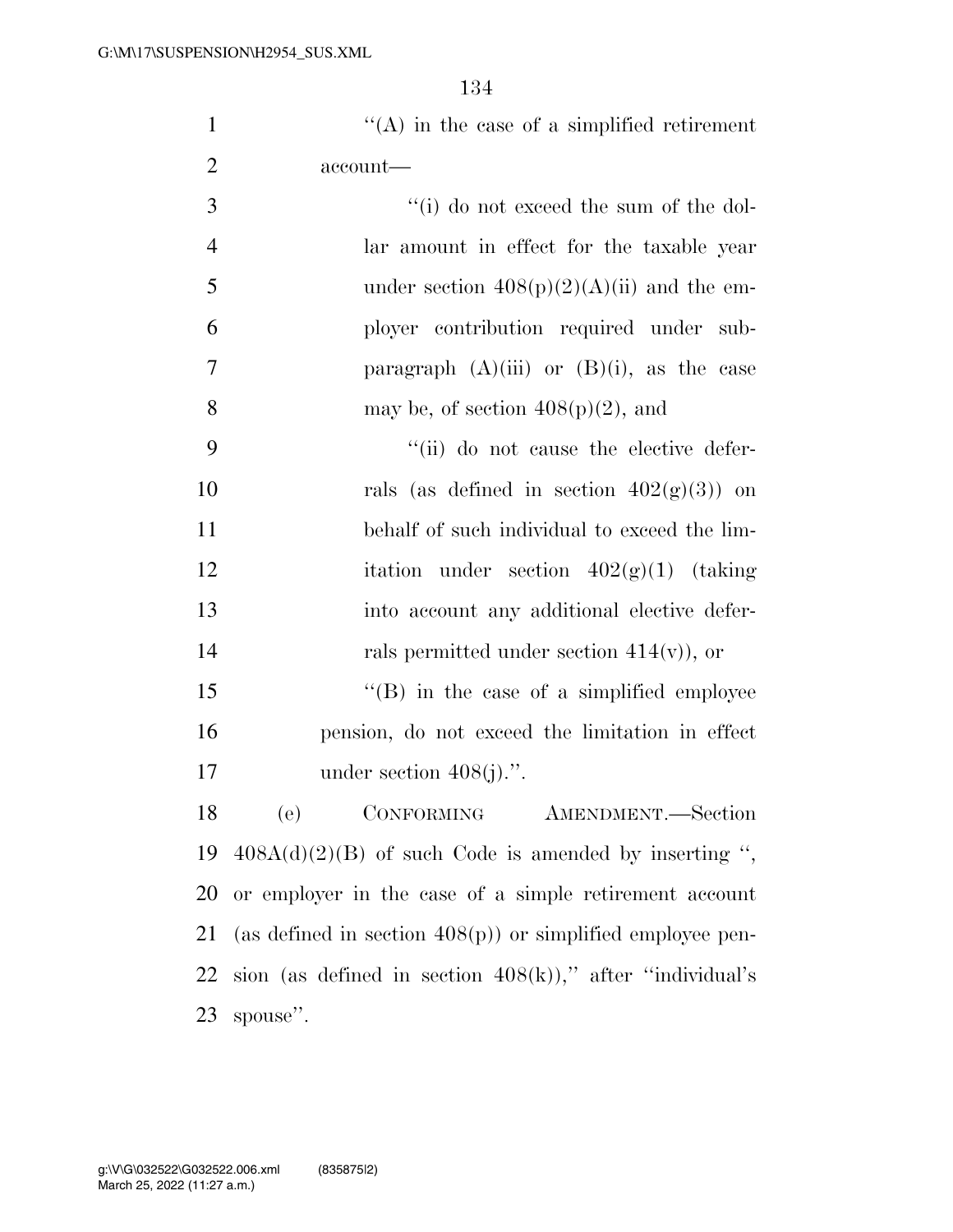"(A) in the case of a simplified retirement account—

"(i) do not exceed the sum of the dollar amount in effect for the taxable year under section 408(p)(2)(A)(ii) and the employer contribution required under subparagraph (A)(iii) or (B)(i), as the case may be, of section 408(p)(2), and

"(ii) do not cause the elective deferrals (as defined in section 402(g)(3)) on behalf of such individual to exceed the limitation under section 402(g)(1) (taking into account any additional elective deferrals permitted under section 414(v)), or

"(B) in the case of a simplified employee pension, do not exceed the limitation in effect under section 408(j).".

(e) CONFORMING AMENDMENT.—Section 408A(d)(2)(B) of such Code is amended by inserting ", or employer in the case of a simple retirement account (as defined in section 408(p)) or simplified employee pension (as defined in section 408(k))," after "individual's spouse".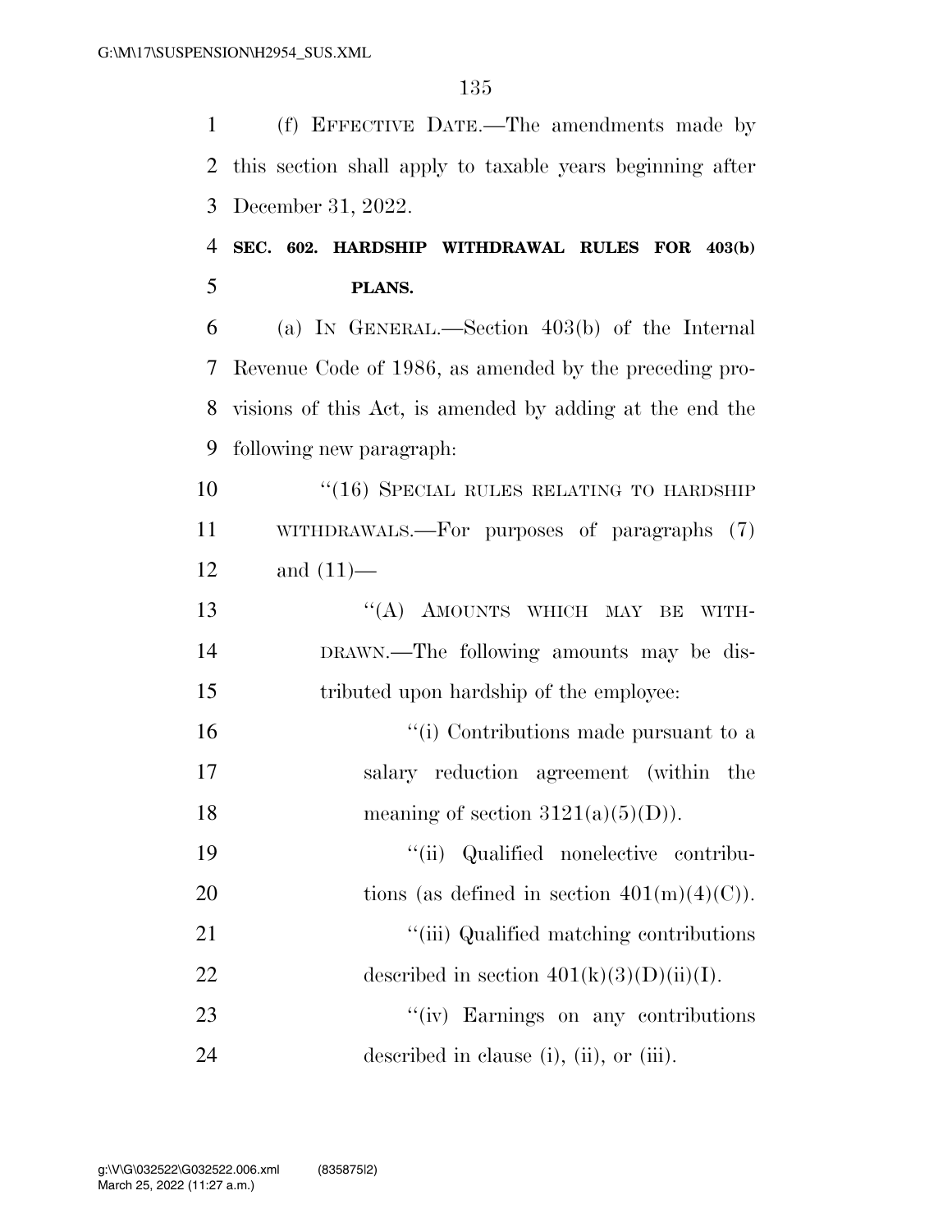(f) EFFECTIVE DATE.—The amendments made by this section shall apply to taxable years beginning after December 31, 2022.

**SEC. 602. HARDSHIP WITHDRAWAL RULES FOR 403(b) PLANS.**

(a) IN GENERAL.—Section 403(b) of the Internal Revenue Code of 1986, as amended by the preceding provisions of this Act, is amended by adding at the end the following new paragraph:

"(16) SPECIAL RULES RELATING TO HARDSHIP WITHDRAWALS.—For purposes of paragraphs (7) and (11)—

"(A) AMOUNTS WHICH MAY BE WITHDRAWN.—The following amounts may be distributed upon hardship of the employee:

"(i) Contributions made pursuant to a salary reduction agreement (within the meaning of section 3121(a)(5)(D)).

"(ii) Qualified nonelective contributions (as defined in section 401(m)(4)(C)).

"(iii) Qualified matching contributions described in section 401(k)(3)(D)(ii)(I).

"(iv) Earnings on any contributions described in clause (i), (ii), or (iii).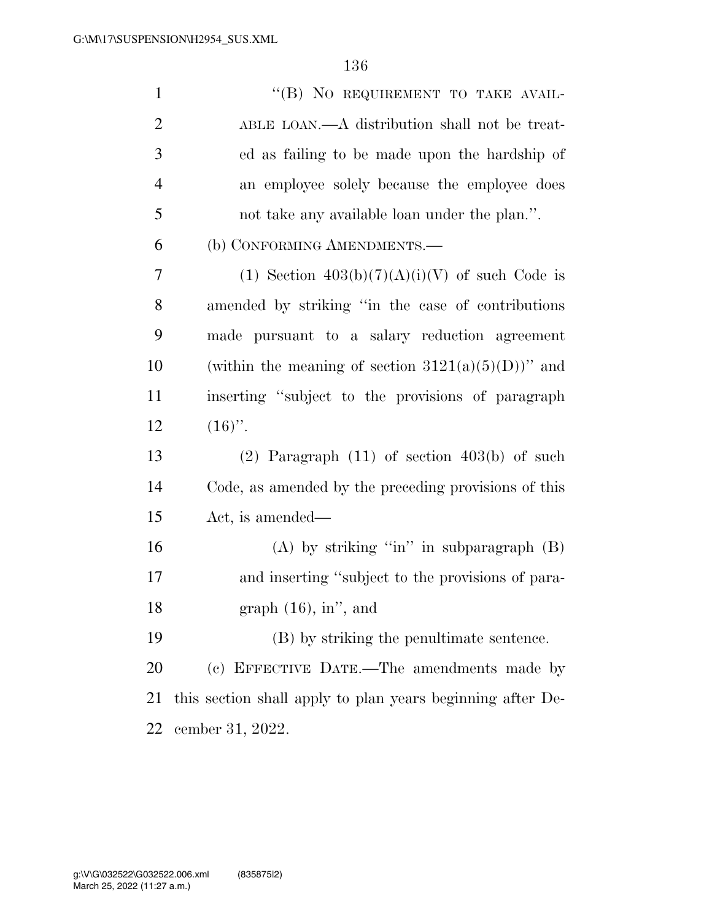"(B) NO REQUIREMENT TO TAKE AVAILABLE LOAN.—A distribution shall not be treated as failing to be made upon the hardship of an employee solely because the employee does not take any available loan under the plan.".

(b) CONFORMING AMENDMENTS.—

(1) Section 403(b)(7)(A)(i)(V) of such Code is amended by striking "in the case of contributions made pursuant to a salary reduction agreement (within the meaning of section 3121(a)(5)(D))" and inserting "subject to the provisions of paragraph (16)".

(2) Paragraph (11) of section 403(b) of such Code, as amended by the preceding provisions of this Act, is amended—

(A) by striking "in" in subparagraph (B) and inserting "subject to the provisions of paragraph (16), in", and

(B) by striking the penultimate sentence.

(c) EFFECTIVE DATE.—The amendments made by this section shall apply to plan years beginning after December 31, 2022.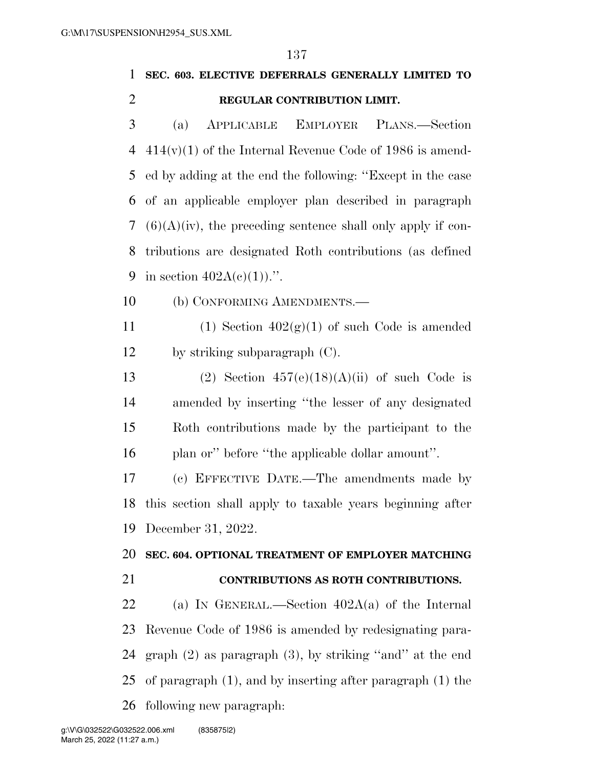**SEC. 603. ELECTIVE DEFERRALS GENERALLY LIMITED TO REGULAR CONTRIBUTION LIMIT.**

(a) APPLICABLE EMPLOYER PLANS.—Section 414(v)(1) of the Internal Revenue Code of 1986 is amended by adding at the end the following: ''Except in the case of an applicable employer plan described in paragraph (6)(A)(iv), the preceding sentence shall only apply if contributions are designated Roth contributions (as defined in section 402A(c)(1)).''.

(b) CONFORMING AMENDMENTS.—

(1) Section 402(g)(1) of such Code is amended by striking subparagraph (C).

(2) Section 457(e)(18)(A)(ii) of such Code is amended by inserting ''the lesser of any designated Roth contributions made by the participant to the plan or'' before ''the applicable dollar amount''.

(c) EFFECTIVE DATE.—The amendments made by this section shall apply to taxable years beginning after December 31, 2022.

**SEC. 604. OPTIONAL TREATMENT OF EMPLOYER MATCHING CONTRIBUTIONS AS ROTH CONTRIBUTIONS.**

(a) IN GENERAL.—Section 402A(a) of the Internal Revenue Code of 1986 is amended by redesignating paragraph (2) as paragraph (3), by striking ''and'' at the end of paragraph (1), and by inserting after paragraph (1) the following new paragraph: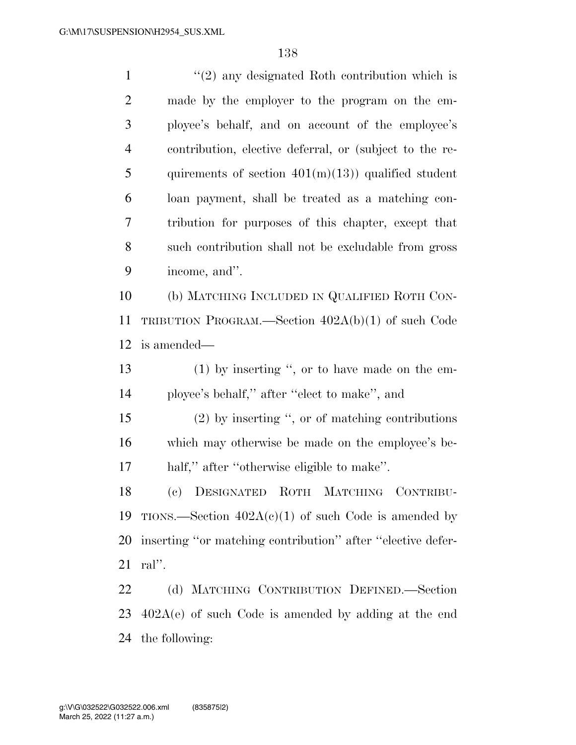"(2) any designated Roth contribution which is made by the employer to the program on the employee's behalf, and on account of the employee's contribution, elective deferral, or (subject to the requirements of section 401(m)(13)) qualified student loan payment, shall be treated as a matching contribution for purposes of this chapter, except that such contribution shall not be excludable from gross income, and".

(b) MATCHING INCLUDED IN QUALIFIED ROTH CONTRIBUTION PROGRAM.—Section 402A(b)(1) of such Code is amended—

(1) by inserting ", or to have made on the employee's behalf," after "elect to make", and

(2) by inserting ", or of matching contributions which may otherwise be made on the employee's behalf," after "otherwise eligible to make".

(c) DESIGNATED ROTH MATCHING CONTRIBUTIONS.—Section 402A(c)(1) of such Code is amended by inserting "or matching contribution" after "elective deferral".

(d) MATCHING CONTRIBUTION DEFINED.—Section 402A(e) of such Code is amended by adding at the end the following: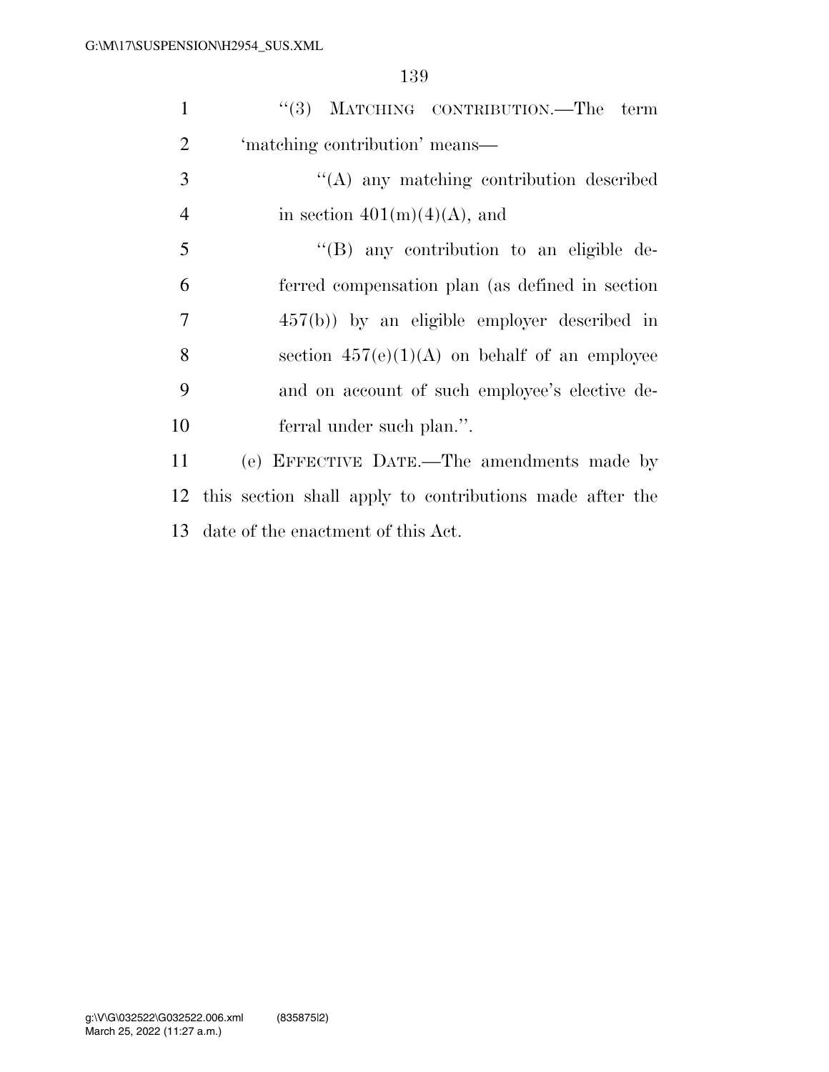"(3) MATCHING CONTRIBUTION.—The term 'matching contribution' means—

"(A) any matching contribution described in section 401(m)(4)(A), and

"(B) any contribution to an eligible deferred compensation plan (as defined in section 457(b)) by an eligible employer described in section 457(e)(1)(A) on behalf of an employee and on account of such employee's elective deferral under such plan.".

(e) EFFECTIVE DATE.—The amendments made by this section shall apply to contributions made after the date of the enactment of this Act.